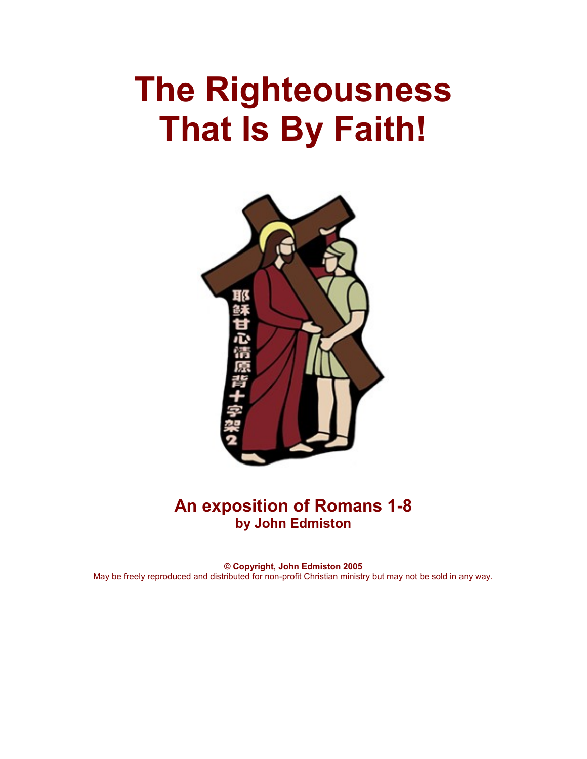# The Righteousness That Is By Faith!

## An exposition of Romans 1-8
### by John Edmiston

**© Copyright, John Edmiston 2005**
May be freely reproduced and distributed for non-profit Christian ministry but may not be sold in any way.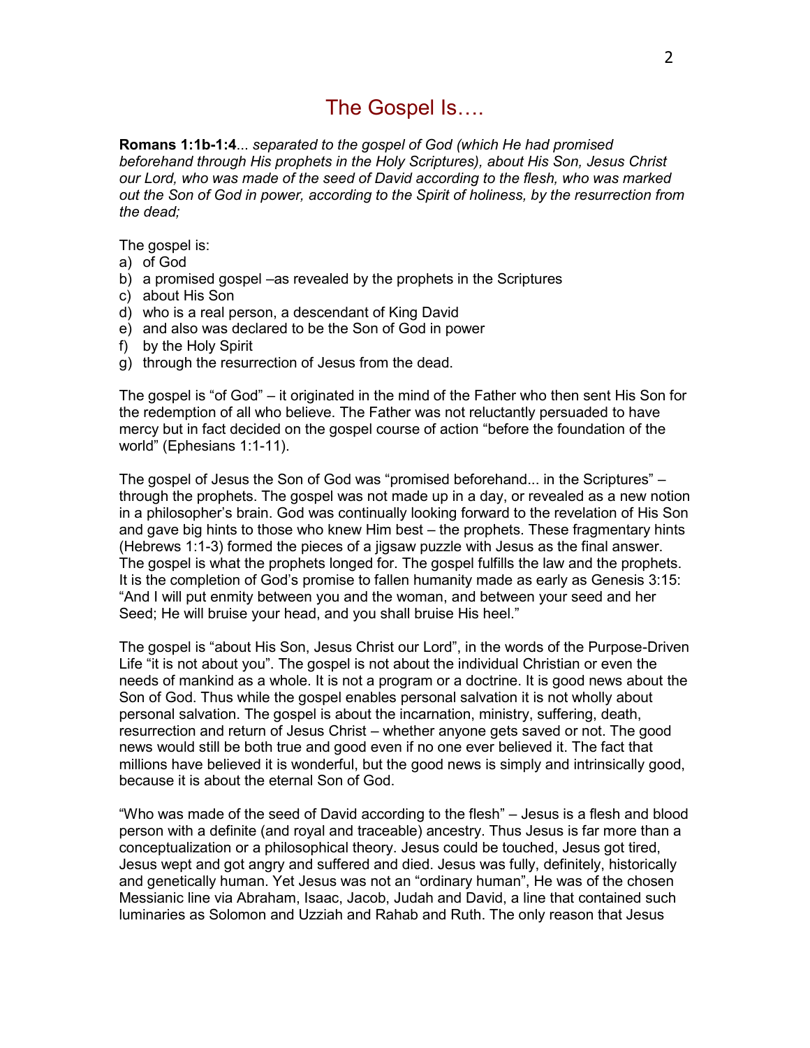# The Gospel Is….

**Romans 1:1b-1:4**... *separated to the gospel of God (which He had promised beforehand through His prophets in the Holy Scriptures), about His Son, Jesus Christ our Lord, who was made of the seed of David according to the flesh, who was marked out the Son of God in power, according to the Spirit of holiness, by the resurrection from the dead;*

The gospel is:

a) of God
b) a promised gospel –as revealed by the prophets in the Scriptures
c) about His Son
d) who is a real person, a descendant of King David
e) and also was declared to be the Son of God in power
f) by the Holy Spirit
g) through the resurrection of Jesus from the dead.

The gospel is "of God" – it originated in the mind of the Father who then sent His Son for the redemption of all who believe. The Father was not reluctantly persuaded to have mercy but in fact decided on the gospel course of action "before the foundation of the world" (Ephesians 1:1-11).

The gospel of Jesus the Son of God was "promised beforehand... in the Scriptures" – through the prophets. The gospel was not made up in a day, or revealed as a new notion in a philosopher's brain. God was continually looking forward to the revelation of His Son and gave big hints to those who knew Him best – the prophets. These fragmentary hints (Hebrews 1:1-3) formed the pieces of a jigsaw puzzle with Jesus as the final answer. The gospel is what the prophets longed for. The gospel fulfills the law and the prophets. It is the completion of God's promise to fallen humanity made as early as Genesis 3:15: "And I will put enmity between you and the woman, and between your seed and her Seed; He will bruise your head, and you shall bruise His heel."

The gospel is "about His Son, Jesus Christ our Lord", in the words of the Purpose-Driven Life "it is not about you". The gospel is not about the individual Christian or even the needs of mankind as a whole. It is not a program or a doctrine. It is good news about the Son of God. Thus while the gospel enables personal salvation it is not wholly about personal salvation. The gospel is about the incarnation, ministry, suffering, death, resurrection and return of Jesus Christ – whether anyone gets saved or not. The good news would still be both true and good even if no one ever believed it. The fact that millions have believed it is wonderful, but the good news is simply and intrinsically good, because it is about the eternal Son of God.

"Who was made of the seed of David according to the flesh" – Jesus is a flesh and blood person with a definite (and royal and traceable) ancestry. Thus Jesus is far more than a conceptualization or a philosophical theory. Jesus could be touched, Jesus got tired, Jesus wept and got angry and suffered and died. Jesus was fully, definitely, historically and genetically human. Yet Jesus was not an "ordinary human", He was of the chosen Messianic line via Abraham, Isaac, Jacob, Judah and David, a line that contained such luminaries as Solomon and Uzziah and Rahab and Ruth. The only reason that Jesus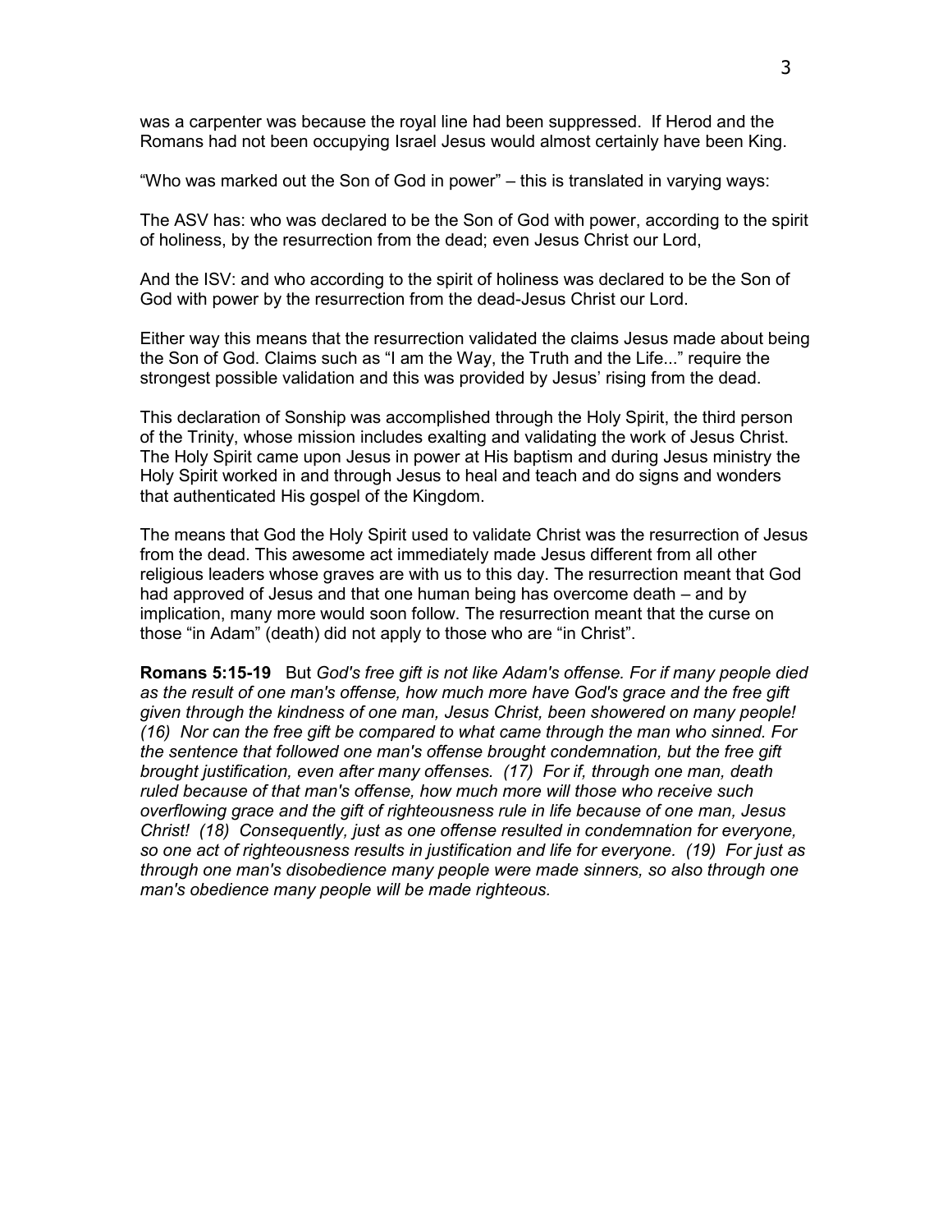was a carpenter was because the royal line had been suppressed. If Herod and the Romans had not been occupying Israel Jesus would almost certainly have been King.

"Who was marked out the Son of God in power" – this is translated in varying ways:

The ASV has: who was declared to be the Son of God with power, according to the spirit of holiness, by the resurrection from the dead; even Jesus Christ our Lord,

And the ISV: and who according to the spirit of holiness was declared to be the Son of God with power by the resurrection from the dead-Jesus Christ our Lord.

Either way this means that the resurrection validated the claims Jesus made about being the Son of God. Claims such as "I am the Way, the Truth and the Life..." require the strongest possible validation and this was provided by Jesus' rising from the dead.

This declaration of Sonship was accomplished through the Holy Spirit, the third person of the Trinity, whose mission includes exalting and validating the work of Jesus Christ. The Holy Spirit came upon Jesus in power at His baptism and during Jesus ministry the Holy Spirit worked in and through Jesus to heal and teach and do signs and wonders that authenticated His gospel of the Kingdom.

The means that God the Holy Spirit used to validate Christ was the resurrection of Jesus from the dead. This awesome act immediately made Jesus different from all other religious leaders whose graves are with us to this day. The resurrection meant that God had approved of Jesus and that one human being has overcome death – and by implication, many more would soon follow. The resurrection meant that the curse on those "in Adam" (death) did not apply to those who are "in Christ".

**Romans 5:15-19** But *God's free gift is not like Adam's offense. For if many people died as the result of one man's offense, how much more have God's grace and the free gift given through the kindness of one man, Jesus Christ, been showered on many people! (16) Nor can the free gift be compared to what came through the man who sinned. For the sentence that followed one man's offense brought condemnation, but the free gift brought justification, even after many offenses. (17) For if, through one man, death ruled because of that man's offense, how much more will those who receive such overflowing grace and the gift of righteousness rule in life because of one man, Jesus Christ! (18) Consequently, just as one offense resulted in condemnation for everyone, so one act of righteousness results in justification and life for everyone. (19) For just as through one man's disobedience many people were made sinners, so also through one man's obedience many people will be made righteous.*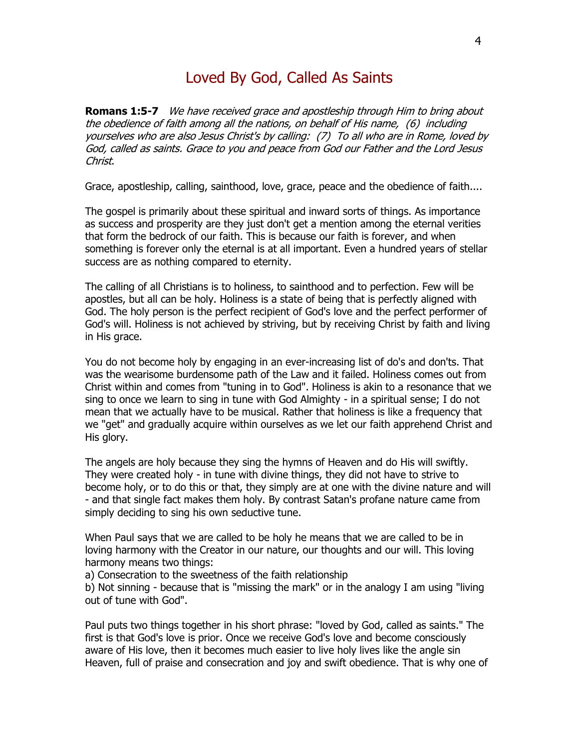# Loved By God, Called As Saints

**Romans 1:5-7** *We have received grace and apostleship through Him to bring about the obedience of faith among all the nations, on behalf of His name, (6) including yourselves who are also Jesus Christ's by calling: (7) To all who are in Rome, loved by God, called as saints. Grace to you and peace from God our Father and the Lord Jesus Christ*.

Grace, apostleship, calling, sainthood, love, grace, peace and the obedience of faith....

The gospel is primarily about these spiritual and inward sorts of things. As importance as success and prosperity are they just don't get a mention among the eternal verities that form the bedrock of our faith. This is because our faith is forever, and when something is forever only the eternal is at all important. Even a hundred years of stellar success are as nothing compared to eternity.

The calling of all Christians is to holiness, to sainthood and to perfection. Few will be apostles, but all can be holy. Holiness is a state of being that is perfectly aligned with God. The holy person is the perfect recipient of God's love and the perfect performer of God's will. Holiness is not achieved by striving, but by receiving Christ by faith and living in His grace.

You do not become holy by engaging in an ever-increasing list of do's and don'ts. That was the wearisome burdensome path of the Law and it failed. Holiness comes out from Christ within and comes from "tuning in to God". Holiness is akin to a resonance that we sing to once we learn to sing in tune with God Almighty - in a spiritual sense; I do not mean that we actually have to be musical. Rather that holiness is like a frequency that we "get" and gradually acquire within ourselves as we let our faith apprehend Christ and His glory.

The angels are holy because they sing the hymns of Heaven and do His will swiftly. They were created holy - in tune with divine things, they did not have to strive to become holy, or to do this or that, they simply are at one with the divine nature and will - and that single fact makes them holy. By contrast Satan's profane nature came from simply deciding to sing his own seductive tune.

When Paul says that we are called to be holy he means that we are called to be in loving harmony with the Creator in our nature, our thoughts and our will. This loving harmony means two things:
a) Consecration to the sweetness of the faith relationship
b) Not sinning - because that is "missing the mark" or in the analogy I am using "living out of tune with God".

Paul puts two things together in his short phrase: "loved by God, called as saints." The first is that God's love is prior. Once we receive God's love and become consciously aware of His love, then it becomes much easier to live holy lives like the angle sin Heaven, full of praise and consecration and joy and swift obedience. That is why one of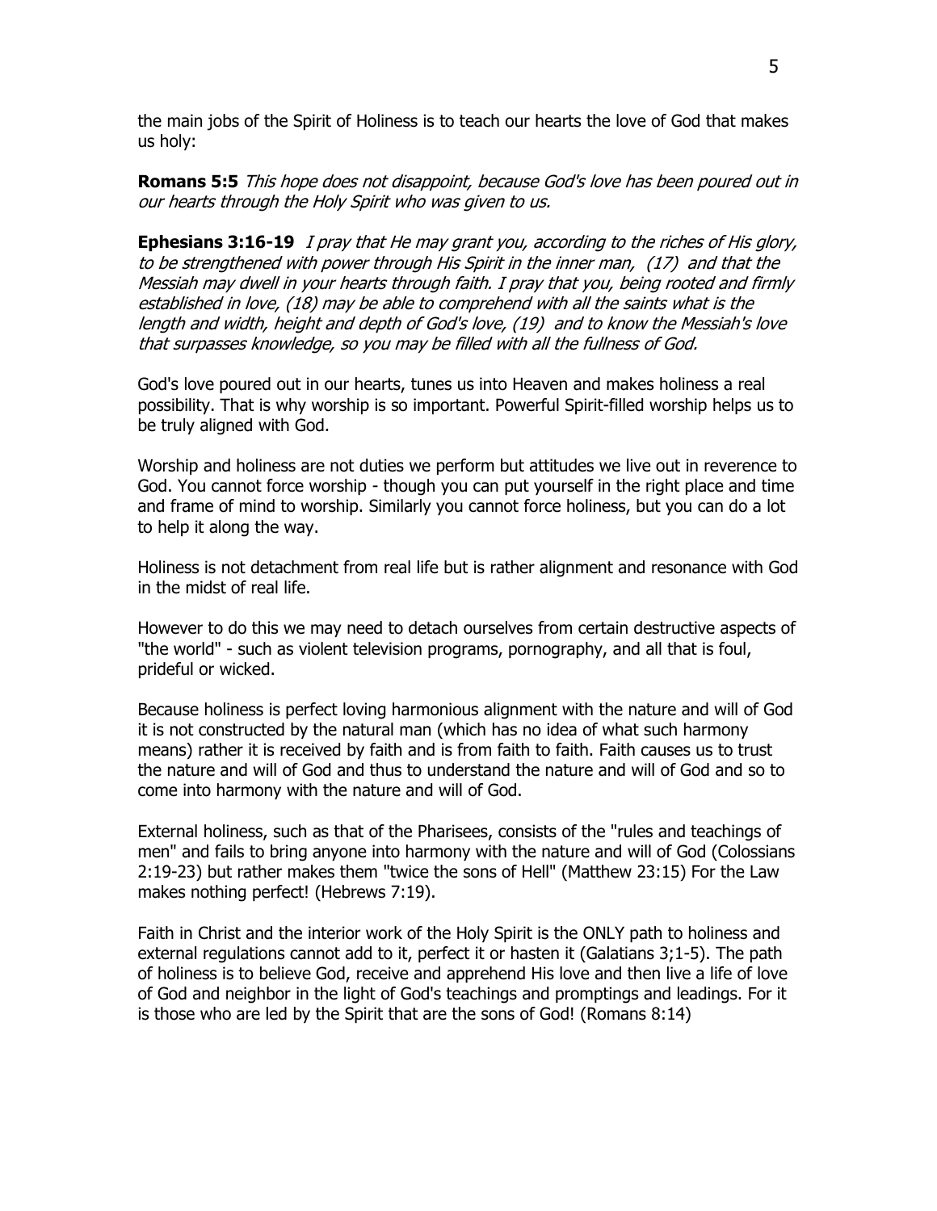the main jobs of the Spirit of Holiness is to teach our hearts the love of God that makes us holy:

**Romans 5:5** *This hope does not disappoint, because God's love has been poured out in our hearts through the Holy Spirit who was given to us.*

**Ephesians 3:16-19** *I pray that He may grant you, according to the riches of His glory, to be strengthened with power through His Spirit in the inner man, (17) and that the Messiah may dwell in your hearts through faith. I pray that you, being rooted and firmly established in love, (18) may be able to comprehend with all the saints what is the length and width, height and depth of God's love, (19) and to know the Messiah's love that surpasses knowledge, so you may be filled with all the fullness of God.*

God's love poured out in our hearts, tunes us into Heaven and makes holiness a real possibility. That is why worship is so important. Powerful Spirit-filled worship helps us to be truly aligned with God.

Worship and holiness are not duties we perform but attitudes we live out in reverence to God. You cannot force worship - though you can put yourself in the right place and time and frame of mind to worship. Similarly you cannot force holiness, but you can do a lot to help it along the way.

Holiness is not detachment from real life but is rather alignment and resonance with God in the midst of real life.

However to do this we may need to detach ourselves from certain destructive aspects of "the world" - such as violent television programs, pornography, and all that is foul, prideful or wicked.

Because holiness is perfect loving harmonious alignment with the nature and will of God it is not constructed by the natural man (which has no idea of what such harmony means) rather it is received by faith and is from faith to faith. Faith causes us to trust the nature and will of God and thus to understand the nature and will of God and so to come into harmony with the nature and will of God.

External holiness, such as that of the Pharisees, consists of the "rules and teachings of men" and fails to bring anyone into harmony with the nature and will of God (Colossians 2:19-23) but rather makes them "twice the sons of Hell" (Matthew 23:15) For the Law makes nothing perfect! (Hebrews 7:19).

Faith in Christ and the interior work of the Holy Spirit is the ONLY path to holiness and external regulations cannot add to it, perfect it or hasten it (Galatians 3;1-5). The path of holiness is to believe God, receive and apprehend His love and then live a life of love of God and neighbor in the light of God's teachings and promptings and leadings. For it is those who are led by the Spirit that are the sons of God! (Romans 8:14)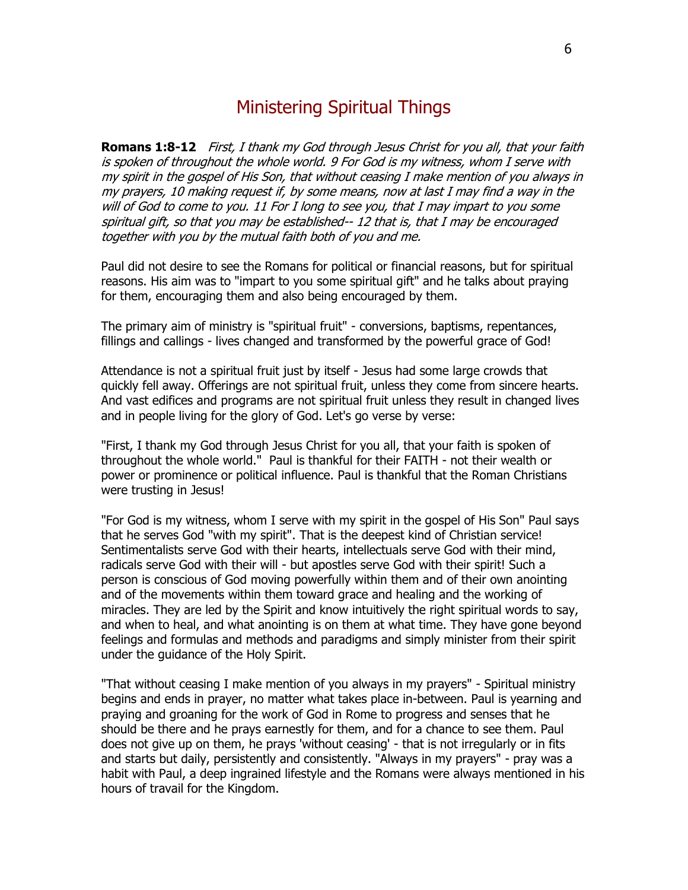# Ministering Spiritual Things

**Romans 1:8-12** *First, I thank my God through Jesus Christ for you all, that your faith is spoken of throughout the whole world. 9 For God is my witness, whom I serve with my spirit in the gospel of His Son, that without ceasing I make mention of you always in my prayers, 10 making request if, by some means, now at last I may find a way in the will of God to come to you. 11 For I long to see you, that I may impart to you some spiritual gift, so that you may be established-- 12 that is, that I may be encouraged together with you by the mutual faith both of you and me.*

Paul did not desire to see the Romans for political or financial reasons, but for spiritual reasons. His aim was to "impart to you some spiritual gift" and he talks about praying for them, encouraging them and also being encouraged by them.

The primary aim of ministry is "spiritual fruit" - conversions, baptisms, repentances, fillings and callings - lives changed and transformed by the powerful grace of God!

Attendance is not a spiritual fruit just by itself - Jesus had some large crowds that quickly fell away. Offerings are not spiritual fruit, unless they come from sincere hearts. And vast edifices and programs are not spiritual fruit unless they result in changed lives and in people living for the glory of God. Let's go verse by verse:

"First, I thank my God through Jesus Christ for you all, that your faith is spoken of throughout the whole world." Paul is thankful for their FAITH - not their wealth or power or prominence or political influence. Paul is thankful that the Roman Christians were trusting in Jesus!

"For God is my witness, whom I serve with my spirit in the gospel of His Son" Paul says that he serves God "with my spirit". That is the deepest kind of Christian service! Sentimentalists serve God with their hearts, intellectuals serve God with their mind, radicals serve God with their will - but apostles serve God with their spirit! Such a person is conscious of God moving powerfully within them and of their own anointing and of the movements within them toward grace and healing and the working of miracles. They are led by the Spirit and know intuitively the right spiritual words to say, and when to heal, and what anointing is on them at what time. They have gone beyond feelings and formulas and methods and paradigms and simply minister from their spirit under the guidance of the Holy Spirit.

"That without ceasing I make mention of you always in my prayers" - Spiritual ministry begins and ends in prayer, no matter what takes place in-between. Paul is yearning and praying and groaning for the work of God in Rome to progress and senses that he should be there and he prays earnestly for them, and for a chance to see them. Paul does not give up on them, he prays 'without ceasing' - that is not irregularly or in fits and starts but daily, persistently and consistently. "Always in my prayers" - pray was a habit with Paul, a deep ingrained lifestyle and the Romans were always mentioned in his hours of travail for the Kingdom.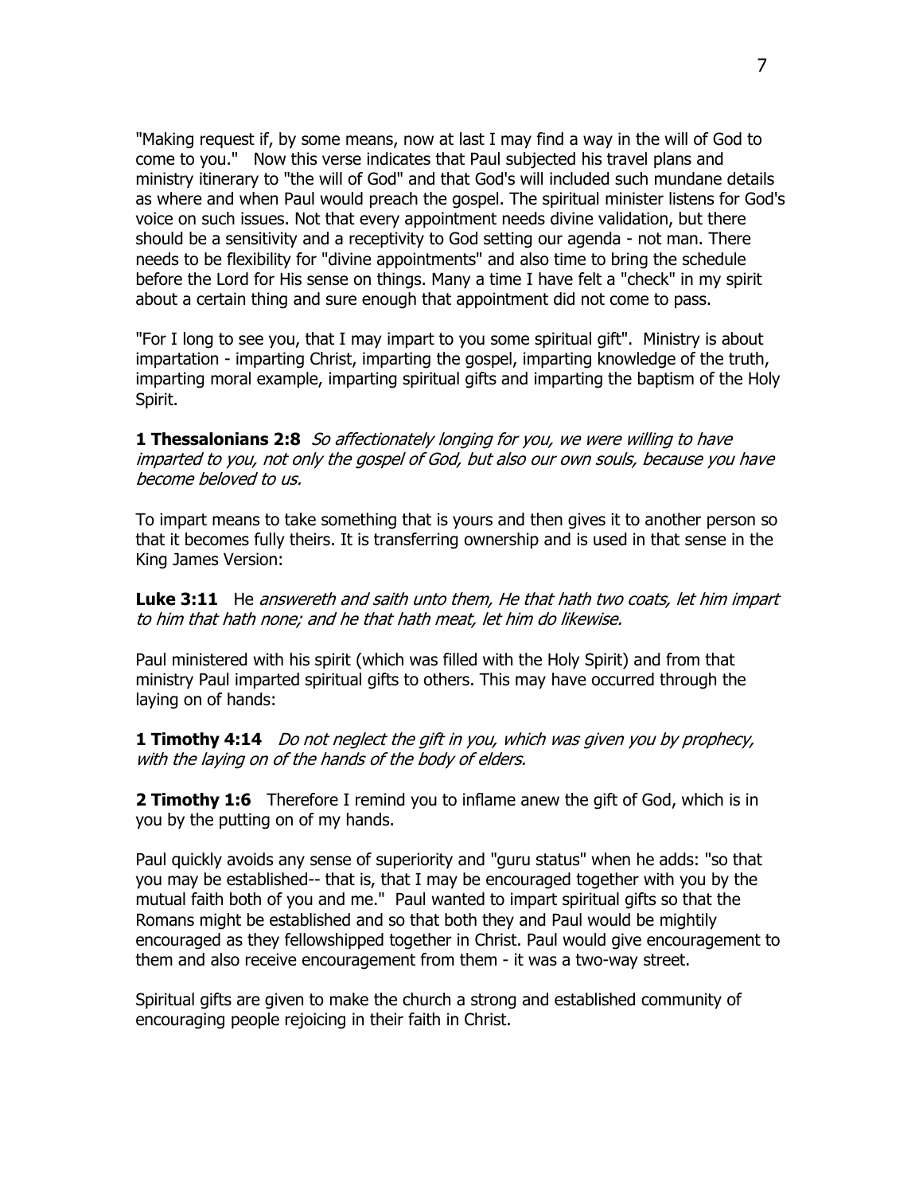"Making request if, by some means, now at last I may find a way in the will of God to come to you." Now this verse indicates that Paul subjected his travel plans and ministry itinerary to "the will of God" and that God's will included such mundane details as where and when Paul would preach the gospel. The spiritual minister listens for God's voice on such issues. Not that every appointment needs divine validation, but there should be a sensitivity and a receptivity to God setting our agenda - not man. There needs to be flexibility for "divine appointments" and also time to bring the schedule before the Lord for His sense on things. Many a time I have felt a "check" in my spirit about a certain thing and sure enough that appointment did not come to pass.

"For I long to see you, that I may impart to you some spiritual gift". Ministry is about impartation - imparting Christ, imparting the gospel, imparting knowledge of the truth, imparting moral example, imparting spiritual gifts and imparting the baptism of the Holy Spirit.

**1 Thessalonians 2:8** *So affectionately longing for you, we were willing to have imparted to you, not only the gospel of God, but also our own souls, because you have become beloved to us.*

To impart means to take something that is yours and then gives it to another person so that it becomes fully theirs. It is transferring ownership and is used in that sense in the King James Version:

**Luke 3:11** He *answereth and saith unto them, He that hath two coats, let him impart to him that hath none; and he that hath meat, let him do likewise.*

Paul ministered with his spirit (which was filled with the Holy Spirit) and from that ministry Paul imparted spiritual gifts to others. This may have occurred through the laying on of hands:

**1 Timothy 4:14** *Do not neglect the gift in you, which was given you by prophecy, with the laying on of the hands of the body of elders.*

**2 Timothy 1:6** Therefore I remind you to inflame anew the gift of God, which is in you by the putting on of my hands.

Paul quickly avoids any sense of superiority and "guru status" when he adds: "so that you may be established-- that is, that I may be encouraged together with you by the mutual faith both of you and me." Paul wanted to impart spiritual gifts so that the Romans might be established and so that both they and Paul would be mightily encouraged as they fellowshipped together in Christ. Paul would give encouragement to them and also receive encouragement from them - it was a two-way street.

Spiritual gifts are given to make the church a strong and established community of encouraging people rejoicing in their faith in Christ.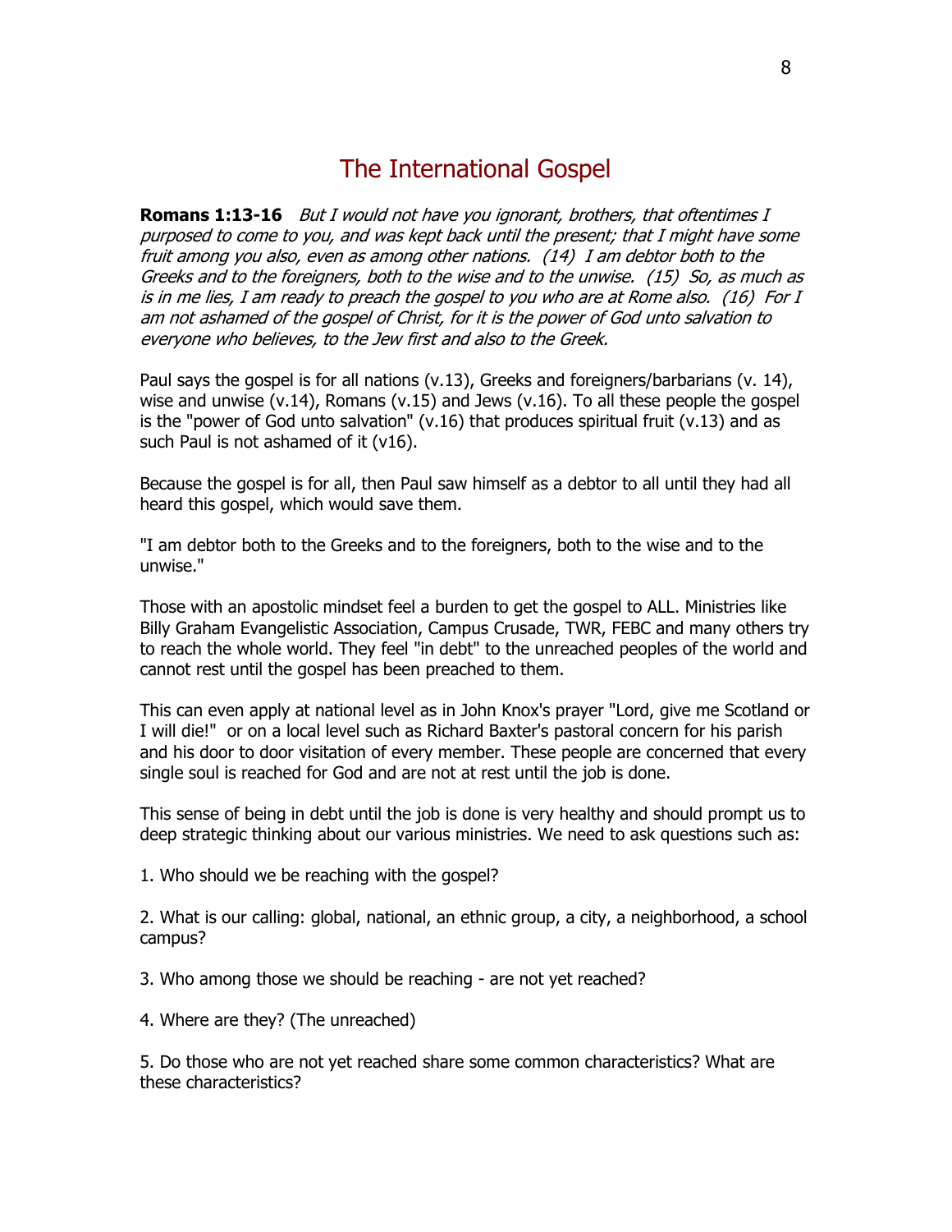# The International Gospel

**Romans 1:13-16** *But I would not have you ignorant, brothers, that oftentimes I purposed to come to you, and was kept back until the present; that I might have some fruit among you also, even as among other nations. (14) I am debtor both to the Greeks and to the foreigners, both to the wise and to the unwise. (15) So, as much as is in me lies, I am ready to preach the gospel to you who are at Rome also. (16) For I am not ashamed of the gospel of Christ, for it is the power of God unto salvation to everyone who believes, to the Jew first and also to the Greek.*

Paul says the gospel is for all nations (v.13), Greeks and foreigners/barbarians (v. 14), wise and unwise (v.14), Romans (v.15) and Jews (v.16). To all these people the gospel is the "power of God unto salvation" (v.16) that produces spiritual fruit (v.13) and as such Paul is not ashamed of it (v16).

Because the gospel is for all, then Paul saw himself as a debtor to all until they had all heard this gospel, which would save them.

"I am debtor both to the Greeks and to the foreigners, both to the wise and to the unwise."

Those with an apostolic mindset feel a burden to get the gospel to ALL. Ministries like Billy Graham Evangelistic Association, Campus Crusade, TWR, FEBC and many others try to reach the whole world. They feel "in debt" to the unreached peoples of the world and cannot rest until the gospel has been preached to them.

This can even apply at national level as in John Knox's prayer "Lord, give me Scotland or I will die!" or on a local level such as Richard Baxter's pastoral concern for his parish and his door to door visitation of every member. These people are concerned that every single soul is reached for God and are not at rest until the job is done.

This sense of being in debt until the job is done is very healthy and should prompt us to deep strategic thinking about our various ministries. We need to ask questions such as:

1. Who should we be reaching with the gospel?

2. What is our calling: global, national, an ethnic group, a city, a neighborhood, a school campus?

3. Who among those we should be reaching - are not yet reached?

4. Where are they? (The unreached)

5. Do those who are not yet reached share some common characteristics? What are these characteristics?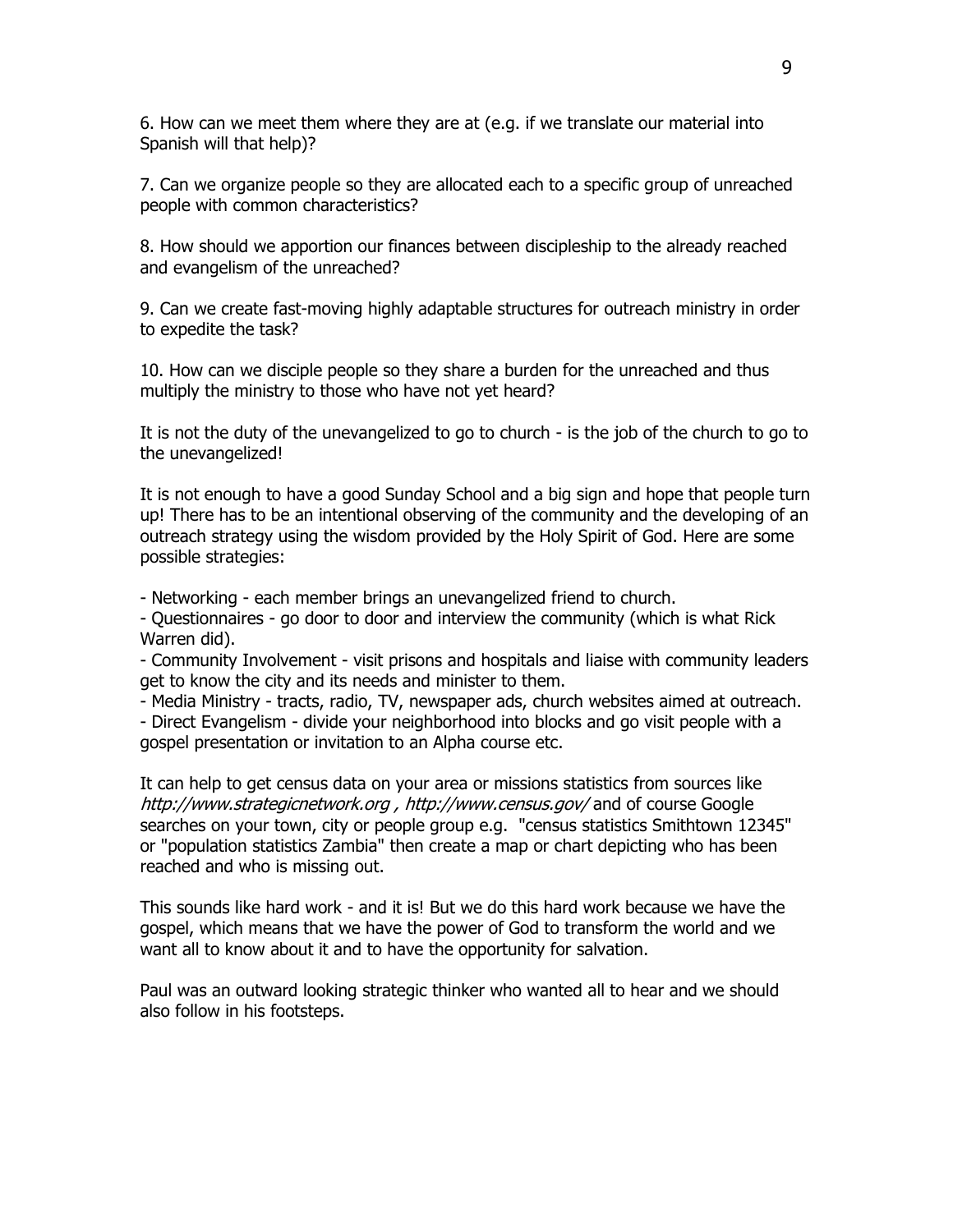6. How can we meet them where they are at (e.g. if we translate our material into Spanish will that help)?

7. Can we organize people so they are allocated each to a specific group of unreached people with common characteristics?

8. How should we apportion our finances between discipleship to the already reached and evangelism of the unreached?

9. Can we create fast-moving highly adaptable structures for outreach ministry in order to expedite the task?

10. How can we disciple people so they share a burden for the unreached and thus multiply the ministry to those who have not yet heard?

It is not the duty of the unevangelized to go to church - is the job of the church to go to the unevangelized!

It is not enough to have a good Sunday School and a big sign and hope that people turn up! There has to be an intentional observing of the community and the developing of an outreach strategy using the wisdom provided by the Holy Spirit of God. Here are some possible strategies:

- Networking - each member brings an unevangelized friend to church.
- Questionnaires - go door to door and interview the community (which is what Rick Warren did).
- Community Involvement - visit prisons and hospitals and liaise with community leaders get to know the city and its needs and minister to them.
- Media Ministry - tracts, radio, TV, newspaper ads, church websites aimed at outreach.
- Direct Evangelism - divide your neighborhood into blocks and go visit people with a gospel presentation or invitation to an Alpha course etc.

It can help to get census data on your area or missions statistics from sources like *http://www.strategicnetwork.org , http://www.census.gov/* and of course Google searches on your town, city or people group e.g. "census statistics Smithtown 12345" or "population statistics Zambia" then create a map or chart depicting who has been reached and who is missing out.

This sounds like hard work - and it is! But we do this hard work because we have the gospel, which means that we have the power of God to transform the world and we want all to know about it and to have the opportunity for salvation.

Paul was an outward looking strategic thinker who wanted all to hear and we should also follow in his footsteps.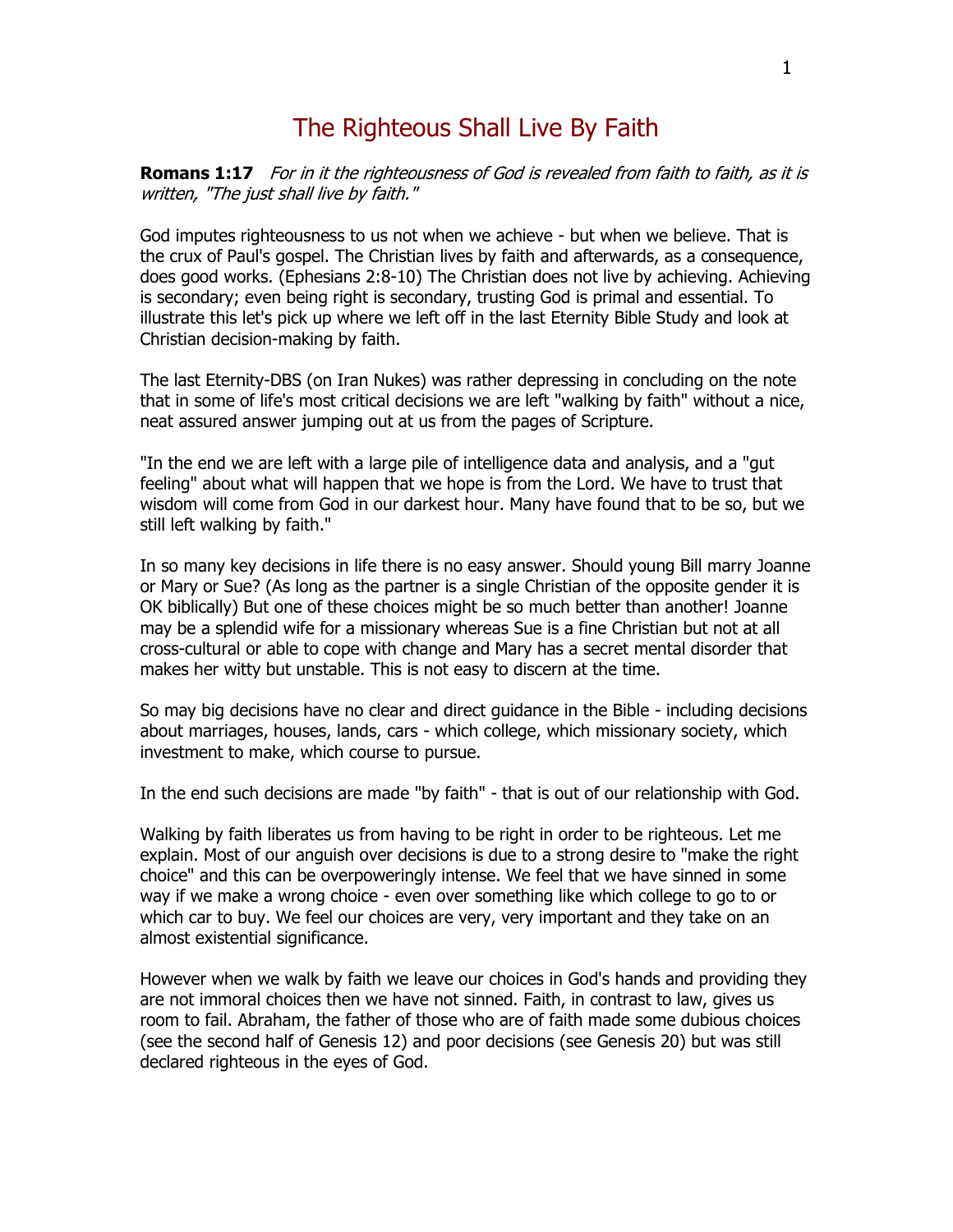# The Righteous Shall Live By Faith

**Romans 1:17** *For in it the righteousness of God is revealed from faith to faith, as it is written, "The just shall live by faith."*

God imputes righteousness to us not when we achieve - but when we believe. That is the crux of Paul's gospel. The Christian lives by faith and afterwards, as a consequence, does good works. (Ephesians 2:8-10) The Christian does not live by achieving. Achieving is secondary; even being right is secondary, trusting God is primal and essential. To illustrate this let's pick up where we left off in the last Eternity Bible Study and look at Christian decision-making by faith.

The last Eternity-DBS (on Iran Nukes) was rather depressing in concluding on the note that in some of life's most critical decisions we are left "walking by faith" without a nice, neat assured answer jumping out at us from the pages of Scripture.

"In the end we are left with a large pile of intelligence data and analysis, and a "gut feeling" about what will happen that we hope is from the Lord. We have to trust that wisdom will come from God in our darkest hour. Many have found that to be so, but we still left walking by faith."

In so many key decisions in life there is no easy answer. Should young Bill marry Joanne or Mary or Sue? (As long as the partner is a single Christian of the opposite gender it is OK biblically) But one of these choices might be so much better than another! Joanne may be a splendid wife for a missionary whereas Sue is a fine Christian but not at all cross-cultural or able to cope with change and Mary has a secret mental disorder that makes her witty but unstable. This is not easy to discern at the time.

So may big decisions have no clear and direct guidance in the Bible - including decisions about marriages, houses, lands, cars - which college, which missionary society, which investment to make, which course to pursue.

In the end such decisions are made "by faith" - that is out of our relationship with God.

Walking by faith liberates us from having to be right in order to be righteous. Let me explain. Most of our anguish over decisions is due to a strong desire to "make the right choice" and this can be overpoweringly intense. We feel that we have sinned in some way if we make a wrong choice - even over something like which college to go to or which car to buy. We feel our choices are very, very important and they take on an almost existential significance.

However when we walk by faith we leave our choices in God's hands and providing they are not immoral choices then we have not sinned. Faith, in contrast to law, gives us room to fail. Abraham, the father of those who are of faith made some dubious choices (see the second half of Genesis 12) and poor decisions (see Genesis 20) but was still declared righteous in the eyes of God.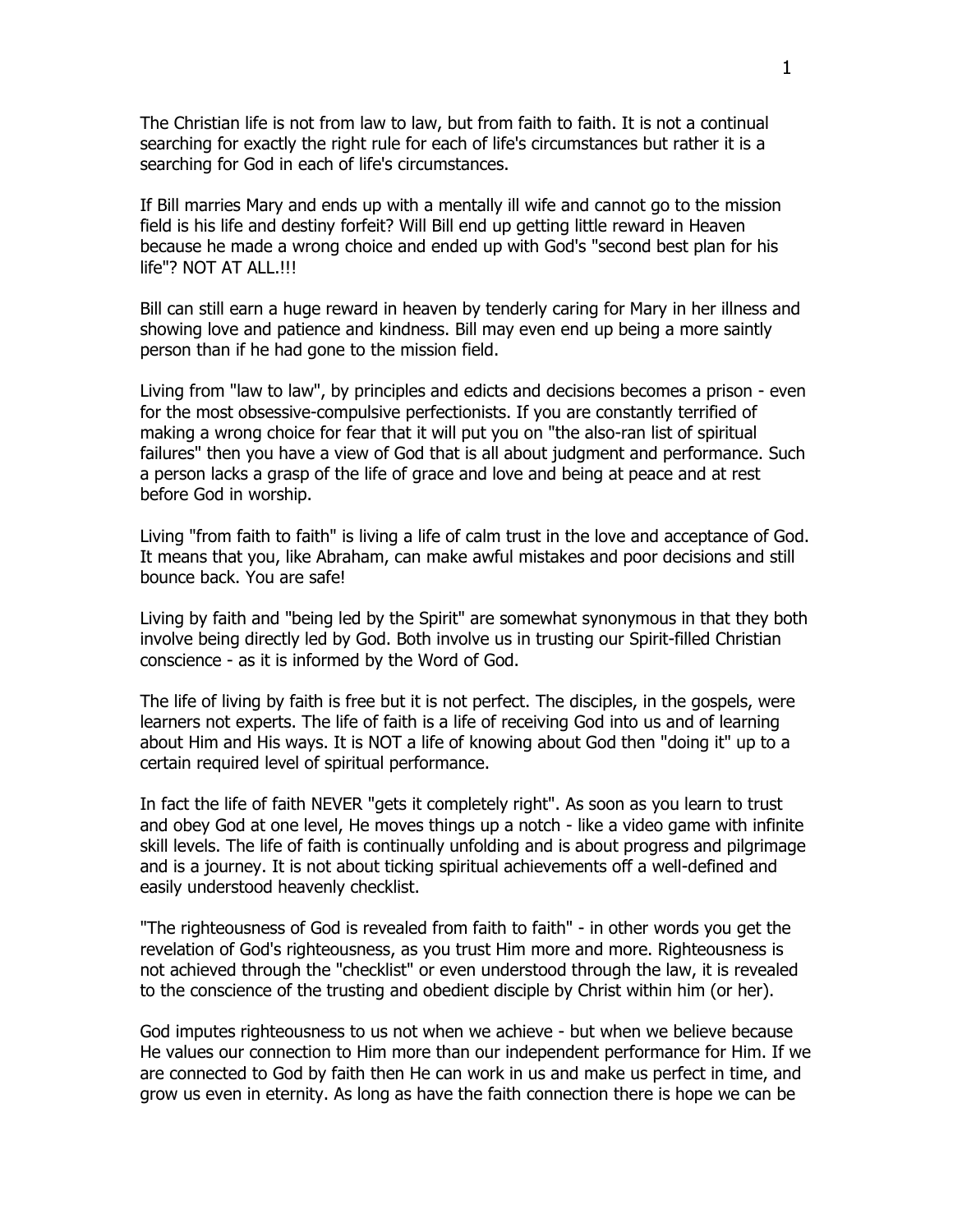The Christian life is not from law to law, but from faith to faith. It is not a continual searching for exactly the right rule for each of life's circumstances but rather it is a searching for God in each of life's circumstances.

If Bill marries Mary and ends up with a mentally ill wife and cannot go to the mission field is his life and destiny forfeit? Will Bill end up getting little reward in Heaven because he made a wrong choice and ended up with God's "second best plan for his life"? NOT AT ALL.!!!

Bill can still earn a huge reward in heaven by tenderly caring for Mary in her illness and showing love and patience and kindness. Bill may even end up being a more saintly person than if he had gone to the mission field.

Living from "law to law", by principles and edicts and decisions becomes a prison - even for the most obsessive-compulsive perfectionists. If you are constantly terrified of making a wrong choice for fear that it will put you on "the also-ran list of spiritual failures" then you have a view of God that is all about judgment and performance. Such a person lacks a grasp of the life of grace and love and being at peace and at rest before God in worship.

Living "from faith to faith" is living a life of calm trust in the love and acceptance of God. It means that you, like Abraham, can make awful mistakes and poor decisions and still bounce back. You are safe!

Living by faith and "being led by the Spirit" are somewhat synonymous in that they both involve being directly led by God. Both involve us in trusting our Spirit-filled Christian conscience - as it is informed by the Word of God.

The life of living by faith is free but it is not perfect. The disciples, in the gospels, were learners not experts. The life of faith is a life of receiving God into us and of learning about Him and His ways. It is NOT a life of knowing about God then "doing it" up to a certain required level of spiritual performance.

In fact the life of faith NEVER "gets it completely right". As soon as you learn to trust and obey God at one level, He moves things up a notch - like a video game with infinite skill levels. The life of faith is continually unfolding and is about progress and pilgrimage and is a journey. It is not about ticking spiritual achievements off a well-defined and easily understood heavenly checklist.

"The righteousness of God is revealed from faith to faith" - in other words you get the revelation of God's righteousness, as you trust Him more and more. Righteousness is not achieved through the "checklist" or even understood through the law, it is revealed to the conscience of the trusting and obedient disciple by Christ within him (or her).

God imputes righteousness to us not when we achieve - but when we believe because He values our connection to Him more than our independent performance for Him. If we are connected to God by faith then He can work in us and make us perfect in time, and grow us even in eternity. As long as have the faith connection there is hope we can be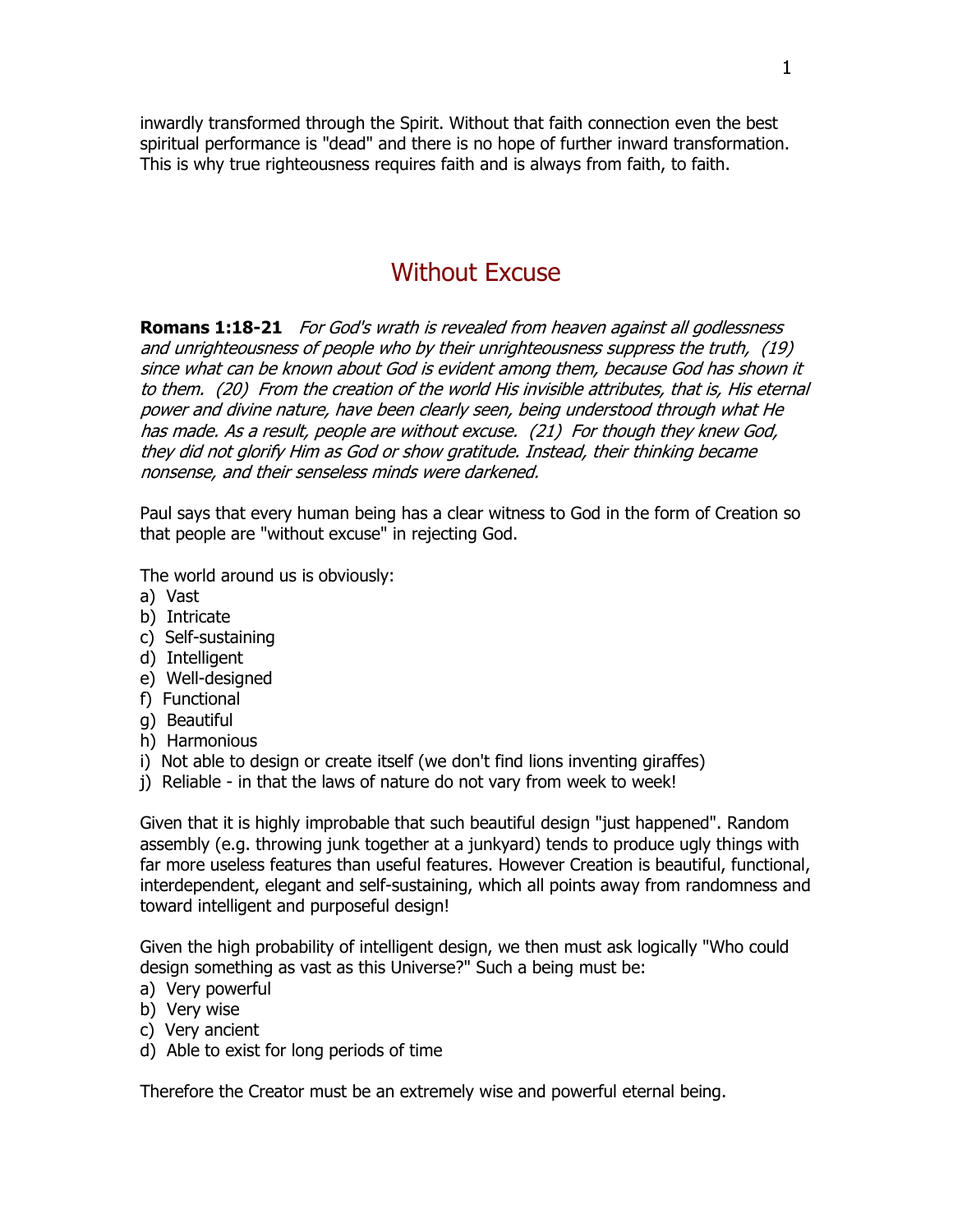inwardly transformed through the Spirit. Without that faith connection even the best spiritual performance is "dead" and there is no hope of further inward transformation. This is why true righteousness requires faith and is always from faith, to faith.

## Without Excuse

**Romans 1:18-21** *For God's wrath is revealed from heaven against all godlessness and unrighteousness of people who by their unrighteousness suppress the truth, (19) since what can be known about God is evident among them, because God has shown it to them. (20) From the creation of the world His invisible attributes, that is, His eternal power and divine nature, have been clearly seen, being understood through what He has made. As a result, people are without excuse. (21) For though they knew God, they did not glorify Him as God or show gratitude. Instead, their thinking became nonsense, and their senseless minds were darkened.*

Paul says that every human being has a clear witness to God in the form of Creation so that people are "without excuse" in rejecting God.

The world around us is obviously:
a) Vast
b) Intricate
c) Self-sustaining
d) Intelligent
e) Well-designed
f) Functional
g) Beautiful
h) Harmonious
i) Not able to design or create itself (we don't find lions inventing giraffes)
j) Reliable - in that the laws of nature do not vary from week to week!

Given that it is highly improbable that such beautiful design "just happened". Random assembly (e.g. throwing junk together at a junkyard) tends to produce ugly things with far more useless features than useful features. However Creation is beautiful, functional, interdependent, elegant and self-sustaining, which all points away from randomness and toward intelligent and purposeful design!

Given the high probability of intelligent design, we then must ask logically "Who could design something as vast as this Universe?" Such a being must be:
a) Very powerful
b) Very wise
c) Very ancient
d) Able to exist for long periods of time

Therefore the Creator must be an extremely wise and powerful eternal being.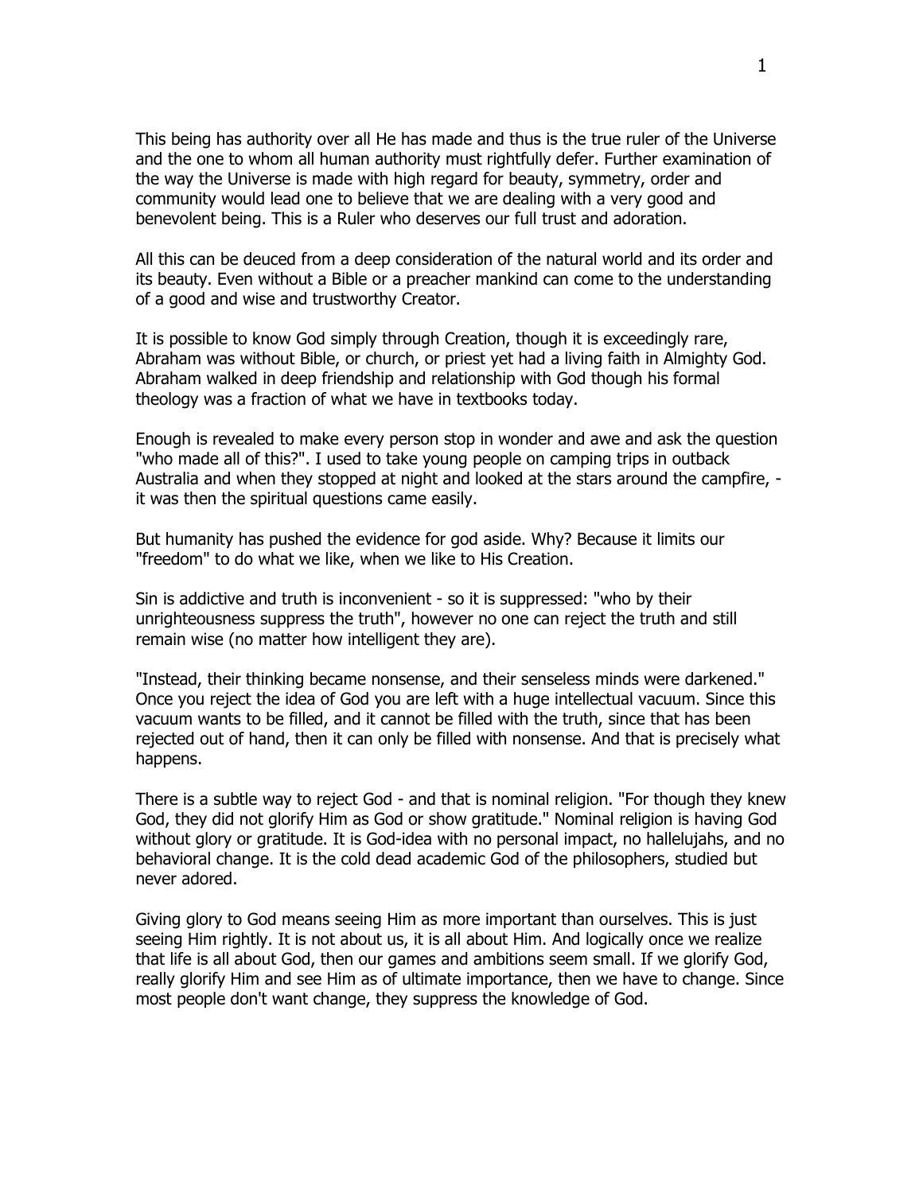This being has authority over all He has made and thus is the true ruler of the Universe and the one to whom all human authority must rightfully defer. Further examination of the way the Universe is made with high regard for beauty, symmetry, order and community would lead one to believe that we are dealing with a very good and benevolent being. This is a Ruler who deserves our full trust and adoration.

All this can be deuced from a deep consideration of the natural world and its order and its beauty. Even without a Bible or a preacher mankind can come to the understanding of a good and wise and trustworthy Creator.

It is possible to know God simply through Creation, though it is exceedingly rare, Abraham was without Bible, or church, or priest yet had a living faith in Almighty God. Abraham walked in deep friendship and relationship with God though his formal theology was a fraction of what we have in textbooks today.

Enough is revealed to make every person stop in wonder and awe and ask the question "who made all of this?". I used to take young people on camping trips in outback Australia and when they stopped at night and looked at the stars around the campfire, - it was then the spiritual questions came easily.

But humanity has pushed the evidence for god aside. Why? Because it limits our "freedom" to do what we like, when we like to His Creation.

Sin is addictive and truth is inconvenient - so it is suppressed: "who by their unrighteousness suppress the truth", however no one can reject the truth and still remain wise (no matter how intelligent they are).

"Instead, their thinking became nonsense, and their senseless minds were darkened." Once you reject the idea of God you are left with a huge intellectual vacuum. Since this vacuum wants to be filled, and it cannot be filled with the truth, since that has been rejected out of hand, then it can only be filled with nonsense. And that is precisely what happens.

There is a subtle way to reject God - and that is nominal religion. "For though they knew God, they did not glorify Him as God or show gratitude." Nominal religion is having God without glory or gratitude. It is God-idea with no personal impact, no hallelujahs, and no behavioral change. It is the cold dead academic God of the philosophers, studied but never adored.

Giving glory to God means seeing Him as more important than ourselves. This is just seeing Him rightly. It is not about us, it is all about Him. And logically once we realize that life is all about God, then our games and ambitions seem small. If we glorify God, really glorify Him and see Him as of ultimate importance, then we have to change. Since most people don't want change, they suppress the knowledge of God.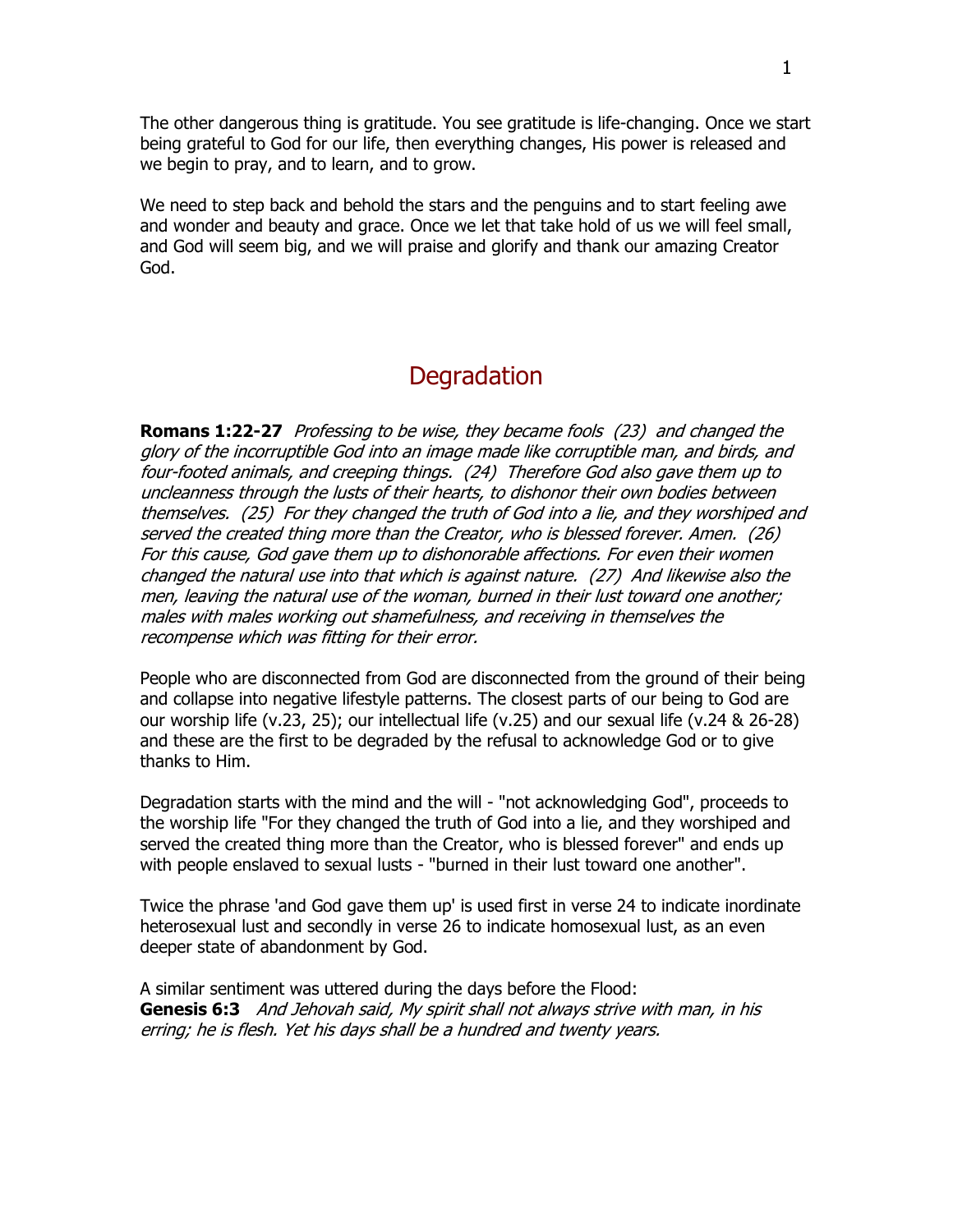The other dangerous thing is gratitude. You see gratitude is life-changing. Once we start being grateful to God for our life, then everything changes, His power is released and we begin to pray, and to learn, and to grow.

We need to step back and behold the stars and the penguins and to start feeling awe and wonder and beauty and grace. Once we let that take hold of us we will feel small, and God will seem big, and we will praise and glorify and thank our amazing Creator God.

## Degradation

**Romans 1:22-27** *Professing to be wise, they became fools (23) and changed the glory of the incorruptible God into an image made like corruptible man, and birds, and four-footed animals, and creeping things. (24) Therefore God also gave them up to uncleanness through the lusts of their hearts, to dishonor their own bodies between themselves. (25) For they changed the truth of God into a lie, and they worshiped and served the created thing more than the Creator, who is blessed forever. Amen. (26) For this cause, God gave them up to dishonorable affections. For even their women changed the natural use into that which is against nature. (27) And likewise also the men, leaving the natural use of the woman, burned in their lust toward one another; males with males working out shamefulness, and receiving in themselves the recompense which was fitting for their error.*

People who are disconnected from God are disconnected from the ground of their being and collapse into negative lifestyle patterns. The closest parts of our being to God are our worship life (v.23, 25); our intellectual life (v.25) and our sexual life (v.24 & 26-28) and these are the first to be degraded by the refusal to acknowledge God or to give thanks to Him.

Degradation starts with the mind and the will - "not acknowledging God", proceeds to the worship life "For they changed the truth of God into a lie, and they worshiped and served the created thing more than the Creator, who is blessed forever" and ends up with people enslaved to sexual lusts - "burned in their lust toward one another".

Twice the phrase 'and God gave them up' is used first in verse 24 to indicate inordinate heterosexual lust and secondly in verse 26 to indicate homosexual lust, as an even deeper state of abandonment by God.

A similar sentiment was uttered during the days before the Flood:
**Genesis 6:3** *And Jehovah said, My spirit shall not always strive with man, in his erring; he is flesh. Yet his days shall be a hundred and twenty years.*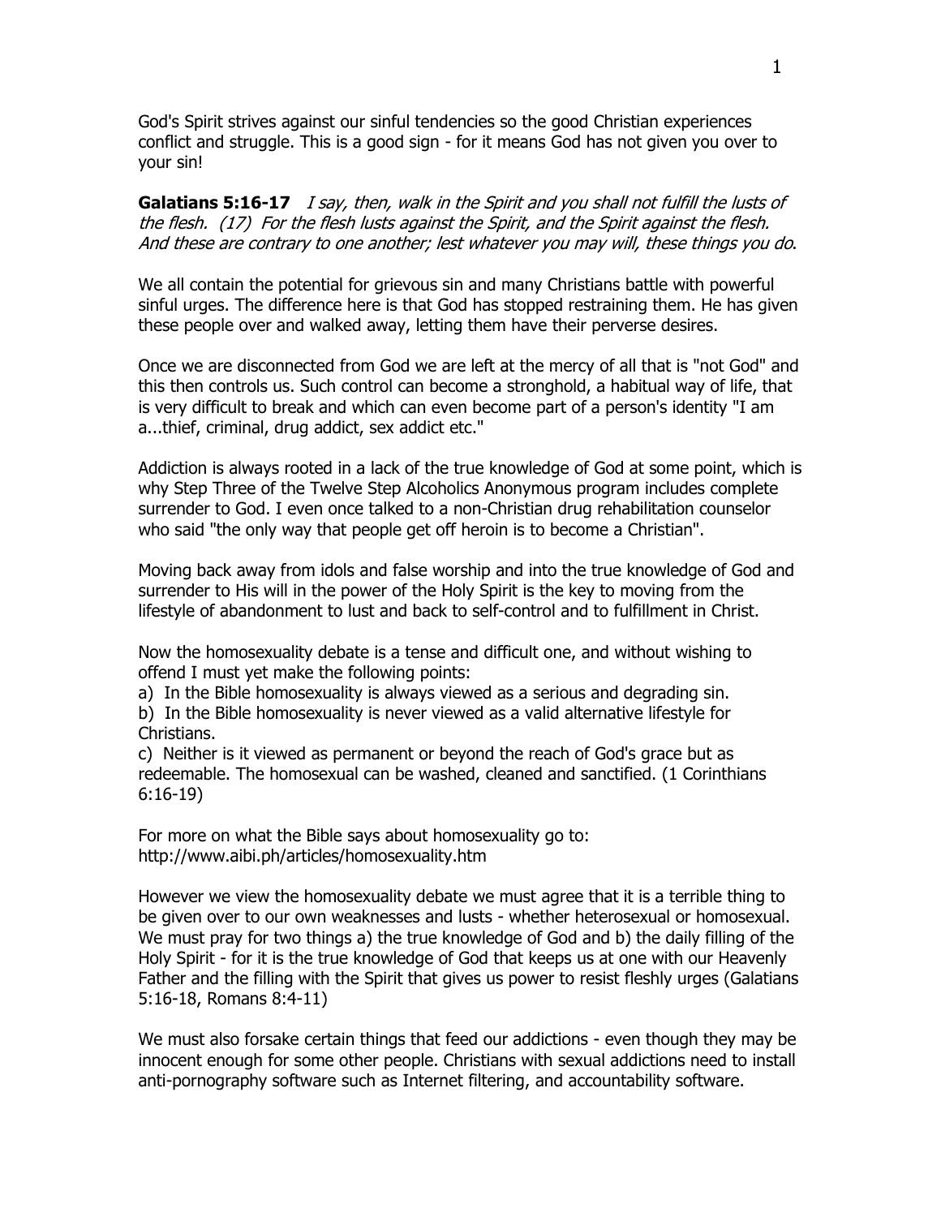God's Spirit strives against our sinful tendencies so the good Christian experiences conflict and struggle. This is a good sign - for it means God has not given you over to your sin!

**Galatians 5:16-17** *I say, then, walk in the Spirit and you shall not fulfill the lusts of the flesh. (17) For the flesh lusts against the Spirit, and the Spirit against the flesh. And these are contrary to one another; lest whatever you may will, these things you do*.

We all contain the potential for grievous sin and many Christians battle with powerful sinful urges. The difference here is that God has stopped restraining them. He has given these people over and walked away, letting them have their perverse desires.

Once we are disconnected from God we are left at the mercy of all that is "not God" and this then controls us. Such control can become a stronghold, a habitual way of life, that is very difficult to break and which can even become part of a person's identity "I am a...thief, criminal, drug addict, sex addict etc."

Addiction is always rooted in a lack of the true knowledge of God at some point, which is why Step Three of the Twelve Step Alcoholics Anonymous program includes complete surrender to God. I even once talked to a non-Christian drug rehabilitation counselor who said "the only way that people get off heroin is to become a Christian".

Moving back away from idols and false worship and into the true knowledge of God and surrender to His will in the power of the Holy Spirit is the key to moving from the lifestyle of abandonment to lust and back to self-control and to fulfillment in Christ.

Now the homosexuality debate is a tense and difficult one, and without wishing to offend I must yet make the following points:

a) In the Bible homosexuality is always viewed as a serious and degrading sin.
b) In the Bible homosexuality is never viewed as a valid alternative lifestyle for Christians.
c) Neither is it viewed as permanent or beyond the reach of God's grace but as redeemable. The homosexual can be washed, cleaned and sanctified. (1 Corinthians 6:16-19)

For more on what the Bible says about homosexuality go to: http://www.aibi.ph/articles/homosexuality.htm

However we view the homosexuality debate we must agree that it is a terrible thing to be given over to our own weaknesses and lusts - whether heterosexual or homosexual. We must pray for two things a) the true knowledge of God and b) the daily filling of the Holy Spirit - for it is the true knowledge of God that keeps us at one with our Heavenly Father and the filling with the Spirit that gives us power to resist fleshly urges (Galatians 5:16-18, Romans 8:4-11)

We must also forsake certain things that feed our addictions - even though they may be innocent enough for some other people. Christians with sexual addictions need to install anti-pornography software such as Internet filtering, and accountability software.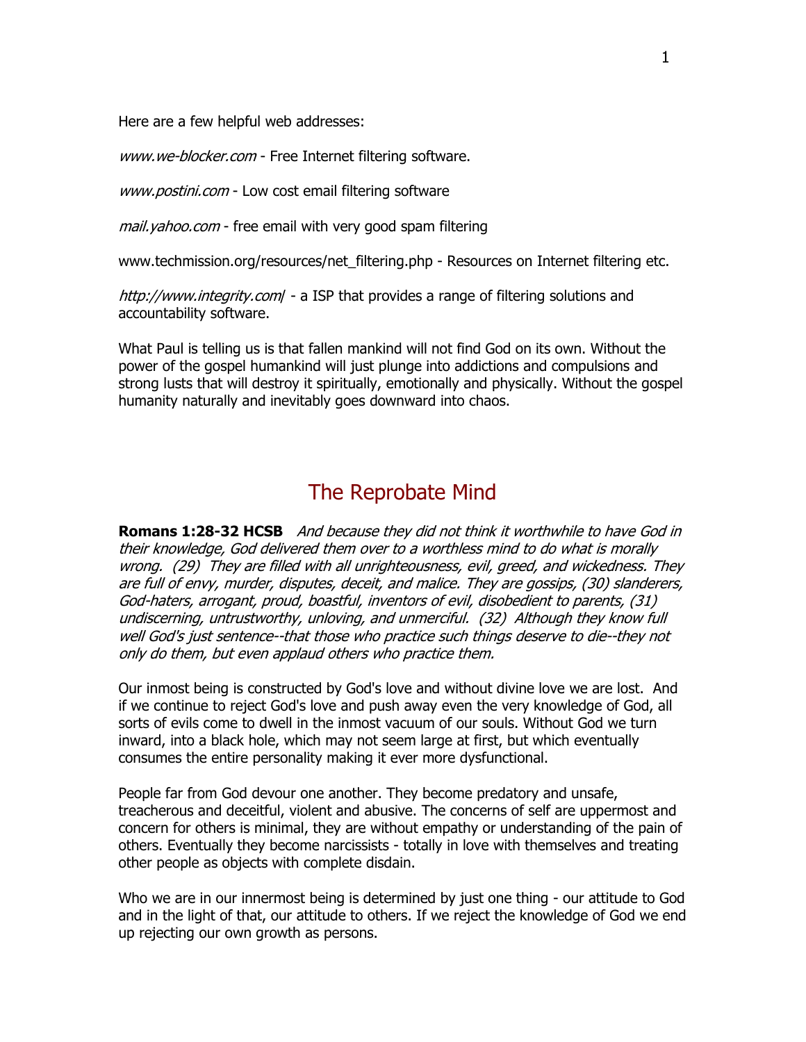Here are a few helpful web addresses:

*www.we-blocker.com* - Free Internet filtering software.

*www.postini.com* - Low cost email filtering software

*mail.yahoo.com* - free email with very good spam filtering

www.techmission.org/resources/net_filtering.php - Resources on Internet filtering etc.

*http://www.integrity.com/* - a ISP that provides a range of filtering solutions and accountability software.

What Paul is telling us is that fallen mankind will not find God on its own. Without the power of the gospel humankind will just plunge into addictions and compulsions and strong lusts that will destroy it spiritually, emotionally and physically. Without the gospel humanity naturally and inevitably goes downward into chaos.

## The Reprobate Mind

**Romans 1:28-32 HCSB** *And because they did not think it worthwhile to have God in their knowledge, God delivered them over to a worthless mind to do what is morally wrong. (29) They are filled with all unrighteousness, evil, greed, and wickedness. They are full of envy, murder, disputes, deceit, and malice. They are gossips, (30) slanderers, God-haters, arrogant, proud, boastful, inventors of evil, disobedient to parents, (31) undiscerning, untrustworthy, unloving, and unmerciful. (32) Although they know full well God's just sentence--that those who practice such things deserve to die--they not only do them, but even applaud others who practice them.*

Our inmost being is constructed by God's love and without divine love we are lost. And if we continue to reject God's love and push away even the very knowledge of God, all sorts of evils come to dwell in the inmost vacuum of our souls. Without God we turn inward, into a black hole, which may not seem large at first, but which eventually consumes the entire personality making it ever more dysfunctional.

People far from God devour one another. They become predatory and unsafe, treacherous and deceitful, violent and abusive. The concerns of self are uppermost and concern for others is minimal, they are without empathy or understanding of the pain of others. Eventually they become narcissists - totally in love with themselves and treating other people as objects with complete disdain.

Who we are in our innermost being is determined by just one thing - our attitude to God and in the light of that, our attitude to others. If we reject the knowledge of God we end up rejecting our own growth as persons.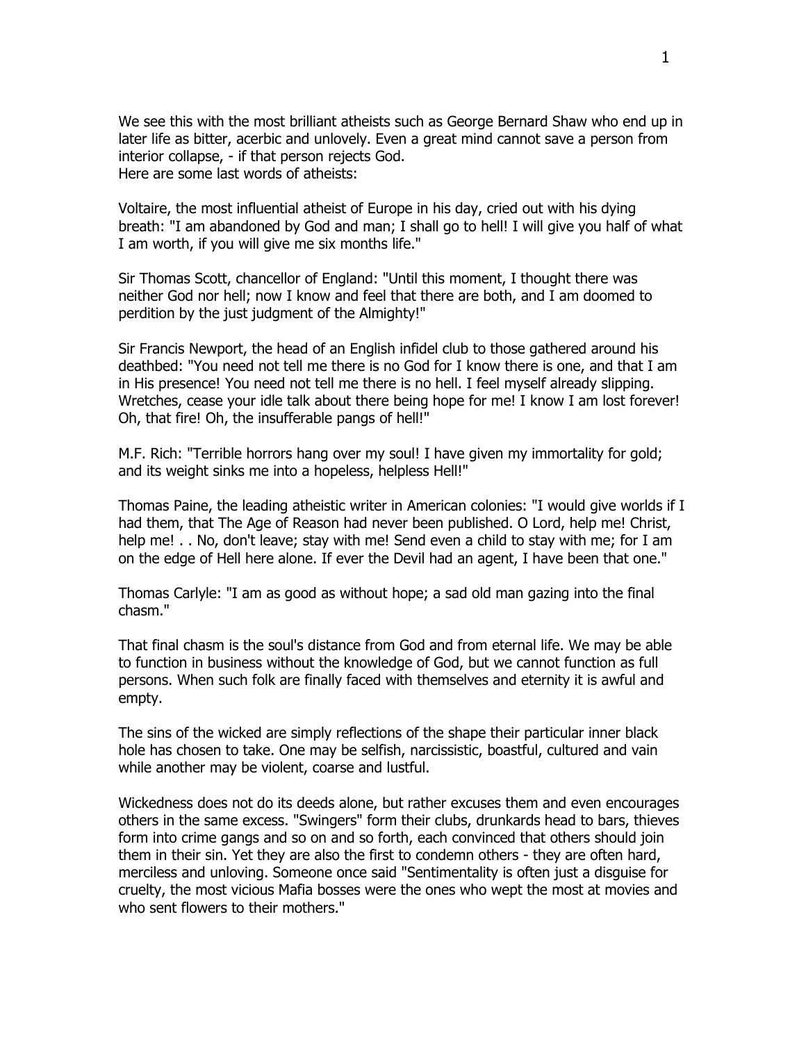We see this with the most brilliant atheists such as George Bernard Shaw who end up in later life as bitter, acerbic and unlovely. Even a great mind cannot save a person from interior collapse, - if that person rejects God.
Here are some last words of atheists:

Voltaire, the most influential atheist of Europe in his day, cried out with his dying breath: "I am abandoned by God and man; I shall go to hell! I will give you half of what I am worth, if you will give me six months life."

Sir Thomas Scott, chancellor of England: "Until this moment, I thought there was neither God nor hell; now I know and feel that there are both, and I am doomed to perdition by the just judgment of the Almighty!"

Sir Francis Newport, the head of an English infidel club to those gathered around his deathbed: "You need not tell me there is no God for I know there is one, and that I am in His presence! You need not tell me there is no hell. I feel myself already slipping. Wretches, cease your idle talk about there being hope for me! I know I am lost forever! Oh, that fire! Oh, the insufferable pangs of hell!"

M.F. Rich: "Terrible horrors hang over my soul! I have given my immortality for gold; and its weight sinks me into a hopeless, helpless Hell!"

Thomas Paine, the leading atheistic writer in American colonies: "I would give worlds if I had them, that The Age of Reason had never been published. O Lord, help me! Christ, help me! . . No, don't leave; stay with me! Send even a child to stay with me; for I am on the edge of Hell here alone. If ever the Devil had an agent, I have been that one."

Thomas Carlyle: "I am as good as without hope; a sad old man gazing into the final chasm."

That final chasm is the soul's distance from God and from eternal life. We may be able to function in business without the knowledge of God, but we cannot function as full persons. When such folk are finally faced with themselves and eternity it is awful and empty.

The sins of the wicked are simply reflections of the shape their particular inner black hole has chosen to take. One may be selfish, narcissistic, boastful, cultured and vain while another may be violent, coarse and lustful.

Wickedness does not do its deeds alone, but rather excuses them and even encourages others in the same excess. "Swingers" form their clubs, drunkards head to bars, thieves form into crime gangs and so on and so forth, each convinced that others should join them in their sin. Yet they are also the first to condemn others - they are often hard, merciless and unloving. Someone once said "Sentimentality is often just a disguise for cruelty, the most vicious Mafia bosses were the ones who wept the most at movies and who sent flowers to their mothers."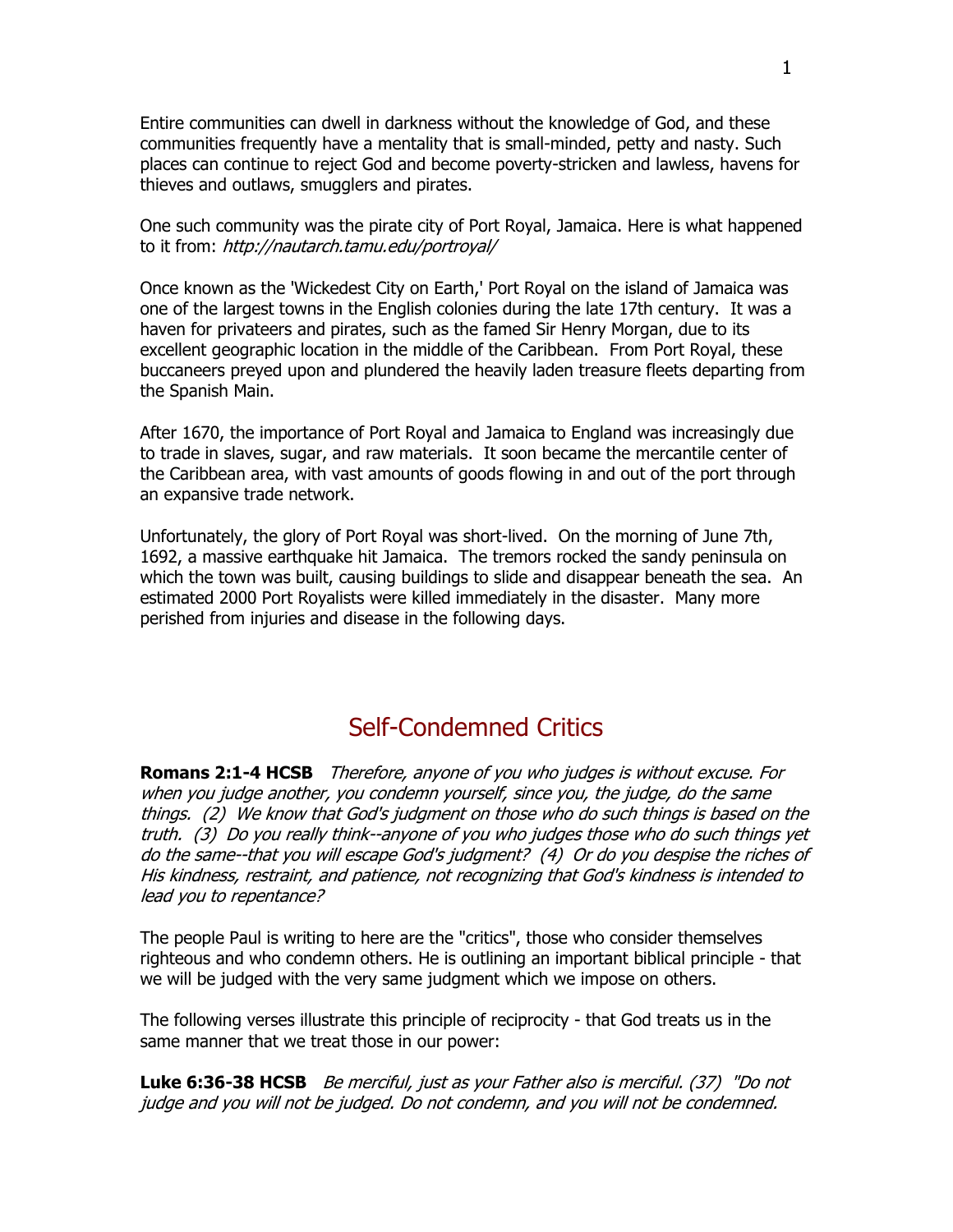Entire communities can dwell in darkness without the knowledge of God, and these communities frequently have a mentality that is small-minded, petty and nasty. Such places can continue to reject God and become poverty-stricken and lawless, havens for thieves and outlaws, smugglers and pirates.

One such community was the pirate city of Port Royal, Jamaica. Here is what happened to it from: *http://nautarch.tamu.edu/portroyal/*

Once known as the 'Wickedest City on Earth,' Port Royal on the island of Jamaica was one of the largest towns in the English colonies during the late 17th century. It was a haven for privateers and pirates, such as the famed Sir Henry Morgan, due to its excellent geographic location in the middle of the Caribbean. From Port Royal, these buccaneers preyed upon and plundered the heavily laden treasure fleets departing from the Spanish Main.

After 1670, the importance of Port Royal and Jamaica to England was increasingly due to trade in slaves, sugar, and raw materials. It soon became the mercantile center of the Caribbean area, with vast amounts of goods flowing in and out of the port through an expansive trade network.

Unfortunately, the glory of Port Royal was short-lived. On the morning of June 7th, 1692, a massive earthquake hit Jamaica. The tremors rocked the sandy peninsula on which the town was built, causing buildings to slide and disappear beneath the sea. An estimated 2000 Port Royalists were killed immediately in the disaster. Many more perished from injuries and disease in the following days.

## Self-Condemned Critics

**Romans 2:1-4 HCSB** *Therefore, anyone of you who judges is without excuse. For when you judge another, you condemn yourself, since you, the judge, do the same things. (2) We know that God's judgment on those who do such things is based on the truth. (3) Do you really think--anyone of you who judges those who do such things yet do the same--that you will escape God's judgment? (4) Or do you despise the riches of His kindness, restraint, and patience, not recognizing that God's kindness is intended to lead you to repentance?*

The people Paul is writing to here are the "critics", those who consider themselves righteous and who condemn others. He is outlining an important biblical principle - that we will be judged with the very same judgment which we impose on others.

The following verses illustrate this principle of reciprocity - that God treats us in the same manner that we treat those in our power:

**Luke 6:36-38 HCSB** *Be merciful, just as your Father also is merciful. (37) "Do not judge and you will not be judged. Do not condemn, and you will not be condemned.*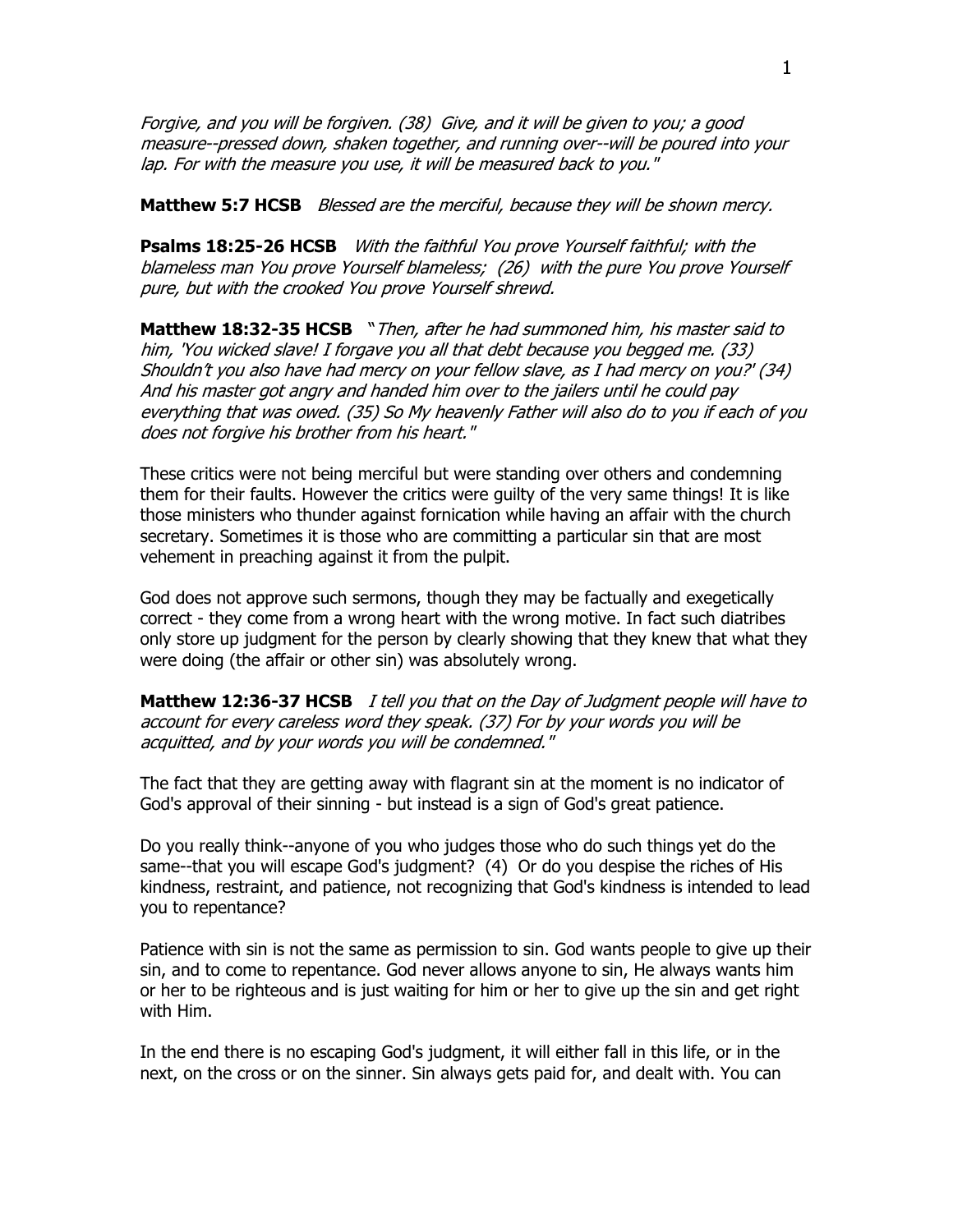*Forgive, and you will be forgiven. (38) Give, and it will be given to you; a good measure--pressed down, shaken together, and running over--will be poured into your lap. For with the measure you use, it will be measured back to you."*

**Matthew 5:7 HCSB** *Blessed are the merciful, because they will be shown mercy.*

**Psalms 18:25-26 HCSB** *With the faithful You prove Yourself faithful; with the blameless man You prove Yourself blameless; (26) with the pure You prove Yourself pure, but with the crooked You prove Yourself shrewd.*

**Matthew 18:32-35 HCSB** *"Then, after he had summoned him, his master said to him, 'You wicked slave! I forgave you all that debt because you begged me. (33) Shouldn't you also have had mercy on your fellow slave, as I had mercy on you?' (34) And his master got angry and handed him over to the jailers until he could pay everything that was owed. (35) So My heavenly Father will also do to you if each of you does not forgive his brother from his heart."*

These critics were not being merciful but were standing over others and condemning them for their faults. However the critics were guilty of the very same things! It is like those ministers who thunder against fornication while having an affair with the church secretary. Sometimes it is those who are committing a particular sin that are most vehement in preaching against it from the pulpit.

God does not approve such sermons, though they may be factually and exegetically correct - they come from a wrong heart with the wrong motive. In fact such diatribes only store up judgment for the person by clearly showing that they knew that what they were doing (the affair or other sin) was absolutely wrong.

**Matthew 12:36-37 HCSB** *I tell you that on the Day of Judgment people will have to account for every careless word they speak. (37) For by your words you will be acquitted, and by your words you will be condemned."*

The fact that they are getting away with flagrant sin at the moment is no indicator of God's approval of their sinning - but instead is a sign of God's great patience.

Do you really think--anyone of you who judges those who do such things yet do the same--that you will escape God's judgment? (4) Or do you despise the riches of His kindness, restraint, and patience, not recognizing that God's kindness is intended to lead you to repentance?

Patience with sin is not the same as permission to sin. God wants people to give up their sin, and to come to repentance. God never allows anyone to sin, He always wants him or her to be righteous and is just waiting for him or her to give up the sin and get right with Him.

In the end there is no escaping God's judgment, it will either fall in this life, or in the next, on the cross or on the sinner. Sin always gets paid for, and dealt with. You can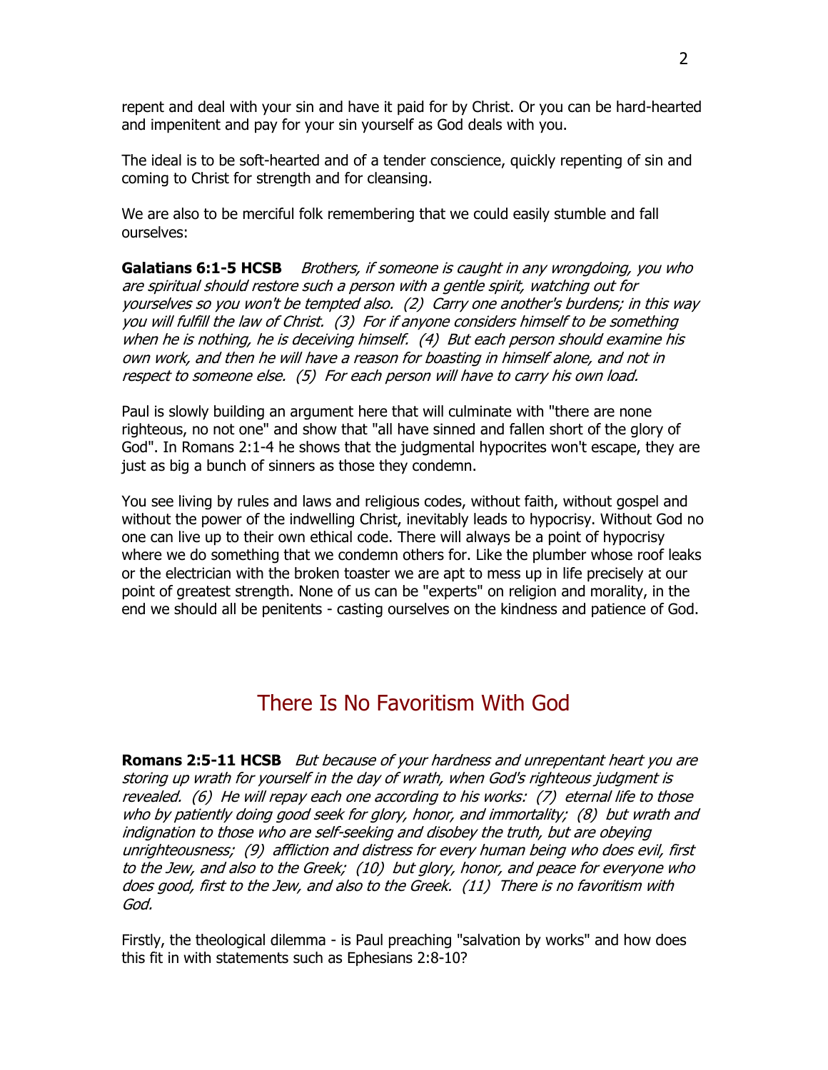repent and deal with your sin and have it paid for by Christ. Or you can be hard-hearted and impenitent and pay for your sin yourself as God deals with you.

The ideal is to be soft-hearted and of a tender conscience, quickly repenting of sin and coming to Christ for strength and for cleansing.

We are also to be merciful folk remembering that we could easily stumble and fall ourselves:

**Galatians 6:1-5 HCSB** *Brothers, if someone is caught in any wrongdoing, you who are spiritual should restore such a person with a gentle spirit, watching out for yourselves so you won't be tempted also. (2) Carry one another's burdens; in this way you will fulfill the law of Christ. (3) For if anyone considers himself to be something when he is nothing, he is deceiving himself. (4) But each person should examine his own work, and then he will have a reason for boasting in himself alone, and not in respect to someone else. (5) For each person will have to carry his own load.*

Paul is slowly building an argument here that will culminate with "there are none righteous, no not one" and show that "all have sinned and fallen short of the glory of God". In Romans 2:1-4 he shows that the judgmental hypocrites won't escape, they are just as big a bunch of sinners as those they condemn.

You see living by rules and laws and religious codes, without faith, without gospel and without the power of the indwelling Christ, inevitably leads to hypocrisy. Without God no one can live up to their own ethical code. There will always be a point of hypocrisy where we do something that we condemn others for. Like the plumber whose roof leaks or the electrician with the broken toaster we are apt to mess up in life precisely at our point of greatest strength. None of us can be "experts" on religion and morality, in the end we should all be penitents - casting ourselves on the kindness and patience of God.

## There Is No Favoritism With God

**Romans 2:5-11 HCSB** *But because of your hardness and unrepentant heart you are storing up wrath for yourself in the day of wrath, when God's righteous judgment is revealed. (6) He will repay each one according to his works: (7) eternal life to those who by patiently doing good seek for glory, honor, and immortality; (8) but wrath and indignation to those who are self-seeking and disobey the truth, but are obeying unrighteousness; (9) affliction and distress for every human being who does evil, first to the Jew, and also to the Greek; (10) but glory, honor, and peace for everyone who does good, first to the Jew, and also to the Greek. (11) There is no favoritism with God.*

Firstly, the theological dilemma - is Paul preaching "salvation by works" and how does this fit in with statements such as Ephesians 2:8-10?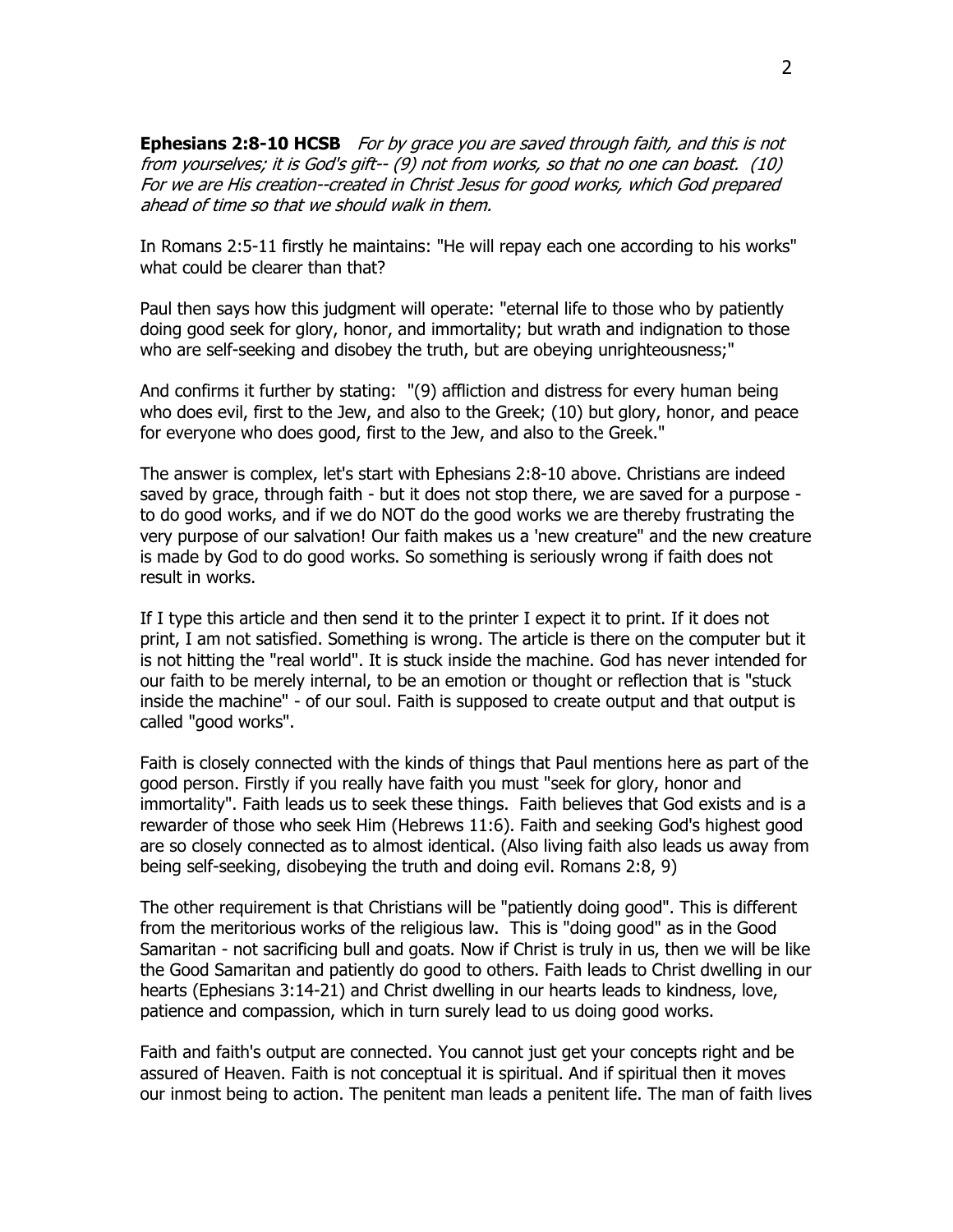**Ephesians 2:8-10 HCSB** *For by grace you are saved through faith, and this is not from yourselves; it is God's gift-- (9) not from works, so that no one can boast. (10) For we are His creation--created in Christ Jesus for good works, which God prepared ahead of time so that we should walk in them.*

In Romans 2:5-11 firstly he maintains: "He will repay each one according to his works" what could be clearer than that?

Paul then says how this judgment will operate: "eternal life to those who by patiently doing good seek for glory, honor, and immortality; but wrath and indignation to those who are self-seeking and disobey the truth, but are obeying unrighteousness;"

And confirms it further by stating: "(9) affliction and distress for every human being who does evil, first to the Jew, and also to the Greek; (10) but glory, honor, and peace for everyone who does good, first to the Jew, and also to the Greek."

The answer is complex, let's start with Ephesians 2:8-10 above. Christians are indeed saved by grace, through faith - but it does not stop there, we are saved for a purpose - to do good works, and if we do NOT do the good works we are thereby frustrating the very purpose of our salvation! Our faith makes us a 'new creature" and the new creature is made by God to do good works. So something is seriously wrong if faith does not result in works.

If I type this article and then send it to the printer I expect it to print. If it does not print, I am not satisfied. Something is wrong. The article is there on the computer but it is not hitting the "real world". It is stuck inside the machine. God has never intended for our faith to be merely internal, to be an emotion or thought or reflection that is "stuck inside the machine" - of our soul. Faith is supposed to create output and that output is called "good works".

Faith is closely connected with the kinds of things that Paul mentions here as part of the good person. Firstly if you really have faith you must "seek for glory, honor and immortality". Faith leads us to seek these things. Faith believes that God exists and is a rewarder of those who seek Him (Hebrews 11:6). Faith and seeking God's highest good are so closely connected as to almost identical. (Also living faith also leads us away from being self-seeking, disobeying the truth and doing evil. Romans 2:8, 9)

The other requirement is that Christians will be "patiently doing good". This is different from the meritorious works of the religious law. This is "doing good" as in the Good Samaritan - not sacrificing bull and goats. Now if Christ is truly in us, then we will be like the Good Samaritan and patiently do good to others. Faith leads to Christ dwelling in our hearts (Ephesians 3:14-21) and Christ dwelling in our hearts leads to kindness, love, patience and compassion, which in turn surely lead to us doing good works.

Faith and faith's output are connected. You cannot just get your concepts right and be assured of Heaven. Faith is not conceptual it is spiritual. And if spiritual then it moves our inmost being to action. The penitent man leads a penitent life. The man of faith lives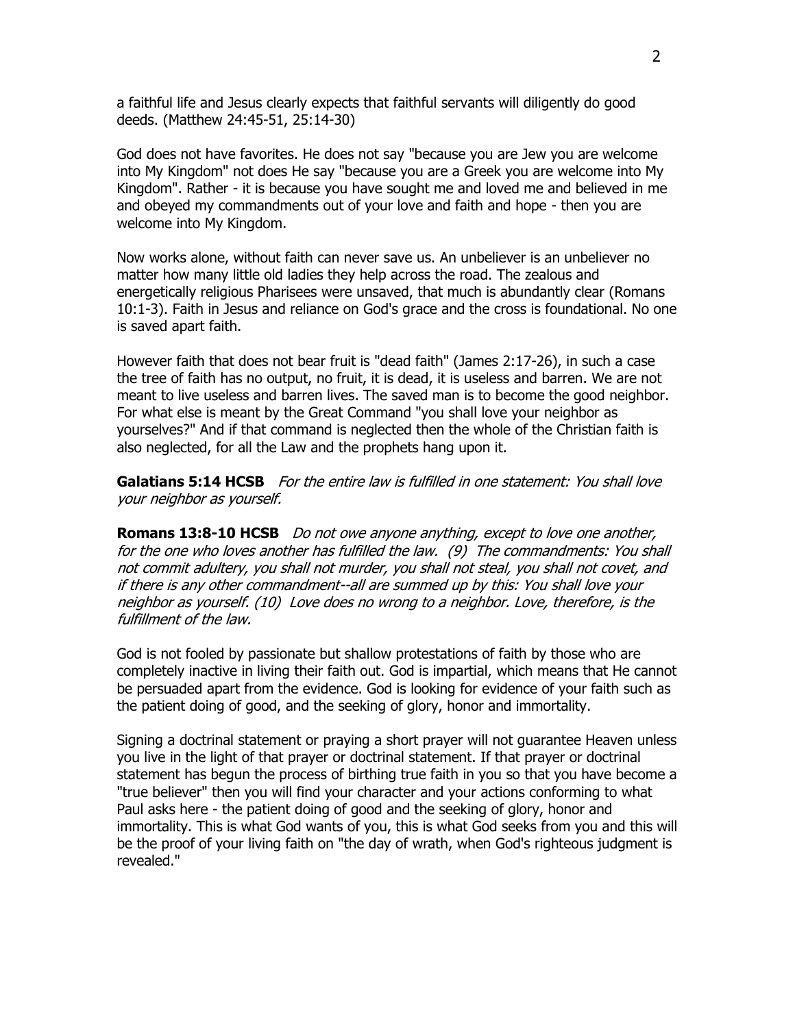a faithful life and Jesus clearly expects that faithful servants will diligently do good deeds. (Matthew 24:45-51, 25:14-30)

God does not have favorites. He does not say "because you are Jew you are welcome into My Kingdom" not does He say "because you are a Greek you are welcome into My Kingdom". Rather - it is because you have sought me and loved me and believed in me and obeyed my commandments out of your love and faith and hope - then you are welcome into My Kingdom.

Now works alone, without faith can never save us. An unbeliever is an unbeliever no matter how many little old ladies they help across the road. The zealous and energetically religious Pharisees were unsaved, that much is abundantly clear (Romans 10:1-3). Faith in Jesus and reliance on God's grace and the cross is foundational. No one is saved apart faith.

However faith that does not bear fruit is "dead faith" (James 2:17-26), in such a case the tree of faith has no output, no fruit, it is dead, it is useless and barren. We are not meant to live useless and barren lives. The saved man is to become the good neighbor. For what else is meant by the Great Command "you shall love your neighbor as yourselves?" And if that command is neglected then the whole of the Christian faith is also neglected, for all the Law and the prophets hang upon it.

**Galatians 5:14 HCSB** *For the entire law is fulfilled in one statement: You shall love your neighbor as yourself.*

**Romans 13:8-10 HCSB** *Do not owe anyone anything, except to love one another, for the one who loves another has fulfilled the law. (9) The commandments: You shall not commit adultery, you shall not murder, you shall not steal, you shall not covet, and if there is any other commandment--all are summed up by this: You shall love your neighbor as yourself. (10) Love does no wrong to a neighbor. Love, therefore, is the fulfillment of the law.*

God is not fooled by passionate but shallow protestations of faith by those who are completely inactive in living their faith out. God is impartial, which means that He cannot be persuaded apart from the evidence. God is looking for evidence of your faith such as the patient doing of good, and the seeking of glory, honor and immortality.

Signing a doctrinal statement or praying a short prayer will not guarantee Heaven unless you live in the light of that prayer or doctrinal statement. If that prayer or doctrinal statement has begun the process of birthing true faith in you so that you have become a "true believer" then you will find your character and your actions conforming to what Paul asks here - the patient doing of good and the seeking of glory, honor and immortality. This is what God wants of you, this is what God seeks from you and this will be the proof of your living faith on "the day of wrath, when God's righteous judgment is revealed."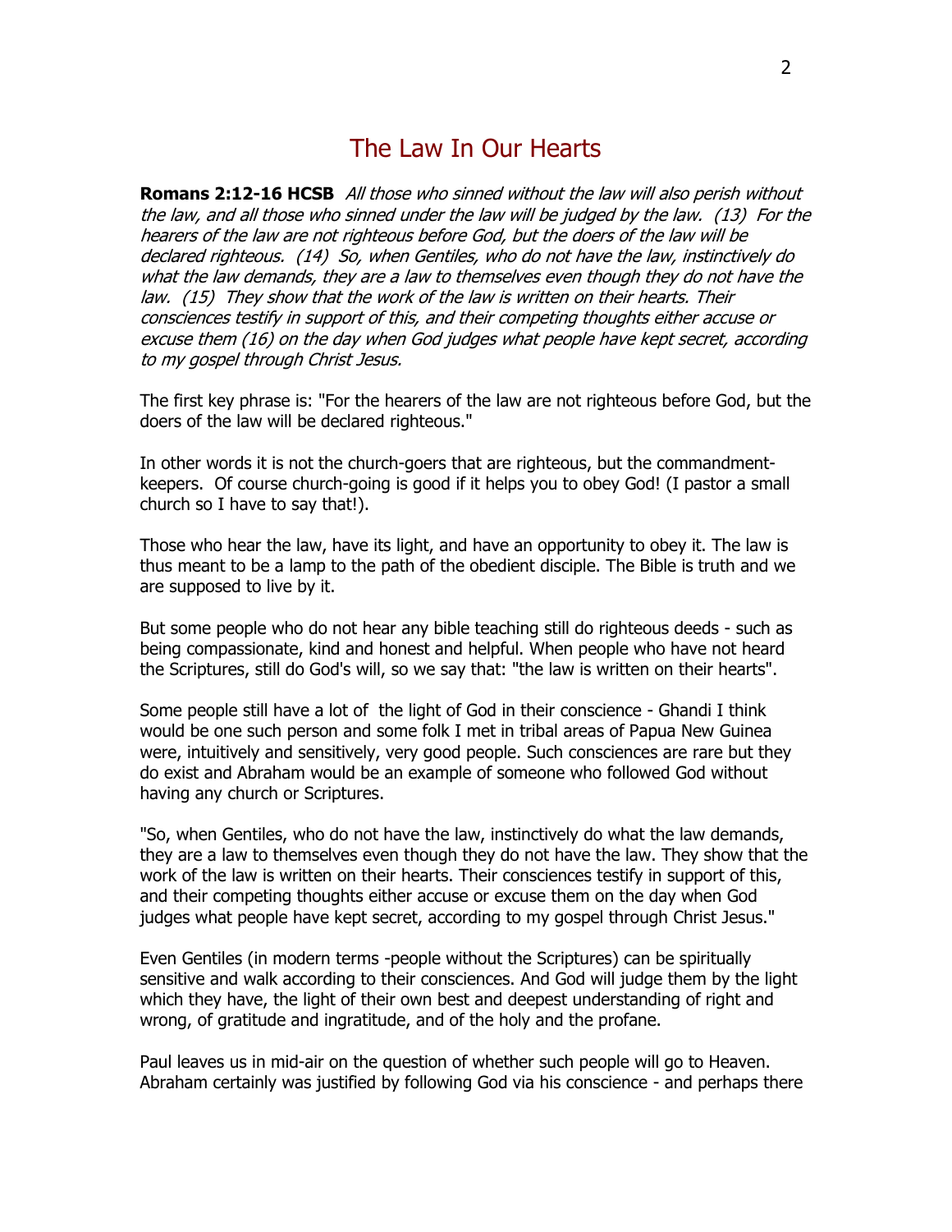# The Law In Our Hearts

**Romans 2:12-16 HCSB** *All those who sinned without the law will also perish without the law, and all those who sinned under the law will be judged by the law. (13) For the hearers of the law are not righteous before God, but the doers of the law will be declared righteous. (14) So, when Gentiles, who do not have the law, instinctively do what the law demands, they are a law to themselves even though they do not have the law. (15) They show that the work of the law is written on their hearts. Their consciences testify in support of this, and their competing thoughts either accuse or excuse them (16) on the day when God judges what people have kept secret, according to my gospel through Christ Jesus.*

The first key phrase is: "For the hearers of the law are not righteous before God, but the doers of the law will be declared righteous."

In other words it is not the church-goers that are righteous, but the commandment-keepers. Of course church-going is good if it helps you to obey God! (I pastor a small church so I have to say that!).

Those who hear the law, have its light, and have an opportunity to obey it. The law is thus meant to be a lamp to the path of the obedient disciple. The Bible is truth and we are supposed to live by it.

But some people who do not hear any bible teaching still do righteous deeds - such as being compassionate, kind and honest and helpful. When people who have not heard the Scriptures, still do God's will, so we say that: "the law is written on their hearts".

Some people still have a lot of the light of God in their conscience - Ghandi I think would be one such person and some folk I met in tribal areas of Papua New Guinea were, intuitively and sensitively, very good people. Such consciences are rare but they do exist and Abraham would be an example of someone who followed God without having any church or Scriptures.

"So, when Gentiles, who do not have the law, instinctively do what the law demands, they are a law to themselves even though they do not have the law. They show that the work of the law is written on their hearts. Their consciences testify in support of this, and their competing thoughts either accuse or excuse them on the day when God judges what people have kept secret, according to my gospel through Christ Jesus."

Even Gentiles (in modern terms -people without the Scriptures) can be spiritually sensitive and walk according to their consciences. And God will judge them by the light which they have, the light of their own best and deepest understanding of right and wrong, of gratitude and ingratitude, and of the holy and the profane.

Paul leaves us in mid-air on the question of whether such people will go to Heaven. Abraham certainly was justified by following God via his conscience - and perhaps there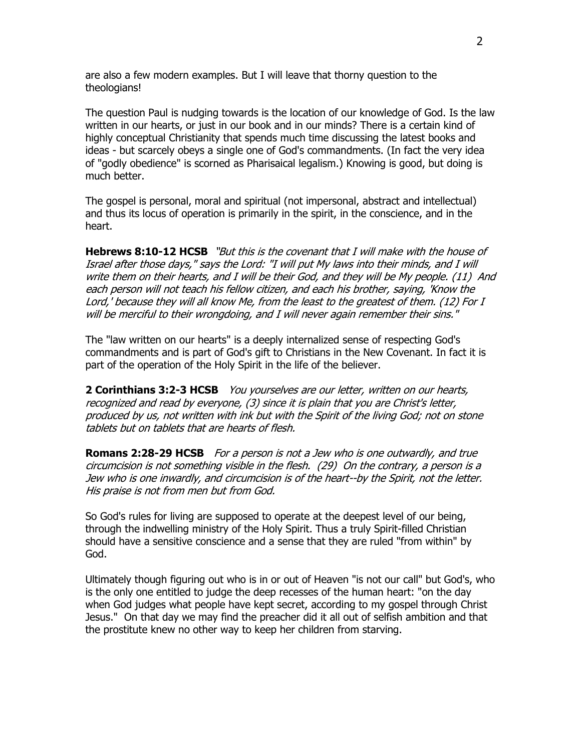are also a few modern examples. But I will leave that thorny question to the theologians!

The question Paul is nudging towards is the location of our knowledge of God. Is the law written in our hearts, or just in our book and in our minds? There is a certain kind of highly conceptual Christianity that spends much time discussing the latest books and ideas - but scarcely obeys a single one of God's commandments. (In fact the very idea of "godly obedience" is scorned as Pharisaical legalism.) Knowing is good, but doing is much better.

The gospel is personal, moral and spiritual (not impersonal, abstract and intellectual) and thus its locus of operation is primarily in the spirit, in the conscience, and in the heart.

**Hebrews 8:10-12 HCSB** *"But this is the covenant that I will make with the house of Israel after those days," says the Lord: "I will put My laws into their minds, and I will write them on their hearts, and I will be their God, and they will be My people. (11) And each person will not teach his fellow citizen, and each his brother, saying, 'Know the Lord,' because they will all know Me, from the least to the greatest of them. (12) For I will be merciful to their wrongdoing, and I will never again remember their sins."*

The "law written on our hearts" is a deeply internalized sense of respecting God's commandments and is part of God's gift to Christians in the New Covenant. In fact it is part of the operation of the Holy Spirit in the life of the believer.

**2 Corinthians 3:2-3 HCSB** *You yourselves are our letter, written on our hearts, recognized and read by everyone, (3) since it is plain that you are Christ's letter, produced by us, not written with ink but with the Spirit of the living God; not on stone tablets but on tablets that are hearts of flesh.*

**Romans 2:28-29 HCSB** *For a person is not a Jew who is one outwardly, and true circumcision is not something visible in the flesh. (29) On the contrary, a person is a Jew who is one inwardly, and circumcision is of the heart--by the Spirit, not the letter. His praise is not from men but from God.*

So God's rules for living are supposed to operate at the deepest level of our being, through the indwelling ministry of the Holy Spirit. Thus a truly Spirit-filled Christian should have a sensitive conscience and a sense that they are ruled "from within" by God.

Ultimately though figuring out who is in or out of Heaven "is not our call" but God's, who is the only one entitled to judge the deep recesses of the human heart: "on the day when God judges what people have kept secret, according to my gospel through Christ Jesus." On that day we may find the preacher did it all out of selfish ambition and that the prostitute knew no other way to keep her children from starving.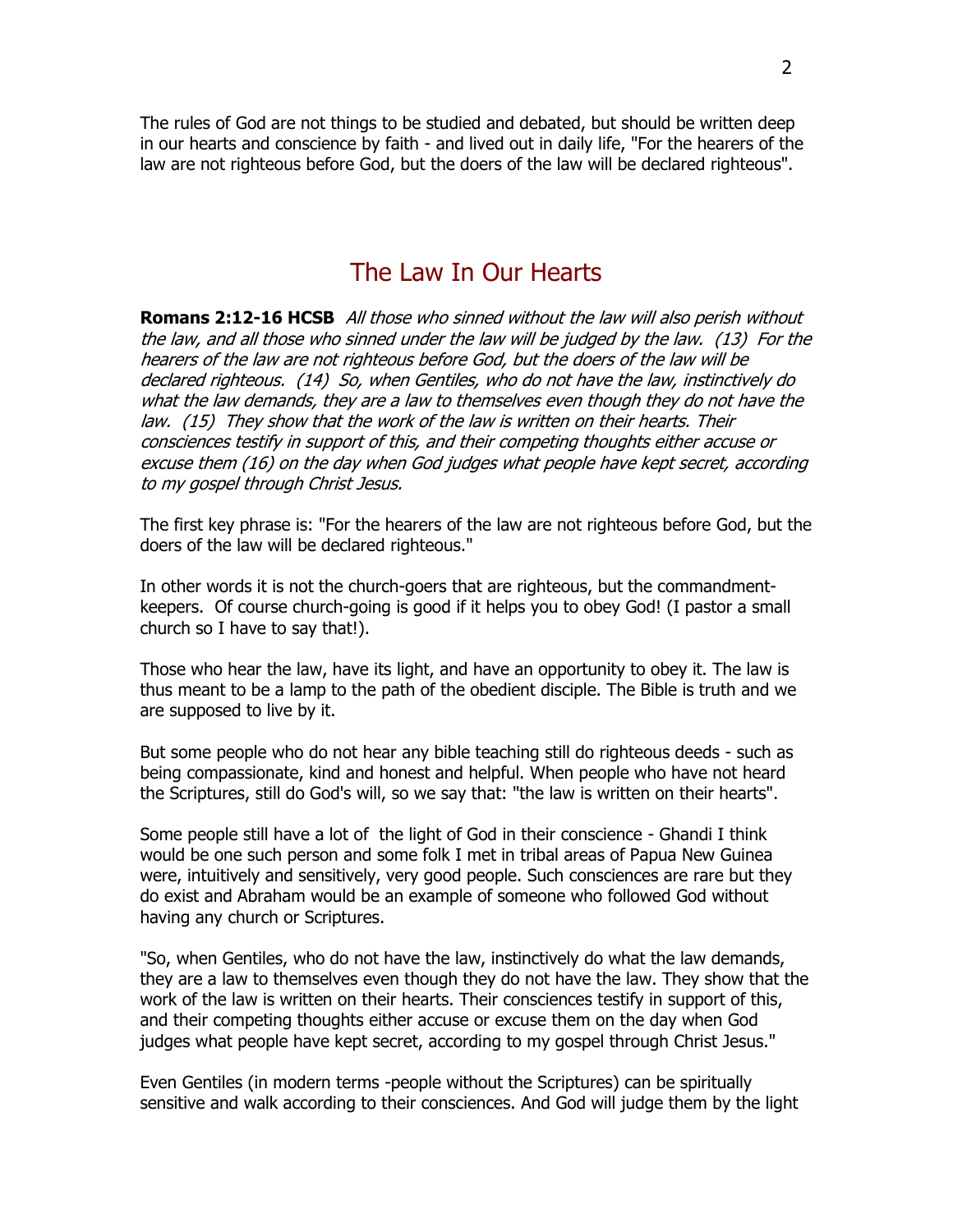The rules of God are not things to be studied and debated, but should be written deep in our hearts and conscience by faith - and lived out in daily life, "For the hearers of the law are not righteous before God, but the doers of the law will be declared righteous".

## The Law In Our Hearts

**Romans 2:12-16 HCSB** *All those who sinned without the law will also perish without the law, and all those who sinned under the law will be judged by the law. (13) For the hearers of the law are not righteous before God, but the doers of the law will be declared righteous. (14) So, when Gentiles, who do not have the law, instinctively do what the law demands, they are a law to themselves even though they do not have the law. (15) They show that the work of the law is written on their hearts. Their consciences testify in support of this, and their competing thoughts either accuse or excuse them (16) on the day when God judges what people have kept secret, according to my gospel through Christ Jesus.*

The first key phrase is: "For the hearers of the law are not righteous before God, but the doers of the law will be declared righteous."

In other words it is not the church-goers that are righteous, but the commandment-keepers. Of course church-going is good if it helps you to obey God! (I pastor a small church so I have to say that!).

Those who hear the law, have its light, and have an opportunity to obey it. The law is thus meant to be a lamp to the path of the obedient disciple. The Bible is truth and we are supposed to live by it.

But some people who do not hear any bible teaching still do righteous deeds - such as being compassionate, kind and honest and helpful. When people who have not heard the Scriptures, still do God's will, so we say that: "the law is written on their hearts".

Some people still have a lot of the light of God in their conscience - Ghandi I think would be one such person and some folk I met in tribal areas of Papua New Guinea were, intuitively and sensitively, very good people. Such consciences are rare but they do exist and Abraham would be an example of someone who followed God without having any church or Scriptures.

"So, when Gentiles, who do not have the law, instinctively do what the law demands, they are a law to themselves even though they do not have the law. They show that the work of the law is written on their hearts. Their consciences testify in support of this, and their competing thoughts either accuse or excuse them on the day when God judges what people have kept secret, according to my gospel through Christ Jesus."

Even Gentiles (in modern terms -people without the Scriptures) can be spiritually sensitive and walk according to their consciences. And God will judge them by the light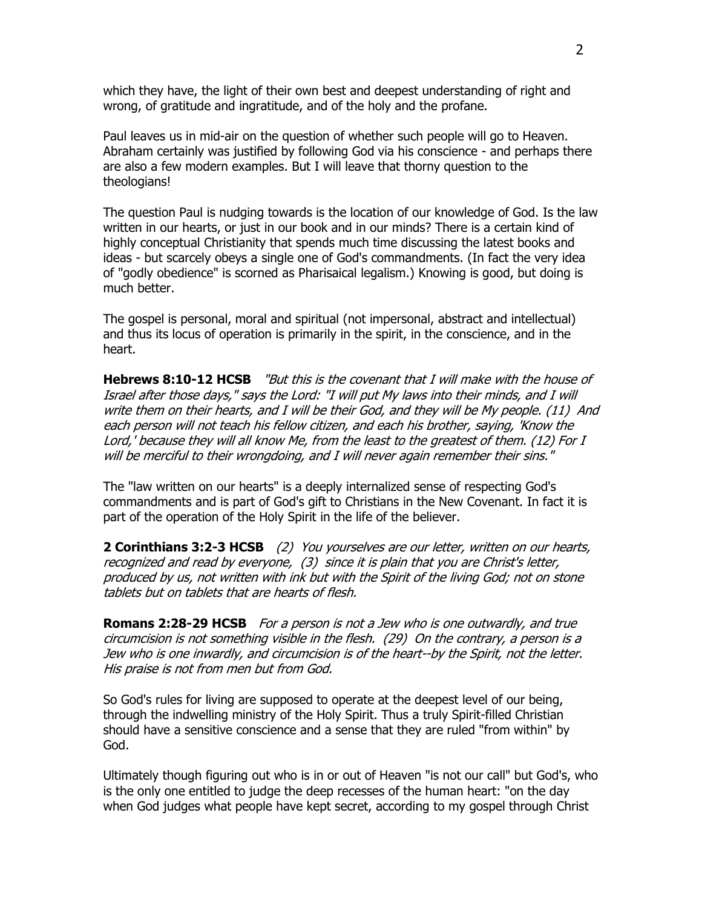which they have, the light of their own best and deepest understanding of right and wrong, of gratitude and ingratitude, and of the holy and the profane.

Paul leaves us in mid-air on the question of whether such people will go to Heaven. Abraham certainly was justified by following God via his conscience - and perhaps there are also a few modern examples. But I will leave that thorny question to the theologians!

The question Paul is nudging towards is the location of our knowledge of God. Is the law written in our hearts, or just in our book and in our minds? There is a certain kind of highly conceptual Christianity that spends much time discussing the latest books and ideas - but scarcely obeys a single one of God's commandments. (In fact the very idea of "godly obedience" is scorned as Pharisaical legalism.) Knowing is good, but doing is much better.

The gospel is personal, moral and spiritual (not impersonal, abstract and intellectual) and thus its locus of operation is primarily in the spirit, in the conscience, and in the heart.

**Hebrews 8:10-12 HCSB** *"But this is the covenant that I will make with the house of Israel after those days," says the Lord: "I will put My laws into their minds, and I will write them on their hearts, and I will be their God, and they will be My people. (11) And each person will not teach his fellow citizen, and each his brother, saying, 'Know the Lord,' because they will all know Me, from the least to the greatest of them. (12) For I will be merciful to their wrongdoing, and I will never again remember their sins."*

The "law written on our hearts" is a deeply internalized sense of respecting God's commandments and is part of God's gift to Christians in the New Covenant. In fact it is part of the operation of the Holy Spirit in the life of the believer.

**2 Corinthians 3:2-3 HCSB** *(2) You yourselves are our letter, written on our hearts, recognized and read by everyone, (3) since it is plain that you are Christ's letter, produced by us, not written with ink but with the Spirit of the living God; not on stone tablets but on tablets that are hearts of flesh.*

**Romans 2:28-29 HCSB** *For a person is not a Jew who is one outwardly, and true circumcision is not something visible in the flesh. (29) On the contrary, a person is a Jew who is one inwardly, and circumcision is of the heart--by the Spirit, not the letter. His praise is not from men but from God.*

So God's rules for living are supposed to operate at the deepest level of our being, through the indwelling ministry of the Holy Spirit. Thus a truly Spirit-filled Christian should have a sensitive conscience and a sense that they are ruled "from within" by God.

Ultimately though figuring out who is in or out of Heaven "is not our call" but God's, who is the only one entitled to judge the deep recesses of the human heart: "on the day when God judges what people have kept secret, according to my gospel through Christ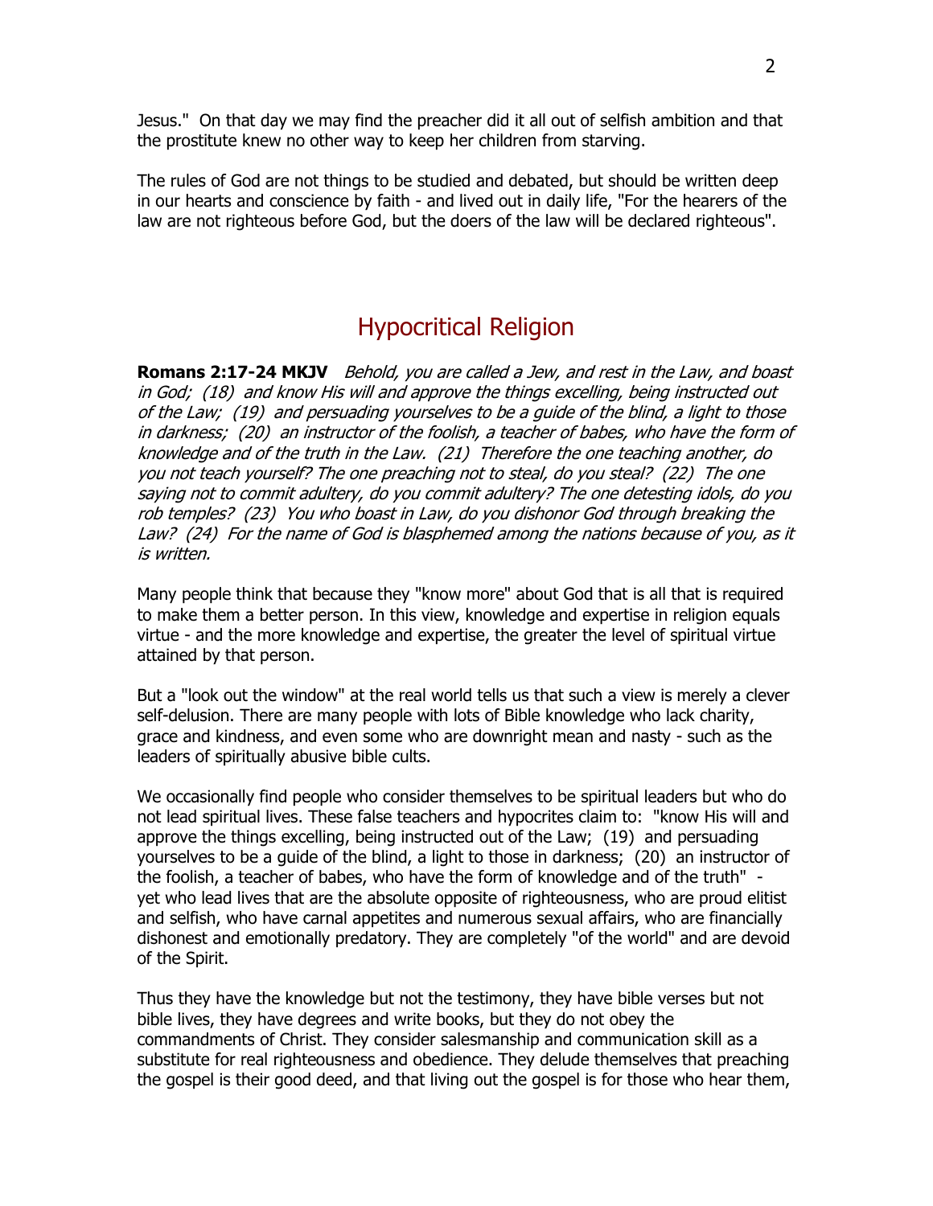Jesus." On that day we may find the preacher did it all out of selfish ambition and that the prostitute knew no other way to keep her children from starving.

The rules of God are not things to be studied and debated, but should be written deep in our hearts and conscience by faith - and lived out in daily life, "For the hearers of the law are not righteous before God, but the doers of the law will be declared righteous".

## Hypocritical Religion

**Romans 2:17-24 MKJV** *Behold, you are called a Jew, and rest in the Law, and boast in God; (18) and know His will and approve the things excelling, being instructed out of the Law; (19) and persuading yourselves to be a guide of the blind, a light to those in darkness; (20) an instructor of the foolish, a teacher of babes, who have the form of knowledge and of the truth in the Law. (21) Therefore the one teaching another, do you not teach yourself? The one preaching not to steal, do you steal? (22) The one saying not to commit adultery, do you commit adultery? The one detesting idols, do you rob temples? (23) You who boast in Law, do you dishonor God through breaking the Law? (24) For the name of God is blasphemed among the nations because of you, as it is written.*

Many people think that because they "know more" about God that is all that is required to make them a better person. In this view, knowledge and expertise in religion equals virtue - and the more knowledge and expertise, the greater the level of spiritual virtue attained by that person.

But a "look out the window" at the real world tells us that such a view is merely a clever self-delusion. There are many people with lots of Bible knowledge who lack charity, grace and kindness, and even some who are downright mean and nasty - such as the leaders of spiritually abusive bible cults.

We occasionally find people who consider themselves to be spiritual leaders but who do not lead spiritual lives. These false teachers and hypocrites claim to: "know His will and approve the things excelling, being instructed out of the Law; (19) and persuading yourselves to be a guide of the blind, a light to those in darkness; (20) an instructor of the foolish, a teacher of babes, who have the form of knowledge and of the truth" - yet who lead lives that are the absolute opposite of righteousness, who are proud elitist and selfish, who have carnal appetites and numerous sexual affairs, who are financially dishonest and emotionally predatory. They are completely "of the world" and are devoid of the Spirit.

Thus they have the knowledge but not the testimony, they have bible verses but not bible lives, they have degrees and write books, but they do not obey the commandments of Christ. They consider salesmanship and communication skill as a substitute for real righteousness and obedience. They delude themselves that preaching the gospel is their good deed, and that living out the gospel is for those who hear them,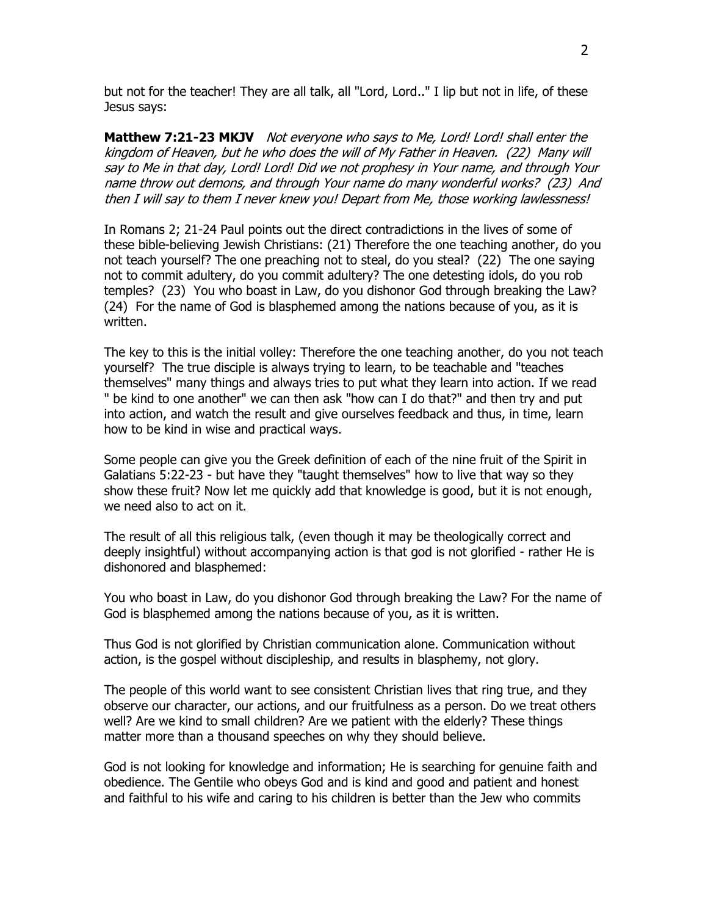but not for the teacher! They are all talk, all "Lord, Lord.." I lip but not in life, of these Jesus says:

**Matthew 7:21-23 MKJV** *Not everyone who says to Me, Lord! Lord! shall enter the kingdom of Heaven, but he who does the will of My Father in Heaven. (22) Many will say to Me in that day, Lord! Lord! Did we not prophesy in Your name, and through Your name throw out demons, and through Your name do many wonderful works? (23) And then I will say to them I never knew you! Depart from Me, those working lawlessness!*

In Romans 2; 21-24 Paul points out the direct contradictions in the lives of some of these bible-believing Jewish Christians: (21) Therefore the one teaching another, do you not teach yourself? The one preaching not to steal, do you steal? (22) The one saying not to commit adultery, do you commit adultery? The one detesting idols, do you rob temples? (23) You who boast in Law, do you dishonor God through breaking the Law? (24) For the name of God is blasphemed among the nations because of you, as it is written.

The key to this is the initial volley: Therefore the one teaching another, do you not teach yourself? The true disciple is always trying to learn, to be teachable and "teaches themselves" many things and always tries to put what they learn into action. If we read " be kind to one another" we can then ask "how can I do that?" and then try and put into action, and watch the result and give ourselves feedback and thus, in time, learn how to be kind in wise and practical ways.

Some people can give you the Greek definition of each of the nine fruit of the Spirit in Galatians 5:22-23 - but have they "taught themselves" how to live that way so they show these fruit? Now let me quickly add that knowledge is good, but it is not enough, we need also to act on it.

The result of all this religious talk, (even though it may be theologically correct and deeply insightful) without accompanying action is that god is not glorified - rather He is dishonored and blasphemed:

You who boast in Law, do you dishonor God through breaking the Law? For the name of God is blasphemed among the nations because of you, as it is written.

Thus God is not glorified by Christian communication alone. Communication without action, is the gospel without discipleship, and results in blasphemy, not glory.

The people of this world want to see consistent Christian lives that ring true, and they observe our character, our actions, and our fruitfulness as a person. Do we treat others well? Are we kind to small children? Are we patient with the elderly? These things matter more than a thousand speeches on why they should believe.

God is not looking for knowledge and information; He is searching for genuine faith and obedience. The Gentile who obeys God and is kind and good and patient and honest and faithful to his wife and caring to his children is better than the Jew who commits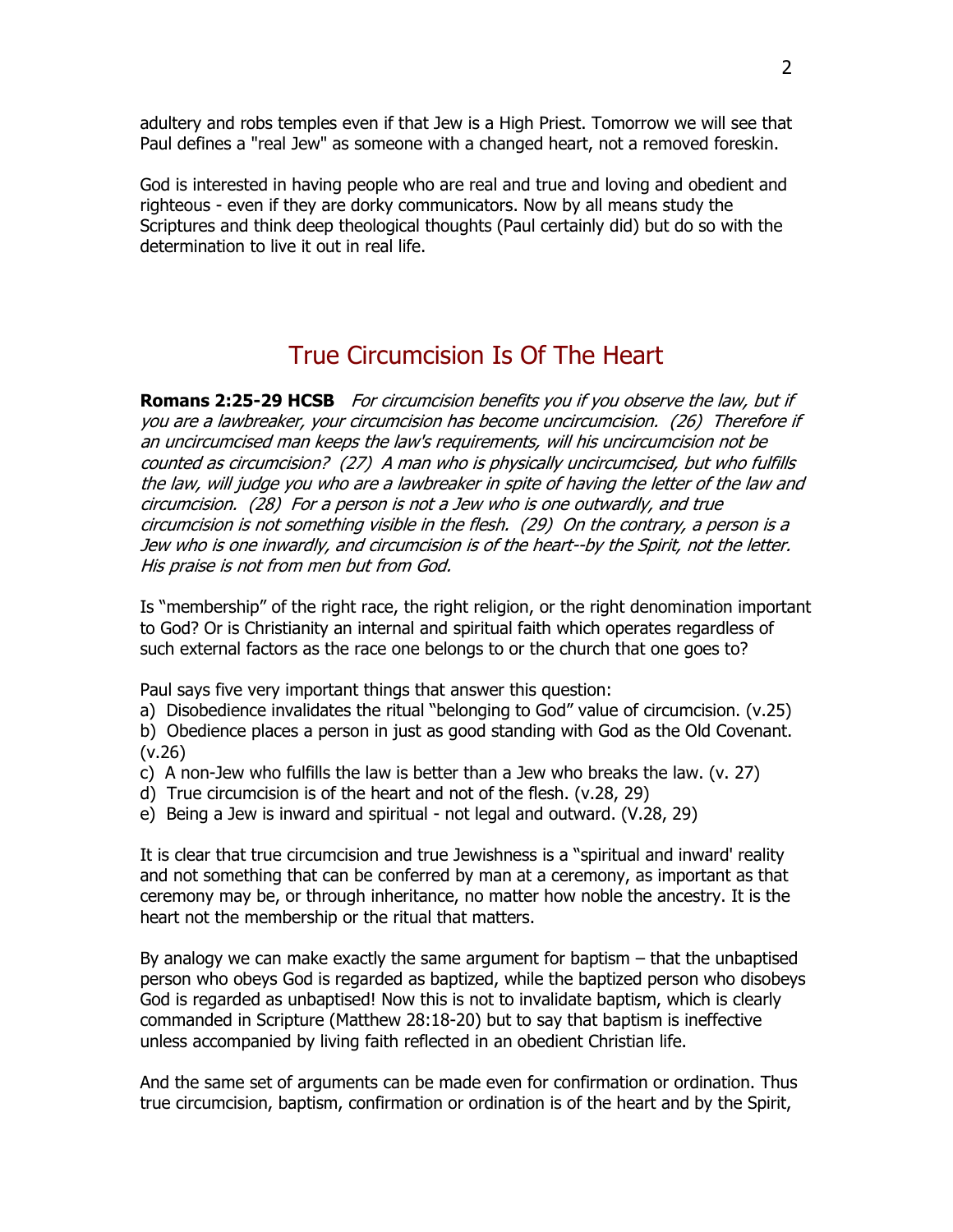adultery and robs temples even if that Jew is a High Priest. Tomorrow we will see that Paul defines a "real Jew" as someone with a changed heart, not a removed foreskin.

God is interested in having people who are real and true and loving and obedient and righteous - even if they are dorky communicators. Now by all means study the Scriptures and think deep theological thoughts (Paul certainly did) but do so with the determination to live it out in real life.

## True Circumcision Is Of The Heart

**Romans 2:25-29 HCSB** *For circumcision benefits you if you observe the law, but if you are a lawbreaker, your circumcision has become uncircumcision. (26) Therefore if an uncircumcised man keeps the law's requirements, will his uncircumcision not be counted as circumcision? (27) A man who is physically uncircumcised, but who fulfills the law, will judge you who are a lawbreaker in spite of having the letter of the law and circumcision. (28) For a person is not a Jew who is one outwardly, and true circumcision is not something visible in the flesh. (29) On the contrary, a person is a Jew who is one inwardly, and circumcision is of the heart--by the Spirit, not the letter. His praise is not from men but from God.*

Is "membership" of the right race, the right religion, or the right denomination important to God? Or is Christianity an internal and spiritual faith which operates regardless of such external factors as the race one belongs to or the church that one goes to?

Paul says five very important things that answer this question:

a) Disobedience invalidates the ritual "belonging to God" value of circumcision. (v.25)
b) Obedience places a person in just as good standing with God as the Old Covenant. (v.26)
c) A non-Jew who fulfills the law is better than a Jew who breaks the law. (v. 27)
d) True circumcision is of the heart and not of the flesh. (v.28, 29)
e) Being a Jew is inward and spiritual - not legal and outward. (V.28, 29)

It is clear that true circumcision and true Jewishness is a "spiritual and inward' reality and not something that can be conferred by man at a ceremony, as important as that ceremony may be, or through inheritance, no matter how noble the ancestry. It is the heart not the membership or the ritual that matters.

By analogy we can make exactly the same argument for baptism – that the unbaptised person who obeys God is regarded as baptized, while the baptized person who disobeys God is regarded as unbaptised! Now this is not to invalidate baptism, which is clearly commanded in Scripture (Matthew 28:18-20) but to say that baptism is ineffective unless accompanied by living faith reflected in an obedient Christian life.

And the same set of arguments can be made even for confirmation or ordination. Thus true circumcision, baptism, confirmation or ordination is of the heart and by the Spirit,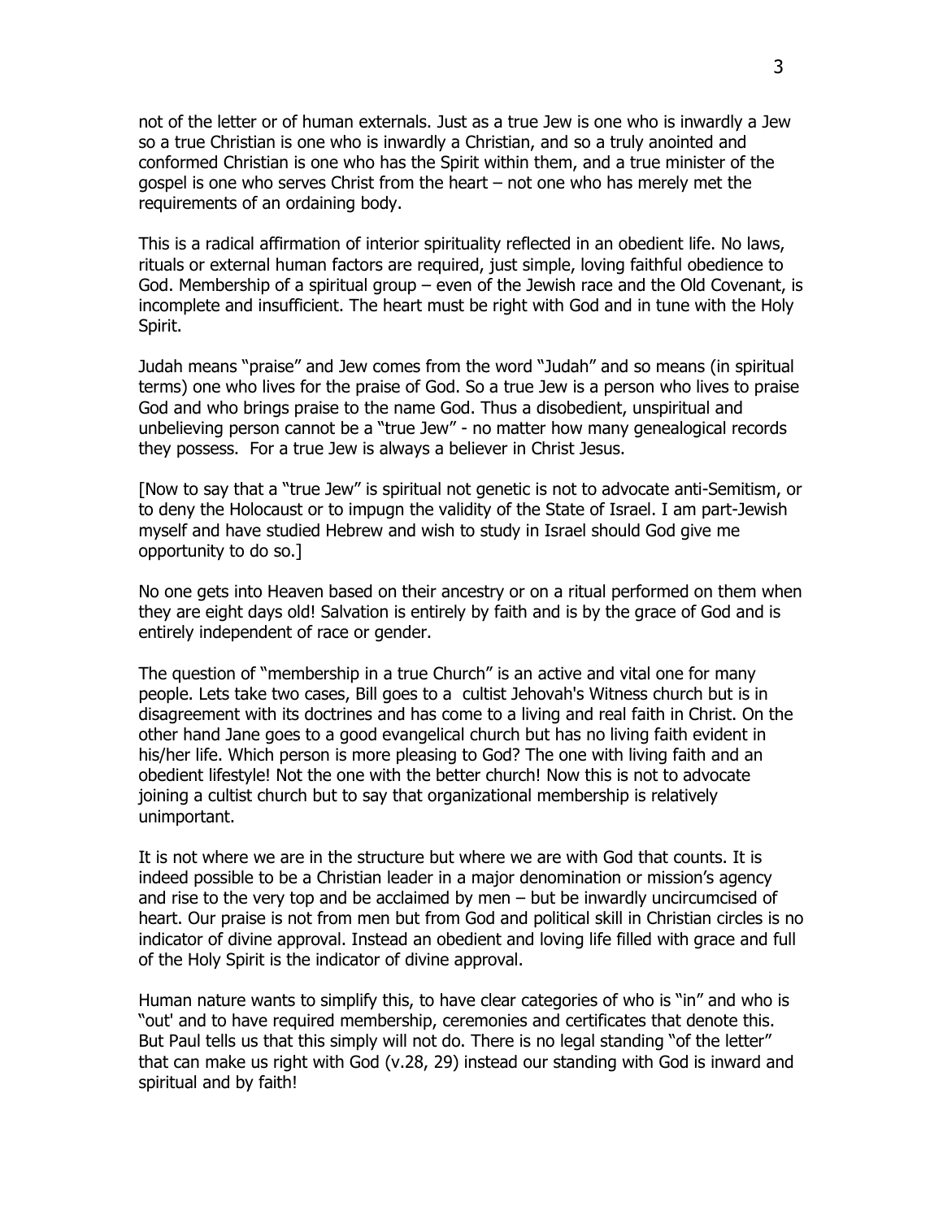not of the letter or of human externals. Just as a true Jew is one who is inwardly a Jew so a true Christian is one who is inwardly a Christian, and so a truly anointed and conformed Christian is one who has the Spirit within them, and a true minister of the gospel is one who serves Christ from the heart – not one who has merely met the requirements of an ordaining body.

This is a radical affirmation of interior spirituality reflected in an obedient life. No laws, rituals or external human factors are required, just simple, loving faithful obedience to God. Membership of a spiritual group – even of the Jewish race and the Old Covenant, is incomplete and insufficient. The heart must be right with God and in tune with the Holy Spirit.

Judah means "praise" and Jew comes from the word "Judah" and so means (in spiritual terms) one who lives for the praise of God. So a true Jew is a person who lives to praise God and who brings praise to the name God. Thus a disobedient, unspiritual and unbelieving person cannot be a "true Jew" - no matter how many genealogical records they possess. For a true Jew is always a believer in Christ Jesus.

[Now to say that a "true Jew" is spiritual not genetic is not to advocate anti-Semitism, or to deny the Holocaust or to impugn the validity of the State of Israel. I am part-Jewish myself and have studied Hebrew and wish to study in Israel should God give me opportunity to do so.]

No one gets into Heaven based on their ancestry or on a ritual performed on them when they are eight days old! Salvation is entirely by faith and is by the grace of God and is entirely independent of race or gender.

The question of "membership in a true Church" is an active and vital one for many people. Lets take two cases, Bill goes to a cultist Jehovah's Witness church but is in disagreement with its doctrines and has come to a living and real faith in Christ. On the other hand Jane goes to a good evangelical church but has no living faith evident in his/her life. Which person is more pleasing to God? The one with living faith and an obedient lifestyle! Not the one with the better church! Now this is not to advocate joining a cultist church but to say that organizational membership is relatively unimportant.

It is not where we are in the structure but where we are with God that counts. It is indeed possible to be a Christian leader in a major denomination or mission's agency and rise to the very top and be acclaimed by men – but be inwardly uncircumcised of heart. Our praise is not from men but from God and political skill in Christian circles is no indicator of divine approval. Instead an obedient and loving life filled with grace and full of the Holy Spirit is the indicator of divine approval.

Human nature wants to simplify this, to have clear categories of who is "in" and who is "out' and to have required membership, ceremonies and certificates that denote this. But Paul tells us that this simply will not do. There is no legal standing "of the letter" that can make us right with God (v.28, 29) instead our standing with God is inward and spiritual and by faith!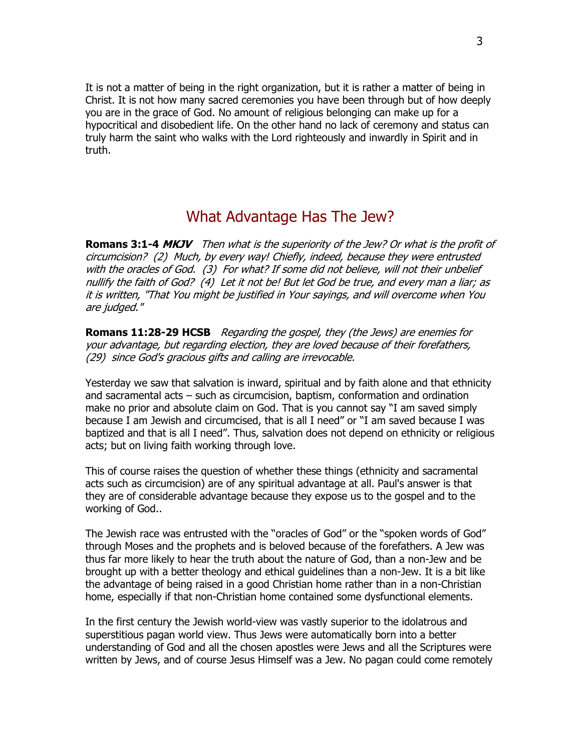It is not a matter of being in the right organization, but it is rather a matter of being in Christ. It is not how many sacred ceremonies you have been through but of how deeply you are in the grace of God. No amount of religious belonging can make up for a hypocritical and disobedient life. On the other hand no lack of ceremony and status can truly harm the saint who walks with the Lord righteously and inwardly in Spirit and in truth.

## What Advantage Has The Jew?

**Romans 3:1-4** ***MKJV*** *Then what is the superiority of the Jew? Or what is the profit of circumcision? (2) Much, by every way! Chiefly, indeed, because they were entrusted with the oracles of God. (3) For what? If some did not believe, will not their unbelief nullify the faith of God? (4) Let it not be! But let God be true, and every man a liar; as it is written, "That You might be justified in Your sayings, and will overcome when You are judged."*

**Romans 11:28-29 HCSB** *Regarding the gospel, they (the Jews) are enemies for your advantage, but regarding election, they are loved because of their forefathers, (29) since God's gracious gifts and calling are irrevocable.*

Yesterday we saw that salvation is inward, spiritual and by faith alone and that ethnicity and sacramental acts – such as circumcision, baptism, conformation and ordination make no prior and absolute claim on God. That is you cannot say "I am saved simply because I am Jewish and circumcised, that is all I need" or "I am saved because I was baptized and that is all I need". Thus, salvation does not depend on ethnicity or religious acts; but on living faith working through love.

This of course raises the question of whether these things (ethnicity and sacramental acts such as circumcision) are of any spiritual advantage at all. Paul's answer is that they are of considerable advantage because they expose us to the gospel and to the working of God..

The Jewish race was entrusted with the "oracles of God" or the "spoken words of God" through Moses and the prophets and is beloved because of the forefathers. A Jew was thus far more likely to hear the truth about the nature of God, than a non-Jew and be brought up with a better theology and ethical guidelines than a non-Jew. It is a bit like the advantage of being raised in a good Christian home rather than in a non-Christian home, especially if that non-Christian home contained some dysfunctional elements.

In the first century the Jewish world-view was vastly superior to the idolatrous and superstitious pagan world view. Thus Jews were automatically born into a better understanding of God and all the chosen apostles were Jews and all the Scriptures were written by Jews, and of course Jesus Himself was a Jew. No pagan could come remotely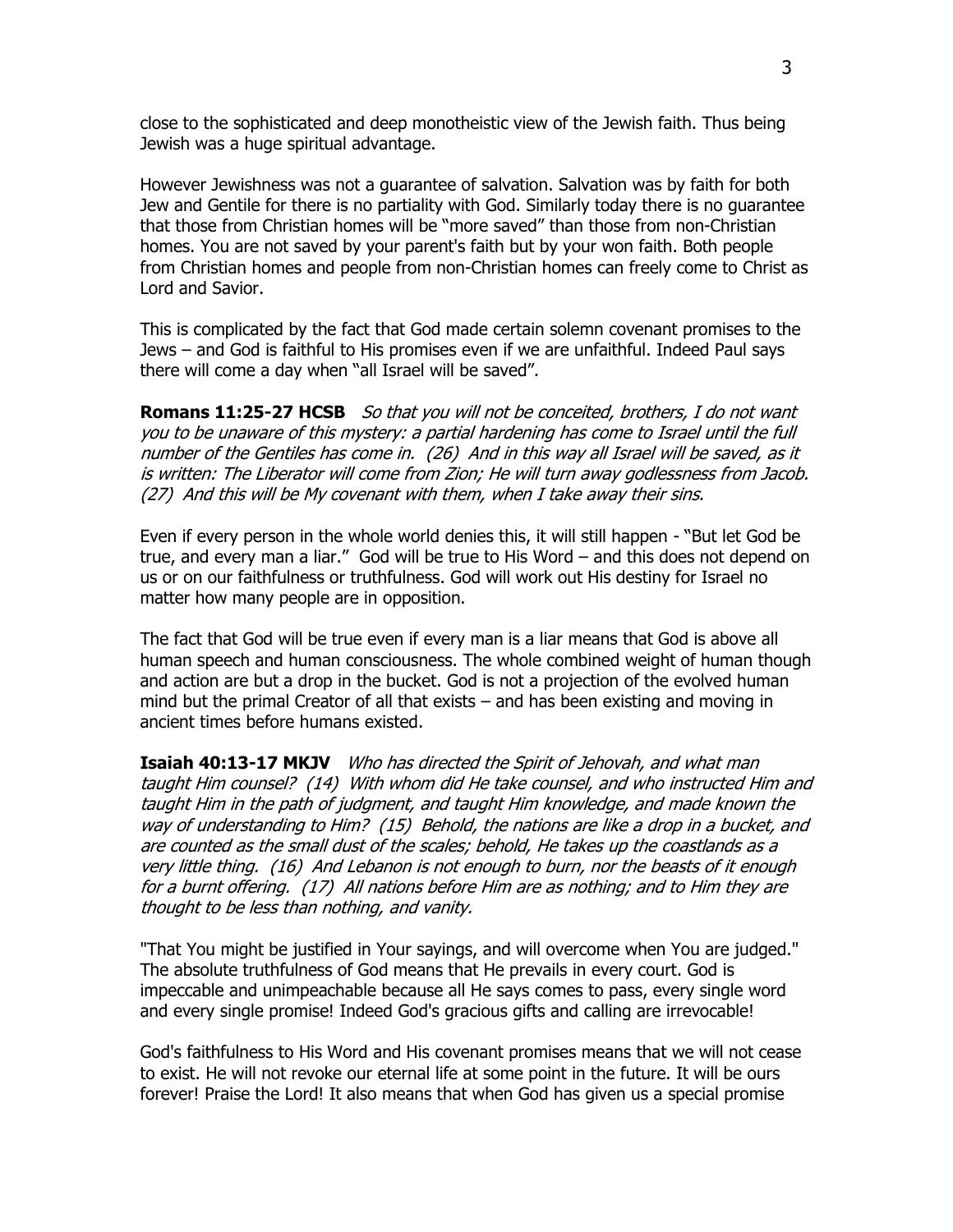close to the sophisticated and deep monotheistic view of the Jewish faith. Thus being Jewish was a huge spiritual advantage.

However Jewishness was not a guarantee of salvation. Salvation was by faith for both Jew and Gentile for there is no partiality with God. Similarly today there is no guarantee that those from Christian homes will be "more saved" than those from non-Christian homes. You are not saved by your parent's faith but by your won faith. Both people from Christian homes and people from non-Christian homes can freely come to Christ as Lord and Savior.

This is complicated by the fact that God made certain solemn covenant promises to the Jews – and God is faithful to His promises even if we are unfaithful. Indeed Paul says there will come a day when "all Israel will be saved".

**Romans 11:25-27 HCSB** *So that you will not be conceited, brothers, I do not want you to be unaware of this mystery: a partial hardening has come to Israel until the full number of the Gentiles has come in. (26) And in this way all Israel will be saved, as it is written: The Liberator will come from Zion; He will turn away godlessness from Jacob. (27) And this will be My covenant with them, when I take away their sins.*

Even if every person in the whole world denies this, it will still happen - "But let God be true, and every man a liar." God will be true to His Word – and this does not depend on us or on our faithfulness or truthfulness. God will work out His destiny for Israel no matter how many people are in opposition.

The fact that God will be true even if every man is a liar means that God is above all human speech and human consciousness. The whole combined weight of human though and action are but a drop in the bucket. God is not a projection of the evolved human mind but the primal Creator of all that exists – and has been existing and moving in ancient times before humans existed.

**Isaiah 40:13-17 MKJV** *Who has directed the Spirit of Jehovah, and what man taught Him counsel? (14) With whom did He take counsel, and who instructed Him and taught Him in the path of judgment, and taught Him knowledge, and made known the way of understanding to Him? (15) Behold, the nations are like a drop in a bucket, and are counted as the small dust of the scales; behold, He takes up the coastlands as a very little thing. (16) And Lebanon is not enough to burn, nor the beasts of it enough for a burnt offering. (17) All nations before Him are as nothing; and to Him they are thought to be less than nothing, and vanity.*

"That You might be justified in Your sayings, and will overcome when You are judged." The absolute truthfulness of God means that He prevails in every court. God is impeccable and unimpeachable because all He says comes to pass, every single word and every single promise! Indeed God's gracious gifts and calling are irrevocable!

God's faithfulness to His Word and His covenant promises means that we will not cease to exist. He will not revoke our eternal life at some point in the future. It will be ours forever! Praise the Lord! It also means that when God has given us a special promise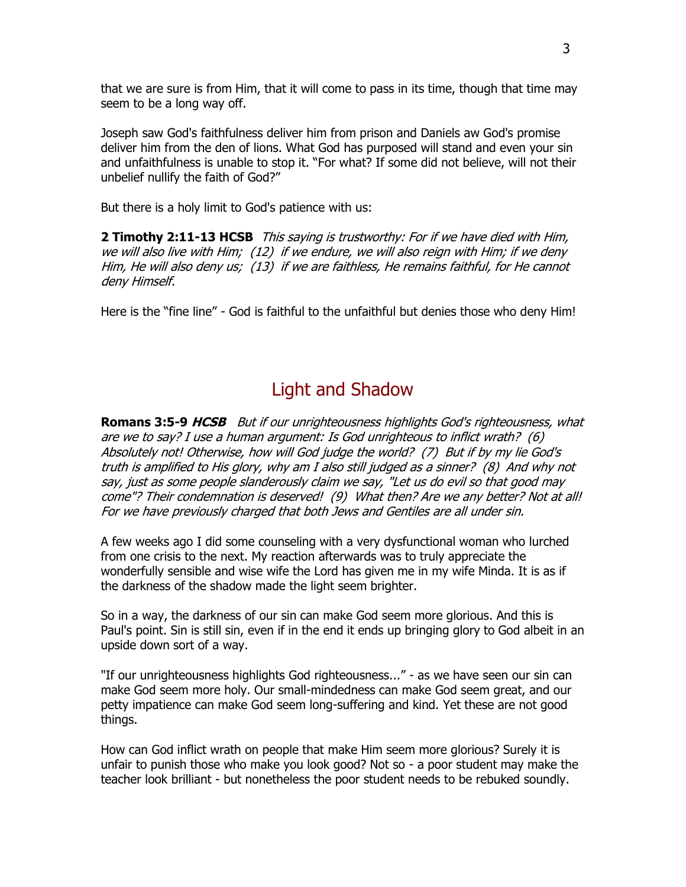that we are sure is from Him, that it will come to pass in its time, though that time may seem to be a long way off.

Joseph saw God's faithfulness deliver him from prison and Daniels aw God's promise deliver him from the den of lions. What God has purposed will stand and even your sin and unfaithfulness is unable to stop it. "For what? If some did not believe, will not their unbelief nullify the faith of God?"

But there is a holy limit to God's patience with us:

**2 Timothy 2:11-13 HCSB** *This saying is trustworthy: For if we have died with Him, we will also live with Him; (12) if we endure, we will also reign with Him; if we deny Him, He will also deny us; (13) if we are faithless, He remains faithful, for He cannot deny Himself.*

Here is the "fine line" - God is faithful to the unfaithful but denies those who deny Him!

## Light and Shadow

**Romans 3:5-9 *HCSB*** *But if our unrighteousness highlights God's righteousness, what are we to say? I use a human argument: Is God unrighteous to inflict wrath? (6) Absolutely not! Otherwise, how will God judge the world? (7) But if by my lie God's truth is amplified to His glory, why am I also still judged as a sinner? (8) And why not say, just as some people slanderously claim we say, "Let us do evil so that good may come"? Their condemnation is deserved! (9) What then? Are we any better? Not at all! For we have previously charged that both Jews and Gentiles are all under sin.*

A few weeks ago I did some counseling with a very dysfunctional woman who lurched from one crisis to the next. My reaction afterwards was to truly appreciate the wonderfully sensible and wise wife the Lord has given me in my wife Minda. It is as if the darkness of the shadow made the light seem brighter.

So in a way, the darkness of our sin can make God seem more glorious. And this is Paul's point. Sin is still sin, even if in the end it ends up bringing glory to God albeit in an upside down sort of a way.

"If our unrighteousness highlights God righteousness..." - as we have seen our sin can make God seem more holy. Our small-mindedness can make God seem great, and our petty impatience can make God seem long-suffering and kind. Yet these are not good things.

How can God inflict wrath on people that make Him seem more glorious? Surely it is unfair to punish those who make you look good? Not so - a poor student may make the teacher look brilliant - but nonetheless the poor student needs to be rebuked soundly.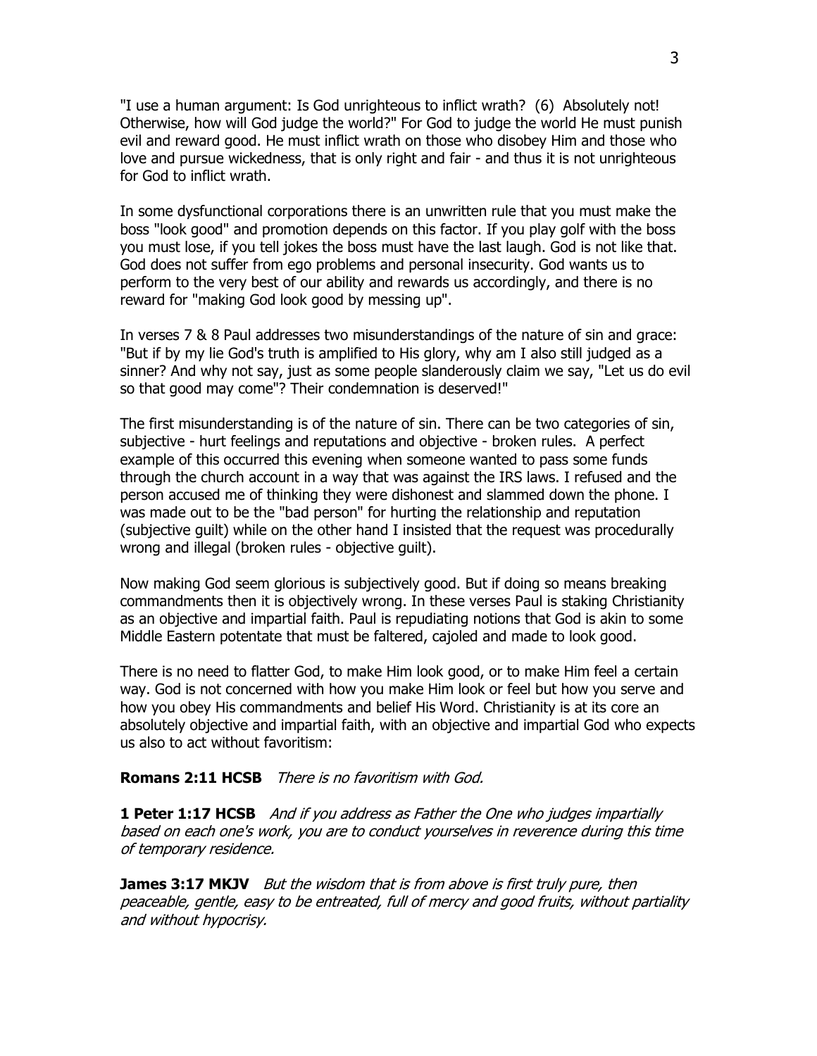"I use a human argument: Is God unrighteous to inflict wrath? (6) Absolutely not! Otherwise, how will God judge the world?" For God to judge the world He must punish evil and reward good. He must inflict wrath on those who disobey Him and those who love and pursue wickedness, that is only right and fair - and thus it is not unrighteous for God to inflict wrath.

In some dysfunctional corporations there is an unwritten rule that you must make the boss "look good" and promotion depends on this factor. If you play golf with the boss you must lose, if you tell jokes the boss must have the last laugh. God is not like that. God does not suffer from ego problems and personal insecurity. God wants us to perform to the very best of our ability and rewards us accordingly, and there is no reward for "making God look good by messing up".

In verses 7 & 8 Paul addresses two misunderstandings of the nature of sin and grace: "But if by my lie God's truth is amplified to His glory, why am I also still judged as a sinner? And why not say, just as some people slanderously claim we say, "Let us do evil so that good may come"? Their condemnation is deserved!"

The first misunderstanding is of the nature of sin. There can be two categories of sin, subjective - hurt feelings and reputations and objective - broken rules. A perfect example of this occurred this evening when someone wanted to pass some funds through the church account in a way that was against the IRS laws. I refused and the person accused me of thinking they were dishonest and slammed down the phone. I was made out to be the "bad person" for hurting the relationship and reputation (subjective guilt) while on the other hand I insisted that the request was procedurally wrong and illegal (broken rules - objective guilt).

Now making God seem glorious is subjectively good. But if doing so means breaking commandments then it is objectively wrong. In these verses Paul is staking Christianity as an objective and impartial faith. Paul is repudiating notions that God is akin to some Middle Eastern potentate that must be faltered, cajoled and made to look good.

There is no need to flatter God, to make Him look good, or to make Him feel a certain way. God is not concerned with how you make Him look or feel but how you serve and how you obey His commandments and belief His Word. Christianity is at its core an absolutely objective and impartial faith, with an objective and impartial God who expects us also to act without favoritism:

**Romans 2:11 HCSB** *There is no favoritism with God.*

**1 Peter 1:17 HCSB** *And if you address as Father the One who judges impartially based on each one's work, you are to conduct yourselves in reverence during this time of temporary residence.*

**James 3:17 MKJV** *But the wisdom that is from above is first truly pure, then peaceable, gentle, easy to be entreated, full of mercy and good fruits, without partiality and without hypocrisy.*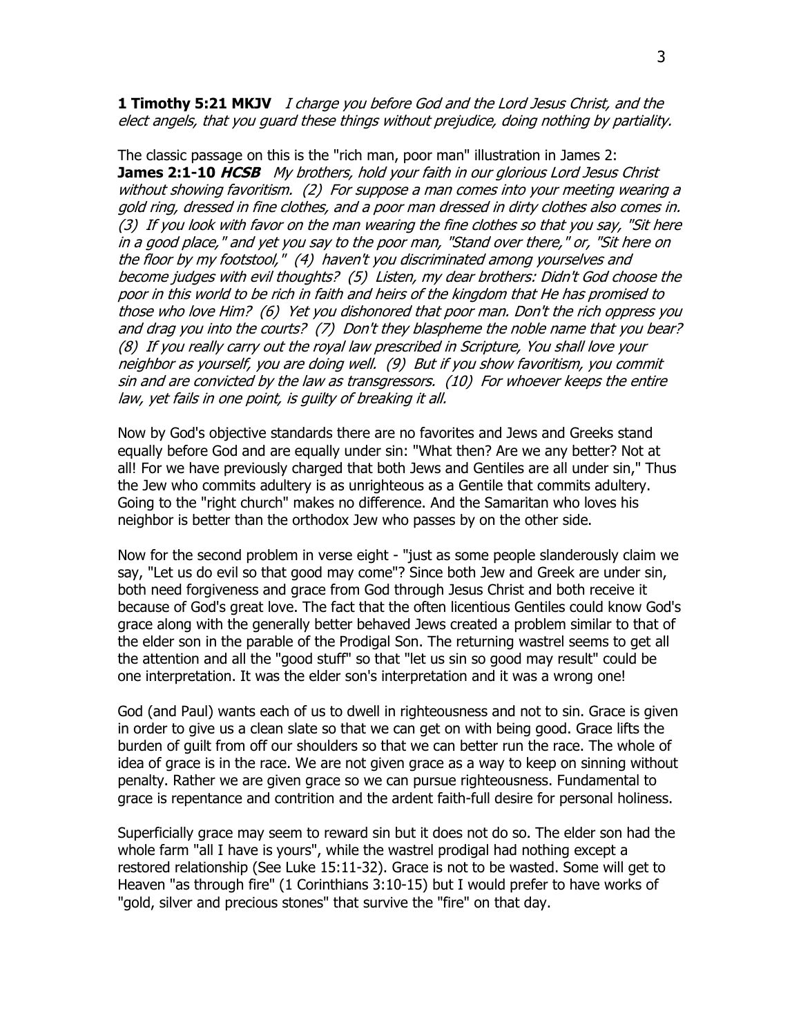**1 Timothy 5:21 MKJV** *I charge you before God and the Lord Jesus Christ, and the elect angels, that you guard these things without prejudice, doing nothing by partiality.*

The classic passage on this is the "rich man, poor man" illustration in James 2:
**James 2:1-10 *HCSB*** *My brothers, hold your faith in our glorious Lord Jesus Christ without showing favoritism. (2) For suppose a man comes into your meeting wearing a gold ring, dressed in fine clothes, and a poor man dressed in dirty clothes also comes in. (3) If you look with favor on the man wearing the fine clothes so that you say, "Sit here in a good place," and yet you say to the poor man, "Stand over there," or, "Sit here on the floor by my footstool," (4) haven't you discriminated among yourselves and become judges with evil thoughts? (5) Listen, my dear brothers: Didn't God choose the poor in this world to be rich in faith and heirs of the kingdom that He has promised to those who love Him? (6) Yet you dishonored that poor man. Don't the rich oppress you and drag you into the courts? (7) Don't they blaspheme the noble name that you bear? (8) If you really carry out the royal law prescribed in Scripture, You shall love your neighbor as yourself, you are doing well. (9) But if you show favoritism, you commit sin and are convicted by the law as transgressors. (10) For whoever keeps the entire law, yet fails in one point, is guilty of breaking it all.*

Now by God's objective standards there are no favorites and Jews and Greeks stand equally before God and are equally under sin: "What then? Are we any better? Not at all! For we have previously charged that both Jews and Gentiles are all under sin," Thus the Jew who commits adultery is as unrighteous as a Gentile that commits adultery. Going to the "right church" makes no difference. And the Samaritan who loves his neighbor is better than the orthodox Jew who passes by on the other side.

Now for the second problem in verse eight - "just as some people slanderously claim we say, "Let us do evil so that good may come"? Since both Jew and Greek are under sin, both need forgiveness and grace from God through Jesus Christ and both receive it because of God's great love. The fact that the often licentious Gentiles could know God's grace along with the generally better behaved Jews created a problem similar to that of the elder son in the parable of the Prodigal Son. The returning wastrel seems to get all the attention and all the "good stuff" so that "let us sin so good may result" could be one interpretation. It was the elder son's interpretation and it was a wrong one!

God (and Paul) wants each of us to dwell in righteousness and not to sin. Grace is given in order to give us a clean slate so that we can get on with being good. Grace lifts the burden of guilt from off our shoulders so that we can better run the race. The whole of idea of grace is in the race. We are not given grace as a way to keep on sinning without penalty. Rather we are given grace so we can pursue righteousness. Fundamental to grace is repentance and contrition and the ardent faith-full desire for personal holiness.

Superficially grace may seem to reward sin but it does not do so. The elder son had the whole farm "all I have is yours", while the wastrel prodigal had nothing except a restored relationship (See Luke 15:11-32). Grace is not to be wasted. Some will get to Heaven "as through fire" (1 Corinthians 3:10-15) but I would prefer to have works of "gold, silver and precious stones" that survive the "fire" on that day.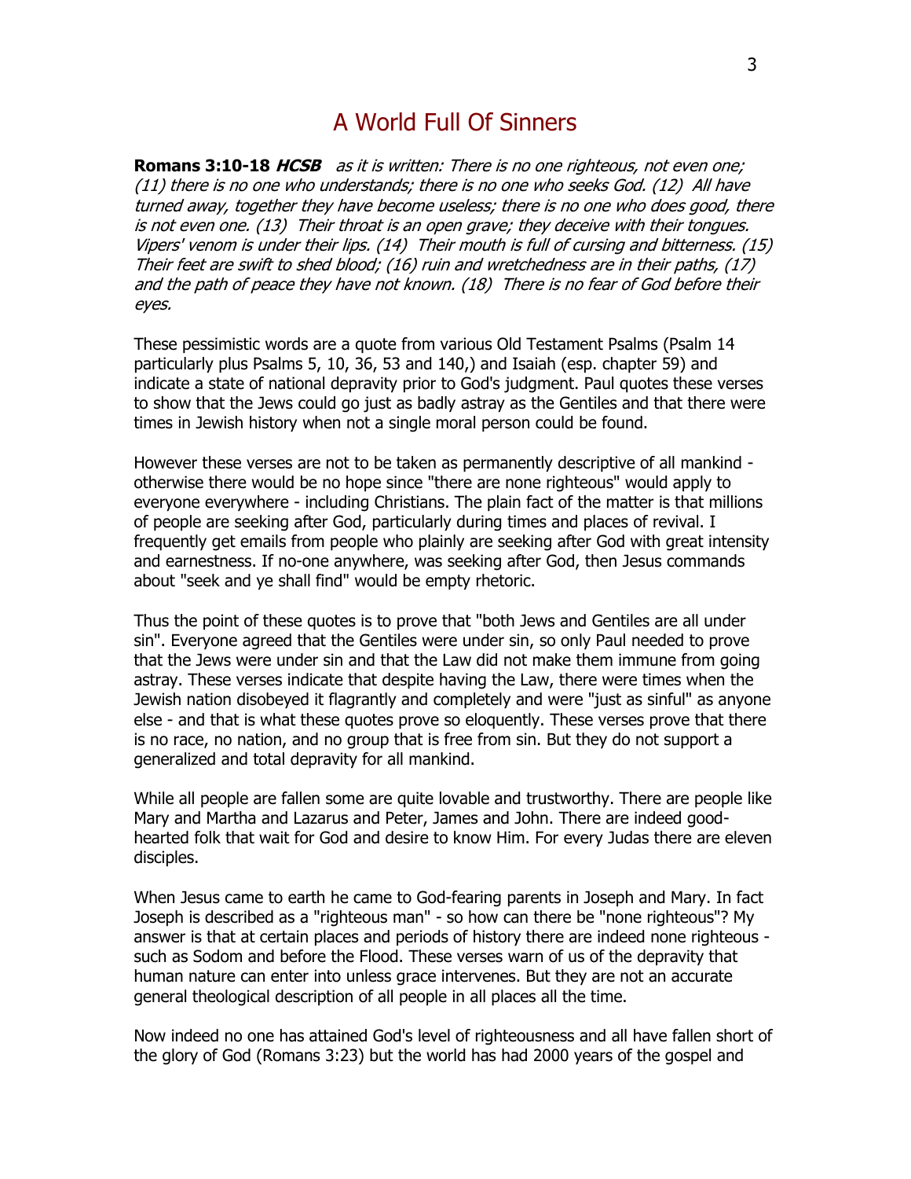# A World Full Of Sinners

**Romans 3:10-18 *HCSB*** *as it is written: There is no one righteous, not even one; (11) there is no one who understands; there is no one who seeks God. (12) All have turned away, together they have become useless; there is no one who does good, there is not even one. (13) Their throat is an open grave; they deceive with their tongues. Vipers' venom is under their lips. (14) Their mouth is full of cursing and bitterness. (15) Their feet are swift to shed blood; (16) ruin and wretchedness are in their paths, (17) and the path of peace they have not known. (18) There is no fear of God before their eyes.*

These pessimistic words are a quote from various Old Testament Psalms (Psalm 14 particularly plus Psalms 5, 10, 36, 53 and 140,) and Isaiah (esp. chapter 59) and indicate a state of national depravity prior to God's judgment. Paul quotes these verses to show that the Jews could go just as badly astray as the Gentiles and that there were times in Jewish history when not a single moral person could be found.

However these verses are not to be taken as permanently descriptive of all mankind - otherwise there would be no hope since "there are none righteous" would apply to everyone everywhere - including Christians. The plain fact of the matter is that millions of people are seeking after God, particularly during times and places of revival. I frequently get emails from people who plainly are seeking after God with great intensity and earnestness. If no-one anywhere, was seeking after God, then Jesus commands about "seek and ye shall find" would be empty rhetoric.

Thus the point of these quotes is to prove that "both Jews and Gentiles are all under sin". Everyone agreed that the Gentiles were under sin, so only Paul needed to prove that the Jews were under sin and that the Law did not make them immune from going astray. These verses indicate that despite having the Law, there were times when the Jewish nation disobeyed it flagrantly and completely and were "just as sinful" as anyone else - and that is what these quotes prove so eloquently. These verses prove that there is no race, no nation, and no group that is free from sin. But they do not support a generalized and total depravity for all mankind.

While all people are fallen some are quite lovable and trustworthy. There are people like Mary and Martha and Lazarus and Peter, James and John. There are indeed good-hearted folk that wait for God and desire to know Him. For every Judas there are eleven disciples.

When Jesus came to earth he came to God-fearing parents in Joseph and Mary. In fact Joseph is described as a "righteous man" - so how can there be "none righteous"? My answer is that at certain places and periods of history there are indeed none righteous - such as Sodom and before the Flood. These verses warn of us of the depravity that human nature can enter into unless grace intervenes. But they are not an accurate general theological description of all people in all places all the time.

Now indeed no one has attained God's level of righteousness and all have fallen short of the glory of God (Romans 3:23) but the world has had 2000 years of the gospel and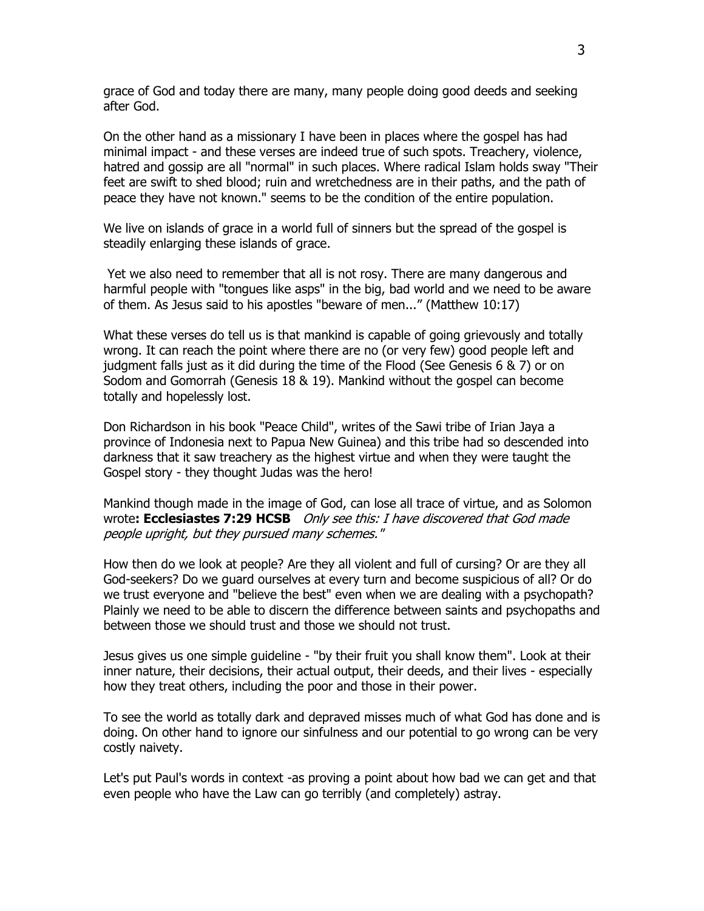grace of God and today there are many, many people doing good deeds and seeking after God.

On the other hand as a missionary I have been in places where the gospel has had minimal impact - and these verses are indeed true of such spots. Treachery, violence, hatred and gossip are all "normal" in such places. Where radical Islam holds sway "Their feet are swift to shed blood; ruin and wretchedness are in their paths, and the path of peace they have not known." seems to be the condition of the entire population.

We live on islands of grace in a world full of sinners but the spread of the gospel is steadily enlarging these islands of grace.

Yet we also need to remember that all is not rosy. There are many dangerous and harmful people with "tongues like asps" in the big, bad world and we need to be aware of them. As Jesus said to his apostles "beware of men..." (Matthew 10:17)

What these verses do tell us is that mankind is capable of going grievously and totally wrong. It can reach the point where there are no (or very few) good people left and judgment falls just as it did during the time of the Flood (See Genesis 6 & 7) or on Sodom and Gomorrah (Genesis 18 & 19). Mankind without the gospel can become totally and hopelessly lost.

Don Richardson in his book "Peace Child", writes of the Sawi tribe of Irian Jaya a province of Indonesia next to Papua New Guinea) and this tribe had so descended into darkness that it saw treachery as the highest virtue and when they were taught the Gospel story - they thought Judas was the hero!

Mankind though made in the image of God, can lose all trace of virtue, and as Solomon wrote**: Ecclesiastes 7:29 HCSB** *Only see this: I have discovered that God made people upright, but they pursued many schemes."*

How then do we look at people? Are they all violent and full of cursing? Or are they all God-seekers? Do we guard ourselves at every turn and become suspicious of all? Or do we trust everyone and "believe the best" even when we are dealing with a psychopath? Plainly we need to be able to discern the difference between saints and psychopaths and between those we should trust and those we should not trust.

Jesus gives us one simple guideline - "by their fruit you shall know them". Look at their inner nature, their decisions, their actual output, their deeds, and their lives - especially how they treat others, including the poor and those in their power.

To see the world as totally dark and depraved misses much of what God has done and is doing. On other hand to ignore our sinfulness and our potential to go wrong can be very costly naivety.

Let's put Paul's words in context -as proving a point about how bad we can get and that even people who have the Law can go terribly (and completely) astray.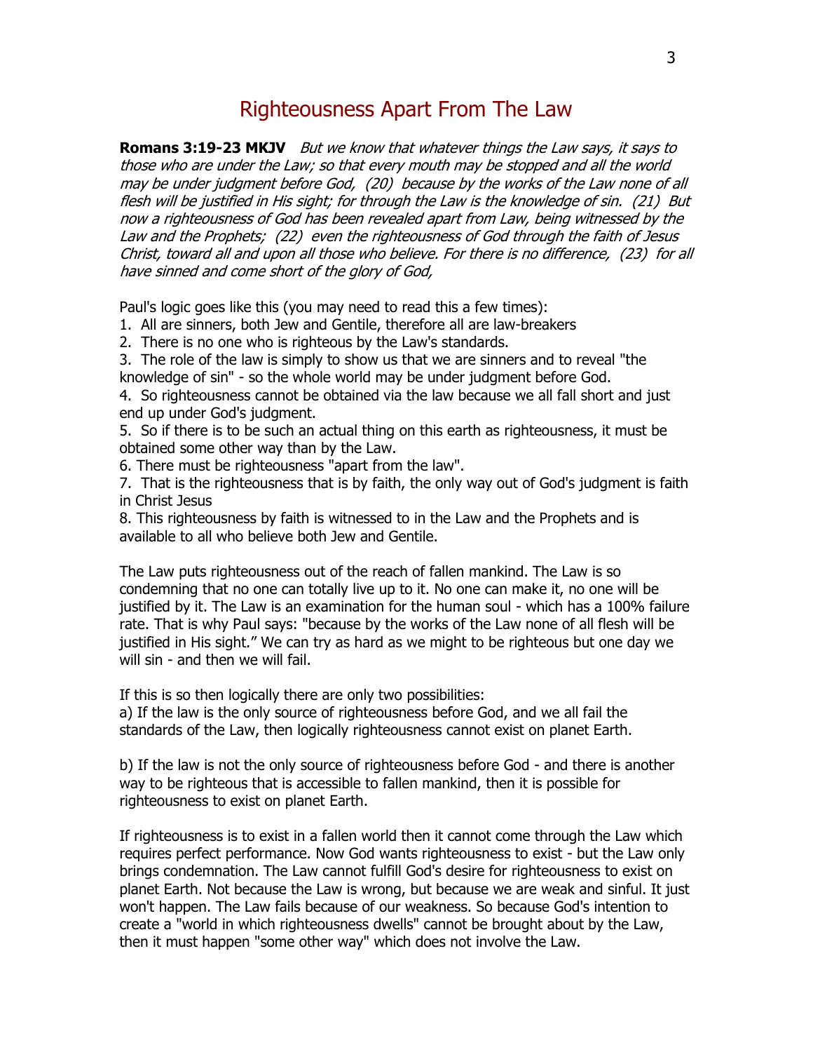# Righteousness Apart From The Law

**Romans 3:19-23 MKJV** *But we know that whatever things the Law says, it says to those who are under the Law; so that every mouth may be stopped and all the world may be under judgment before God, (20) because by the works of the Law none of all flesh will be justified in His sight; for through the Law is the knowledge of sin. (21) But now a righteousness of God has been revealed apart from Law, being witnessed by the Law and the Prophets; (22) even the righteousness of God through the faith of Jesus Christ, toward all and upon all those who believe. For there is no difference, (23) for all have sinned and come short of the glory of God,*

Paul's logic goes like this (you may need to read this a few times):

1. All are sinners, both Jew and Gentile, therefore all are law-breakers
2. There is no one who is righteous by the Law's standards.
3. The role of the law is simply to show us that we are sinners and to reveal "the knowledge of sin" - so the whole world may be under judgment before God.
4. So righteousness cannot be obtained via the law because we all fall short and just end up under God's judgment.
5. So if there is to be such an actual thing on this earth as righteousness, it must be obtained some other way than by the Law.
6. There must be righteousness "apart from the law".
7. That is the righteousness that is by faith, the only way out of God's judgment is faith in Christ Jesus
8. This righteousness by faith is witnessed to in the Law and the Prophets and is available to all who believe both Jew and Gentile.

The Law puts righteousness out of the reach of fallen mankind. The Law is so condemning that no one can totally live up to it. No one can make it, no one will be justified by it. The Law is an examination for the human soul - which has a 100% failure rate. That is why Paul says: "because by the works of the Law none of all flesh will be justified in His sight." We can try as hard as we might to be righteous but one day we will sin - and then we will fail.

If this is so then logically there are only two possibilities:

a) If the law is the only source of righteousness before God, and we all fail the standards of the Law, then logically righteousness cannot exist on planet Earth.

b) If the law is not the only source of righteousness before God - and there is another way to be righteous that is accessible to fallen mankind, then it is possible for righteousness to exist on planet Earth.

If righteousness is to exist in a fallen world then it cannot come through the Law which requires perfect performance. Now God wants righteousness to exist - but the Law only brings condemnation. The Law cannot fulfill God's desire for righteousness to exist on planet Earth. Not because the Law is wrong, but because we are weak and sinful. It just won't happen. The Law fails because of our weakness. So because God's intention to create a "world in which righteousness dwells" cannot be brought about by the Law, then it must happen "some other way" which does not involve the Law.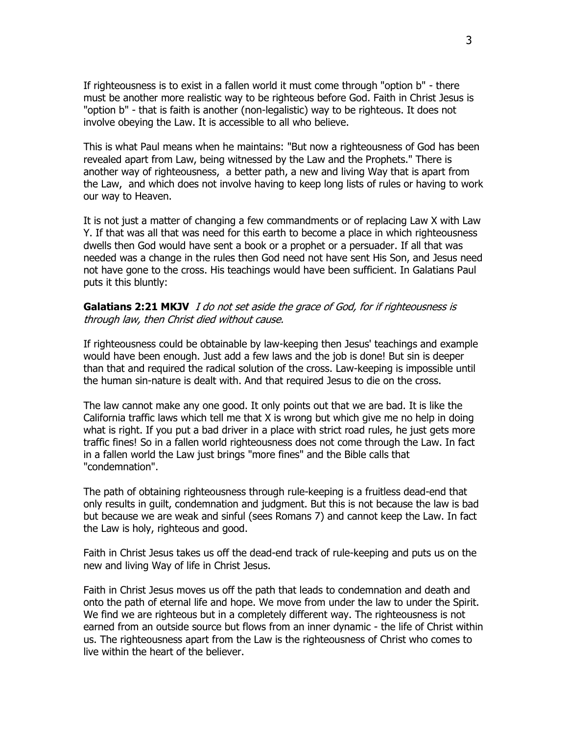If righteousness is to exist in a fallen world it must come through "option b" - there must be another more realistic way to be righteous before God. Faith in Christ Jesus is "option b" - that is faith is another (non-legalistic) way to be righteous. It does not involve obeying the Law. It is accessible to all who believe.

This is what Paul means when he maintains: "But now a righteousness of God has been revealed apart from Law, being witnessed by the Law and the Prophets." There is another way of righteousness, a better path, a new and living Way that is apart from the Law, and which does not involve having to keep long lists of rules or having to work our way to Heaven.

It is not just a matter of changing a few commandments or of replacing Law X with Law Y. If that was all that was need for this earth to become a place in which righteousness dwells then God would have sent a book or a prophet or a persuader. If all that was needed was a change in the rules then God need not have sent His Son, and Jesus need not have gone to the cross. His teachings would have been sufficient. In Galatians Paul puts it this bluntly:

**Galatians 2:21 MKJV** *I do not set aside the grace of God, for if righteousness is through law, then Christ died without cause.*

If righteousness could be obtainable by law-keeping then Jesus' teachings and example would have been enough. Just add a few laws and the job is done! But sin is deeper than that and required the radical solution of the cross. Law-keeping is impossible until the human sin-nature is dealt with. And that required Jesus to die on the cross.

The law cannot make any one good. It only points out that we are bad. It is like the California traffic laws which tell me that X is wrong but which give me no help in doing what is right. If you put a bad driver in a place with strict road rules, he just gets more traffic fines! So in a fallen world righteousness does not come through the Law. In fact in a fallen world the Law just brings "more fines" and the Bible calls that "condemnation".

The path of obtaining righteousness through rule-keeping is a fruitless dead-end that only results in guilt, condemnation and judgment. But this is not because the law is bad but because we are weak and sinful (sees Romans 7) and cannot keep the Law. In fact the Law is holy, righteous and good.

Faith in Christ Jesus takes us off the dead-end track of rule-keeping and puts us on the new and living Way of life in Christ Jesus.

Faith in Christ Jesus moves us off the path that leads to condemnation and death and onto the path of eternal life and hope. We move from under the law to under the Spirit. We find we are righteous but in a completely different way. The righteousness is not earned from an outside source but flows from an inner dynamic - the life of Christ within us. The righteousness apart from the Law is the righteousness of Christ who comes to live within the heart of the believer.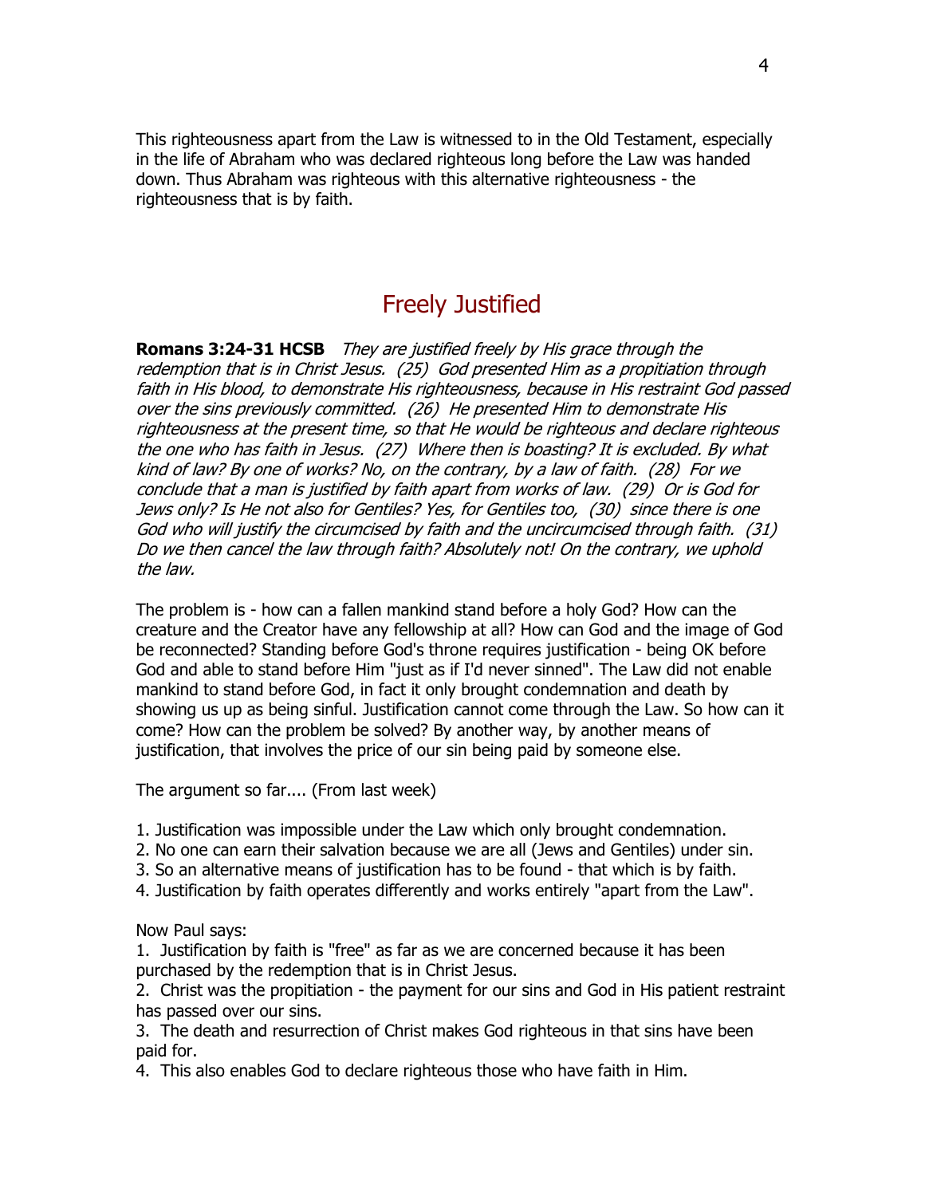This righteousness apart from the Law is witnessed to in the Old Testament, especially in the life of Abraham who was declared righteous long before the Law was handed down. Thus Abraham was righteous with this alternative righteousness - the righteousness that is by faith.

## Freely Justified

**Romans 3:24-31 HCSB** *They are justified freely by His grace through the redemption that is in Christ Jesus. (25) God presented Him as a propitiation through faith in His blood, to demonstrate His righteousness, because in His restraint God passed over the sins previously committed. (26) He presented Him to demonstrate His righteousness at the present time, so that He would be righteous and declare righteous the one who has faith in Jesus. (27) Where then is boasting? It is excluded. By what kind of law? By one of works? No, on the contrary, by a law of faith. (28) For we conclude that a man is justified by faith apart from works of law. (29) Or is God for Jews only? Is He not also for Gentiles? Yes, for Gentiles too, (30) since there is one God who will justify the circumcised by faith and the uncircumcised through faith. (31) Do we then cancel the law through faith? Absolutely not! On the contrary, we uphold the law.*

The problem is - how can a fallen mankind stand before a holy God? How can the creature and the Creator have any fellowship at all? How can God and the image of God be reconnected? Standing before God's throne requires justification - being OK before God and able to stand before Him "just as if I'd never sinned". The Law did not enable mankind to stand before God, in fact it only brought condemnation and death by showing us up as being sinful. Justification cannot come through the Law. So how can it come? How can the problem be solved? By another way, by another means of justification, that involves the price of our sin being paid by someone else.

The argument so far.... (From last week)

1. Justification was impossible under the Law which only brought condemnation.
2. No one can earn their salvation because we are all (Jews and Gentiles) under sin.
3. So an alternative means of justification has to be found - that which is by faith.
4. Justification by faith operates differently and works entirely "apart from the Law".

Now Paul says:

1. Justification by faith is "free" as far as we are concerned because it has been purchased by the redemption that is in Christ Jesus.
2. Christ was the propitiation - the payment for our sins and God in His patient restraint has passed over our sins.
3. The death and resurrection of Christ makes God righteous in that sins have been paid for.
4. This also enables God to declare righteous those who have faith in Him.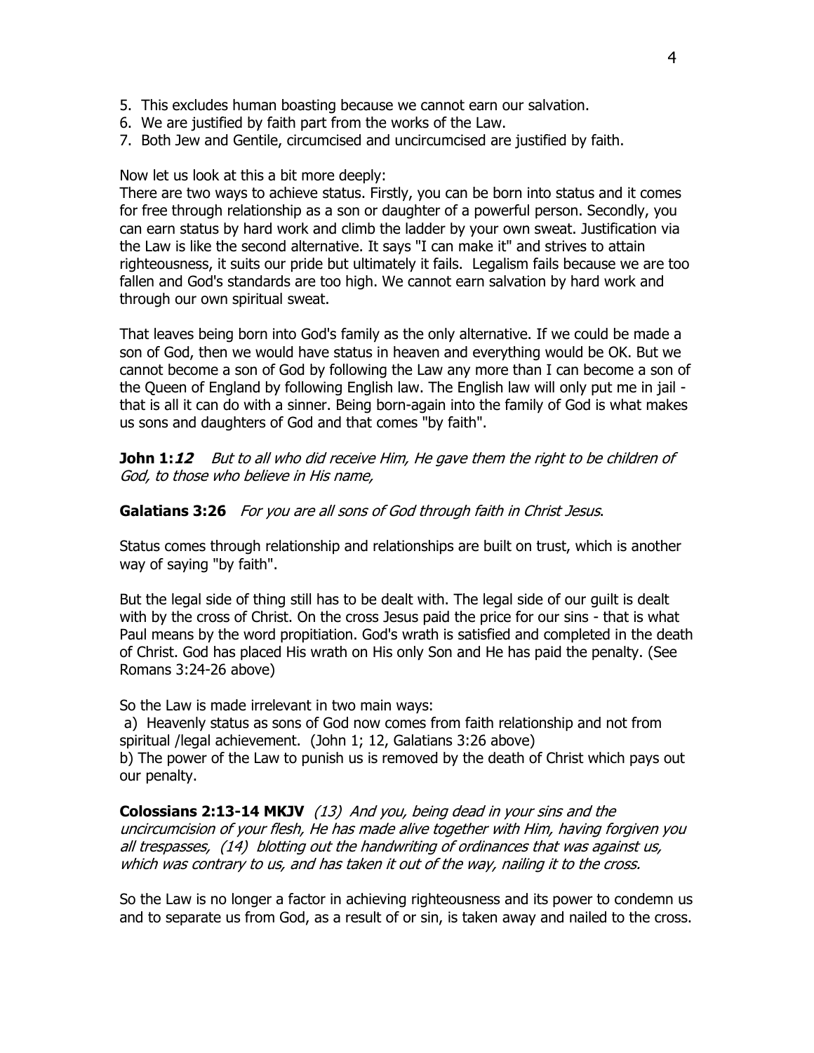5. This excludes human boasting because we cannot earn our salvation.
6. We are justified by faith part from the works of the Law.
7. Both Jew and Gentile, circumcised and uncircumcised are justified by faith.

Now let us look at this a bit more deeply:
There are two ways to achieve status. Firstly, you can be born into status and it comes for free through relationship as a son or daughter of a powerful person. Secondly, you can earn status by hard work and climb the ladder by your own sweat. Justification via the Law is like the second alternative. It says "I can make it" and strives to attain righteousness, it suits our pride but ultimately it fails. Legalism fails because we are too fallen and God's standards are too high. We cannot earn salvation by hard work and through our own spiritual sweat.

That leaves being born into God's family as the only alternative. If we could be made a son of God, then we would have status in heaven and everything would be OK. But we cannot become a son of God by following the Law any more than I can become a son of the Queen of England by following English law. The English law will only put me in jail - that is all it can do with a sinner. Being born-again into the family of God is what makes us sons and daughters of God and that comes "by faith".

**John 1:*12*** *But to all who did receive Him, He gave them the right to be children of God, to those who believe in His name,*

**Galatians 3:26** *For you are all sons of God through faith in Christ Jesus*.

Status comes through relationship and relationships are built on trust, which is another way of saying "by faith".

But the legal side of thing still has to be dealt with. The legal side of our guilt is dealt with by the cross of Christ. On the cross Jesus paid the price for our sins - that is what Paul means by the word propitiation. God's wrath is satisfied and completed in the death of Christ. God has placed His wrath on His only Son and He has paid the penalty. (See Romans 3:24-26 above)

So the Law is made irrelevant in two main ways:
a) Heavenly status as sons of God now comes from faith relationship and not from spiritual /legal achievement. (John 1; 12, Galatians 3:26 above)
b) The power of the Law to punish us is removed by the death of Christ which pays out our penalty.

**Colossians 2:13-14 MKJV** *(13) And you, being dead in your sins and the uncircumcision of your flesh, He has made alive together with Him, having forgiven you all trespasses, (14) blotting out the handwriting of ordinances that was against us, which was contrary to us, and has taken it out of the way, nailing it to the cross.*

So the Law is no longer a factor in achieving righteousness and its power to condemn us and to separate us from God, as a result of or sin, is taken away and nailed to the cross.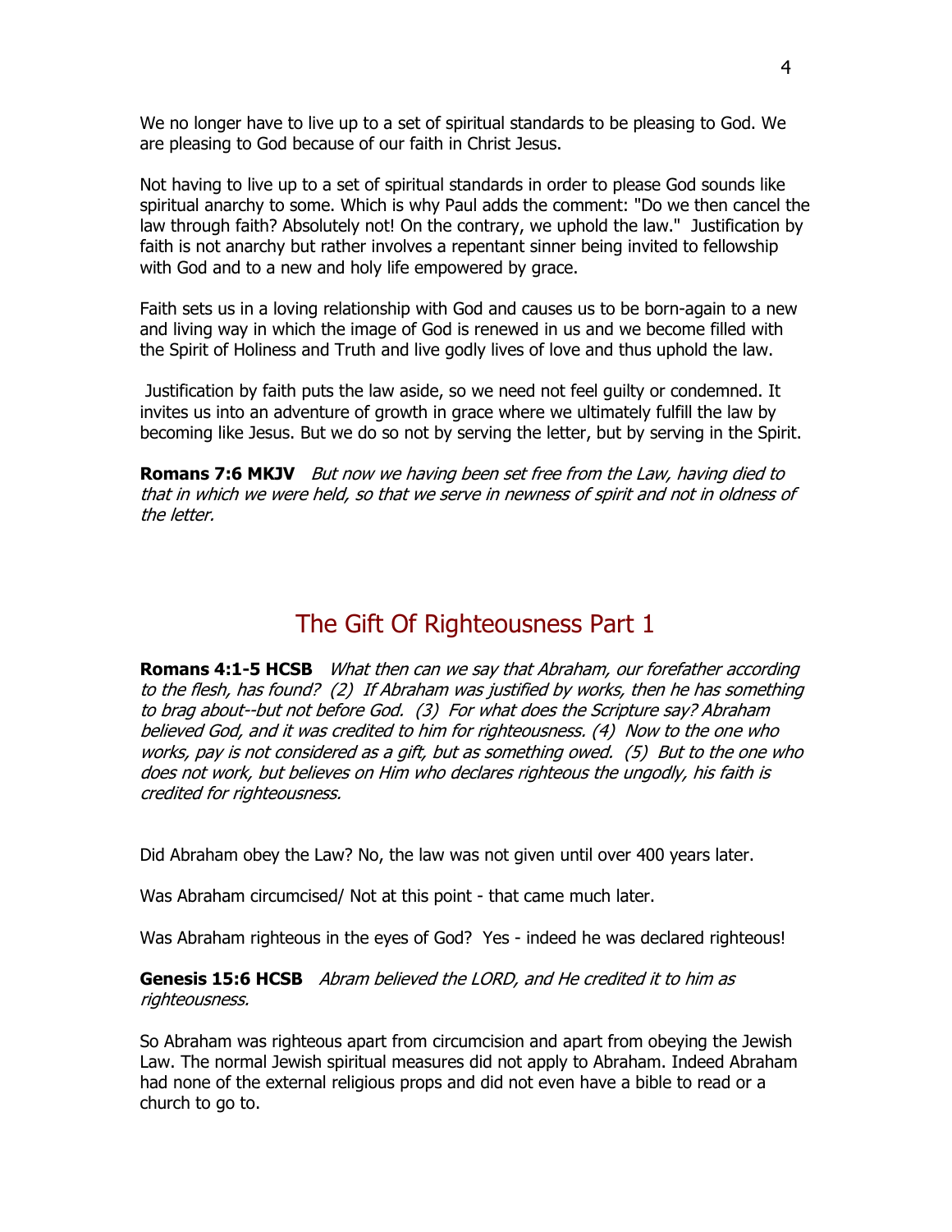We no longer have to live up to a set of spiritual standards to be pleasing to God. We are pleasing to God because of our faith in Christ Jesus.

Not having to live up to a set of spiritual standards in order to please God sounds like spiritual anarchy to some. Which is why Paul adds the comment: "Do we then cancel the law through faith? Absolutely not! On the contrary, we uphold the law." Justification by faith is not anarchy but rather involves a repentant sinner being invited to fellowship with God and to a new and holy life empowered by grace.

Faith sets us in a loving relationship with God and causes us to be born-again to a new and living way in which the image of God is renewed in us and we become filled with the Spirit of Holiness and Truth and live godly lives of love and thus uphold the law.

Justification by faith puts the law aside, so we need not feel guilty or condemned. It invites us into an adventure of growth in grace where we ultimately fulfill the law by becoming like Jesus. But we do so not by serving the letter, but by serving in the Spirit.

**Romans 7:6 MKJV** *But now we having been set free from the Law, having died to that in which we were held, so that we serve in newness of spirit and not in oldness of the letter.*

## The Gift Of Righteousness Part 1

**Romans 4:1-5 HCSB** *What then can we say that Abraham, our forefather according to the flesh, has found? (2) If Abraham was justified by works, then he has something to brag about--but not before God. (3) For what does the Scripture say? Abraham believed God, and it was credited to him for righteousness. (4) Now to the one who works, pay is not considered as a gift, but as something owed. (5) But to the one who does not work, but believes on Him who declares righteous the ungodly, his faith is credited for righteousness.*

Did Abraham obey the Law? No, the law was not given until over 400 years later.

Was Abraham circumcised/ Not at this point - that came much later.

Was Abraham righteous in the eyes of God? Yes - indeed he was declared righteous!

**Genesis 15:6 HCSB** *Abram believed the LORD, and He credited it to him as righteousness.*

So Abraham was righteous apart from circumcision and apart from obeying the Jewish Law. The normal Jewish spiritual measures did not apply to Abraham. Indeed Abraham had none of the external religious props and did not even have a bible to read or a church to go to.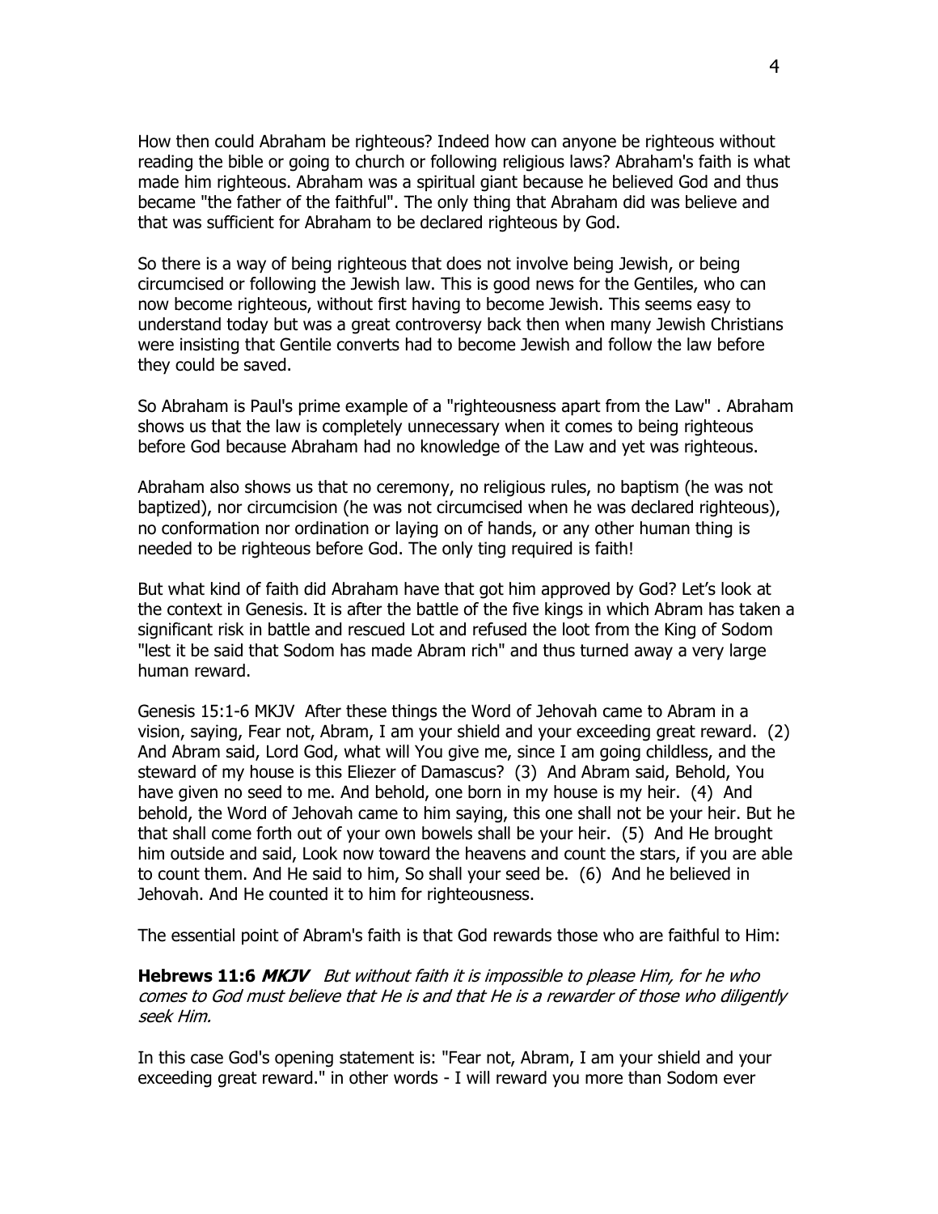How then could Abraham be righteous? Indeed how can anyone be righteous without reading the bible or going to church or following religious laws? Abraham's faith is what made him righteous. Abraham was a spiritual giant because he believed God and thus became "the father of the faithful". The only thing that Abraham did was believe and that was sufficient for Abraham to be declared righteous by God.

So there is a way of being righteous that does not involve being Jewish, or being circumcised or following the Jewish law. This is good news for the Gentiles, who can now become righteous, without first having to become Jewish. This seems easy to understand today but was a great controversy back then when many Jewish Christians were insisting that Gentile converts had to become Jewish and follow the law before they could be saved.

So Abraham is Paul's prime example of a "righteousness apart from the Law" . Abraham shows us that the law is completely unnecessary when it comes to being righteous before God because Abraham had no knowledge of the Law and yet was righteous.

Abraham also shows us that no ceremony, no religious rules, no baptism (he was not baptized), nor circumcision (he was not circumcised when he was declared righteous), no conformation nor ordination or laying on of hands, or any other human thing is needed to be righteous before God. The only ting required is faith!

But what kind of faith did Abraham have that got him approved by God? Let's look at the context in Genesis. It is after the battle of the five kings in which Abram has taken a significant risk in battle and rescued Lot and refused the loot from the King of Sodom "lest it be said that Sodom has made Abram rich" and thus turned away a very large human reward.

Genesis 15:1-6 MKJV After these things the Word of Jehovah came to Abram in a vision, saying, Fear not, Abram, I am your shield and your exceeding great reward. (2) And Abram said, Lord God, what will You give me, since I am going childless, and the steward of my house is this Eliezer of Damascus? (3) And Abram said, Behold, You have given no seed to me. And behold, one born in my house is my heir. (4) And behold, the Word of Jehovah came to him saying, this one shall not be your heir. But he that shall come forth out of your own bowels shall be your heir. (5) And He brought him outside and said, Look now toward the heavens and count the stars, if you are able to count them. And He said to him, So shall your seed be. (6) And he believed in Jehovah. And He counted it to him for righteousness.

The essential point of Abram's faith is that God rewards those who are faithful to Him:

**Hebrews 11:6 *MKJV*** *But without faith it is impossible to please Him, for he who comes to God must believe that He is and that He is a rewarder of those who diligently seek Him.*

In this case God's opening statement is: "Fear not, Abram, I am your shield and your exceeding great reward." in other words - I will reward you more than Sodom ever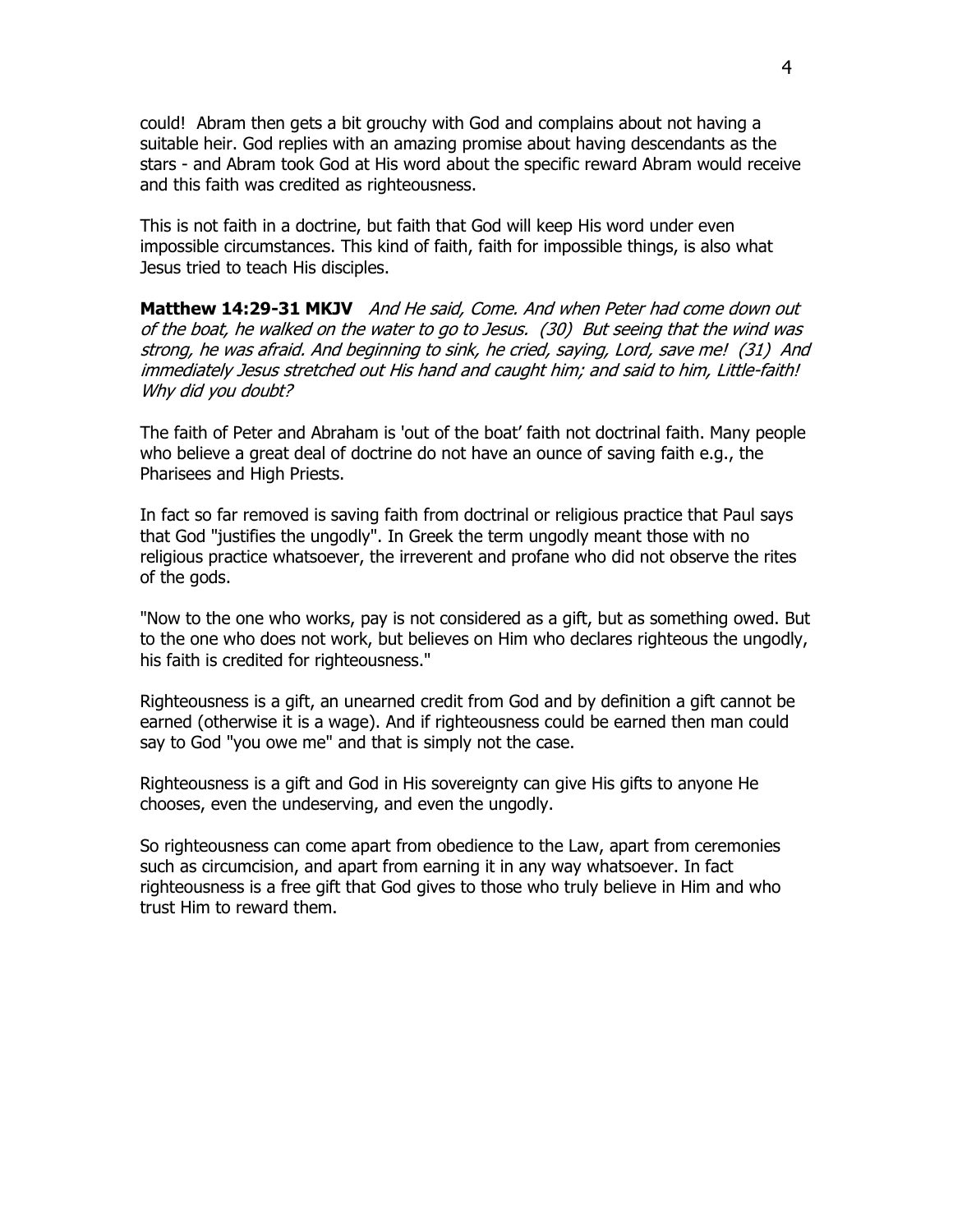could! Abram then gets a bit grouchy with God and complains about not having a suitable heir. God replies with an amazing promise about having descendants as the stars - and Abram took God at His word about the specific reward Abram would receive and this faith was credited as righteousness.

This is not faith in a doctrine, but faith that God will keep His word under even impossible circumstances. This kind of faith, faith for impossible things, is also what Jesus tried to teach His disciples.

**Matthew 14:29-31 MKJV** *And He said, Come. And when Peter had come down out of the boat, he walked on the water to go to Jesus. (30) But seeing that the wind was strong, he was afraid. And beginning to sink, he cried, saying, Lord, save me! (31) And immediately Jesus stretched out His hand and caught him; and said to him, Little-faith! Why did you doubt?*

The faith of Peter and Abraham is 'out of the boat' faith not doctrinal faith. Many people who believe a great deal of doctrine do not have an ounce of saving faith e.g., the Pharisees and High Priests.

In fact so far removed is saving faith from doctrinal or religious practice that Paul says that God "justifies the ungodly". In Greek the term ungodly meant those with no religious practice whatsoever, the irreverent and profane who did not observe the rites of the gods.

"Now to the one who works, pay is not considered as a gift, but as something owed. But to the one who does not work, but believes on Him who declares righteous the ungodly, his faith is credited for righteousness."

Righteousness is a gift, an unearned credit from God and by definition a gift cannot be earned (otherwise it is a wage). And if righteousness could be earned then man could say to God "you owe me" and that is simply not the case.

Righteousness is a gift and God in His sovereignty can give His gifts to anyone He chooses, even the undeserving, and even the ungodly.

So righteousness can come apart from obedience to the Law, apart from ceremonies such as circumcision, and apart from earning it in any way whatsoever. In fact righteousness is a free gift that God gives to those who truly believe in Him and who trust Him to reward them.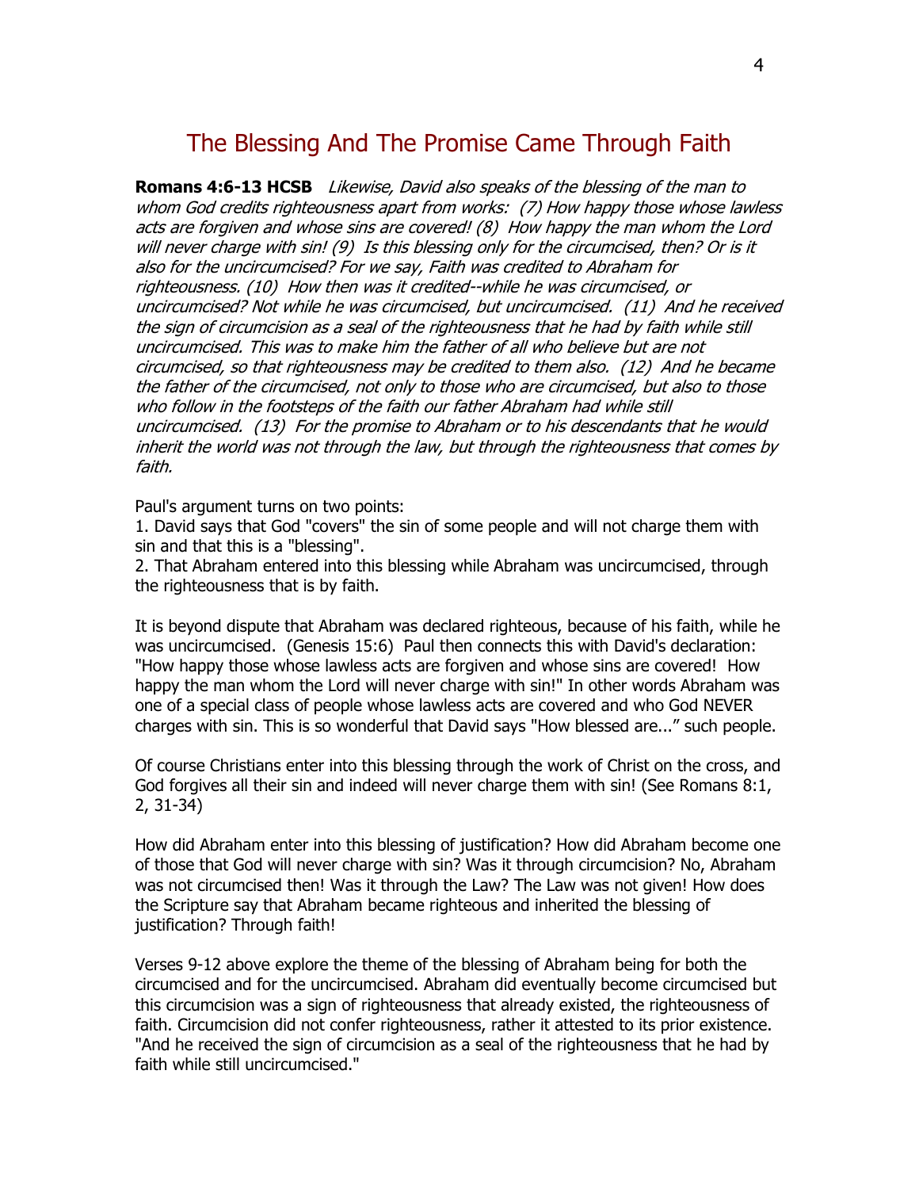# The Blessing And The Promise Came Through Faith

**Romans 4:6-13 HCSB** *Likewise, David also speaks of the blessing of the man to whom God credits righteousness apart from works: (7) How happy those whose lawless acts are forgiven and whose sins are covered! (8) How happy the man whom the Lord will never charge with sin! (9) Is this blessing only for the circumcised, then? Or is it also for the uncircumcised? For we say, Faith was credited to Abraham for righteousness. (10) How then was it credited--while he was circumcised, or uncircumcised? Not while he was circumcised, but uncircumcised. (11) And he received the sign of circumcision as a seal of the righteousness that he had by faith while still uncircumcised. This was to make him the father of all who believe but are not circumcised, so that righteousness may be credited to them also. (12) And he became the father of the circumcised, not only to those who are circumcised, but also to those who follow in the footsteps of the faith our father Abraham had while still uncircumcised. (13) For the promise to Abraham or to his descendants that he would inherit the world was not through the law, but through the righteousness that comes by faith.*

Paul's argument turns on two points:
1. David says that God "covers" the sin of some people and will not charge them with sin and that this is a "blessing".
2. That Abraham entered into this blessing while Abraham was uncircumcised, through the righteousness that is by faith.

It is beyond dispute that Abraham was declared righteous, because of his faith, while he was uncircumcised. (Genesis 15:6) Paul then connects this with David's declaration: "How happy those whose lawless acts are forgiven and whose sins are covered! How happy the man whom the Lord will never charge with sin!" In other words Abraham was one of a special class of people whose lawless acts are covered and who God NEVER charges with sin. This is so wonderful that David says "How blessed are..." such people.

Of course Christians enter into this blessing through the work of Christ on the cross, and God forgives all their sin and indeed will never charge them with sin! (See Romans 8:1, 2, 31-34)

How did Abraham enter into this blessing of justification? How did Abraham become one of those that God will never charge with sin? Was it through circumcision? No, Abraham was not circumcised then! Was it through the Law? The Law was not given! How does the Scripture say that Abraham became righteous and inherited the blessing of justification? Through faith!

Verses 9-12 above explore the theme of the blessing of Abraham being for both the circumcised and for the uncircumcised. Abraham did eventually become circumcised but this circumcision was a sign of righteousness that already existed, the righteousness of faith. Circumcision did not confer righteousness, rather it attested to its prior existence. "And he received the sign of circumcision as a seal of the righteousness that he had by faith while still uncircumcised."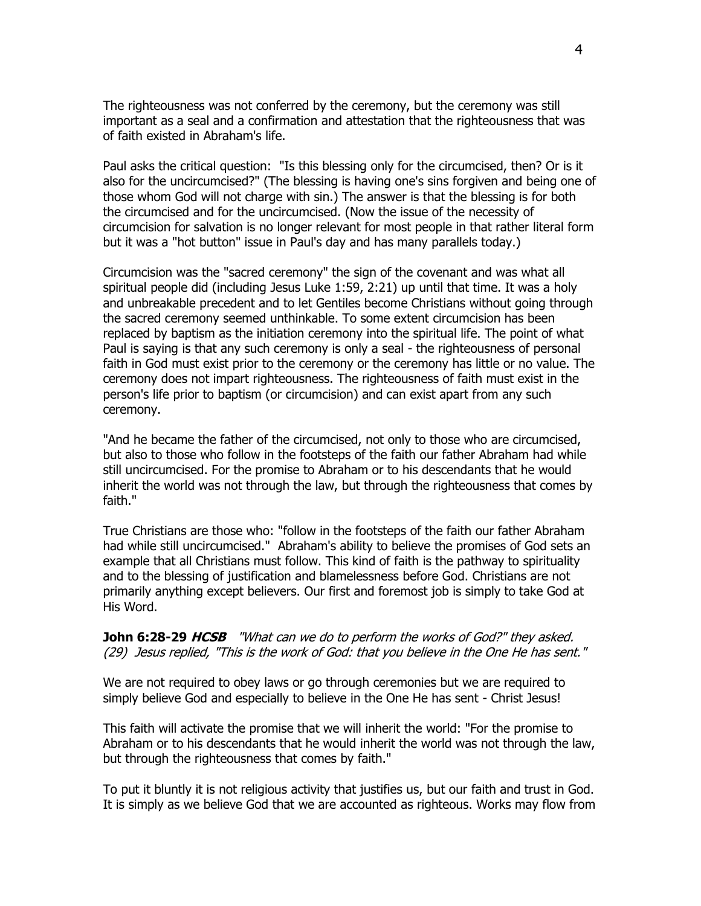The righteousness was not conferred by the ceremony, but the ceremony was still important as a seal and a confirmation and attestation that the righteousness that was of faith existed in Abraham's life.

Paul asks the critical question: "Is this blessing only for the circumcised, then? Or is it also for the uncircumcised?" (The blessing is having one's sins forgiven and being one of those whom God will not charge with sin.) The answer is that the blessing is for both the circumcised and for the uncircumcised. (Now the issue of the necessity of circumcision for salvation is no longer relevant for most people in that rather literal form but it was a "hot button" issue in Paul's day and has many parallels today.)

Circumcision was the "sacred ceremony" the sign of the covenant and was what all spiritual people did (including Jesus Luke 1:59, 2:21) up until that time. It was a holy and unbreakable precedent and to let Gentiles become Christians without going through the sacred ceremony seemed unthinkable. To some extent circumcision has been replaced by baptism as the initiation ceremony into the spiritual life. The point of what Paul is saying is that any such ceremony is only a seal - the righteousness of personal faith in God must exist prior to the ceremony or the ceremony has little or no value. The ceremony does not impart righteousness. The righteousness of faith must exist in the person's life prior to baptism (or circumcision) and can exist apart from any such ceremony.

"And he became the father of the circumcised, not only to those who are circumcised, but also to those who follow in the footsteps of the faith our father Abraham had while still uncircumcised. For the promise to Abraham or to his descendants that he would inherit the world was not through the law, but through the righteousness that comes by faith."

True Christians are those who: "follow in the footsteps of the faith our father Abraham had while still uncircumcised." Abraham's ability to believe the promises of God sets an example that all Christians must follow. This kind of faith is the pathway to spirituality and to the blessing of justification and blamelessness before God. Christians are not primarily anything except believers. Our first and foremost job is simply to take God at His Word.

**John 6:28-29** ***HCSB*** *"What can we do to perform the works of God?" they asked. (29) Jesus replied, "This is the work of God: that you believe in the One He has sent."*

We are not required to obey laws or go through ceremonies but we are required to simply believe God and especially to believe in the One He has sent - Christ Jesus!

This faith will activate the promise that we will inherit the world: "For the promise to Abraham or to his descendants that he would inherit the world was not through the law, but through the righteousness that comes by faith."

To put it bluntly it is not religious activity that justifies us, but our faith and trust in God. It is simply as we believe God that we are accounted as righteous. Works may flow from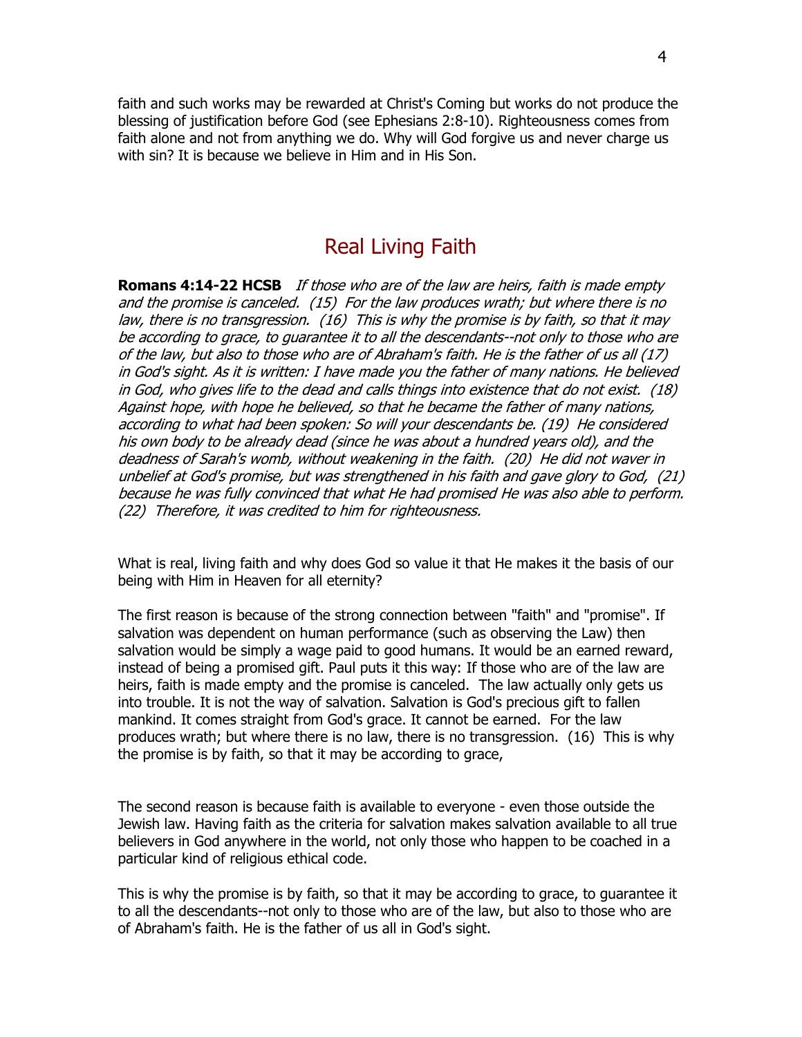faith and such works may be rewarded at Christ's Coming but works do not produce the blessing of justification before God (see Ephesians 2:8-10). Righteousness comes from faith alone and not from anything we do. Why will God forgive us and never charge us with sin? It is because we believe in Him and in His Son.

## Real Living Faith

**Romans 4:14-22 HCSB** *If those who are of the law are heirs, faith is made empty and the promise is canceled. (15) For the law produces wrath; but where there is no law, there is no transgression. (16) This is why the promise is by faith, so that it may be according to grace, to guarantee it to all the descendants--not only to those who are of the law, but also to those who are of Abraham's faith. He is the father of us all (17) in God's sight. As it is written: I have made you the father of many nations. He believed in God, who gives life to the dead and calls things into existence that do not exist. (18) Against hope, with hope he believed, so that he became the father of many nations, according to what had been spoken: So will your descendants be. (19) He considered his own body to be already dead (since he was about a hundred years old), and the deadness of Sarah's womb, without weakening in the faith. (20) He did not waver in unbelief at God's promise, but was strengthened in his faith and gave glory to God, (21) because he was fully convinced that what He had promised He was also able to perform. (22) Therefore, it was credited to him for righteousness.*

What is real, living faith and why does God so value it that He makes it the basis of our being with Him in Heaven for all eternity?

The first reason is because of the strong connection between "faith" and "promise". If salvation was dependent on human performance (such as observing the Law) then salvation would be simply a wage paid to good humans. It would be an earned reward, instead of being a promised gift. Paul puts it this way: If those who are of the law are heirs, faith is made empty and the promise is canceled. The law actually only gets us into trouble. It is not the way of salvation. Salvation is God's precious gift to fallen mankind. It comes straight from God's grace. It cannot be earned. For the law produces wrath; but where there is no law, there is no transgression. (16) This is why the promise is by faith, so that it may be according to grace,

The second reason is because faith is available to everyone - even those outside the Jewish law. Having faith as the criteria for salvation makes salvation available to all true believers in God anywhere in the world, not only those who happen to be coached in a particular kind of religious ethical code.

This is why the promise is by faith, so that it may be according to grace, to guarantee it to all the descendants--not only to those who are of the law, but also to those who are of Abraham's faith. He is the father of us all in God's sight.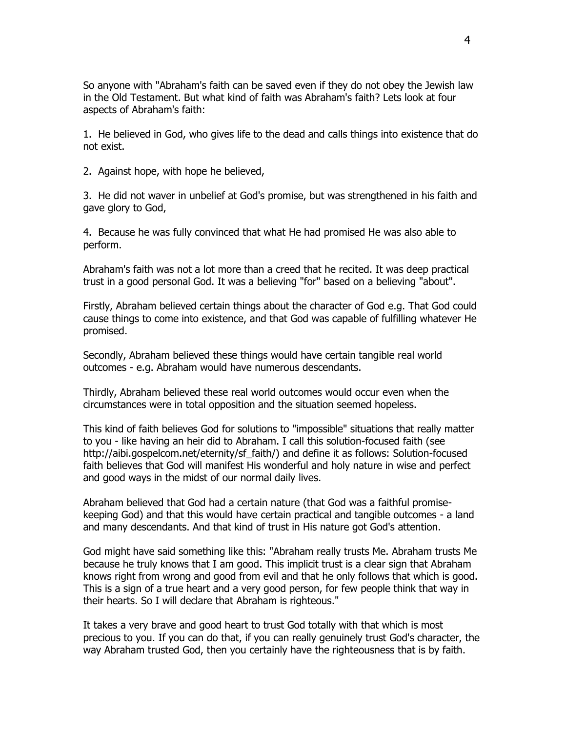So anyone with "Abraham's faith can be saved even if they do not obey the Jewish law in the Old Testament. But what kind of faith was Abraham's faith? Lets look at four aspects of Abraham's faith:

1. He believed in God, who gives life to the dead and calls things into existence that do not exist.

2. Against hope, with hope he believed,

3. He did not waver in unbelief at God's promise, but was strengthened in his faith and gave glory to God,

4. Because he was fully convinced that what He had promised He was also able to perform.

Abraham's faith was not a lot more than a creed that he recited. It was deep practical trust in a good personal God. It was a believing "for" based on a believing "about".

Firstly, Abraham believed certain things about the character of God e.g. That God could cause things to come into existence, and that God was capable of fulfilling whatever He promised.

Secondly, Abraham believed these things would have certain tangible real world outcomes - e.g. Abraham would have numerous descendants.

Thirdly, Abraham believed these real world outcomes would occur even when the circumstances were in total opposition and the situation seemed hopeless.

This kind of faith believes God for solutions to "impossible" situations that really matter to you - like having an heir did to Abraham. I call this solution-focused faith (see http://aibi.gospelcom.net/eternity/sf_faith/) and define it as follows: Solution-focused faith believes that God will manifest His wonderful and holy nature in wise and perfect and good ways in the midst of our normal daily lives.

Abraham believed that God had a certain nature (that God was a faithful promise-keeping God) and that this would have certain practical and tangible outcomes - a land and many descendants. And that kind of trust in His nature got God's attention.

God might have said something like this: "Abraham really trusts Me. Abraham trusts Me because he truly knows that I am good. This implicit trust is a clear sign that Abraham knows right from wrong and good from evil and that he only follows that which is good. This is a sign of a true heart and a very good person, for few people think that way in their hearts. So I will declare that Abraham is righteous."

It takes a very brave and good heart to trust God totally with that which is most precious to you. If you can do that, if you can really genuinely trust God's character, the way Abraham trusted God, then you certainly have the righteousness that is by faith.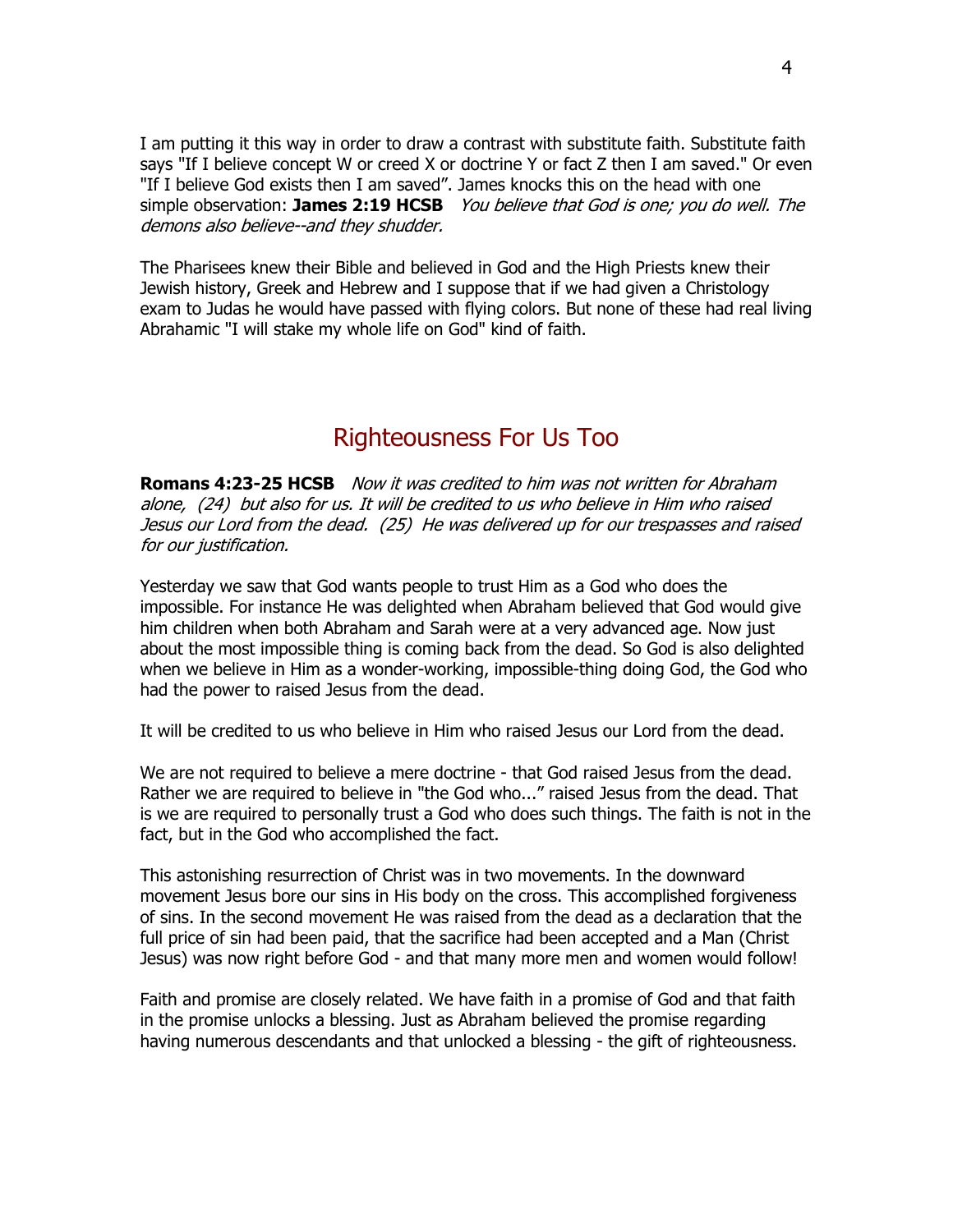I am putting it this way in order to draw a contrast with substitute faith. Substitute faith says "If I believe concept W or creed X or doctrine Y or fact Z then I am saved." Or even "If I believe God exists then I am saved". James knocks this on the head with one simple observation: **James 2:19 HCSB** *You believe that God is one; you do well. The demons also believe--and they shudder.*

The Pharisees knew their Bible and believed in God and the High Priests knew their Jewish history, Greek and Hebrew and I suppose that if we had given a Christology exam to Judas he would have passed with flying colors. But none of these had real living Abrahamic "I will stake my whole life on God" kind of faith.

## Righteousness For Us Too

**Romans 4:23-25 HCSB** *Now it was credited to him was not written for Abraham alone, (24) but also for us. It will be credited to us who believe in Him who raised Jesus our Lord from the dead. (25) He was delivered up for our trespasses and raised for our justification.*

Yesterday we saw that God wants people to trust Him as a God who does the impossible. For instance He was delighted when Abraham believed that God would give him children when both Abraham and Sarah were at a very advanced age. Now just about the most impossible thing is coming back from the dead. So God is also delighted when we believe in Him as a wonder-working, impossible-thing doing God, the God who had the power to raised Jesus from the dead.

It will be credited to us who believe in Him who raised Jesus our Lord from the dead.

We are not required to believe a mere doctrine - that God raised Jesus from the dead. Rather we are required to believe in "the God who..." raised Jesus from the dead. That is we are required to personally trust a God who does such things. The faith is not in the fact, but in the God who accomplished the fact.

This astonishing resurrection of Christ was in two movements. In the downward movement Jesus bore our sins in His body on the cross. This accomplished forgiveness of sins. In the second movement He was raised from the dead as a declaration that the full price of sin had been paid, that the sacrifice had been accepted and a Man (Christ Jesus) was now right before God - and that many more men and women would follow!

Faith and promise are closely related. We have faith in a promise of God and that faith in the promise unlocks a blessing. Just as Abraham believed the promise regarding having numerous descendants and that unlocked a blessing - the gift of righteousness.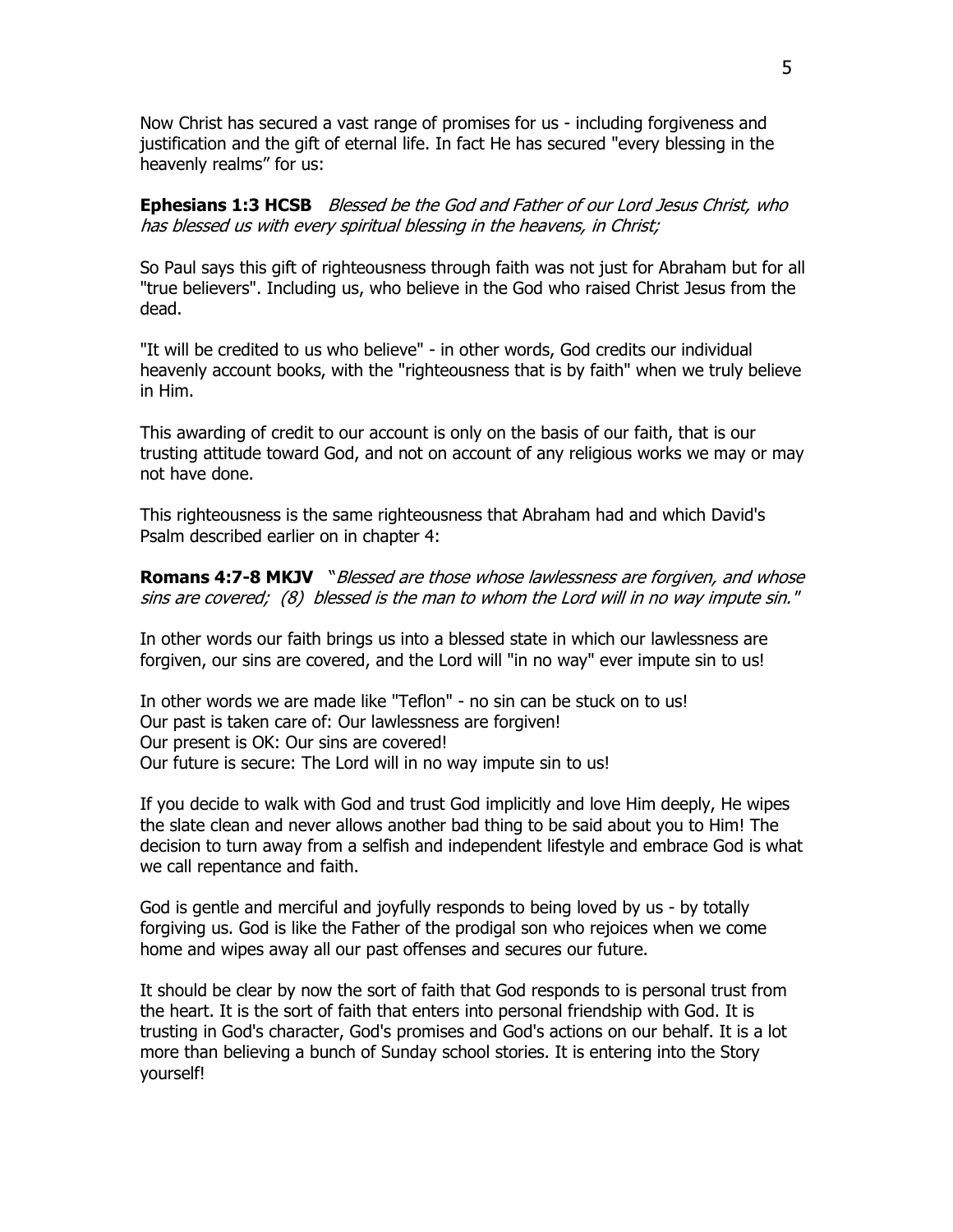Now Christ has secured a vast range of promises for us - including forgiveness and justification and the gift of eternal life. In fact He has secured "every blessing in the heavenly realms" for us:

**Ephesians 1:3 HCSB** *Blessed be the God and Father of our Lord Jesus Christ, who has blessed us with every spiritual blessing in the heavens, in Christ;*

So Paul says this gift of righteousness through faith was not just for Abraham but for all "true believers". Including us, who believe in the God who raised Christ Jesus from the dead.

"It will be credited to us who believe" - in other words, God credits our individual heavenly account books, with the "righteousness that is by faith" when we truly believe in Him.

This awarding of credit to our account is only on the basis of our faith, that is our trusting attitude toward God, and not on account of any religious works we may or may not have done.

This righteousness is the same righteousness that Abraham had and which David's Psalm described earlier on in chapter 4:

**Romans 4:7-8 MKJV** "*Blessed are those whose lawlessness are forgiven, and whose sins are covered; (8) blessed is the man to whom the Lord will in no way impute sin.*"

In other words our faith brings us into a blessed state in which our lawlessness are forgiven, our sins are covered, and the Lord will "in no way" ever impute sin to us!

In other words we are made like "Teflon" - no sin can be stuck on to us!
Our past is taken care of: Our lawlessness are forgiven!
Our present is OK: Our sins are covered!
Our future is secure: The Lord will in no way impute sin to us!

If you decide to walk with God and trust God implicitly and love Him deeply, He wipes the slate clean and never allows another bad thing to be said about you to Him! The decision to turn away from a selfish and independent lifestyle and embrace God is what we call repentance and faith.

God is gentle and merciful and joyfully responds to being loved by us - by totally forgiving us. God is like the Father of the prodigal son who rejoices when we come home and wipes away all our past offenses and secures our future.

It should be clear by now the sort of faith that God responds to is personal trust from the heart. It is the sort of faith that enters into personal friendship with God. It is trusting in God's character, God's promises and God's actions on our behalf. It is a lot more than believing a bunch of Sunday school stories. It is entering into the Story yourself!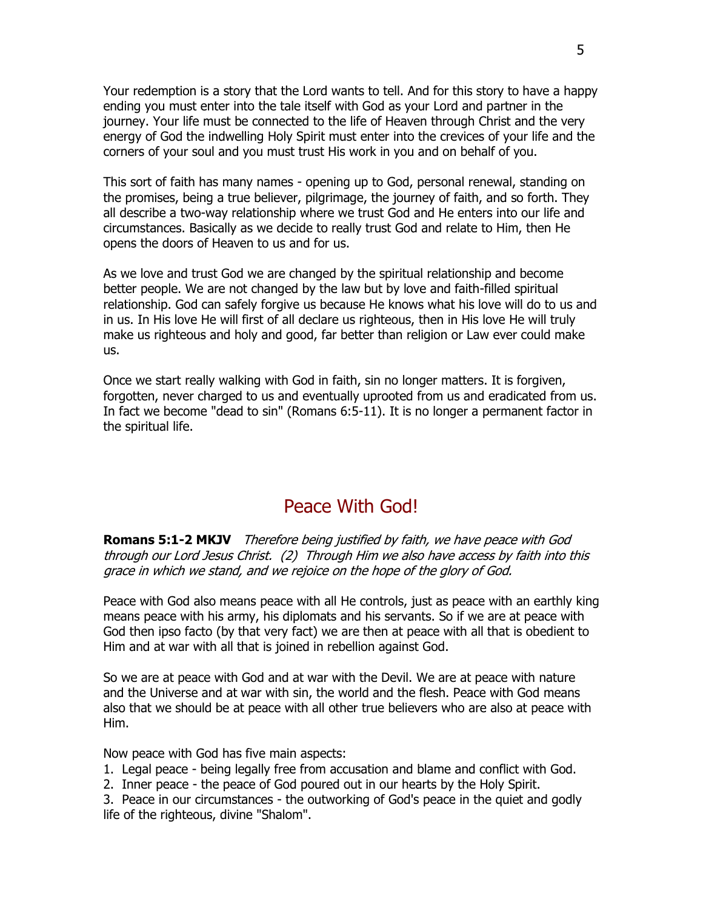Your redemption is a story that the Lord wants to tell. And for this story to have a happy ending you must enter into the tale itself with God as your Lord and partner in the journey. Your life must be connected to the life of Heaven through Christ and the very energy of God the indwelling Holy Spirit must enter into the crevices of your life and the corners of your soul and you must trust His work in you and on behalf of you.

This sort of faith has many names - opening up to God, personal renewal, standing on the promises, being a true believer, pilgrimage, the journey of faith, and so forth. They all describe a two-way relationship where we trust God and He enters into our life and circumstances. Basically as we decide to really trust God and relate to Him, then He opens the doors of Heaven to us and for us.

As we love and trust God we are changed by the spiritual relationship and become better people. We are not changed by the law but by love and faith-filled spiritual relationship. God can safely forgive us because He knows what his love will do to us and in us. In His love He will first of all declare us righteous, then in His love He will truly make us righteous and holy and good, far better than religion or Law ever could make us.

Once we start really walking with God in faith, sin no longer matters. It is forgiven, forgotten, never charged to us and eventually uprooted from us and eradicated from us. In fact we become "dead to sin" (Romans 6:5-11). It is no longer a permanent factor in the spiritual life.

## Peace With God!

**Romans 5:1-2 MKJV** *Therefore being justified by faith, we have peace with God through our Lord Jesus Christ. (2) Through Him we also have access by faith into this grace in which we stand, and we rejoice on the hope of the glory of God.*

Peace with God also means peace with all He controls, just as peace with an earthly king means peace with his army, his diplomats and his servants. So if we are at peace with God then ipso facto (by that very fact) we are then at peace with all that is obedient to Him and at war with all that is joined in rebellion against God.

So we are at peace with God and at war with the Devil. We are at peace with nature and the Universe and at war with sin, the world and the flesh. Peace with God means also that we should be at peace with all other true believers who are also at peace with Him.

Now peace with God has five main aspects:

1. Legal peace - being legally free from accusation and blame and conflict with God.
2. Inner peace - the peace of God poured out in our hearts by the Holy Spirit.
3. Peace in our circumstances - the outworking of God's peace in the quiet and godly life of the righteous, divine "Shalom".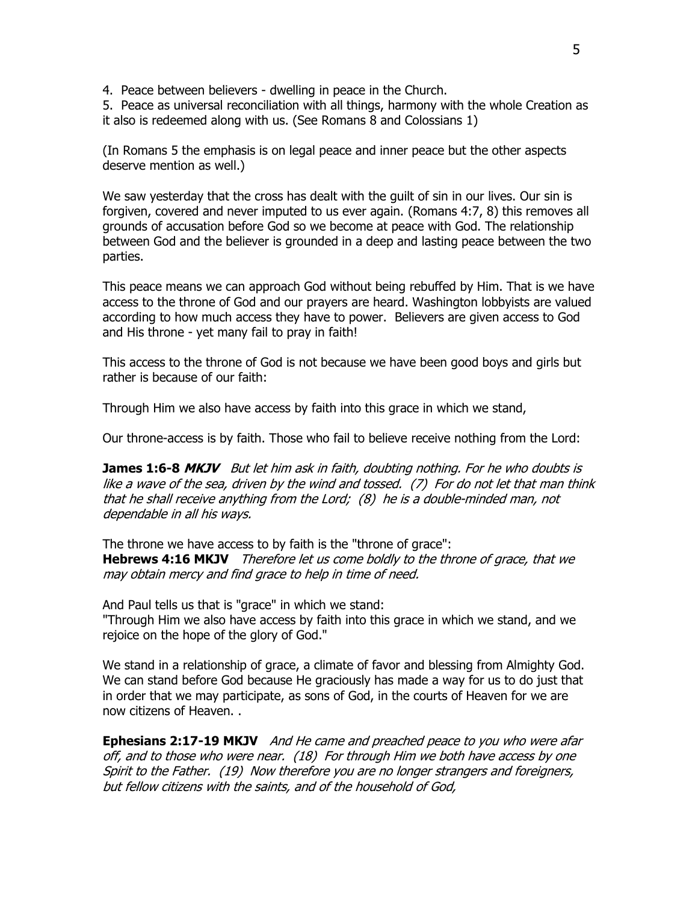4. Peace between believers - dwelling in peace in the Church.
5. Peace as universal reconciliation with all things, harmony with the whole Creation as it also is redeemed along with us. (See Romans 8 and Colossians 1)

(In Romans 5 the emphasis is on legal peace and inner peace but the other aspects deserve mention as well.)

We saw yesterday that the cross has dealt with the guilt of sin in our lives. Our sin is forgiven, covered and never imputed to us ever again. (Romans 4:7, 8) this removes all grounds of accusation before God so we become at peace with God. The relationship between God and the believer is grounded in a deep and lasting peace between the two parties.

This peace means we can approach God without being rebuffed by Him. That is we have access to the throne of God and our prayers are heard. Washington lobbyists are valued according to how much access they have to power. Believers are given access to God and His throne - yet many fail to pray in faith!

This access to the throne of God is not because we have been good boys and girls but rather is because of our faith:

Through Him we also have access by faith into this grace in which we stand,

Our throne-access is by faith. Those who fail to believe receive nothing from the Lord:

**James 1:6-8 *MKJV*** *But let him ask in faith, doubting nothing. For he who doubts is like a wave of the sea, driven by the wind and tossed. (7) For do not let that man think that he shall receive anything from the Lord; (8) he is a double-minded man, not dependable in all his ways.*

The throne we have access to by faith is the "throne of grace":
**Hebrews 4:16 MKJV** *Therefore let us come boldly to the throne of grace, that we may obtain mercy and find grace to help in time of need.*

And Paul tells us that is "grace" in which we stand:
"Through Him we also have access by faith into this grace in which we stand, and we rejoice on the hope of the glory of God."

We stand in a relationship of grace, a climate of favor and blessing from Almighty God. We can stand before God because He graciously has made a way for us to do just that in order that we may participate, as sons of God, in the courts of Heaven for we are now citizens of Heaven. .

**Ephesians 2:17-19 MKJV** *And He came and preached peace to you who were afar off, and to those who were near. (18) For through Him we both have access by one Spirit to the Father. (19) Now therefore you are no longer strangers and foreigners, but fellow citizens with the saints, and of the household of God,*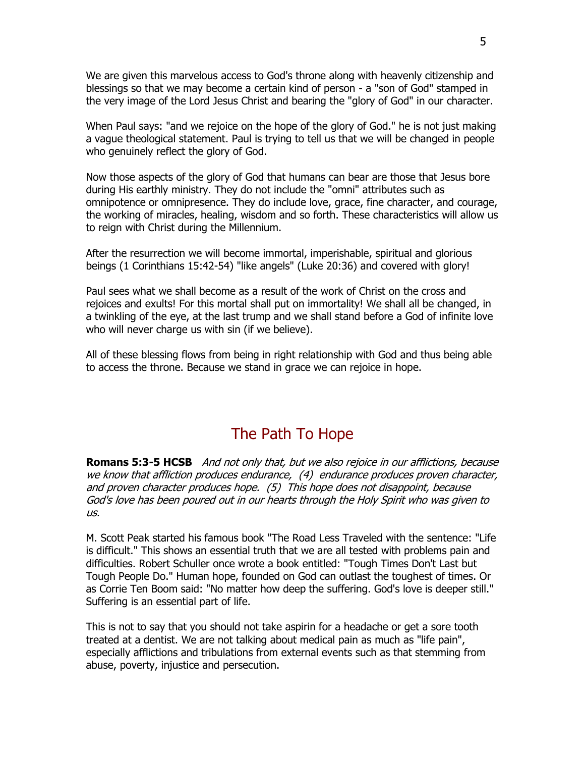We are given this marvelous access to God's throne along with heavenly citizenship and blessings so that we may become a certain kind of person - a "son of God" stamped in the very image of the Lord Jesus Christ and bearing the "glory of God" in our character.

When Paul says: "and we rejoice on the hope of the glory of God." he is not just making a vague theological statement. Paul is trying to tell us that we will be changed in people who genuinely reflect the glory of God.

Now those aspects of the glory of God that humans can bear are those that Jesus bore during His earthly ministry. They do not include the "omni" attributes such as omnipotence or omnipresence. They do include love, grace, fine character, and courage, the working of miracles, healing, wisdom and so forth. These characteristics will allow us to reign with Christ during the Millennium.

After the resurrection we will become immortal, imperishable, spiritual and glorious beings (1 Corinthians 15:42-54) "like angels" (Luke 20:36) and covered with glory!

Paul sees what we shall become as a result of the work of Christ on the cross and rejoices and exults! For this mortal shall put on immortality! We shall all be changed, in a twinkling of the eye, at the last trump and we shall stand before a God of infinite love who will never charge us with sin (if we believe).

All of these blessing flows from being in right relationship with God and thus being able to access the throne. Because we stand in grace we can rejoice in hope.

## The Path To Hope

**Romans 5:3-5 HCSB** *And not only that, but we also rejoice in our afflictions, because we know that affliction produces endurance, (4) endurance produces proven character, and proven character produces hope. (5) This hope does not disappoint, because God's love has been poured out in our hearts through the Holy Spirit who was given to us.*

M. Scott Peak started his famous book "The Road Less Traveled with the sentence: "Life is difficult." This shows an essential truth that we are all tested with problems pain and difficulties. Robert Schuller once wrote a book entitled: "Tough Times Don't Last but Tough People Do." Human hope, founded on God can outlast the toughest of times. Or as Corrie Ten Boom said: "No matter how deep the suffering. God's love is deeper still." Suffering is an essential part of life.

This is not to say that you should not take aspirin for a headache or get a sore tooth treated at a dentist. We are not talking about medical pain as much as "life pain", especially afflictions and tribulations from external events such as that stemming from abuse, poverty, injustice and persecution.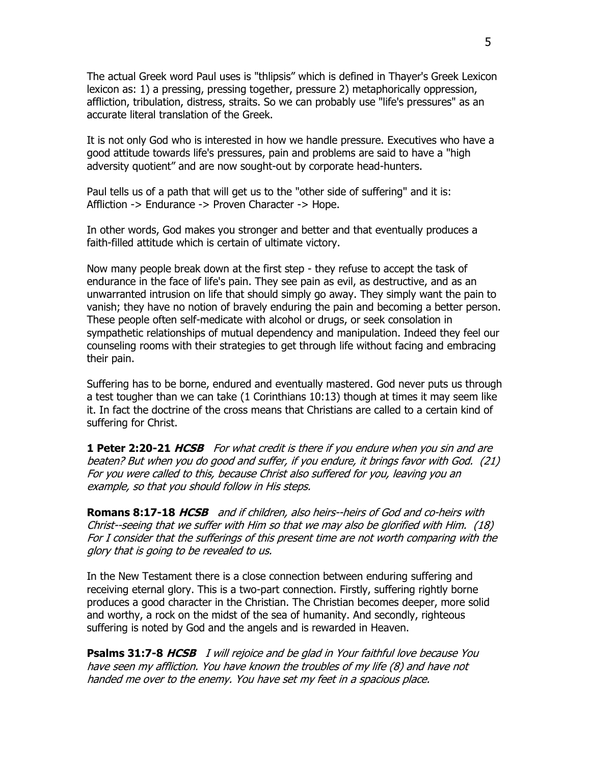The actual Greek word Paul uses is "thlipsis" which is defined in Thayer's Greek Lexicon lexicon as: 1) a pressing, pressing together, pressure 2) metaphorically oppression, affliction, tribulation, distress, straits. So we can probably use "life's pressures" as an accurate literal translation of the Greek.

It is not only God who is interested in how we handle pressure. Executives who have a good attitude towards life's pressures, pain and problems are said to have a "high adversity quotient" and are now sought-out by corporate head-hunters.

Paul tells us of a path that will get us to the "other side of suffering" and it is: Affliction -> Endurance -> Proven Character -> Hope.

In other words, God makes you stronger and better and that eventually produces a faith-filled attitude which is certain of ultimate victory.

Now many people break down at the first step - they refuse to accept the task of endurance in the face of life's pain. They see pain as evil, as destructive, and as an unwarranted intrusion on life that should simply go away. They simply want the pain to vanish; they have no notion of bravely enduring the pain and becoming a better person. These people often self-medicate with alcohol or drugs, or seek consolation in sympathetic relationships of mutual dependency and manipulation. Indeed they feel our counseling rooms with their strategies to get through life without facing and embracing their pain.

Suffering has to be borne, endured and eventually mastered. God never puts us through a test tougher than we can take (1 Corinthians 10:13) though at times it may seem like it. In fact the doctrine of the cross means that Christians are called to a certain kind of suffering for Christ.

**1 Peter 2:20-21** ***HCSB*** *For what credit is there if you endure when you sin and are beaten? But when you do good and suffer, if you endure, it brings favor with God. (21) For you were called to this, because Christ also suffered for you, leaving you an example, so that you should follow in His steps.*

**Romans 8:17-18** ***HCSB*** *and if children, also heirs--heirs of God and co-heirs with Christ--seeing that we suffer with Him so that we may also be glorified with Him. (18) For I consider that the sufferings of this present time are not worth comparing with the glory that is going to be revealed to us.*

In the New Testament there is a close connection between enduring suffering and receiving eternal glory. This is a two-part connection. Firstly, suffering rightly borne produces a good character in the Christian. The Christian becomes deeper, more solid and worthy, a rock on the midst of the sea of humanity. And secondly, righteous suffering is noted by God and the angels and is rewarded in Heaven.

**Psalms 31:7-8** ***HCSB*** *I will rejoice and be glad in Your faithful love because You have seen my affliction. You have known the troubles of my life (8) and have not handed me over to the enemy. You have set my feet in a spacious place.*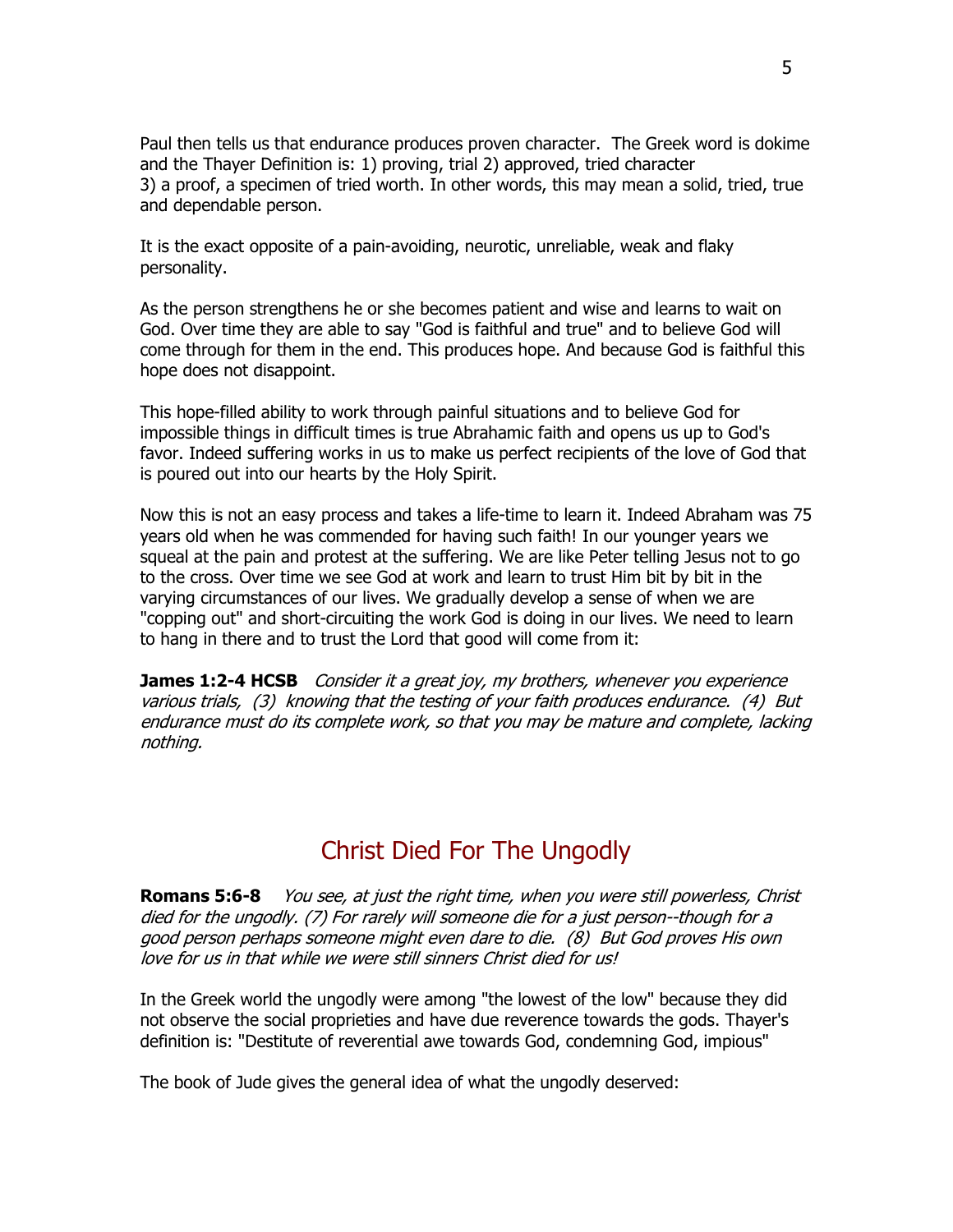Paul then tells us that endurance produces proven character. The Greek word is dokime and the Thayer Definition is: 1) proving, trial 2) approved, tried character 3) a proof, a specimen of tried worth. In other words, this may mean a solid, tried, true and dependable person.

It is the exact opposite of a pain-avoiding, neurotic, unreliable, weak and flaky personality.

As the person strengthens he or she becomes patient and wise and learns to wait on God. Over time they are able to say "God is faithful and true" and to believe God will come through for them in the end. This produces hope. And because God is faithful this hope does not disappoint.

This hope-filled ability to work through painful situations and to believe God for impossible things in difficult times is true Abrahamic faith and opens us up to God's favor. Indeed suffering works in us to make us perfect recipients of the love of God that is poured out into our hearts by the Holy Spirit.

Now this is not an easy process and takes a life-time to learn it. Indeed Abraham was 75 years old when he was commended for having such faith! In our younger years we squeal at the pain and protest at the suffering. We are like Peter telling Jesus not to go to the cross. Over time we see God at work and learn to trust Him bit by bit in the varying circumstances of our lives. We gradually develop a sense of when we are "copping out" and short-circuiting the work God is doing in our lives. We need to learn to hang in there and to trust the Lord that good will come from it:

**James 1:2-4 HCSB** *Consider it a great joy, my brothers, whenever you experience various trials, (3) knowing that the testing of your faith produces endurance. (4) But endurance must do its complete work, so that you may be mature and complete, lacking nothing.*

## Christ Died For The Ungodly

**Romans 5:6-8** *You see, at just the right time, when you were still powerless, Christ died for the ungodly. (7) For rarely will someone die for a just person--though for a good person perhaps someone might even dare to die. (8) But God proves His own love for us in that while we were still sinners Christ died for us!*

In the Greek world the ungodly were among "the lowest of the low" because they did not observe the social proprieties and have due reverence towards the gods. Thayer's definition is: "Destitute of reverential awe towards God, condemning God, impious"

The book of Jude gives the general idea of what the ungodly deserved: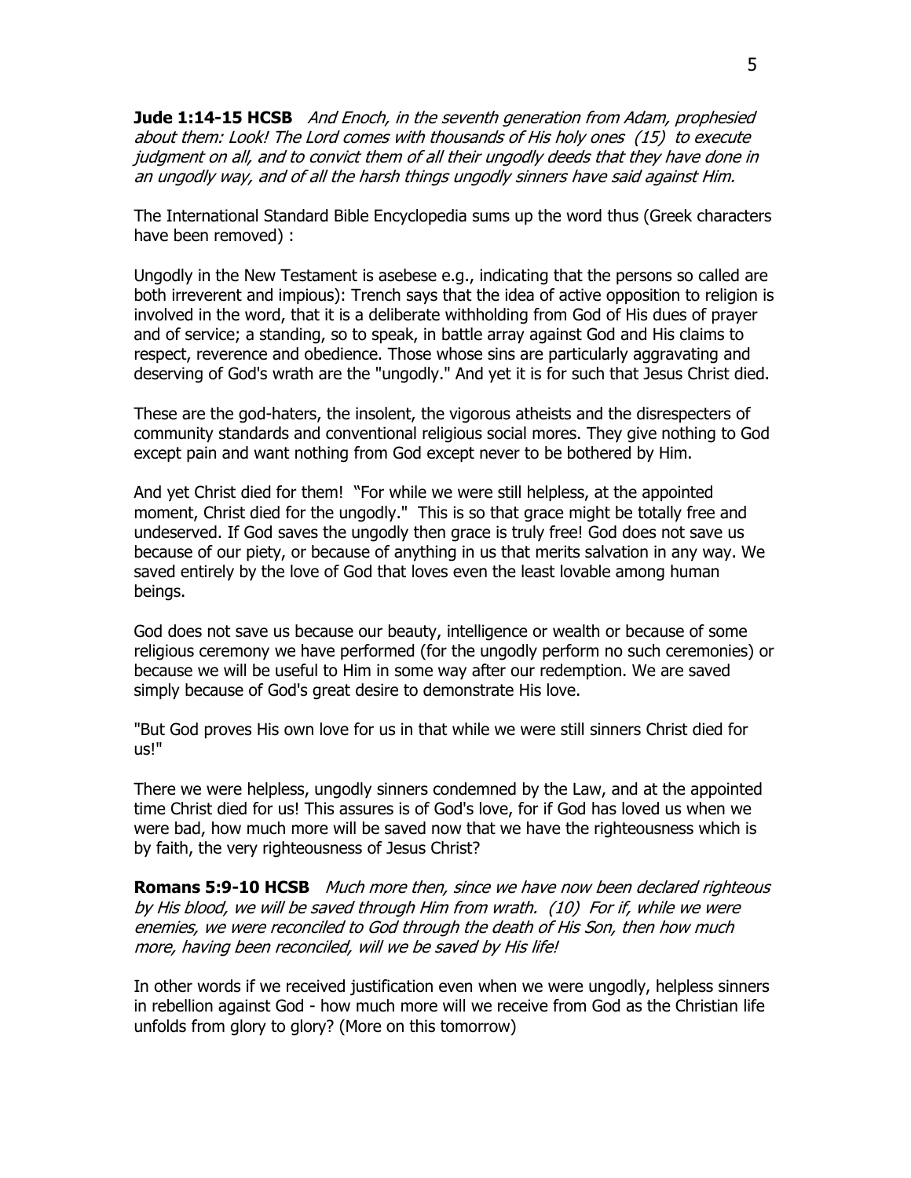**Jude 1:14-15 HCSB** *And Enoch, in the seventh generation from Adam, prophesied about them: Look! The Lord comes with thousands of His holy ones (15) to execute judgment on all, and to convict them of all their ungodly deeds that they have done in an ungodly way, and of all the harsh things ungodly sinners have said against Him.*

The International Standard Bible Encyclopedia sums up the word thus (Greek characters have been removed) :

Ungodly in the New Testament is asebese e.g., indicating that the persons so called are both irreverent and impious): Trench says that the idea of active opposition to religion is involved in the word, that it is a deliberate withholding from God of His dues of prayer and of service; a standing, so to speak, in battle array against God and His claims to respect, reverence and obedience. Those whose sins are particularly aggravating and deserving of God's wrath are the "ungodly." And yet it is for such that Jesus Christ died.

These are the god-haters, the insolent, the vigorous atheists and the disrespecters of community standards and conventional religious social mores. They give nothing to God except pain and want nothing from God except never to be bothered by Him.

And yet Christ died for them! "For while we were still helpless, at the appointed moment, Christ died for the ungodly." This is so that grace might be totally free and undeserved. If God saves the ungodly then grace is truly free! God does not save us because of our piety, or because of anything in us that merits salvation in any way. We saved entirely by the love of God that loves even the least lovable among human beings.

God does not save us because our beauty, intelligence or wealth or because of some religious ceremony we have performed (for the ungodly perform no such ceremonies) or because we will be useful to Him in some way after our redemption. We are saved simply because of God's great desire to demonstrate His love.

"But God proves His own love for us in that while we were still sinners Christ died for us!"

There we were helpless, ungodly sinners condemned by the Law, and at the appointed time Christ died for us! This assures is of God's love, for if God has loved us when we were bad, how much more will be saved now that we have the righteousness which is by faith, the very righteousness of Jesus Christ?

**Romans 5:9-10 HCSB** *Much more then, since we have now been declared righteous by His blood, we will be saved through Him from wrath. (10) For if, while we were enemies, we were reconciled to God through the death of His Son, then how much more, having been reconciled, will we be saved by His life!*

In other words if we received justification even when we were ungodly, helpless sinners in rebellion against God - how much more will we receive from God as the Christian life unfolds from glory to glory? (More on this tomorrow)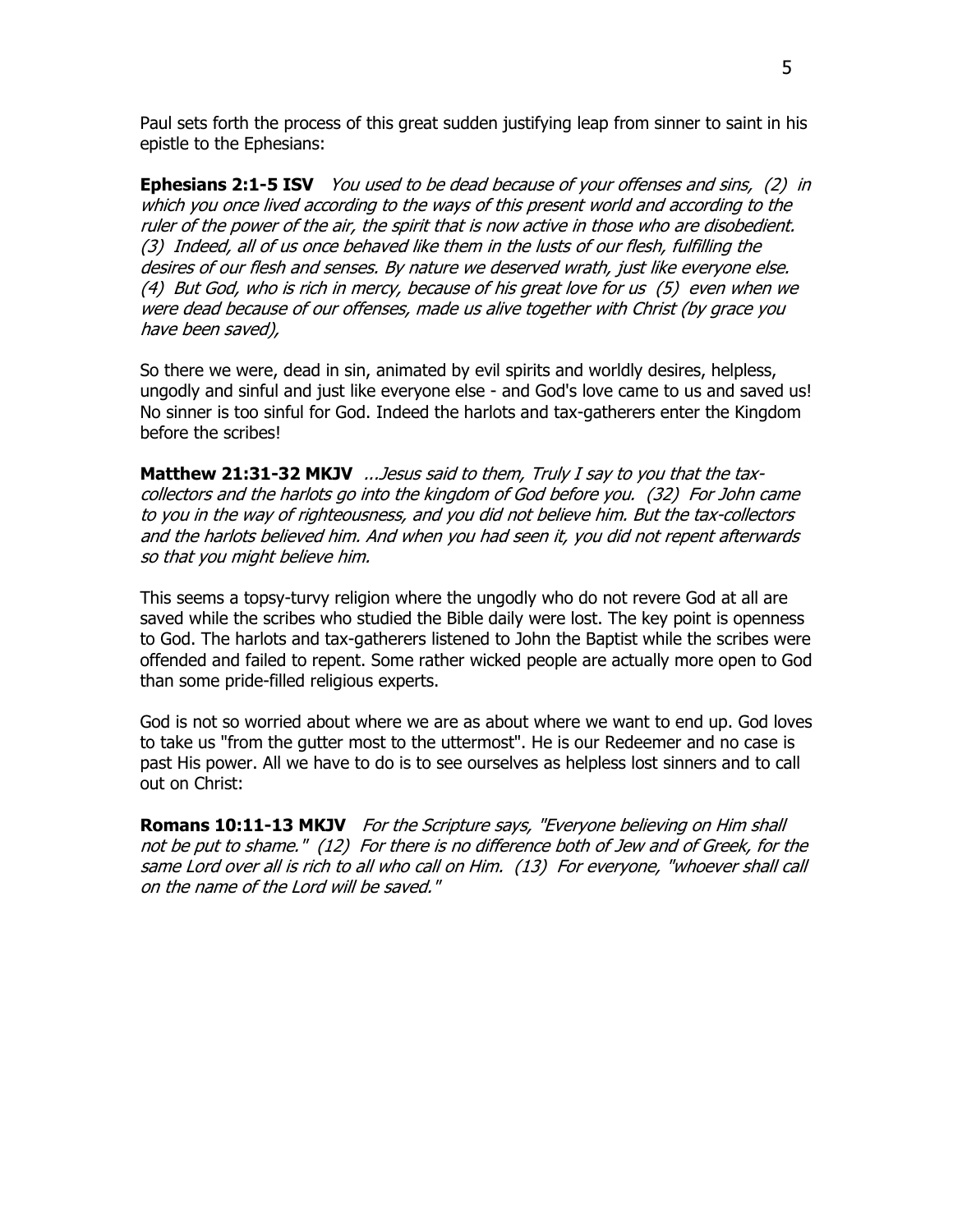Paul sets forth the process of this great sudden justifying leap from sinner to saint in his epistle to the Ephesians:

**Ephesians 2:1-5 ISV** *You used to be dead because of your offenses and sins, (2) in which you once lived according to the ways of this present world and according to the ruler of the power of the air, the spirit that is now active in those who are disobedient. (3) Indeed, all of us once behaved like them in the lusts of our flesh, fulfilling the desires of our flesh and senses. By nature we deserved wrath, just like everyone else. (4) But God, who is rich in mercy, because of his great love for us (5) even when we were dead because of our offenses, made us alive together with Christ (by grace you have been saved),*

So there we were, dead in sin, animated by evil spirits and worldly desires, helpless, ungodly and sinful and just like everyone else - and God's love came to us and saved us! No sinner is too sinful for God. Indeed the harlots and tax-gatherers enter the Kingdom before the scribes!

**Matthew 21:31-32 MKJV** *...Jesus said to them, Truly I say to you that the tax-collectors and the harlots go into the kingdom of God before you. (32) For John came to you in the way of righteousness, and you did not believe him. But the tax-collectors and the harlots believed him. And when you had seen it, you did not repent afterwards so that you might believe him.*

This seems a topsy-turvy religion where the ungodly who do not revere God at all are saved while the scribes who studied the Bible daily were lost. The key point is openness to God. The harlots and tax-gatherers listened to John the Baptist while the scribes were offended and failed to repent. Some rather wicked people are actually more open to God than some pride-filled religious experts.

God is not so worried about where we are as about where we want to end up. God loves to take us "from the guttermost to the uttermost". He is our Redeemer and no case is past His power. All we have to do is to see ourselves as helpless lost sinners and to call out on Christ:

**Romans 10:11-13 MKJV** *For the Scripture says, "Everyone believing on Him shall not be put to shame." (12) For there is no difference both of Jew and of Greek, for the same Lord over all is rich to all who call on Him. (13) For everyone, "whoever shall call on the name of the Lord will be saved."*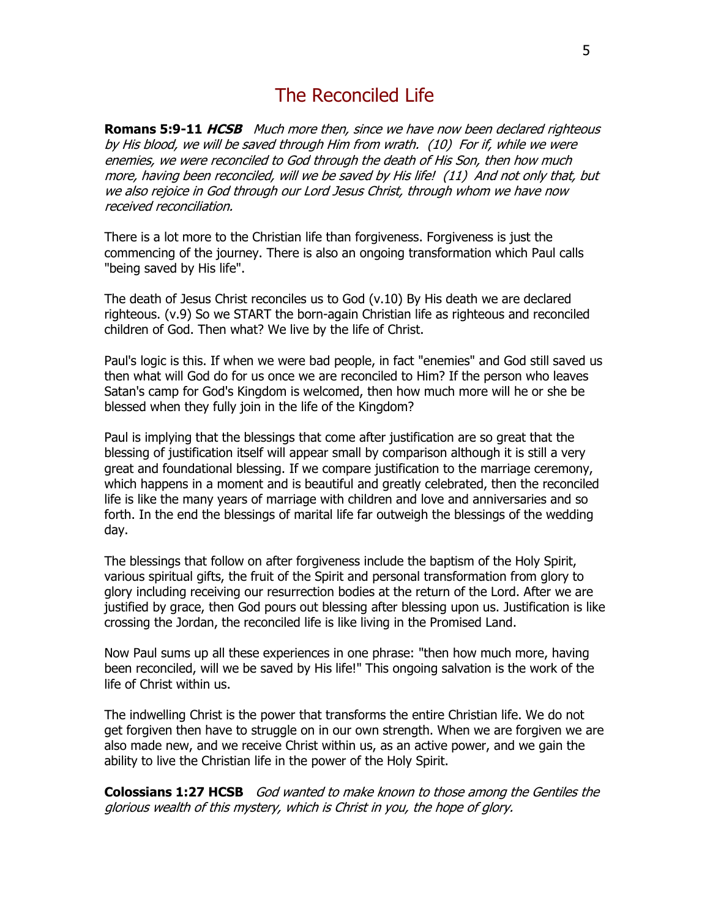# The Reconciled Life

**Romans 5:9-11** ***HCSB*** *Much more then, since we have now been declared righteous by His blood, we will be saved through Him from wrath. (10) For if, while we were enemies, we were reconciled to God through the death of His Son, then how much more, having been reconciled, will we be saved by His life! (11) And not only that, but we also rejoice in God through our Lord Jesus Christ, through whom we have now received reconciliation.*

There is a lot more to the Christian life than forgiveness. Forgiveness is just the commencing of the journey. There is also an ongoing transformation which Paul calls "being saved by His life".

The death of Jesus Christ reconciles us to God (v.10) By His death we are declared righteous. (v.9) So we START the born-again Christian life as righteous and reconciled children of God. Then what? We live by the life of Christ.

Paul's logic is this. If when we were bad people, in fact "enemies" and God still saved us then what will God do for us once we are reconciled to Him? If the person who leaves Satan's camp for God's Kingdom is welcomed, then how much more will he or she be blessed when they fully join in the life of the Kingdom?

Paul is implying that the blessings that come after justification are so great that the blessing of justification itself will appear small by comparison although it is still a very great and foundational blessing. If we compare justification to the marriage ceremony, which happens in a moment and is beautiful and greatly celebrated, then the reconciled life is like the many years of marriage with children and love and anniversaries and so forth. In the end the blessings of marital life far outweigh the blessings of the wedding day.

The blessings that follow on after forgiveness include the baptism of the Holy Spirit, various spiritual gifts, the fruit of the Spirit and personal transformation from glory to glory including receiving our resurrection bodies at the return of the Lord. After we are justified by grace, then God pours out blessing after blessing upon us. Justification is like crossing the Jordan, the reconciled life is like living in the Promised Land.

Now Paul sums up all these experiences in one phrase: "then how much more, having been reconciled, will we be saved by His life!" This ongoing salvation is the work of the life of Christ within us.

The indwelling Christ is the power that transforms the entire Christian life. We do not get forgiven then have to struggle on in our own strength. When we are forgiven we are also made new, and we receive Christ within us, as an active power, and we gain the ability to live the Christian life in the power of the Holy Spirit.

**Colossians 1:27 HCSB** *God wanted to make known to those among the Gentiles the glorious wealth of this mystery, which is Christ in you, the hope of glory.*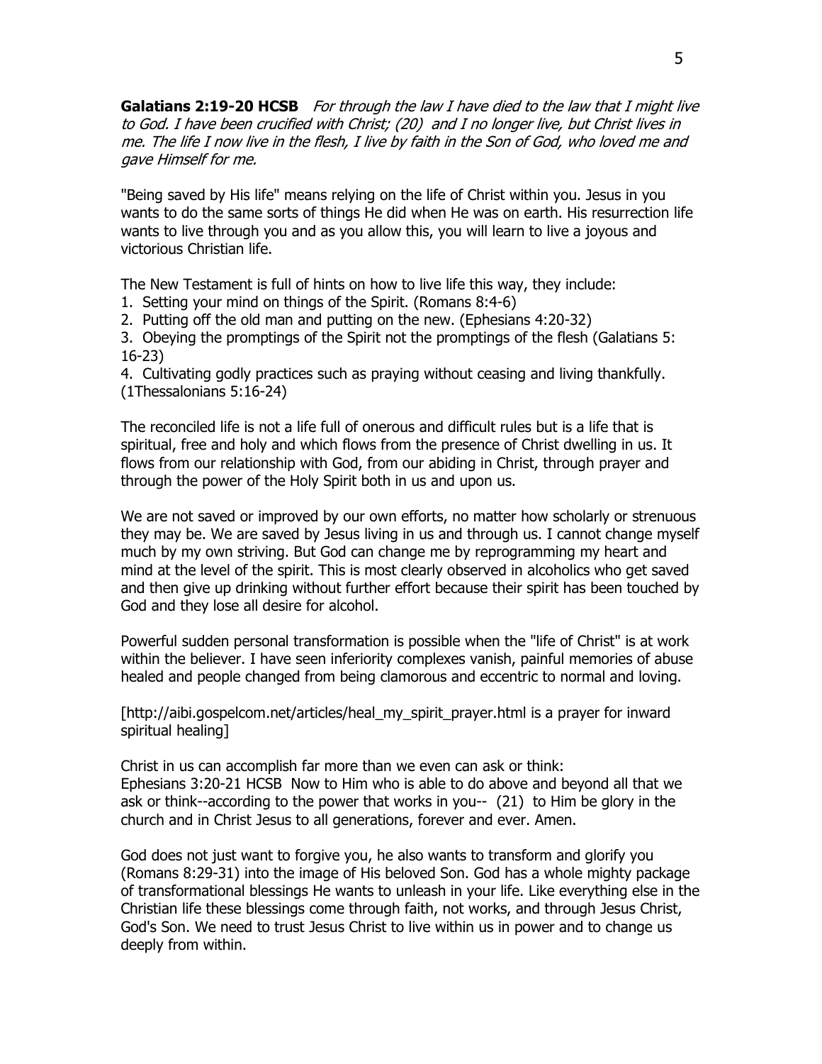**Galatians 2:19-20 HCSB** *For through the law I have died to the law that I might live to God. I have been crucified with Christ; (20) and I no longer live, but Christ lives in me. The life I now live in the flesh, I live by faith in the Son of God, who loved me and gave Himself for me.*

"Being saved by His life" means relying on the life of Christ within you. Jesus in you wants to do the same sorts of things He did when He was on earth. His resurrection life wants to live through you and as you allow this, you will learn to live a joyous and victorious Christian life.

The New Testament is full of hints on how to live life this way, they include:

1. Setting your mind on things of the Spirit. (Romans 8:4-6)
2. Putting off the old man and putting on the new. (Ephesians 4:20-32)
3. Obeying the promptings of the Spirit not the promptings of the flesh (Galatians 5: 16-23)
4. Cultivating godly practices such as praying without ceasing and living thankfully. (1Thessalonians 5:16-24)

The reconciled life is not a life full of onerous and difficult rules but is a life that is spiritual, free and holy and which flows from the presence of Christ dwelling in us. It flows from our relationship with God, from our abiding in Christ, through prayer and through the power of the Holy Spirit both in us and upon us.

We are not saved or improved by our own efforts, no matter how scholarly or strenuous they may be. We are saved by Jesus living in us and through us. I cannot change myself much by my own striving. But God can change me by reprogramming my heart and mind at the level of the spirit. This is most clearly observed in alcoholics who get saved and then give up drinking without further effort because their spirit has been touched by God and they lose all desire for alcohol.

Powerful sudden personal transformation is possible when the "life of Christ" is at work within the believer. I have seen inferiority complexes vanish, painful memories of abuse healed and people changed from being clamorous and eccentric to normal and loving.

[http://aibi.gospelcom.net/articles/heal_my_spirit_prayer.html is a prayer for inward spiritual healing]

Christ in us can accomplish far more than we even can ask or think:
Ephesians 3:20-21 HCSB Now to Him who is able to do above and beyond all that we ask or think--according to the power that works in you-- (21) to Him be glory in the church and in Christ Jesus to all generations, forever and ever. Amen.

God does not just want to forgive you, he also wants to transform and glorify you (Romans 8:29-31) into the image of His beloved Son. God has a whole mighty package of transformational blessings He wants to unleash in your life. Like everything else in the Christian life these blessings come through faith, not works, and through Jesus Christ, God's Son. We need to trust Jesus Christ to live within us in power and to change us deeply from within.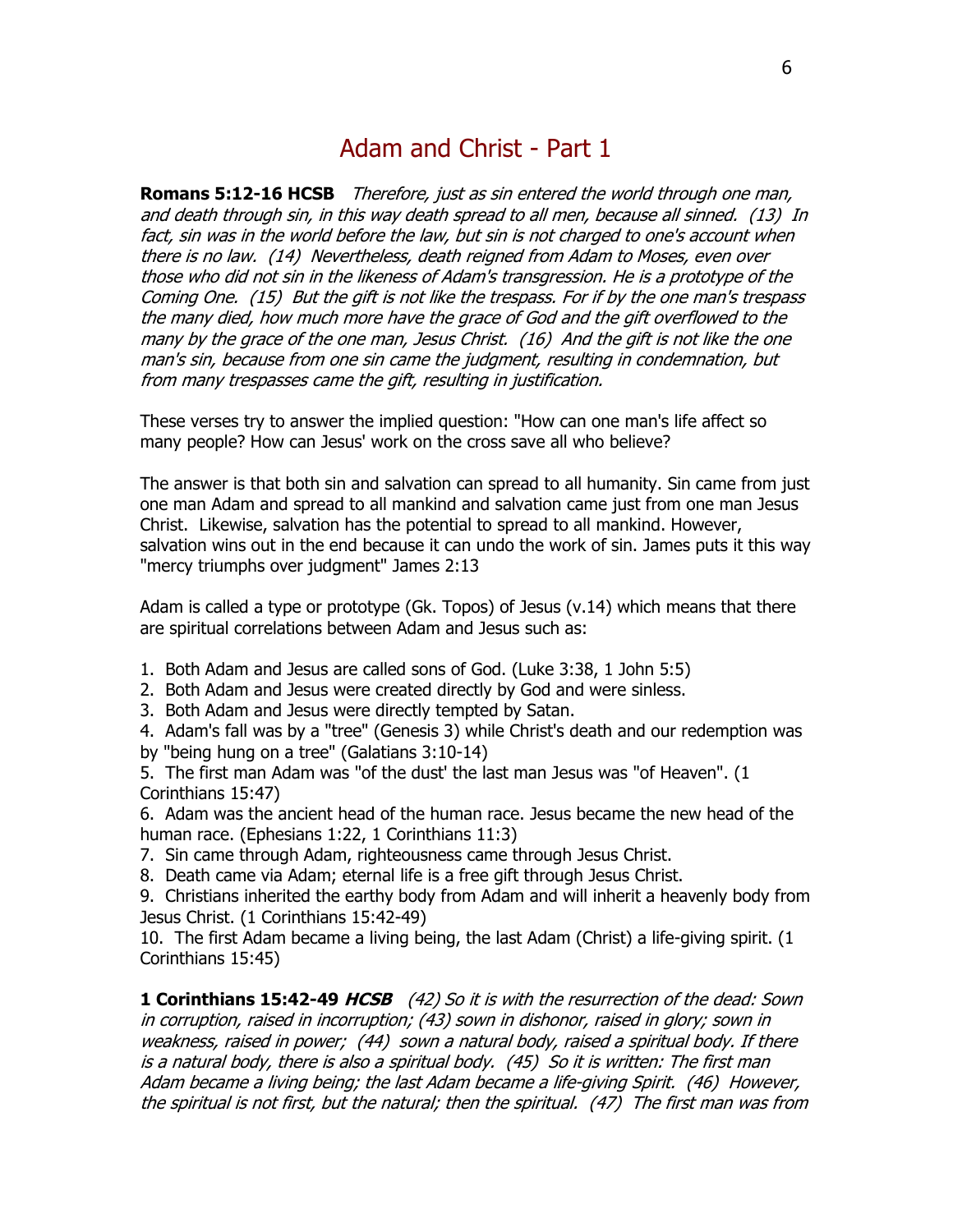# Adam and Christ - Part 1

**Romans 5:12-16 HCSB** *Therefore, just as sin entered the world through one man, and death through sin, in this way death spread to all men, because all sinned. (13) In fact, sin was in the world before the law, but sin is not charged to one's account when there is no law. (14) Nevertheless, death reigned from Adam to Moses, even over those who did not sin in the likeness of Adam's transgression. He is a prototype of the Coming One. (15) But the gift is not like the trespass. For if by the one man's trespass the many died, how much more have the grace of God and the gift overflowed to the many by the grace of the one man, Jesus Christ. (16) And the gift is not like the one man's sin, because from one sin came the judgment, resulting in condemnation, but from many trespasses came the gift, resulting in justification.*

These verses try to answer the implied question: "How can one man's life affect so many people? How can Jesus' work on the cross save all who believe?

The answer is that both sin and salvation can spread to all humanity. Sin came from just one man Adam and spread to all mankind and salvation came just from one man Jesus Christ. Likewise, salvation has the potential to spread to all mankind. However, salvation wins out in the end because it can undo the work of sin. James puts it this way "mercy triumphs over judgment" James 2:13

Adam is called a type or prototype (Gk. Topos) of Jesus (v.14) which means that there are spiritual correlations between Adam and Jesus such as:

1. Both Adam and Jesus are called sons of God. (Luke 3:38, 1 John 5:5)
2. Both Adam and Jesus were created directly by God and were sinless.
3. Both Adam and Jesus were directly tempted by Satan.
4. Adam's fall was by a "tree" (Genesis 3) while Christ's death and our redemption was by "being hung on a tree" (Galatians 3:10-14)
5. The first man Adam was "of the dust' the last man Jesus was "of Heaven". (1 Corinthians 15:47)
6. Adam was the ancient head of the human race. Jesus became the new head of the human race. (Ephesians 1:22, 1 Corinthians 11:3)
7. Sin came through Adam, righteousness came through Jesus Christ.
8. Death came via Adam; eternal life is a free gift through Jesus Christ.
9. Christians inherited the earthy body from Adam and will inherit a heavenly body from Jesus Christ. (1 Corinthians 15:42-49)
10. The first Adam became a living being, the last Adam (Christ) a life-giving spirit. (1 Corinthians 15:45)

**1 Corinthians 15:42-49 *HCSB*** *(42) So it is with the resurrection of the dead: Sown in corruption, raised in incorruption; (43) sown in dishonor, raised in glory; sown in weakness, raised in power; (44) sown a natural body, raised a spiritual body. If there is a natural body, there is also a spiritual body. (45) So it is written: The first man Adam became a living being; the last Adam became a life-giving Spirit. (46) However, the spiritual is not first, but the natural; then the spiritual. (47) The first man was from*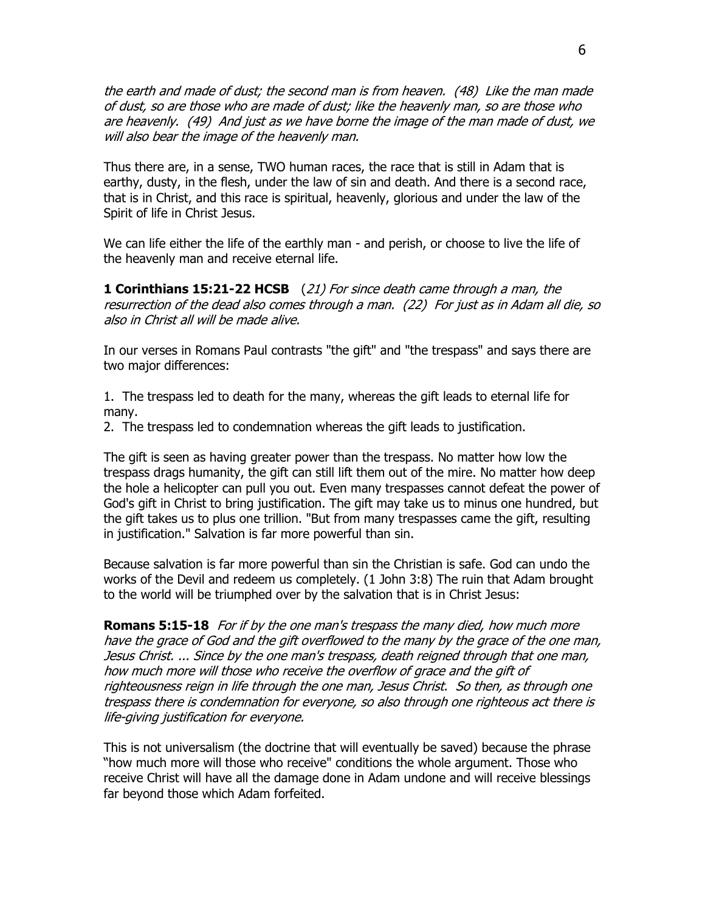*the earth and made of dust; the second man is from heaven. (48) Like the man made of dust, so are those who are made of dust; like the heavenly man, so are those who are heavenly. (49) And just as we have borne the image of the man made of dust, we will also bear the image of the heavenly man.*

Thus there are, in a sense, TWO human races, the race that is still in Adam that is earthy, dusty, in the flesh, under the law of sin and death. And there is a second race, that is in Christ, and this race is spiritual, heavenly, glorious and under the law of the Spirit of life in Christ Jesus.

We can life either the life of the earthly man - and perish, or choose to live the life of the heavenly man and receive eternal life.

**1 Corinthians 15:21-22 HCSB** (*21) For since death came through a man, the resurrection of the dead also comes through a man. (22) For just as in Adam all die, so also in Christ all will be made alive.*

In our verses in Romans Paul contrasts "the gift" and "the trespass" and says there are two major differences:

1. The trespass led to death for the many, whereas the gift leads to eternal life for many.
2. The trespass led to condemnation whereas the gift leads to justification.

The gift is seen as having greater power than the trespass. No matter how low the trespass drags humanity, the gift can still lift them out of the mire. No matter how deep the hole a helicopter can pull you out. Even many trespasses cannot defeat the power of God's gift in Christ to bring justification. The gift may take us to minus one hundred, but the gift takes us to plus one trillion. "But from many trespasses came the gift, resulting in justification." Salvation is far more powerful than sin.

Because salvation is far more powerful than sin the Christian is safe. God can undo the works of the Devil and redeem us completely. (1 John 3:8) The ruin that Adam brought to the world will be triumphed over by the salvation that is in Christ Jesus:

**Romans 5:15-18** *For if by the one man's trespass the many died, how much more have the grace of God and the gift overflowed to the many by the grace of the one man, Jesus Christ. ... Since by the one man's trespass, death reigned through that one man, how much more will those who receive the overflow of grace and the gift of righteousness reign in life through the one man, Jesus Christ. So then, as through one trespass there is condemnation for everyone, so also through one righteous act there is life-giving justification for everyone.*

This is not universalism (the doctrine that will eventually be saved) because the phrase "how much more will those who receive" conditions the whole argument. Those who receive Christ will have all the damage done in Adam undone and will receive blessings far beyond those which Adam forfeited.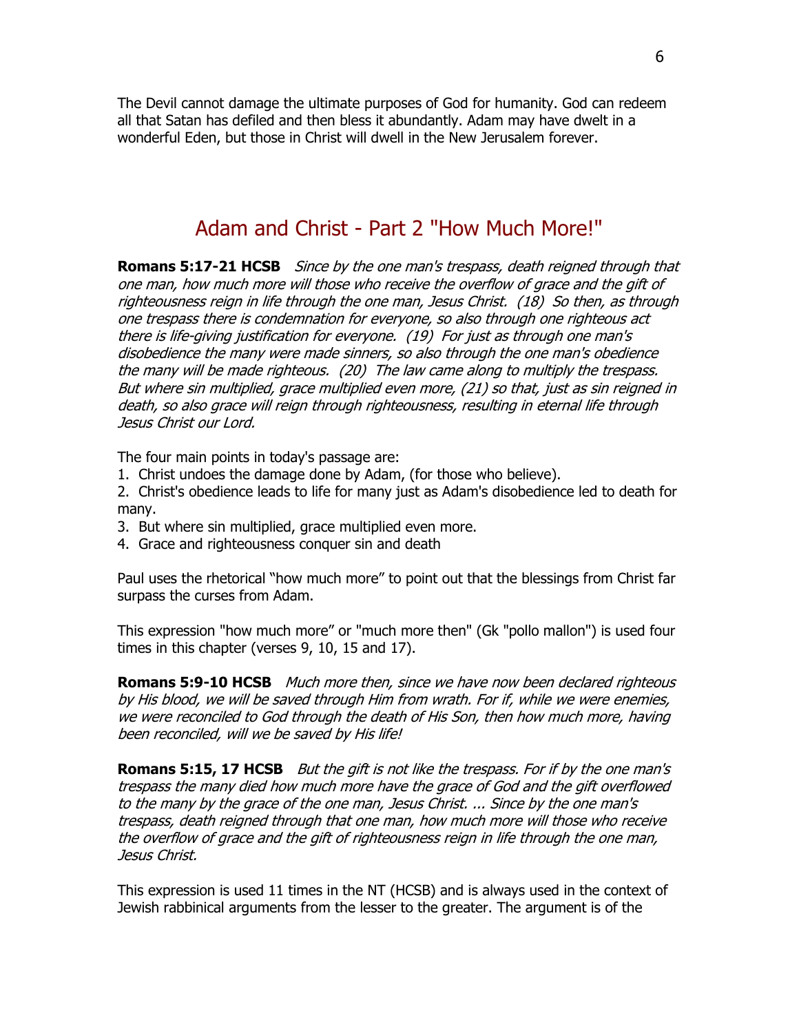The Devil cannot damage the ultimate purposes of God for humanity. God can redeem all that Satan has defiled and then bless it abundantly. Adam may have dwelt in a wonderful Eden, but those in Christ will dwell in the New Jerusalem forever.

## Adam and Christ - Part 2 "How Much More!"

**Romans 5:17-21 HCSB** *Since by the one man's trespass, death reigned through that one man, how much more will those who receive the overflow of grace and the gift of righteousness reign in life through the one man, Jesus Christ. (18) So then, as through one trespass there is condemnation for everyone, so also through one righteous act there is life-giving justification for everyone. (19) For just as through one man's disobedience the many were made sinners, so also through the one man's obedience the many will be made righteous. (20) The law came along to multiply the trespass. But where sin multiplied, grace multiplied even more, (21) so that, just as sin reigned in death, so also grace will reign through righteousness, resulting in eternal life through Jesus Christ our Lord.*

The four main points in today's passage are:

1. Christ undoes the damage done by Adam, (for those who believe).
2. Christ's obedience leads to life for many just as Adam's disobedience led to death for many.
3. But where sin multiplied, grace multiplied even more.
4. Grace and righteousness conquer sin and death

Paul uses the rhetorical "how much more" to point out that the blessings from Christ far surpass the curses from Adam.

This expression "how much more" or "much more then" (Gk "pollo mallon") is used four times in this chapter (verses 9, 10, 15 and 17).

**Romans 5:9-10 HCSB** *Much more then, since we have now been declared righteous by His blood, we will be saved through Him from wrath. For if, while we were enemies, we were reconciled to God through the death of His Son, then how much more, having been reconciled, will we be saved by His life!*

**Romans 5:15, 17 HCSB** *But the gift is not like the trespass. For if by the one man's trespass the many died how much more have the grace of God and the gift overflowed to the many by the grace of the one man, Jesus Christ. ... Since by the one man's trespass, death reigned through that one man, how much more will those who receive the overflow of grace and the gift of righteousness reign in life through the one man, Jesus Christ.*

This expression is used 11 times in the NT (HCSB) and is always used in the context of Jewish rabbinical arguments from the lesser to the greater. The argument is of the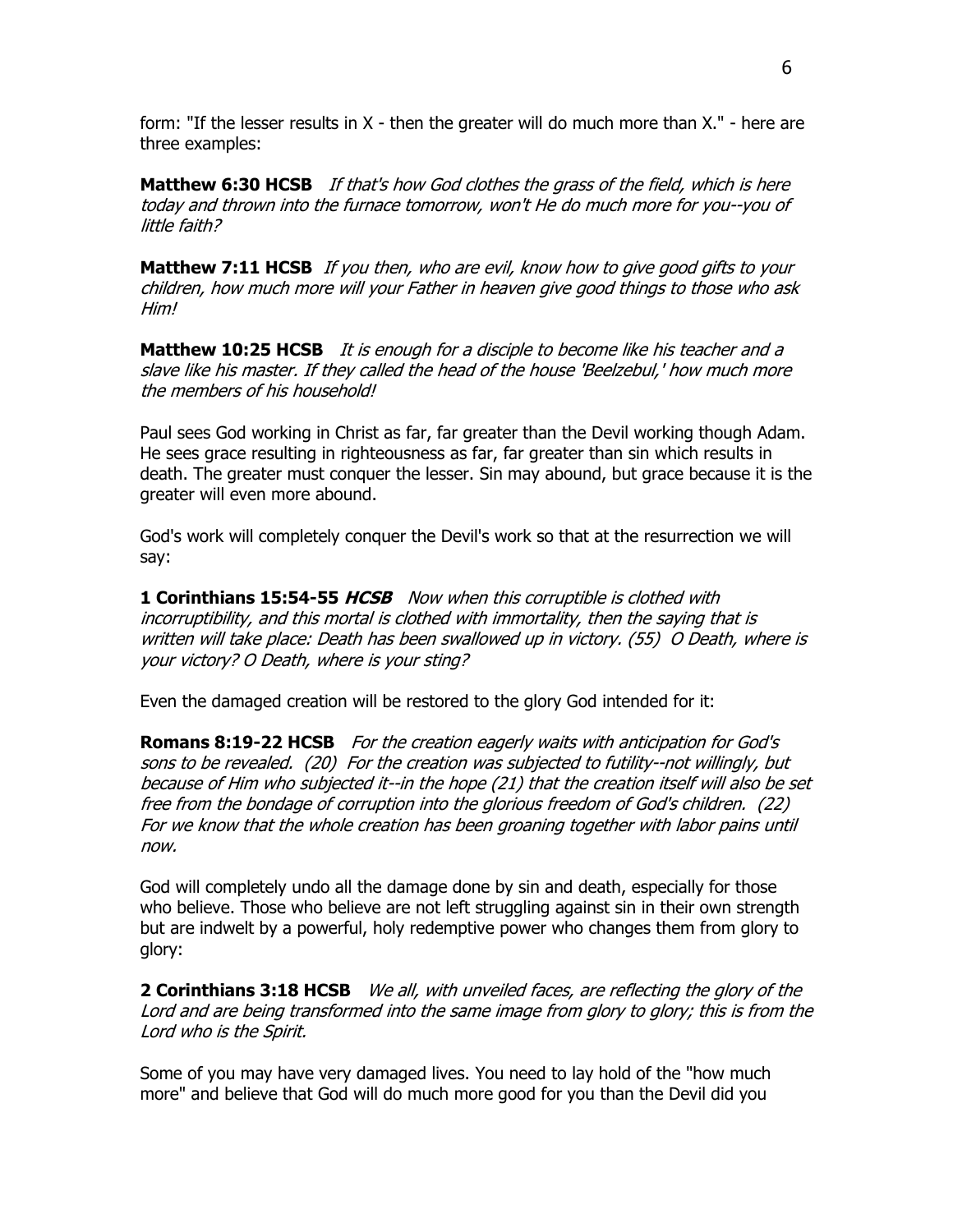form: "If the lesser results in X - then the greater will do much more than X." - here are three examples:

**Matthew 6:30 HCSB** *If that's how God clothes the grass of the field, which is here today and thrown into the furnace tomorrow, won't He do much more for you--you of little faith?*

**Matthew 7:11 HCSB** *If you then, who are evil, know how to give good gifts to your children, how much more will your Father in heaven give good things to those who ask Him!*

**Matthew 10:25 HCSB** *It is enough for a disciple to become like his teacher and a slave like his master. If they called the head of the house 'Beelzebul,' how much more the members of his household!*

Paul sees God working in Christ as far, far greater than the Devil working though Adam. He sees grace resulting in righteousness as far, far greater than sin which results in death. The greater must conquer the lesser. Sin may abound, but grace because it is the greater will even more abound.

God's work will completely conquer the Devil's work so that at the resurrection we will say:

**1 Corinthians 15:54-55 *HCSB*** *Now when this corruptible is clothed with incorruptibility, and this mortal is clothed with immortality, then the saying that is written will take place: Death has been swallowed up in victory. (55) O Death, where is your victory? O Death, where is your sting?*

Even the damaged creation will be restored to the glory God intended for it:

**Romans 8:19-22 HCSB** *For the creation eagerly waits with anticipation for God's sons to be revealed. (20) For the creation was subjected to futility--not willingly, but because of Him who subjected it--in the hope (21) that the creation itself will also be set free from the bondage of corruption into the glorious freedom of God's children. (22) For we know that the whole creation has been groaning together with labor pains until now.*

God will completely undo all the damage done by sin and death, especially for those who believe. Those who believe are not left struggling against sin in their own strength but are indwelt by a powerful, holy redemptive power who changes them from glory to glory:

**2 Corinthians 3:18 HCSB** *We all, with unveiled faces, are reflecting the glory of the Lord and are being transformed into the same image from glory to glory; this is from the Lord who is the Spirit.*

Some of you may have very damaged lives. You need to lay hold of the "how much more" and believe that God will do much more good for you than the Devil did you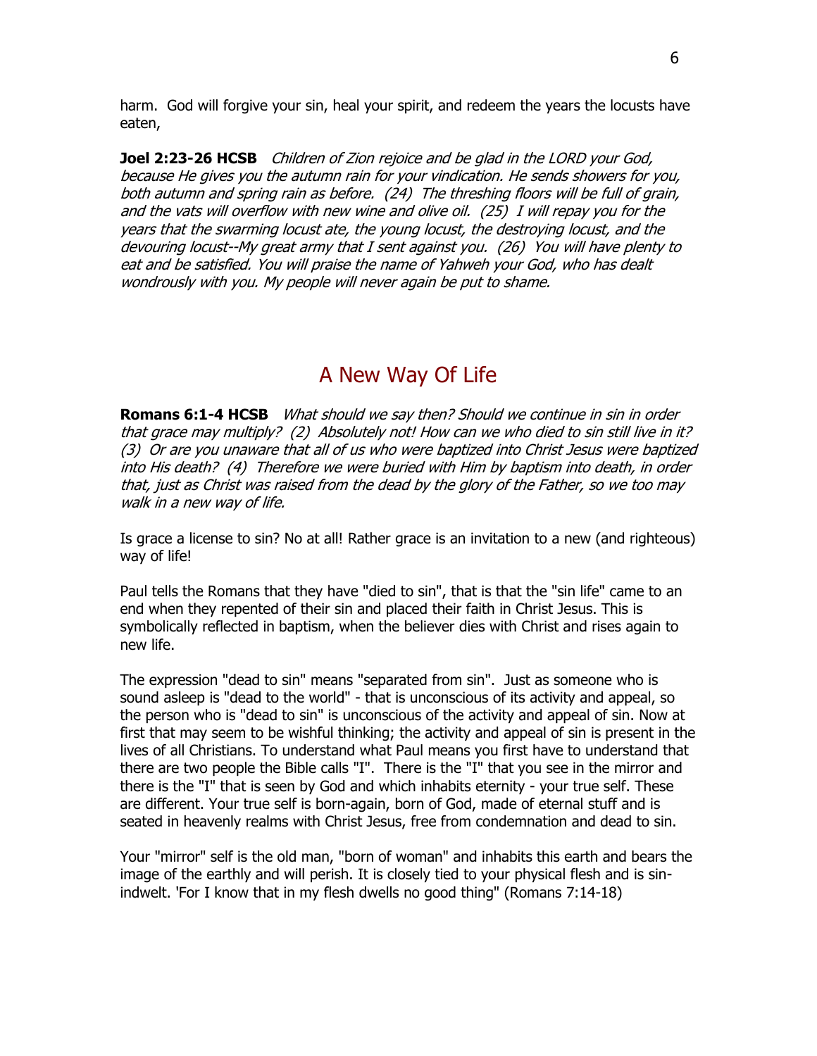harm. God will forgive your sin, heal your spirit, and redeem the years the locusts have eaten,

**Joel 2:23-26 HCSB** *Children of Zion rejoice and be glad in the LORD your God, because He gives you the autumn rain for your vindication. He sends showers for you, both autumn and spring rain as before. (24) The threshing floors will be full of grain, and the vats will overflow with new wine and olive oil. (25) I will repay you for the years that the swarming locust ate, the young locust, the destroying locust, and the devouring locust--My great army that I sent against you. (26) You will have plenty to eat and be satisfied. You will praise the name of Yahweh your God, who has dealt wondrously with you. My people will never again be put to shame.*

## A New Way Of Life

**Romans 6:1-4 HCSB** *What should we say then? Should we continue in sin in order that grace may multiply? (2) Absolutely not! How can we who died to sin still live in it? (3) Or are you unaware that all of us who were baptized into Christ Jesus were baptized into His death? (4) Therefore we were buried with Him by baptism into death, in order that, just as Christ was raised from the dead by the glory of the Father, so we too may walk in a new way of life.*

Is grace a license to sin? No at all! Rather grace is an invitation to a new (and righteous) way of life!

Paul tells the Romans that they have "died to sin", that is that the "sin life" came to an end when they repented of their sin and placed their faith in Christ Jesus. This is symbolically reflected in baptism, when the believer dies with Christ and rises again to new life.

The expression "dead to sin" means "separated from sin". Just as someone who is sound asleep is "dead to the world" - that is unconscious of its activity and appeal, so the person who is "dead to sin" is unconscious of the activity and appeal of sin. Now at first that may seem to be wishful thinking; the activity and appeal of sin is present in the lives of all Christians. To understand what Paul means you first have to understand that there are two people the Bible calls "I". There is the "I" that you see in the mirror and there is the "I" that is seen by God and which inhabits eternity - your true self. These are different. Your true self is born-again, born of God, made of eternal stuff and is seated in heavenly realms with Christ Jesus, free from condemnation and dead to sin.

Your "mirror" self is the old man, "born of woman" and inhabits this earth and bears the image of the earthly and will perish. It is closely tied to your physical flesh and is sin-indwelt. 'For I know that in my flesh dwells no good thing" (Romans 7:14-18)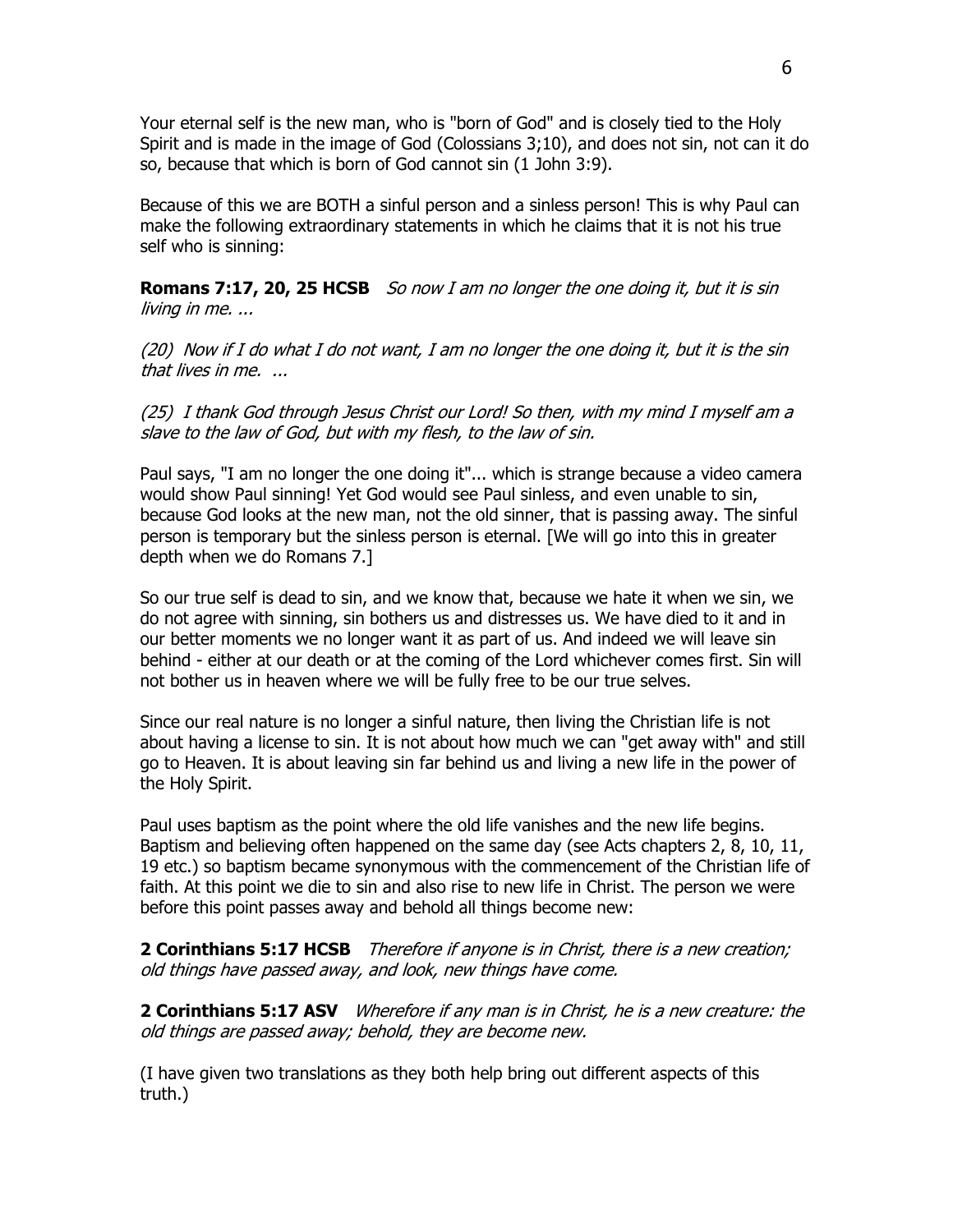Your eternal self is the new man, who is "born of God" and is closely tied to the Holy Spirit and is made in the image of God (Colossians 3;10), and does not sin, not can it do so, because that which is born of God cannot sin (1 John 3:9).

Because of this we are BOTH a sinful person and a sinless person! This is why Paul can make the following extraordinary statements in which he claims that it is not his true self who is sinning:

**Romans 7:17, 20, 25 HCSB** *So now I am no longer the one doing it, but it is sin living in me. ...*

*(20) Now if I do what I do not want, I am no longer the one doing it, but it is the sin that lives in me. ...*

*(25) I thank God through Jesus Christ our Lord! So then, with my mind I myself am a slave to the law of God, but with my flesh, to the law of sin.*

Paul says, "I am no longer the one doing it"... which is strange because a video camera would show Paul sinning! Yet God would see Paul sinless, and even unable to sin, because God looks at the new man, not the old sinner, that is passing away. The sinful person is temporary but the sinless person is eternal. [We will go into this in greater depth when we do Romans 7.]

So our true self is dead to sin, and we know that, because we hate it when we sin, we do not agree with sinning, sin bothers us and distresses us. We have died to it and in our better moments we no longer want it as part of us. And indeed we will leave sin behind - either at our death or at the coming of the Lord whichever comes first. Sin will not bother us in heaven where we will be fully free to be our true selves.

Since our real nature is no longer a sinful nature, then living the Christian life is not about having a license to sin. It is not about how much we can "get away with" and still go to Heaven. It is about leaving sin far behind us and living a new life in the power of the Holy Spirit.

Paul uses baptism as the point where the old life vanishes and the new life begins. Baptism and believing often happened on the same day (see Acts chapters 2, 8, 10, 11, 19 etc.) so baptism became synonymous with the commencement of the Christian life of faith. At this point we die to sin and also rise to new life in Christ. The person we were before this point passes away and behold all things become new:

**2 Corinthians 5:17 HCSB** *Therefore if anyone is in Christ, there is a new creation; old things have passed away, and look, new things have come.*

**2 Corinthians 5:17 ASV** *Wherefore if any man is in Christ, he is a new creature: the old things are passed away; behold, they are become new.*

(I have given two translations as they both help bring out different aspects of this truth.)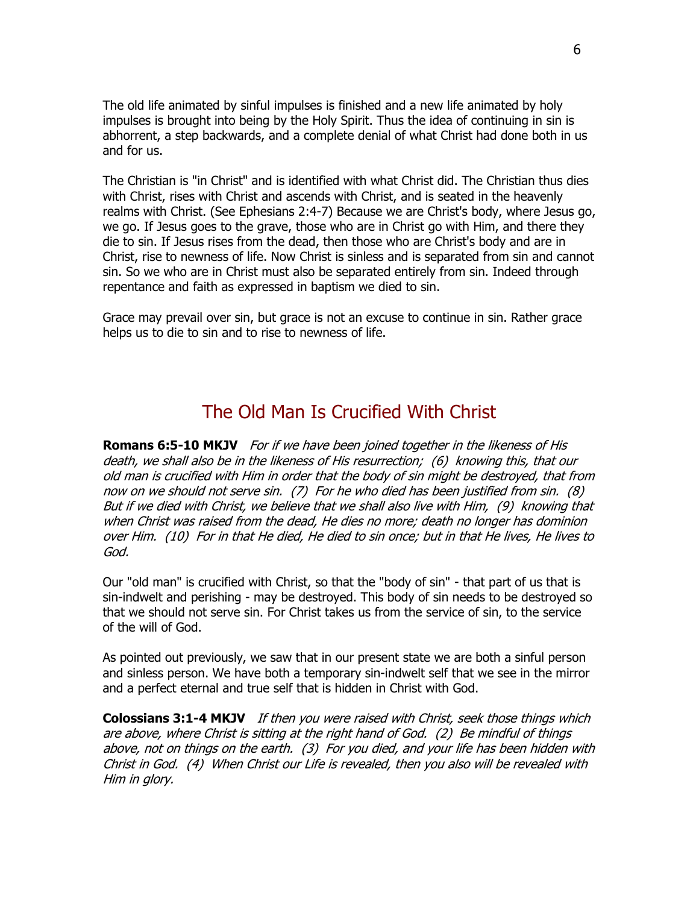The old life animated by sinful impulses is finished and a new life animated by holy impulses is brought into being by the Holy Spirit. Thus the idea of continuing in sin is abhorrent, a step backwards, and a complete denial of what Christ had done both in us and for us.

The Christian is "in Christ" and is identified with what Christ did. The Christian thus dies with Christ, rises with Christ and ascends with Christ, and is seated in the heavenly realms with Christ. (See Ephesians 2:4-7) Because we are Christ's body, where Jesus go, we go. If Jesus goes to the grave, those who are in Christ go with Him, and there they die to sin. If Jesus rises from the dead, then those who are Christ's body and are in Christ, rise to newness of life. Now Christ is sinless and is separated from sin and cannot sin. So we who are in Christ must also be separated entirely from sin. Indeed through repentance and faith as expressed in baptism we died to sin.

Grace may prevail over sin, but grace is not an excuse to continue in sin. Rather grace helps us to die to sin and to rise to newness of life.

## The Old Man Is Crucified With Christ

**Romans 6:5-10 MKJV** *For if we have been joined together in the likeness of His death, we shall also be in the likeness of His resurrection; (6) knowing this, that our old man is crucified with Him in order that the body of sin might be destroyed, that from now on we should not serve sin. (7) For he who died has been justified from sin. (8) But if we died with Christ, we believe that we shall also live with Him, (9) knowing that when Christ was raised from the dead, He dies no more; death no longer has dominion over Him. (10) For in that He died, He died to sin once; but in that He lives, He lives to God.*

Our "old man" is crucified with Christ, so that the "body of sin" - that part of us that is sin-indwelt and perishing - may be destroyed. This body of sin needs to be destroyed so that we should not serve sin. For Christ takes us from the service of sin, to the service of the will of God.

As pointed out previously, we saw that in our present state we are both a sinful person and sinless person. We have both a temporary sin-indwelt self that we see in the mirror and a perfect eternal and true self that is hidden in Christ with God.

**Colossians 3:1-4 MKJV** *If then you were raised with Christ, seek those things which are above, where Christ is sitting at the right hand of God. (2) Be mindful of things above, not on things on the earth. (3) For you died, and your life has been hidden with Christ in God. (4) When Christ our Life is revealed, then you also will be revealed with Him in glory.*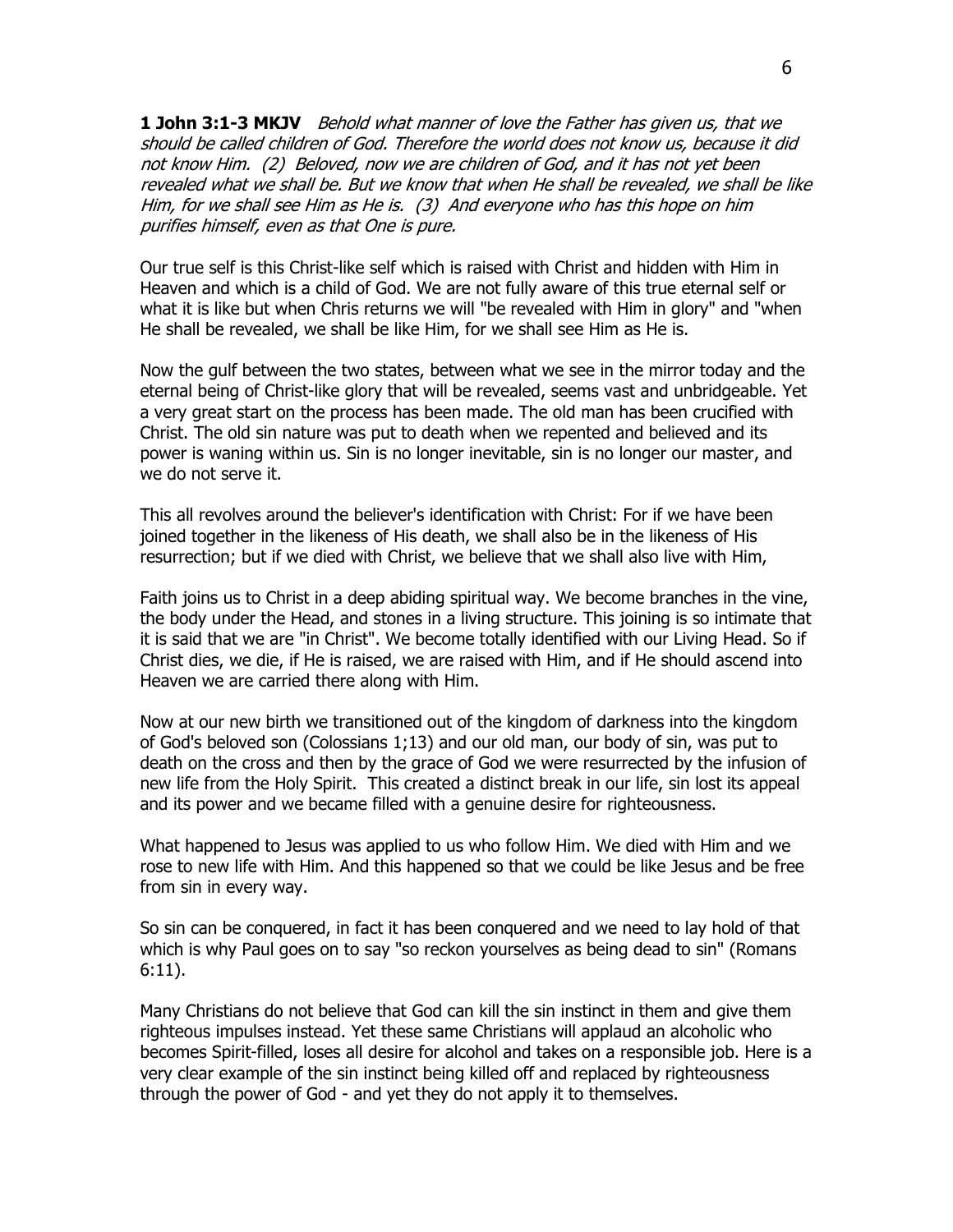**1 John 3:1-3 MKJV** *Behold what manner of love the Father has given us, that we should be called children of God. Therefore the world does not know us, because it did not know Him. (2) Beloved, now we are children of God, and it has not yet been revealed what we shall be. But we know that when He shall be revealed, we shall be like Him, for we shall see Him as He is. (3) And everyone who has this hope on him purifies himself, even as that One is pure.*

Our true self is this Christ-like self which is raised with Christ and hidden with Him in Heaven and which is a child of God. We are not fully aware of this true eternal self or what it is like but when Chris returns we will "be revealed with Him in glory" and "when He shall be revealed, we shall be like Him, for we shall see Him as He is.

Now the gulf between the two states, between what we see in the mirror today and the eternal being of Christ-like glory that will be revealed, seems vast and unbridgeable. Yet a very great start on the process has been made. The old man has been crucified with Christ. The old sin nature was put to death when we repented and believed and its power is waning within us. Sin is no longer inevitable, sin is no longer our master, and we do not serve it.

This all revolves around the believer's identification with Christ: For if we have been joined together in the likeness of His death, we shall also be in the likeness of His resurrection; but if we died with Christ, we believe that we shall also live with Him,

Faith joins us to Christ in a deep abiding spiritual way. We become branches in the vine, the body under the Head, and stones in a living structure. This joining is so intimate that it is said that we are "in Christ". We become totally identified with our Living Head. So if Christ dies, we die, if He is raised, we are raised with Him, and if He should ascend into Heaven we are carried there along with Him.

Now at our new birth we transitioned out of the kingdom of darkness into the kingdom of God's beloved son (Colossians 1;13) and our old man, our body of sin, was put to death on the cross and then by the grace of God we were resurrected by the infusion of new life from the Holy Spirit. This created a distinct break in our life, sin lost its appeal and its power and we became filled with a genuine desire for righteousness.

What happened to Jesus was applied to us who follow Him. We died with Him and we rose to new life with Him. And this happened so that we could be like Jesus and be free from sin in every way.

So sin can be conquered, in fact it has been conquered and we need to lay hold of that which is why Paul goes on to say "so reckon yourselves as being dead to sin" (Romans 6:11).

Many Christians do not believe that God can kill the sin instinct in them and give them righteous impulses instead. Yet these same Christians will applaud an alcoholic who becomes Spirit-filled, loses all desire for alcohol and takes on a responsible job. Here is a very clear example of the sin instinct being killed off and replaced by righteousness through the power of God - and yet they do not apply it to themselves.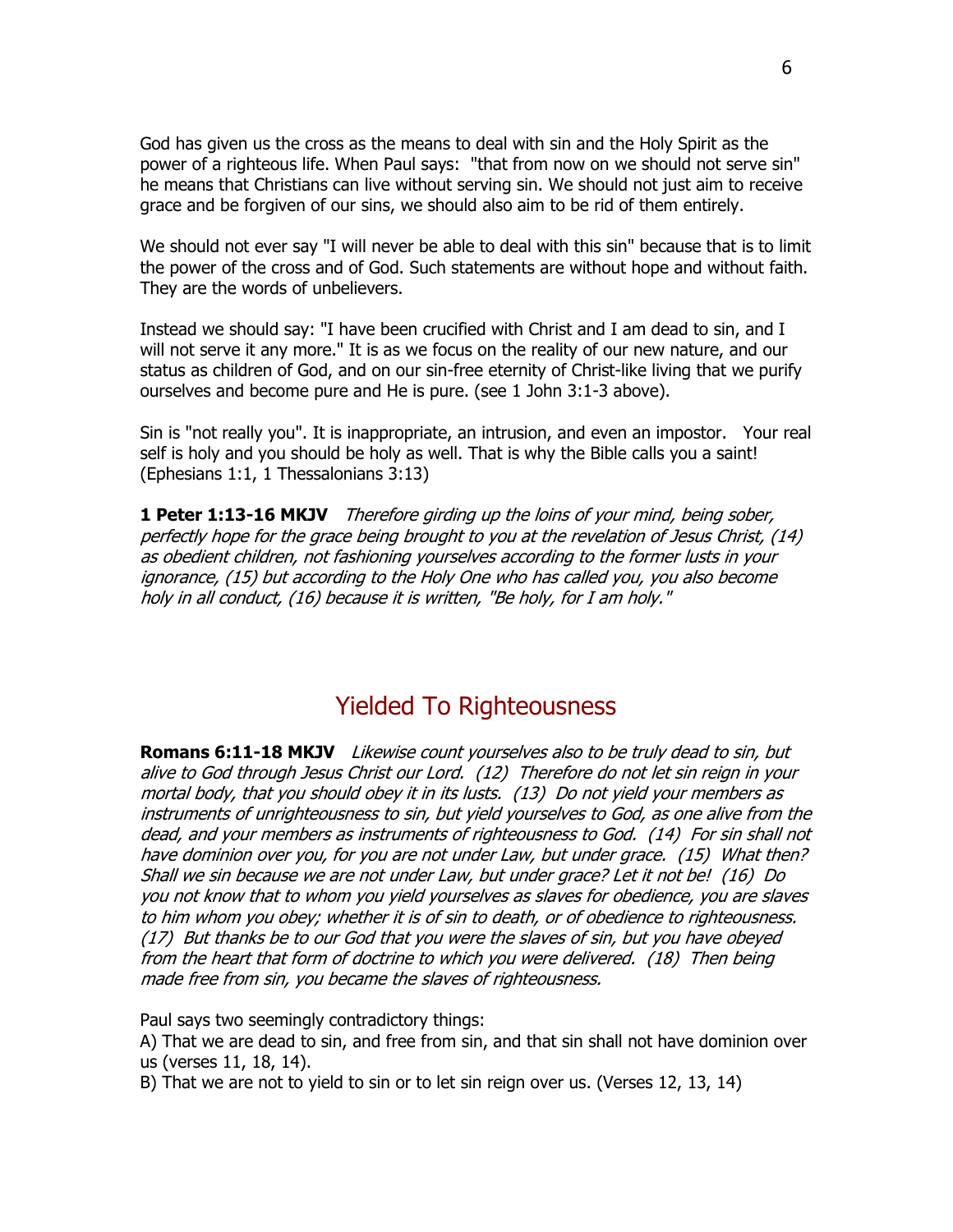God has given us the cross as the means to deal with sin and the Holy Spirit as the power of a righteous life. When Paul says: "that from now on we should not serve sin" he means that Christians can live without serving sin. We should not just aim to receive grace and be forgiven of our sins, we should also aim to be rid of them entirely.

We should not ever say "I will never be able to deal with this sin" because that is to limit the power of the cross and of God. Such statements are without hope and without faith. They are the words of unbelievers.

Instead we should say: "I have been crucified with Christ and I am dead to sin, and I will not serve it any more." It is as we focus on the reality of our new nature, and our status as children of God, and on our sin-free eternity of Christ-like living that we purify ourselves and become pure and He is pure. (see 1 John 3:1-3 above).

Sin is "not really you". It is inappropriate, an intrusion, and even an impostor. Your real self is holy and you should be holy as well. That is why the Bible calls you a saint! (Ephesians 1:1, 1 Thessalonians 3:13)

**1 Peter 1:13-16 MKJV** *Therefore girding up the loins of your mind, being sober, perfectly hope for the grace being brought to you at the revelation of Jesus Christ, (14) as obedient children, not fashioning yourselves according to the former lusts in your ignorance, (15) but according to the Holy One who has called you, you also become holy in all conduct, (16) because it is written, "Be holy, for I am holy."*

## Yielded To Righteousness

**Romans 6:11-18 MKJV** *Likewise count yourselves also to be truly dead to sin, but alive to God through Jesus Christ our Lord. (12) Therefore do not let sin reign in your mortal body, that you should obey it in its lusts. (13) Do not yield your members as instruments of unrighteousness to sin, but yield yourselves to God, as one alive from the dead, and your members as instruments of righteousness to God. (14) For sin shall not have dominion over you, for you are not under Law, but under grace. (15) What then? Shall we sin because we are not under Law, but under grace? Let it not be! (16) Do you not know that to whom you yield yourselves as slaves for obedience, you are slaves to him whom you obey; whether it is of sin to death, or of obedience to righteousness. (17) But thanks be to our God that you were the slaves of sin, but you have obeyed from the heart that form of doctrine to which you were delivered. (18) Then being made free from sin, you became the slaves of righteousness.*

Paul says two seemingly contradictory things:
A) That we are dead to sin, and free from sin, and that sin shall not have dominion over us (verses 11, 18, 14).
B) That we are not to yield to sin or to let sin reign over us. (Verses 12, 13, 14)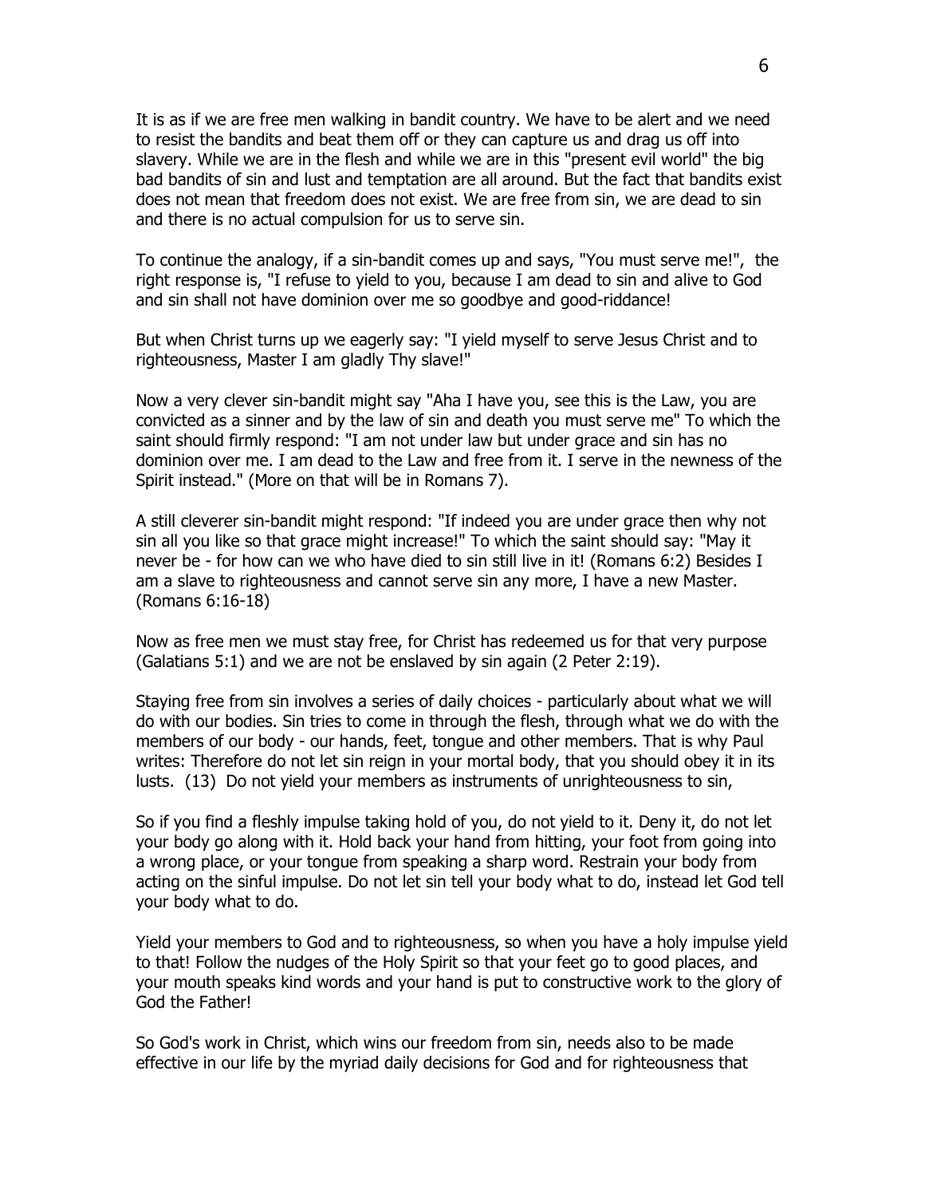It is as if we are free men walking in bandit country. We have to be alert and we need to resist the bandits and beat them off or they can capture us and drag us off into slavery. While we are in the flesh and while we are in this "present evil world" the big bad bandits of sin and lust and temptation are all around. But the fact that bandits exist does not mean that freedom does not exist. We are free from sin, we are dead to sin and there is no actual compulsion for us to serve sin.

To continue the analogy, if a sin-bandit comes up and says, "You must serve me!", the right response is, "I refuse to yield to you, because I am dead to sin and alive to God and sin shall not have dominion over me so goodbye and good-riddance!

But when Christ turns up we eagerly say: "I yield myself to serve Jesus Christ and to righteousness, Master I am gladly Thy slave!"

Now a very clever sin-bandit might say "Aha I have you, see this is the Law, you are convicted as a sinner and by the law of sin and death you must serve me" To which the saint should firmly respond: "I am not under law but under grace and sin has no dominion over me. I am dead to the Law and free from it. I serve in the newness of the Spirit instead." (More on that will be in Romans 7).

A still cleverer sin-bandit might respond: "If indeed you are under grace then why not sin all you like so that grace might increase!" To which the saint should say: "May it never be - for how can we who have died to sin still live in it! (Romans 6:2) Besides I am a slave to righteousness and cannot serve sin any more, I have a new Master. (Romans 6:16-18)

Now as free men we must stay free, for Christ has redeemed us for that very purpose (Galatians 5:1) and we are not be enslaved by sin again (2 Peter 2:19).

Staying free from sin involves a series of daily choices - particularly about what we will do with our bodies. Sin tries to come in through the flesh, through what we do with the members of our body - our hands, feet, tongue and other members. That is why Paul writes: Therefore do not let sin reign in your mortal body, that you should obey it in its lusts. (13) Do not yield your members as instruments of unrighteousness to sin,

So if you find a fleshly impulse taking hold of you, do not yield to it. Deny it, do not let your body go along with it. Hold back your hand from hitting, your foot from going into a wrong place, or your tongue from speaking a sharp word. Restrain your body from acting on the sinful impulse. Do not let sin tell your body what to do, instead let God tell your body what to do.

Yield your members to God and to righteousness, so when you have a holy impulse yield to that! Follow the nudges of the Holy Spirit so that your feet go to good places, and your mouth speaks kind words and your hand is put to constructive work to the glory of God the Father!

So God's work in Christ, which wins our freedom from sin, needs also to be made effective in our life by the myriad daily decisions for God and for righteousness that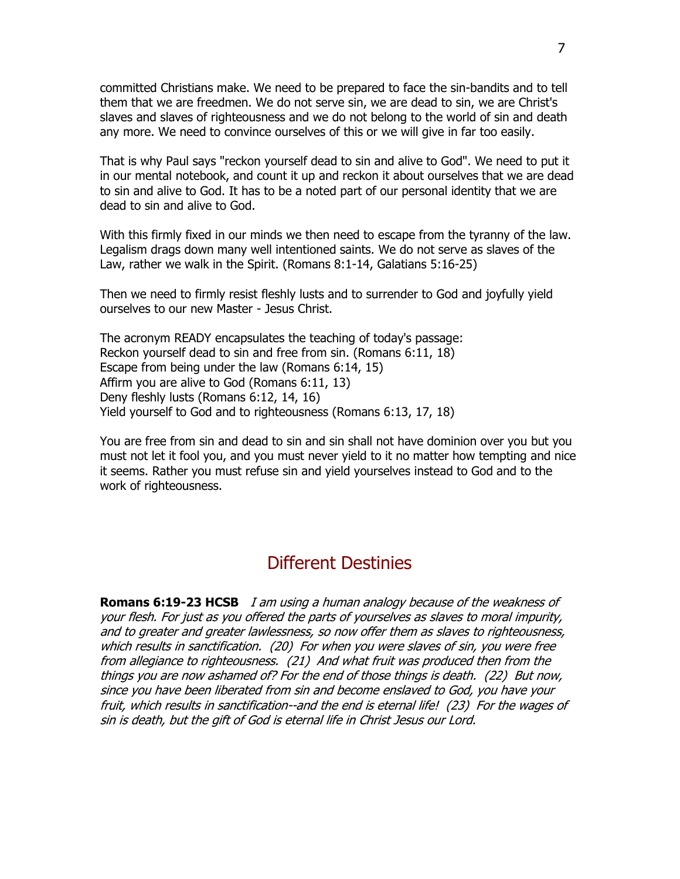committed Christians make. We need to be prepared to face the sin-bandits and to tell them that we are freedmen. We do not serve sin, we are dead to sin, we are Christ's slaves and slaves of righteousness and we do not belong to the world of sin and death any more. We need to convince ourselves of this or we will give in far too easily.

That is why Paul says "reckon yourself dead to sin and alive to God". We need to put it in our mental notebook, and count it up and reckon it about ourselves that we are dead to sin and alive to God. It has to be a noted part of our personal identity that we are dead to sin and alive to God.

With this firmly fixed in our minds we then need to escape from the tyranny of the law. Legalism drags down many well intentioned saints. We do not serve as slaves of the Law, rather we walk in the Spirit. (Romans 8:1-14, Galatians 5:16-25)

Then we need to firmly resist fleshly lusts and to surrender to God and joyfully yield ourselves to our new Master - Jesus Christ.

The acronym READY encapsulates the teaching of today's passage:
Reckon yourself dead to sin and free from sin. (Romans 6:11, 18)
Escape from being under the law (Romans 6:14, 15)
Affirm you are alive to God (Romans 6:11, 13)
Deny fleshly lusts (Romans 6:12, 14, 16)
Yield yourself to God and to righteousness (Romans 6:13, 17, 18)

You are free from sin and dead to sin and sin shall not have dominion over you but you must not let it fool you, and you must never yield to it no matter how tempting and nice it seems. Rather you must refuse sin and yield yourselves instead to God and to the work of righteousness.

## Different Destinies

**Romans 6:19-23 HCSB** *I am using a human analogy because of the weakness of your flesh. For just as you offered the parts of yourselves as slaves to moral impurity, and to greater and greater lawlessness, so now offer them as slaves to righteousness, which results in sanctification. (20) For when you were slaves of sin, you were free from allegiance to righteousness. (21) And what fruit was produced then from the things you are now ashamed of? For the end of those things is death. (22) But now, since you have been liberated from sin and become enslaved to God, you have your fruit, which results in sanctification--and the end is eternal life! (23) For the wages of sin is death, but the gift of God is eternal life in Christ Jesus our Lord.*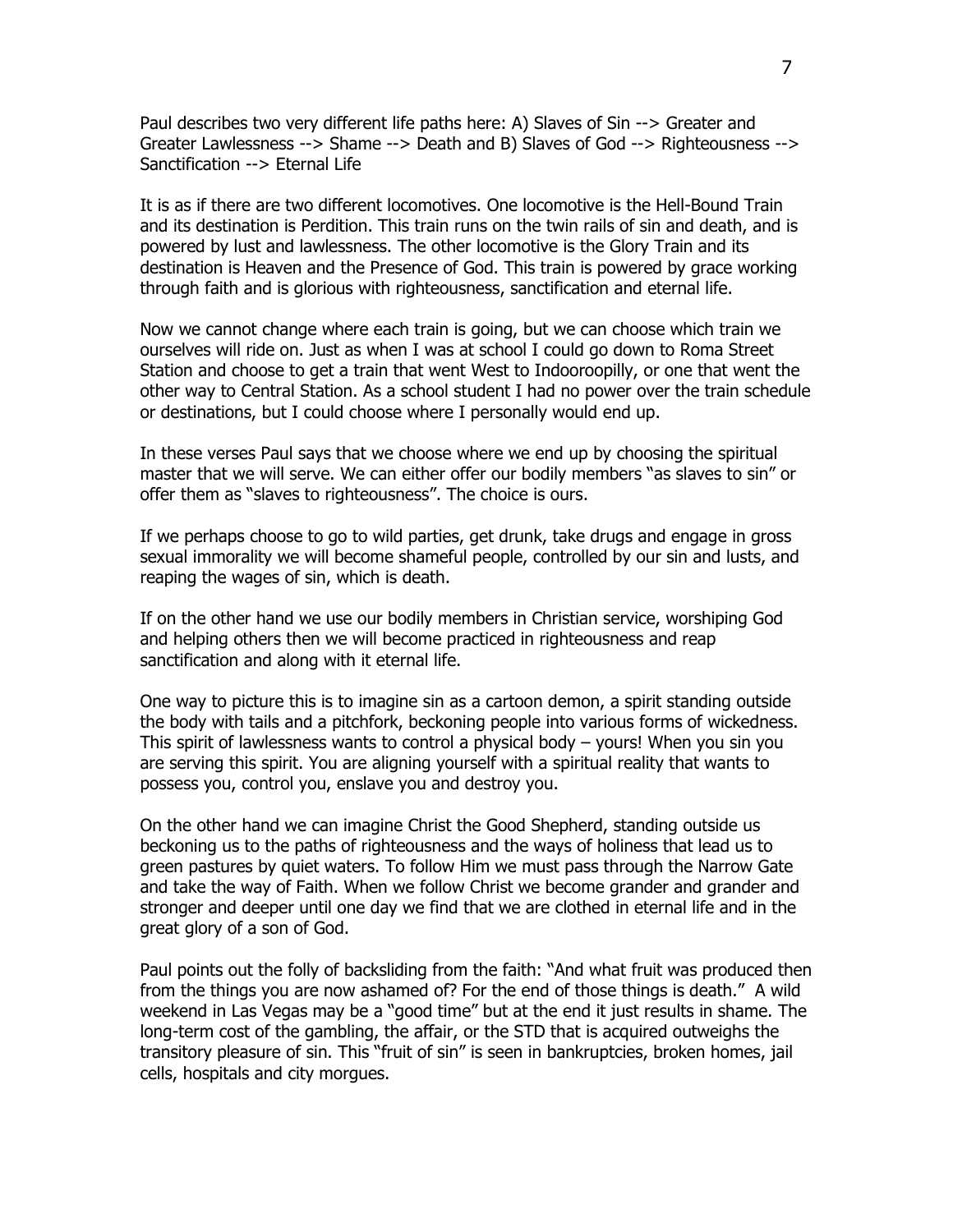Paul describes two very different life paths here: A) Slaves of Sin --> Greater and Greater Lawlessness --> Shame --> Death and B) Slaves of God --> Righteousness --> Sanctification --> Eternal Life

It is as if there are two different locomotives. One locomotive is the Hell-Bound Train and its destination is Perdition. This train runs on the twin rails of sin and death, and is powered by lust and lawlessness. The other locomotive is the Glory Train and its destination is Heaven and the Presence of God. This train is powered by grace working through faith and is glorious with righteousness, sanctification and eternal life.

Now we cannot change where each train is going, but we can choose which train we ourselves will ride on. Just as when I was at school I could go down to Roma Street Station and choose to get a train that went West to Indooroopilly, or one that went the other way to Central Station. As a school student I had no power over the train schedule or destinations, but I could choose where I personally would end up.

In these verses Paul says that we choose where we end up by choosing the spiritual master that we will serve. We can either offer our bodily members "as slaves to sin" or offer them as "slaves to righteousness". The choice is ours.

If we perhaps choose to go to wild parties, get drunk, take drugs and engage in gross sexual immorality we will become shameful people, controlled by our sin and lusts, and reaping the wages of sin, which is death.

If on the other hand we use our bodily members in Christian service, worshiping God and helping others then we will become practiced in righteousness and reap sanctification and along with it eternal life.

One way to picture this is to imagine sin as a cartoon demon, a spirit standing outside the body with tails and a pitchfork, beckoning people into various forms of wickedness. This spirit of lawlessness wants to control a physical body – yours! When you sin you are serving this spirit. You are aligning yourself with a spiritual reality that wants to possess you, control you, enslave you and destroy you.

On the other hand we can imagine Christ the Good Shepherd, standing outside us beckoning us to the paths of righteousness and the ways of holiness that lead us to green pastures by quiet waters. To follow Him we must pass through the Narrow Gate and take the way of Faith. When we follow Christ we become grander and grander and stronger and deeper until one day we find that we are clothed in eternal life and in the great glory of a son of God.

Paul points out the folly of backsliding from the faith: "And what fruit was produced then from the things you are now ashamed of? For the end of those things is death." A wild weekend in Las Vegas may be a "good time" but at the end it just results in shame. The long-term cost of the gambling, the affair, or the STD that is acquired outweighs the transitory pleasure of sin. This "fruit of sin" is seen in bankruptcies, broken homes, jail cells, hospitals and city morgues.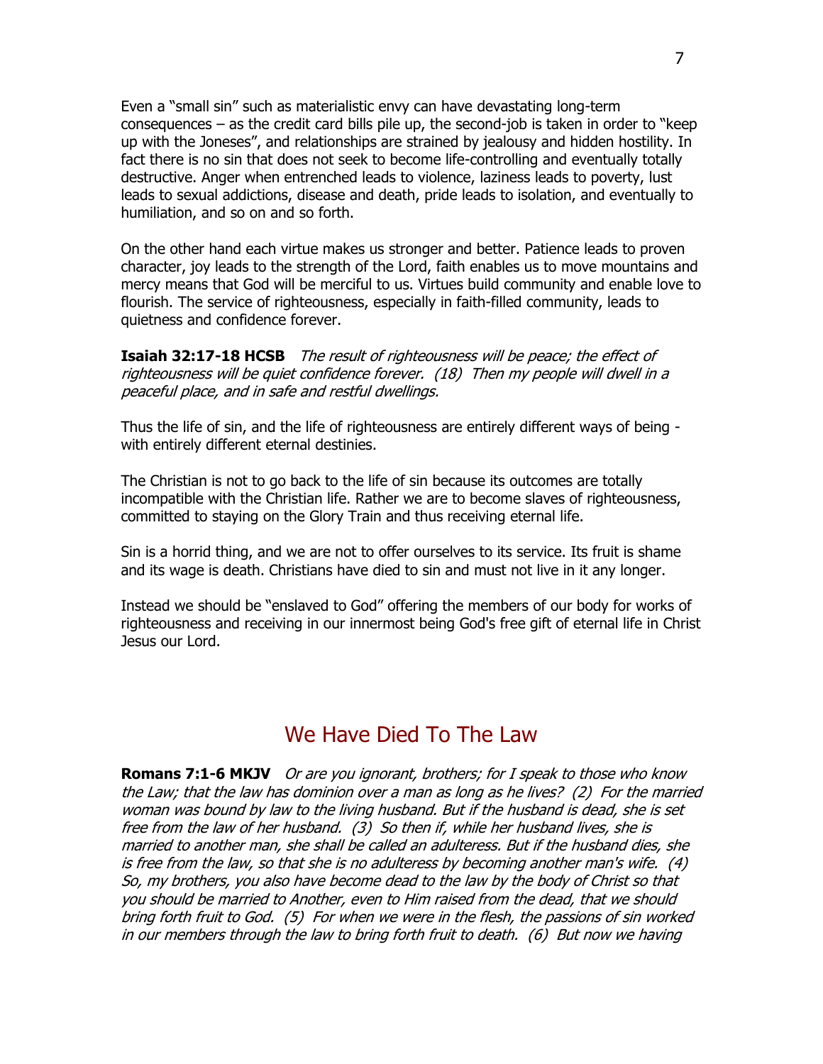Even a "small sin" such as materialistic envy can have devastating long-term consequences – as the credit card bills pile up, the second-job is taken in order to "keep up with the Joneses", and relationships are strained by jealousy and hidden hostility. In fact there is no sin that does not seek to become life-controlling and eventually totally destructive. Anger when entrenched leads to violence, laziness leads to poverty, lust leads to sexual addictions, disease and death, pride leads to isolation, and eventually to humiliation, and so on and so forth.

On the other hand each virtue makes us stronger and better. Patience leads to proven character, joy leads to the strength of the Lord, faith enables us to move mountains and mercy means that God will be merciful to us. Virtues build community and enable love to flourish. The service of righteousness, especially in faith-filled community, leads to quietness and confidence forever.

**Isaiah 32:17-18 HCSB** *The result of righteousness will be peace; the effect of righteousness will be quiet confidence forever. (18) Then my people will dwell in a peaceful place, and in safe and restful dwellings.*

Thus the life of sin, and the life of righteousness are entirely different ways of being - with entirely different eternal destinies.

The Christian is not to go back to the life of sin because its outcomes are totally incompatible with the Christian life. Rather we are to become slaves of righteousness, committed to staying on the Glory Train and thus receiving eternal life.

Sin is a horrid thing, and we are not to offer ourselves to its service. Its fruit is shame and its wage is death. Christians have died to sin and must not live in it any longer.

Instead we should be "enslaved to God" offering the members of our body for works of righteousness and receiving in our innermost being God's free gift of eternal life in Christ Jesus our Lord.

## We Have Died To The Law

**Romans 7:1-6 MKJV** *Or are you ignorant, brothers; for I speak to those who know the Law; that the law has dominion over a man as long as he lives? (2) For the married woman was bound by law to the living husband. But if the husband is dead, she is set free from the law of her husband. (3) So then if, while her husband lives, she is married to another man, she shall be called an adulteress. But if the husband dies, she is free from the law, so that she is no adulteress by becoming another man's wife. (4) So, my brothers, you also have become dead to the law by the body of Christ so that you should be married to Another, even to Him raised from the dead, that we should bring forth fruit to God. (5) For when we were in the flesh, the passions of sin worked in our members through the law to bring forth fruit to death. (6) But now we having*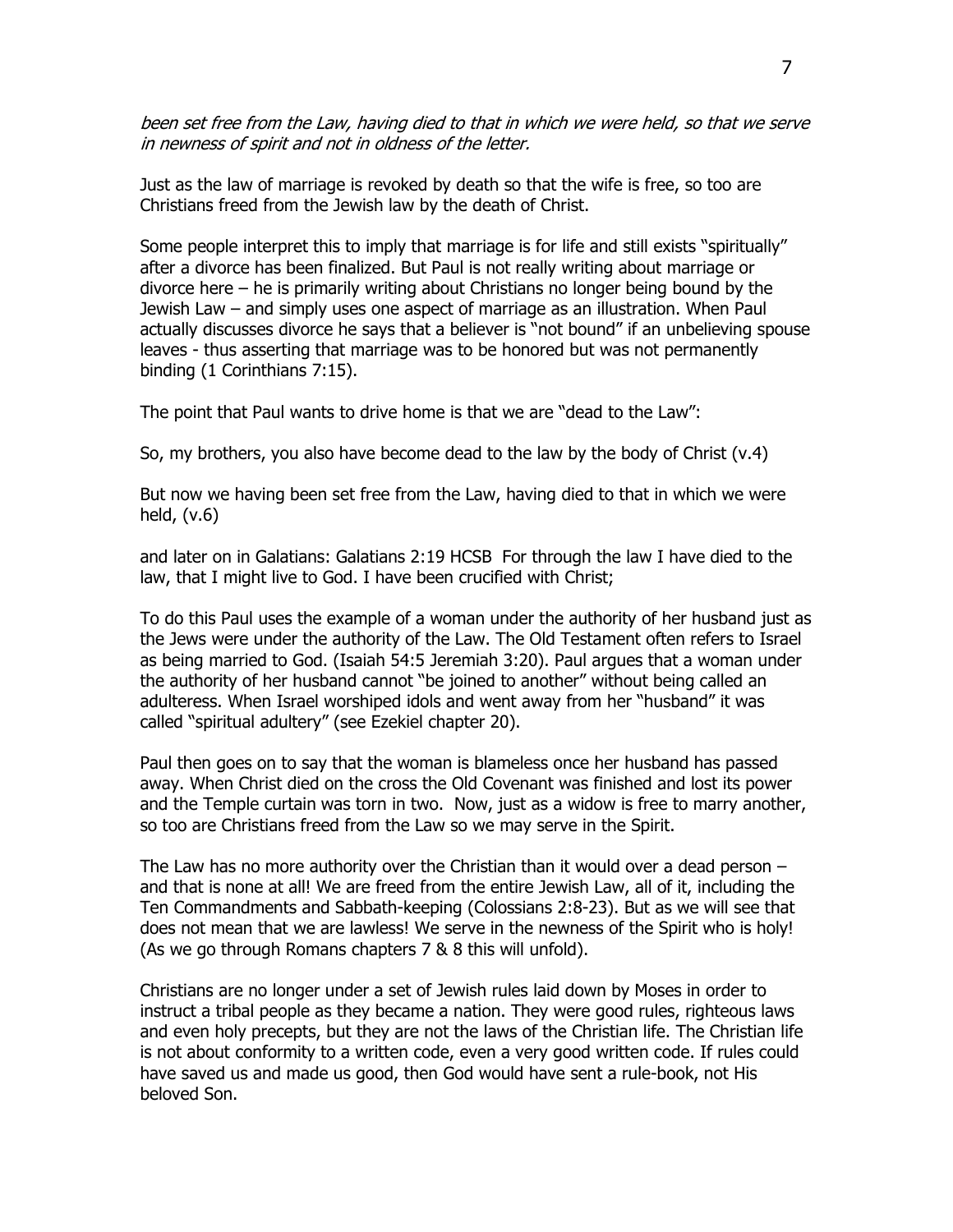*been set free from the Law, having died to that in which we were held, so that we serve in newness of spirit and not in oldness of the letter.*

Just as the law of marriage is revoked by death so that the wife is free, so too are Christians freed from the Jewish law by the death of Christ.

Some people interpret this to imply that marriage is for life and still exists "spiritually" after a divorce has been finalized. But Paul is not really writing about marriage or divorce here – he is primarily writing about Christians no longer being bound by the Jewish Law – and simply uses one aspect of marriage as an illustration. When Paul actually discusses divorce he says that a believer is "not bound" if an unbelieving spouse leaves - thus asserting that marriage was to be honored but was not permanently binding (1 Corinthians 7:15).

The point that Paul wants to drive home is that we are "dead to the Law":

So, my brothers, you also have become dead to the law by the body of Christ (v.4)

But now we having been set free from the Law, having died to that in which we were held, (v.6)

and later on in Galatians: Galatians 2:19 HCSB For through the law I have died to the law, that I might live to God. I have been crucified with Christ;

To do this Paul uses the example of a woman under the authority of her husband just as the Jews were under the authority of the Law. The Old Testament often refers to Israel as being married to God. (Isaiah 54:5 Jeremiah 3:20). Paul argues that a woman under the authority of her husband cannot "be joined to another" without being called an adulteress. When Israel worshiped idols and went away from her "husband" it was called "spiritual adultery" (see Ezekiel chapter 20).

Paul then goes on to say that the woman is blameless once her husband has passed away. When Christ died on the cross the Old Covenant was finished and lost its power and the Temple curtain was torn in two. Now, just as a widow is free to marry another, so too are Christians freed from the Law so we may serve in the Spirit.

The Law has no more authority over the Christian than it would over a dead person – and that is none at all! We are freed from the entire Jewish Law, all of it, including the Ten Commandments and Sabbath-keeping (Colossians 2:8-23). But as we will see that does not mean that we are lawless! We serve in the newness of the Spirit who is holy! (As we go through Romans chapters 7 & 8 this will unfold).

Christians are no longer under a set of Jewish rules laid down by Moses in order to instruct a tribal people as they became a nation. They were good rules, righteous laws and even holy precepts, but they are not the laws of the Christian life. The Christian life is not about conformity to a written code, even a very good written code. If rules could have saved us and made us good, then God would have sent a rule-book, not His beloved Son.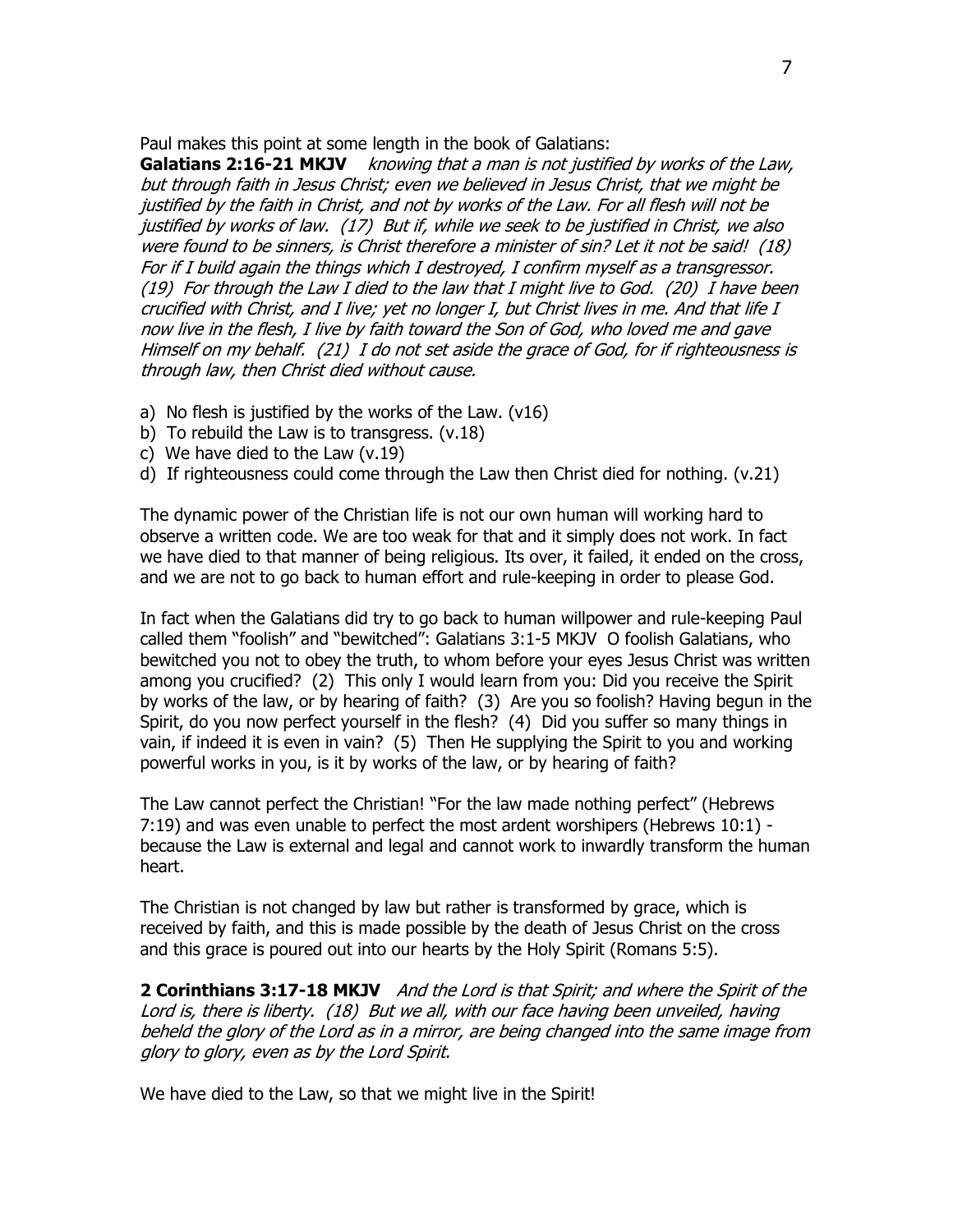Paul makes this point at some length in the book of Galatians:

**Galatians 2:16-21 MKJV** *knowing that a man is not justified by works of the Law, but through faith in Jesus Christ; even we believed in Jesus Christ, that we might be justified by the faith in Christ, and not by works of the Law. For all flesh will not be justified by works of law. (17) But if, while we seek to be justified in Christ, we also were found to be sinners, is Christ therefore a minister of sin? Let it not be said! (18) For if I build again the things which I destroyed, I confirm myself as a transgressor. (19) For through the Law I died to the law that I might live to God. (20) I have been crucified with Christ, and I live; yet no longer I, but Christ lives in me. And that life I now live in the flesh, I live by faith toward the Son of God, who loved me and gave Himself on my behalf. (21) I do not set aside the grace of God, for if righteousness is through law, then Christ died without cause.*

a) No flesh is justified by the works of the Law. (v16)
b) To rebuild the Law is to transgress. (v.18)
c) We have died to the Law (v.19)
d) If righteousness could come through the Law then Christ died for nothing. (v.21)

The dynamic power of the Christian life is not our own human will working hard to observe a written code. We are too weak for that and it simply does not work. In fact we have died to that manner of being religious. Its over, it failed, it ended on the cross, and we are not to go back to human effort and rule-keeping in order to please God.

In fact when the Galatians did try to go back to human willpower and rule-keeping Paul called them "foolish" and "bewitched": Galatians 3:1-5 MKJV O foolish Galatians, who bewitched you not to obey the truth, to whom before your eyes Jesus Christ was written among you crucified? (2) This only I would learn from you: Did you receive the Spirit by works of the law, or by hearing of faith? (3) Are you so foolish? Having begun in the Spirit, do you now perfect yourself in the flesh? (4) Did you suffer so many things in vain, if indeed it is even in vain? (5) Then He supplying the Spirit to you and working powerful works in you, is it by works of the law, or by hearing of faith?

The Law cannot perfect the Christian! "For the law made nothing perfect" (Hebrews 7:19) and was even unable to perfect the most ardent worshipers (Hebrews 10:1) - because the Law is external and legal and cannot work to inwardly transform the human heart.

The Christian is not changed by law but rather is transformed by grace, which is received by faith, and this is made possible by the death of Jesus Christ on the cross and this grace is poured out into our hearts by the Holy Spirit (Romans 5:5).

**2 Corinthians 3:17-18 MKJV** *And the Lord is that Spirit; and where the Spirit of the Lord is, there is liberty. (18) But we all, with our face having been unveiled, having beheld the glory of the Lord as in a mirror, are being changed into the same image from glory to glory, even as by the Lord Spirit.*

We have died to the Law, so that we might live in the Spirit!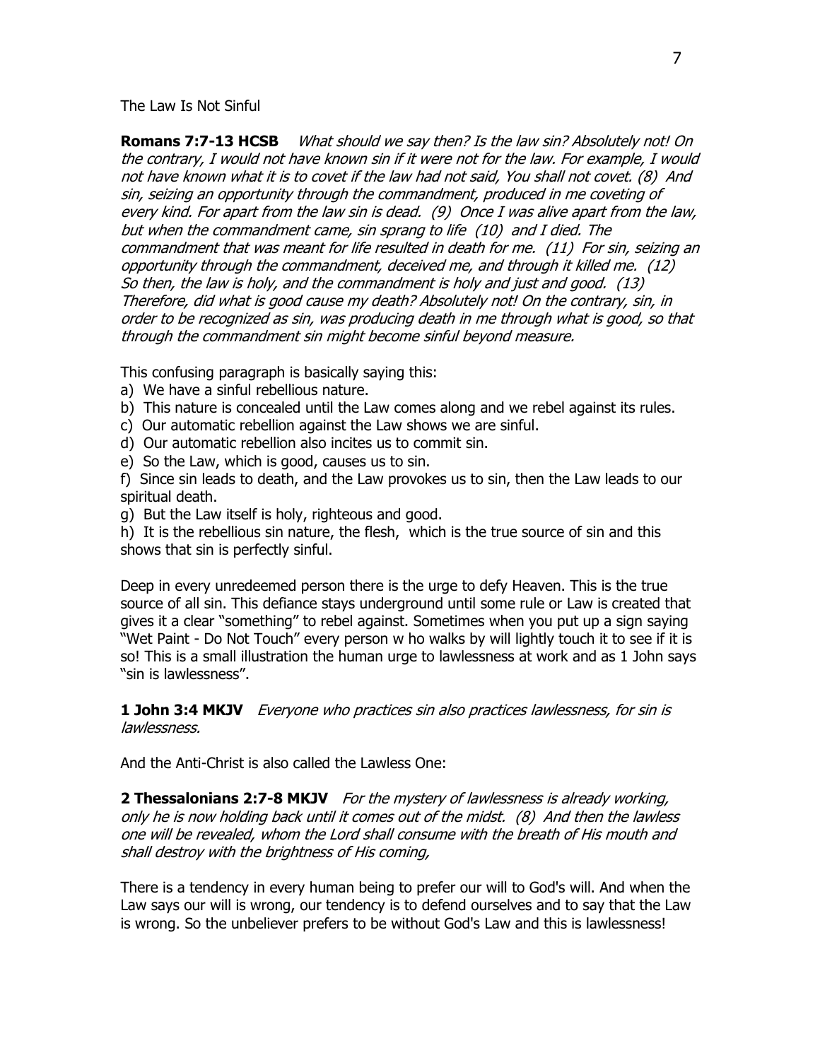The Law Is Not Sinful

**Romans 7:7-13 HCSB** *What should we say then? Is the law sin? Absolutely not! On the contrary, I would not have known sin if it were not for the law. For example, I would not have known what it is to covet if the law had not said, You shall not covet. (8) And sin, seizing an opportunity through the commandment, produced in me coveting of every kind. For apart from the law sin is dead. (9) Once I was alive apart from the law, but when the commandment came, sin sprang to life (10) and I died. The commandment that was meant for life resulted in death for me. (11) For sin, seizing an opportunity through the commandment, deceived me, and through it killed me. (12) So then, the law is holy, and the commandment is holy and just and good. (13) Therefore, did what is good cause my death? Absolutely not! On the contrary, sin, in order to be recognized as sin, was producing death in me through what is good, so that through the commandment sin might become sinful beyond measure.*

This confusing paragraph is basically saying this:

a) We have a sinful rebellious nature.
b) This nature is concealed until the Law comes along and we rebel against its rules.
c) Our automatic rebellion against the Law shows we are sinful.
d) Our automatic rebellion also incites us to commit sin.
e) So the Law, which is good, causes us to sin.
f) Since sin leads to death, and the Law provokes us to sin, then the Law leads to our spiritual death.
g) But the Law itself is holy, righteous and good.
h) It is the rebellious sin nature, the flesh, which is the true source of sin and this shows that sin is perfectly sinful.

Deep in every unredeemed person there is the urge to defy Heaven. This is the true source of all sin. This defiance stays underground until some rule or Law is created that gives it a clear "something" to rebel against. Sometimes when you put up a sign saying "Wet Paint - Do Not Touch" every person w ho walks by will lightly touch it to see if it is so! This is a small illustration the human urge to lawlessness at work and as 1 John says "sin is lawlessness".

**1 John 3:4 MKJV** *Everyone who practices sin also practices lawlessness, for sin is lawlessness.*

And the Anti-Christ is also called the Lawless One:

**2 Thessalonians 2:7-8 MKJV** *For the mystery of lawlessness is already working, only he is now holding back until it comes out of the midst. (8) And then the lawless one will be revealed, whom the Lord shall consume with the breath of His mouth and shall destroy with the brightness of His coming,*

There is a tendency in every human being to prefer our will to God's will. And when the Law says our will is wrong, our tendency is to defend ourselves and to say that the Law is wrong. So the unbeliever prefers to be without God's Law and this is lawlessness!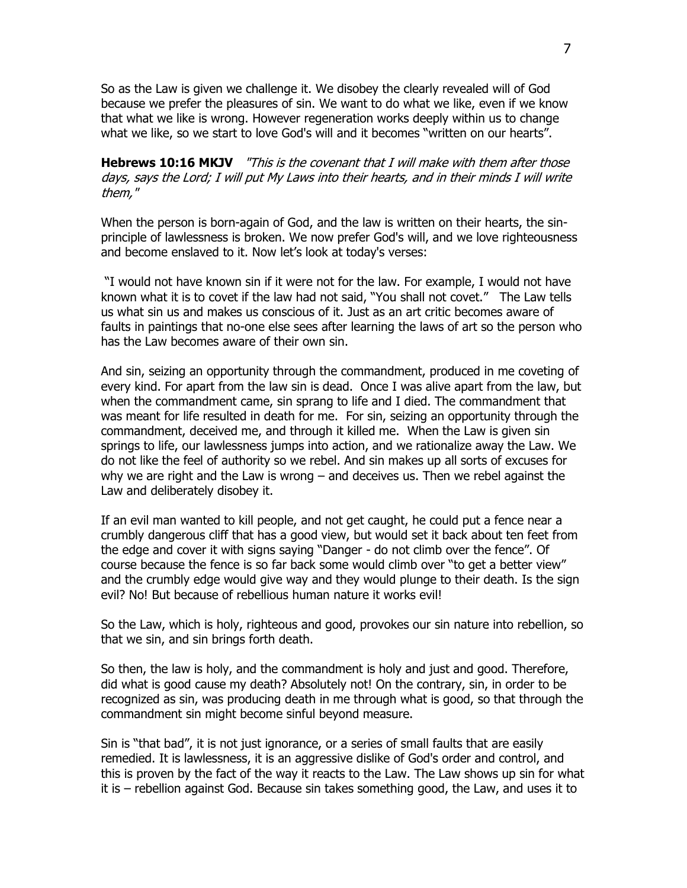So as the Law is given we challenge it. We disobey the clearly revealed will of God because we prefer the pleasures of sin. We want to do what we like, even if we know that what we like is wrong. However regeneration works deeply within us to change what we like, so we start to love God's will and it becomes "written on our hearts".

**Hebrews 10:16 MKJV** *"This is the covenant that I will make with them after those days, says the Lord; I will put My Laws into their hearts, and in their minds I will write them,"*

When the person is born-again of God, and the law is written on their hearts, the sin-principle of lawlessness is broken. We now prefer God's will, and we love righteousness and become enslaved to it. Now let's look at today's verses:

"I would not have known sin if it were not for the law. For example, I would not have known what it is to covet if the law had not said, "You shall not covet." The Law tells us what sin us and makes us conscious of it. Just as an art critic becomes aware of faults in paintings that no-one else sees after learning the laws of art so the person who has the Law becomes aware of their own sin.

And sin, seizing an opportunity through the commandment, produced in me coveting of every kind. For apart from the law sin is dead. Once I was alive apart from the law, but when the commandment came, sin sprang to life and I died. The commandment that was meant for life resulted in death for me. For sin, seizing an opportunity through the commandment, deceived me, and through it killed me. When the Law is given sin springs to life, our lawlessness jumps into action, and we rationalize away the Law. We do not like the feel of authority so we rebel. And sin makes up all sorts of excuses for why we are right and the Law is wrong – and deceives us. Then we rebel against the Law and deliberately disobey it.

If an evil man wanted to kill people, and not get caught, he could put a fence near a crumbly dangerous cliff that has a good view, but would set it back about ten feet from the edge and cover it with signs saying "Danger - do not climb over the fence". Of course because the fence is so far back some would climb over "to get a better view" and the crumbly edge would give way and they would plunge to their death. Is the sign evil? No! But because of rebellious human nature it works evil!

So the Law, which is holy, righteous and good, provokes our sin nature into rebellion, so that we sin, and sin brings forth death.

So then, the law is holy, and the commandment is holy and just and good. Therefore, did what is good cause my death? Absolutely not! On the contrary, sin, in order to be recognized as sin, was producing death in me through what is good, so that through the commandment sin might become sinful beyond measure.

Sin is "that bad", it is not just ignorance, or a series of small faults that are easily remedied. It is lawlessness, it is an aggressive dislike of God's order and control, and this is proven by the fact of the way it reacts to the Law. The Law shows up sin for what it is – rebellion against God. Because sin takes something good, the Law, and uses it to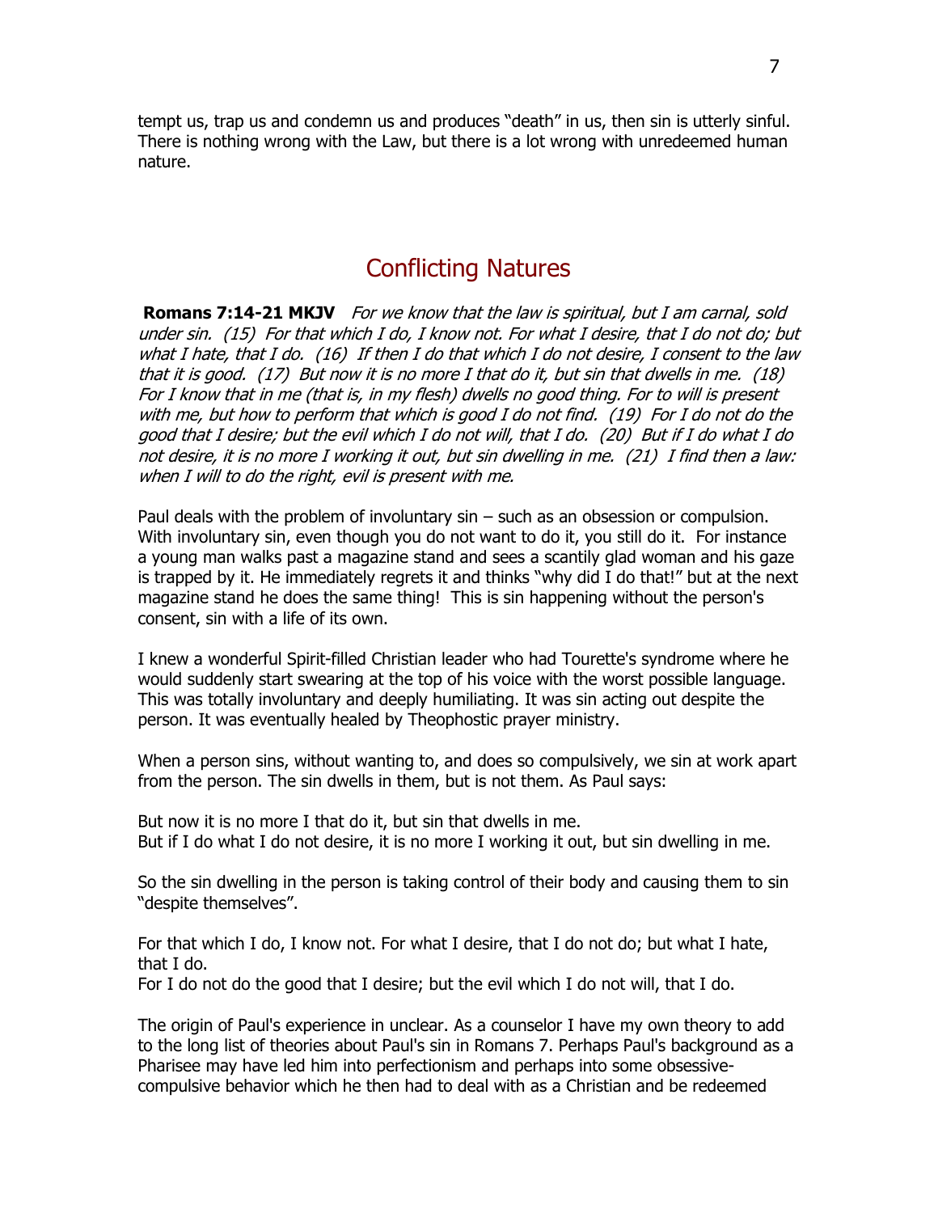tempt us, trap us and condemn us and produces "death" in us, then sin is utterly sinful. There is nothing wrong with the Law, but there is a lot wrong with unredeemed human nature.

## Conflicting Natures

**Romans 7:14-21 MKJV** *For we know that the law is spiritual, but I am carnal, sold under sin. (15) For that which I do, I know not. For what I desire, that I do not do; but what I hate, that I do. (16) If then I do that which I do not desire, I consent to the law that it is good. (17) But now it is no more I that do it, but sin that dwells in me. (18) For I know that in me (that is, in my flesh) dwells no good thing. For to will is present with me, but how to perform that which is good I do not find. (19) For I do not do the good that I desire; but the evil which I do not will, that I do. (20) But if I do what I do not desire, it is no more I working it out, but sin dwelling in me. (21) I find then a law: when I will to do the right, evil is present with me.*

Paul deals with the problem of involuntary sin – such as an obsession or compulsion. With involuntary sin, even though you do not want to do it, you still do it. For instance a young man walks past a magazine stand and sees a scantily glad woman and his gaze is trapped by it. He immediately regrets it and thinks "why did I do that!" but at the next magazine stand he does the same thing! This is sin happening without the person's consent, sin with a life of its own.

I knew a wonderful Spirit-filled Christian leader who had Tourette's syndrome where he would suddenly start swearing at the top of his voice with the worst possible language. This was totally involuntary and deeply humiliating. It was sin acting out despite the person. It was eventually healed by Theophostic prayer ministry.

When a person sins, without wanting to, and does so compulsively, we sin at work apart from the person. The sin dwells in them, but is not them. As Paul says:

But now it is no more I that do it, but sin that dwells in me.
But if I do what I do not desire, it is no more I working it out, but sin dwelling in me.

So the sin dwelling in the person is taking control of their body and causing them to sin "despite themselves".

For that which I do, I know not. For what I desire, that I do not do; but what I hate, that I do.
For I do not do the good that I desire; but the evil which I do not will, that I do.

The origin of Paul's experience in unclear. As a counselor I have my own theory to add to the long list of theories about Paul's sin in Romans 7. Perhaps Paul's background as a Pharisee may have led him into perfectionism and perhaps into some obsessive-compulsive behavior which he then had to deal with as a Christian and be redeemed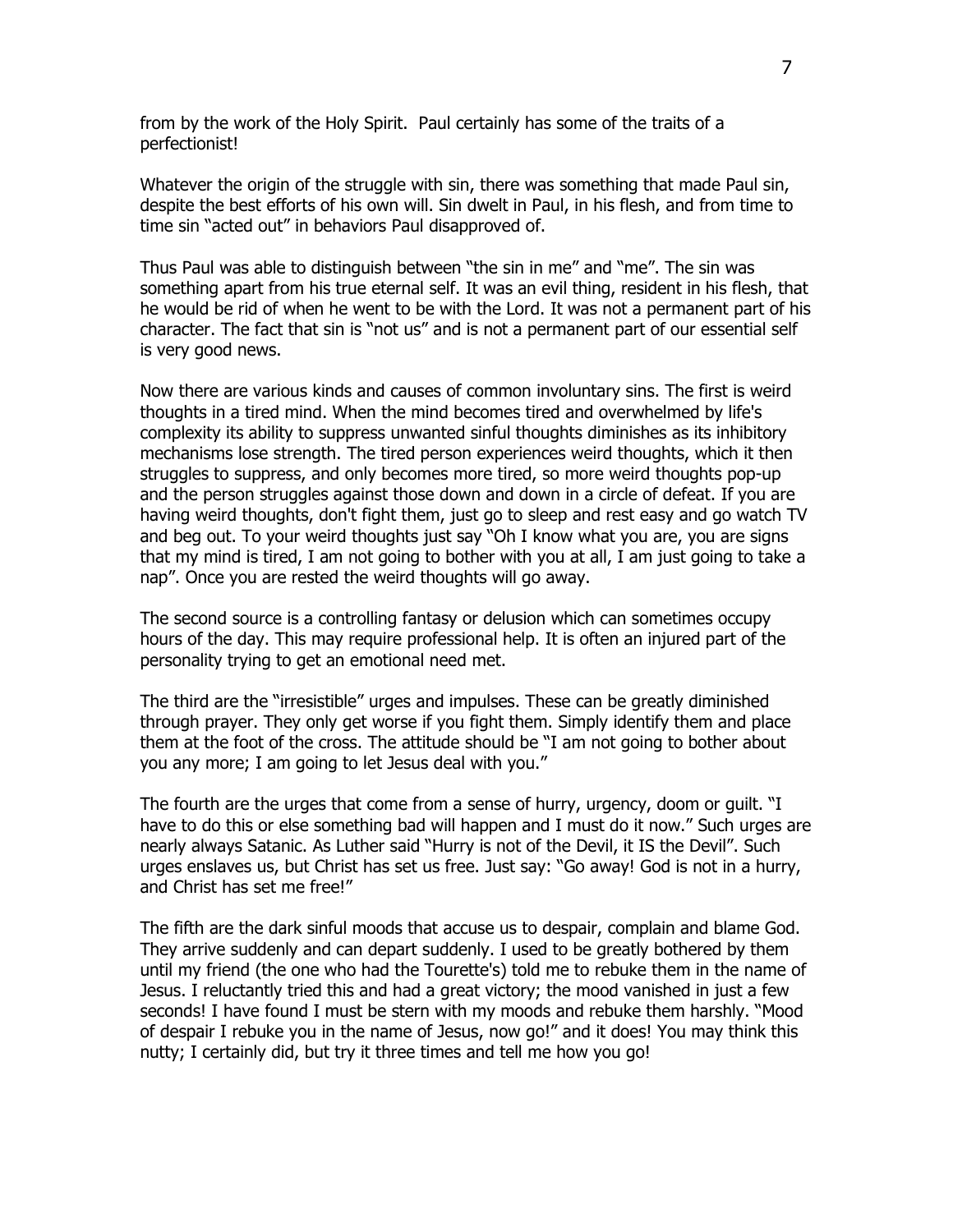from by the work of the Holy Spirit. Paul certainly has some of the traits of a perfectionist!

Whatever the origin of the struggle with sin, there was something that made Paul sin, despite the best efforts of his own will. Sin dwelt in Paul, in his flesh, and from time to time sin "acted out" in behaviors Paul disapproved of.

Thus Paul was able to distinguish between "the sin in me" and "me". The sin was something apart from his true eternal self. It was an evil thing, resident in his flesh, that he would be rid of when he went to be with the Lord. It was not a permanent part of his character. The fact that sin is "not us" and is not a permanent part of our essential self is very good news.

Now there are various kinds and causes of common involuntary sins. The first is weird thoughts in a tired mind. When the mind becomes tired and overwhelmed by life's complexity its ability to suppress unwanted sinful thoughts diminishes as its inhibitory mechanisms lose strength. The tired person experiences weird thoughts, which it then struggles to suppress, and only becomes more tired, so more weird thoughts pop-up and the person struggles against those down and down in a circle of defeat. If you are having weird thoughts, don't fight them, just go to sleep and rest easy and go watch TV and beg out. To your weird thoughts just say "Oh I know what you are, you are signs that my mind is tired, I am not going to bother with you at all, I am just going to take a nap". Once you are rested the weird thoughts will go away.

The second source is a controlling fantasy or delusion which can sometimes occupy hours of the day. This may require professional help. It is often an injured part of the personality trying to get an emotional need met.

The third are the "irresistible" urges and impulses. These can be greatly diminished through prayer. They only get worse if you fight them. Simply identify them and place them at the foot of the cross. The attitude should be "I am not going to bother about you any more; I am going to let Jesus deal with you."

The fourth are the urges that come from a sense of hurry, urgency, doom or guilt. "I have to do this or else something bad will happen and I must do it now." Such urges are nearly always Satanic. As Luther said "Hurry is not of the Devil, it IS the Devil". Such urges enslaves us, but Christ has set us free. Just say: "Go away! God is not in a hurry, and Christ has set me free!"

The fifth are the dark sinful moods that accuse us to despair, complain and blame God. They arrive suddenly and can depart suddenly. I used to be greatly bothered by them until my friend (the one who had the Tourette's) told me to rebuke them in the name of Jesus. I reluctantly tried this and had a great victory; the mood vanished in just a few seconds! I have found I must be stern with my moods and rebuke them harshly. "Mood of despair I rebuke you in the name of Jesus, now go!" and it does! You may think this nutty; I certainly did, but try it three times and tell me how you go!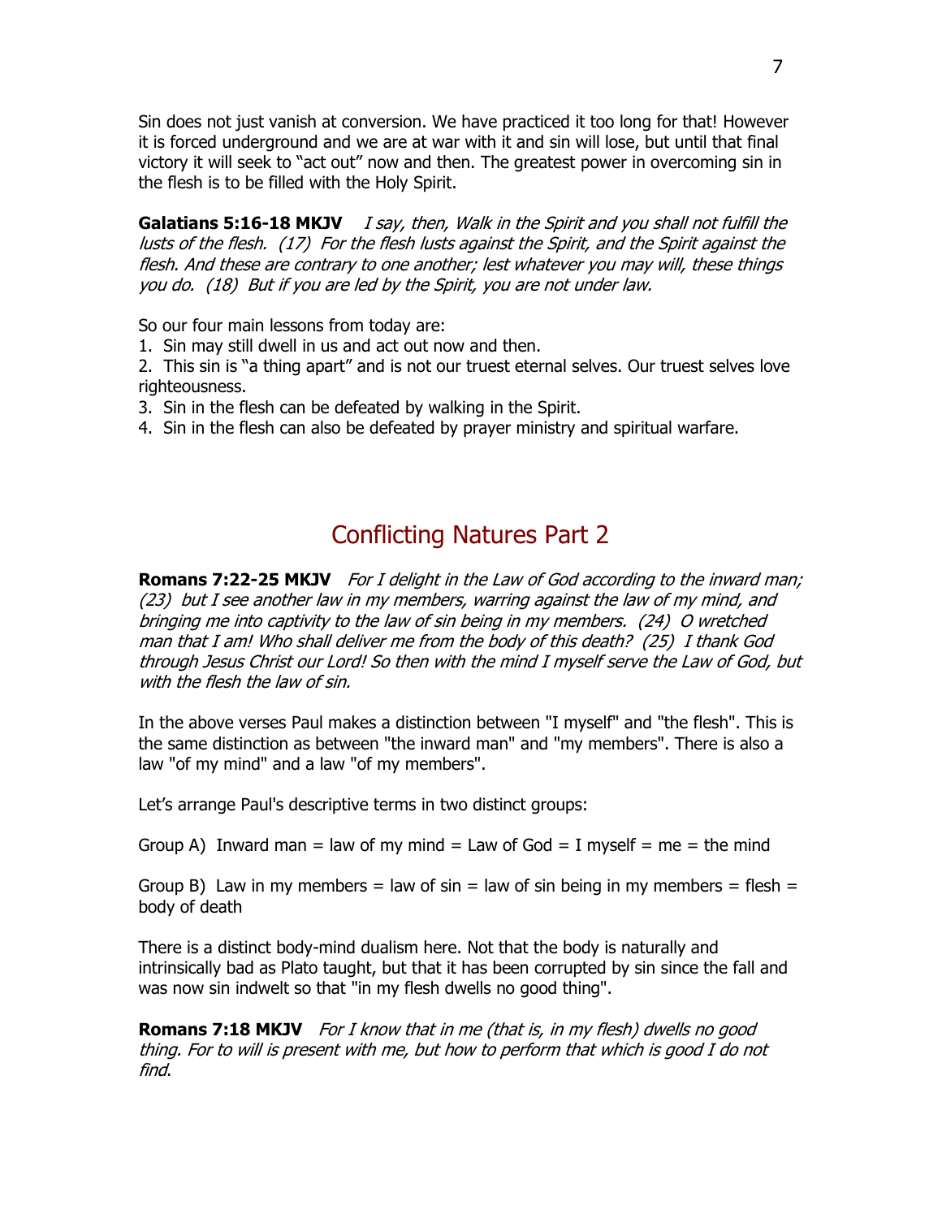Sin does not just vanish at conversion. We have practiced it too long for that! However it is forced underground and we are at war with it and sin will lose, but until that final victory it will seek to "act out" now and then. The greatest power in overcoming sin in the flesh is to be filled with the Holy Spirit.

**Galatians 5:16-18 MKJV** *I say, then, Walk in the Spirit and you shall not fulfill the lusts of the flesh. (17) For the flesh lusts against the Spirit, and the Spirit against the flesh. And these are contrary to one another; lest whatever you may will, these things you do. (18) But if you are led by the Spirit, you are not under law.*

So our four main lessons from today are:

1. Sin may still dwell in us and act out now and then.
2. This sin is "a thing apart" and is not our truest eternal selves. Our truest selves love righteousness.
3. Sin in the flesh can be defeated by walking in the Spirit.
4. Sin in the flesh can also be defeated by prayer ministry and spiritual warfare.

## Conflicting Natures Part 2

**Romans 7:22-25 MKJV** *For I delight in the Law of God according to the inward man; (23) but I see another law in my members, warring against the law of my mind, and bringing me into captivity to the law of sin being in my members. (24) O wretched man that I am! Who shall deliver me from the body of this death? (25) I thank God through Jesus Christ our Lord! So then with the mind I myself serve the Law of God, but with the flesh the law of sin.*

In the above verses Paul makes a distinction between "I myself" and "the flesh". This is the same distinction as between "the inward man" and "my members". There is also a law "of my mind" and a law "of my members".

Let's arrange Paul's descriptive terms in two distinct groups:

Group A) Inward man = law of my mind = Law of God = I myself = me = the mind

Group B) Law in my members = law of sin = law of sin being in my members = flesh = body of death

There is a distinct body-mind dualism here. Not that the body is naturally and intrinsically bad as Plato taught, but that it has been corrupted by sin since the fall and was now sin indwelt so that "in my flesh dwells no good thing".

**Romans 7:18 MKJV** *For I know that in me (that is, in my flesh) dwells no good thing. For to will is present with me, but how to perform that which is good I do not find.*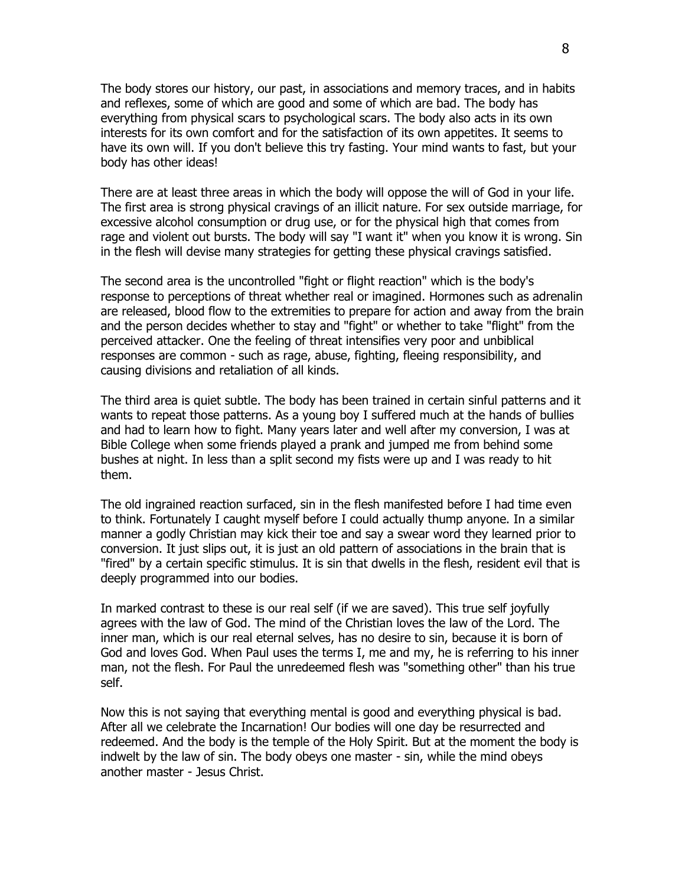The body stores our history, our past, in associations and memory traces, and in habits and reflexes, some of which are good and some of which are bad. The body has everything from physical scars to psychological scars. The body also acts in its own interests for its own comfort and for the satisfaction of its own appetites. It seems to have its own will. If you don't believe this try fasting. Your mind wants to fast, but your body has other ideas!

There are at least three areas in which the body will oppose the will of God in your life. The first area is strong physical cravings of an illicit nature. For sex outside marriage, for excessive alcohol consumption or drug use, or for the physical high that comes from rage and violent out bursts. The body will say "I want it" when you know it is wrong. Sin in the flesh will devise many strategies for getting these physical cravings satisfied.

The second area is the uncontrolled "fight or flight reaction" which is the body's response to perceptions of threat whether real or imagined. Hormones such as adrenalin are released, blood flow to the extremities to prepare for action and away from the brain and the person decides whether to stay and "fight" or whether to take "flight" from the perceived attacker. One the feeling of threat intensifies very poor and unbiblical responses are common - such as rage, abuse, fighting, fleeing responsibility, and causing divisions and retaliation of all kinds.

The third area is quiet subtle. The body has been trained in certain sinful patterns and it wants to repeat those patterns. As a young boy I suffered much at the hands of bullies and had to learn how to fight. Many years later and well after my conversion, I was at Bible College when some friends played a prank and jumped me from behind some bushes at night. In less than a split second my fists were up and I was ready to hit them.

The old ingrained reaction surfaced, sin in the flesh manifested before I had time even to think. Fortunately I caught myself before I could actually thump anyone. In a similar manner a godly Christian may kick their toe and say a swear word they learned prior to conversion. It just slips out, it is just an old pattern of associations in the brain that is "fired" by a certain specific stimulus. It is sin that dwells in the flesh, resident evil that is deeply programmed into our bodies.

In marked contrast to these is our real self (if we are saved). This true self joyfully agrees with the law of God. The mind of the Christian loves the law of the Lord. The inner man, which is our real eternal selves, has no desire to sin, because it is born of God and loves God. When Paul uses the terms I, me and my, he is referring to his inner man, not the flesh. For Paul the unredeemed flesh was "something other" than his true self.

Now this is not saying that everything mental is good and everything physical is bad. After all we celebrate the Incarnation! Our bodies will one day be resurrected and redeemed. And the body is the temple of the Holy Spirit. But at the moment the body is indwelt by the law of sin. The body obeys one master - sin, while the mind obeys another master - Jesus Christ.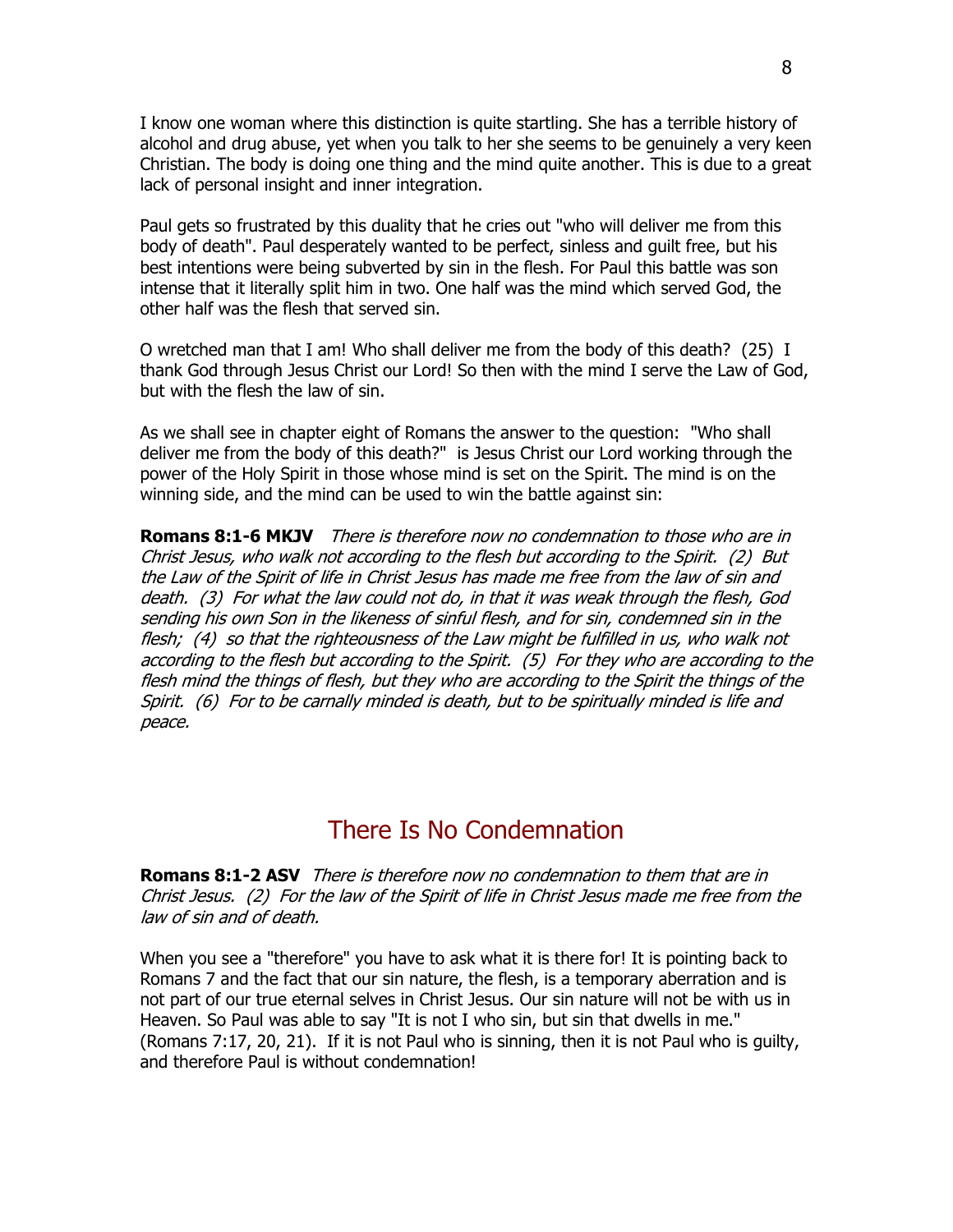I know one woman where this distinction is quite startling. She has a terrible history of alcohol and drug abuse, yet when you talk to her she seems to be genuinely a very keen Christian. The body is doing one thing and the mind quite another. This is due to a great lack of personal insight and inner integration.

Paul gets so frustrated by this duality that he cries out "who will deliver me from this body of death". Paul desperately wanted to be perfect, sinless and guilt free, but his best intentions were being subverted by sin in the flesh. For Paul this battle was son intense that it literally split him in two. One half was the mind which served God, the other half was the flesh that served sin.

O wretched man that I am! Who shall deliver me from the body of this death? (25) I thank God through Jesus Christ our Lord! So then with the mind I serve the Law of God, but with the flesh the law of sin.

As we shall see in chapter eight of Romans the answer to the question: "Who shall deliver me from the body of this death?" is Jesus Christ our Lord working through the power of the Holy Spirit in those whose mind is set on the Spirit. The mind is on the winning side, and the mind can be used to win the battle against sin:

**Romans 8:1-6 MKJV** *There is therefore now no condemnation to those who are in Christ Jesus, who walk not according to the flesh but according to the Spirit. (2) But the Law of the Spirit of life in Christ Jesus has made me free from the law of sin and death. (3) For what the law could not do, in that it was weak through the flesh, God sending his own Son in the likeness of sinful flesh, and for sin, condemned sin in the flesh; (4) so that the righteousness of the Law might be fulfilled in us, who walk not according to the flesh but according to the Spirit. (5) For they who are according to the flesh mind the things of flesh, but they who are according to the Spirit the things of the Spirit. (6) For to be carnally minded is death, but to be spiritually minded is life and peace.*

## There Is No Condemnation

**Romans 8:1-2 ASV** *There is therefore now no condemnation to them that are in Christ Jesus. (2) For the law of the Spirit of life in Christ Jesus made me free from the law of sin and of death.*

When you see a "therefore" you have to ask what it is there for! It is pointing back to Romans 7 and the fact that our sin nature, the flesh, is a temporary aberration and is not part of our true eternal selves in Christ Jesus. Our sin nature will not be with us in Heaven. So Paul was able to say "It is not I who sin, but sin that dwells in me." (Romans 7:17, 20, 21). If it is not Paul who is sinning, then it is not Paul who is guilty, and therefore Paul is without condemnation!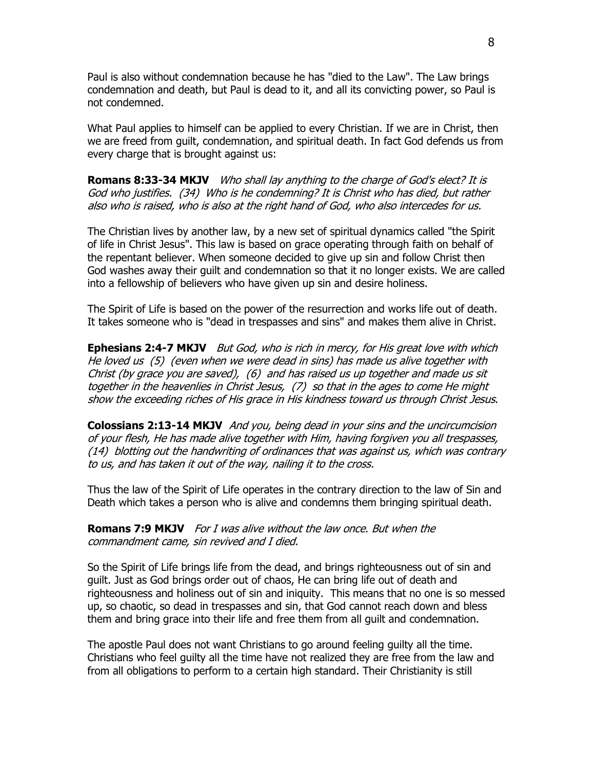Paul is also without condemnation because he has "died to the Law". The Law brings condemnation and death, but Paul is dead to it, and all its convicting power, so Paul is not condemned.

What Paul applies to himself can be applied to every Christian. If we are in Christ, then we are freed from guilt, condemnation, and spiritual death. In fact God defends us from every charge that is brought against us:

**Romans 8:33-34 MKJV** *Who shall lay anything to the charge of God's elect? It is God who justifies. (34) Who is he condemning? It is Christ who has died, but rather also who is raised, who is also at the right hand of God, who also intercedes for us.*

The Christian lives by another law, by a new set of spiritual dynamics called "the Spirit of life in Christ Jesus". This law is based on grace operating through faith on behalf of the repentant believer. When someone decided to give up sin and follow Christ then God washes away their guilt and condemnation so that it no longer exists. We are called into a fellowship of believers who have given up sin and desire holiness.

The Spirit of Life is based on the power of the resurrection and works life out of death. It takes someone who is "dead in trespasses and sins" and makes them alive in Christ.

**Ephesians 2:4-7 MKJV** *But God, who is rich in mercy, for His great love with which He loved us (5) (even when we were dead in sins) has made us alive together with Christ (by grace you are saved), (6) and has raised us up together and made us sit together in the heavenlies in Christ Jesus, (7) so that in the ages to come He might show the exceeding riches of His grace in His kindness toward us through Christ Jesus.*

**Colossians 2:13-14 MKJV** *And you, being dead in your sins and the uncircumcision of your flesh, He has made alive together with Him, having forgiven you all trespasses, (14) blotting out the handwriting of ordinances that was against us, which was contrary to us, and has taken it out of the way, nailing it to the cross.*

Thus the law of the Spirit of Life operates in the contrary direction to the law of Sin and Death which takes a person who is alive and condemns them bringing spiritual death.

**Romans 7:9 MKJV** *For I was alive without the law once. But when the commandment came, sin revived and I died.*

So the Spirit of Life brings life from the dead, and brings righteousness out of sin and guilt. Just as God brings order out of chaos, He can bring life out of death and righteousness and holiness out of sin and iniquity. This means that no one is so messed up, so chaotic, so dead in trespasses and sin, that God cannot reach down and bless them and bring grace into their life and free them from all guilt and condemnation.

The apostle Paul does not want Christians to go around feeling guilty all the time. Christians who feel guilty all the time have not realized they are free from the law and from all obligations to perform to a certain high standard. Their Christianity is still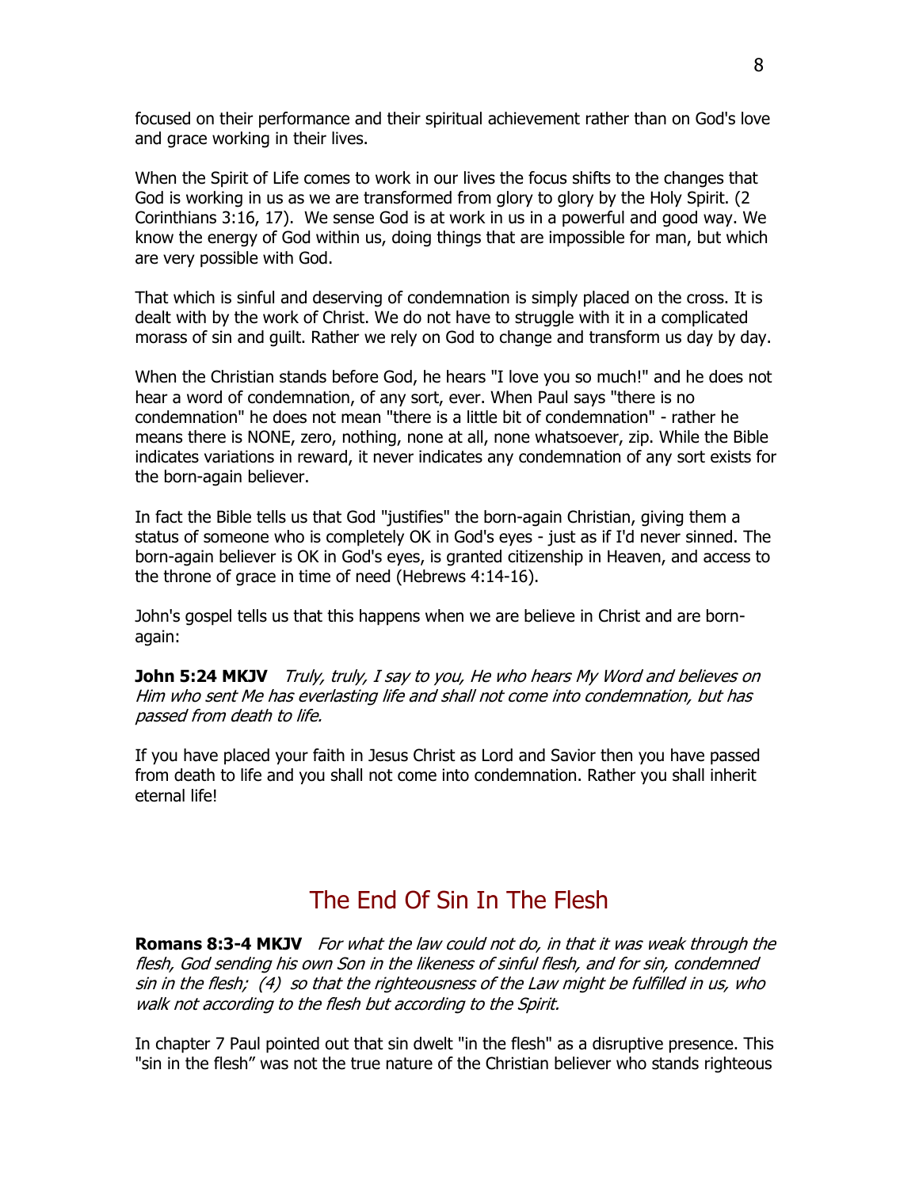focused on their performance and their spiritual achievement rather than on God's love and grace working in their lives.

When the Spirit of Life comes to work in our lives the focus shifts to the changes that God is working in us as we are transformed from glory to glory by the Holy Spirit. (2 Corinthians 3:16, 17). We sense God is at work in us in a powerful and good way. We know the energy of God within us, doing things that are impossible for man, but which are very possible with God.

That which is sinful and deserving of condemnation is simply placed on the cross. It is dealt with by the work of Christ. We do not have to struggle with it in a complicated morass of sin and guilt. Rather we rely on God to change and transform us day by day.

When the Christian stands before God, he hears "I love you so much!" and he does not hear a word of condemnation, of any sort, ever. When Paul says "there is no condemnation" he does not mean "there is a little bit of condemnation" - rather he means there is NONE, zero, nothing, none at all, none whatsoever, zip. While the Bible indicates variations in reward, it never indicates any condemnation of any sort exists for the born-again believer.

In fact the Bible tells us that God "justifies" the born-again Christian, giving them a status of someone who is completely OK in God's eyes - just as if I'd never sinned. The born-again believer is OK in God's eyes, is granted citizenship in Heaven, and access to the throne of grace in time of need (Hebrews 4:14-16).

John's gospel tells us that this happens when we are believe in Christ and are born-again:

**John 5:24 MKJV** *Truly, truly, I say to you, He who hears My Word and believes on Him who sent Me has everlasting life and shall not come into condemnation, but has passed from death to life.*

If you have placed your faith in Jesus Christ as Lord and Savior then you have passed from death to life and you shall not come into condemnation. Rather you shall inherit eternal life!

## The End Of Sin In The Flesh

**Romans 8:3-4 MKJV** *For what the law could not do, in that it was weak through the flesh, God sending his own Son in the likeness of sinful flesh, and for sin, condemned sin in the flesh; (4) so that the righteousness of the Law might be fulfilled in us, who walk not according to the flesh but according to the Spirit.*

In chapter 7 Paul pointed out that sin dwelt "in the flesh" as a disruptive presence. This "sin in the flesh" was not the true nature of the Christian believer who stands righteous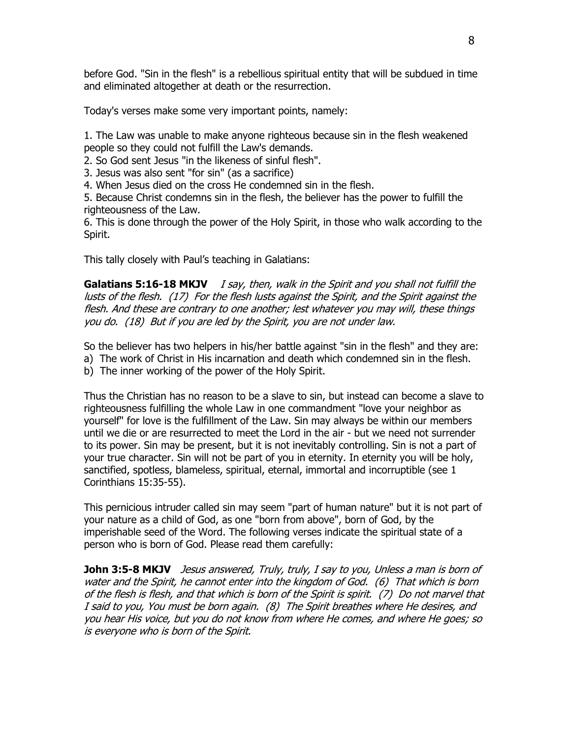before God. "Sin in the flesh" is a rebellious spiritual entity that will be subdued in time and eliminated altogether at death or the resurrection.

Today's verses make some very important points, namely:

1. The Law was unable to make anyone righteous because sin in the flesh weakened people so they could not fulfill the Law's demands.
2. So God sent Jesus "in the likeness of sinful flesh".
3. Jesus was also sent "for sin" (as a sacrifice)
4. When Jesus died on the cross He condemned sin in the flesh.
5. Because Christ condemns sin in the flesh, the believer has the power to fulfill the righteousness of the Law.
6. This is done through the power of the Holy Spirit, in those who walk according to the Spirit.

This tally closely with Paul's teaching in Galatians:

**Galatians 5:16-18 MKJV** *I say, then, walk in the Spirit and you shall not fulfill the lusts of the flesh. (17) For the flesh lusts against the Spirit, and the Spirit against the flesh. And these are contrary to one another; lest whatever you may will, these things you do. (18) But if you are led by the Spirit, you are not under law.*

So the believer has two helpers in his/her battle against "sin in the flesh" and they are:
a) The work of Christ in His incarnation and death which condemned sin in the flesh.
b) The inner working of the power of the Holy Spirit.

Thus the Christian has no reason to be a slave to sin, but instead can become a slave to righteousness fulfilling the whole Law in one commandment "love your neighbor as yourself" for love is the fulfillment of the Law. Sin may always be within our members until we die or are resurrected to meet the Lord in the air - but we need not surrender to its power. Sin may be present, but it is not inevitably controlling. Sin is not a part of your true character. Sin will not be part of you in eternity. In eternity you will be holy, sanctified, spotless, blameless, spiritual, eternal, immortal and incorruptible (see 1 Corinthians 15:35-55).

This pernicious intruder called sin may seem "part of human nature" but it is not part of your nature as a child of God, as one "born from above", born of God, by the imperishable seed of the Word. The following verses indicate the spiritual state of a person who is born of God. Please read them carefully:

**John 3:5-8 MKJV** *Jesus answered, Truly, truly, I say to you, Unless a man is born of water and the Spirit, he cannot enter into the kingdom of God. (6) That which is born of the flesh is flesh, and that which is born of the Spirit is spirit. (7) Do not marvel that I said to you, You must be born again. (8) The Spirit breathes where He desires, and you hear His voice, but you do not know from where He comes, and where He goes; so is everyone who is born of the Spirit.*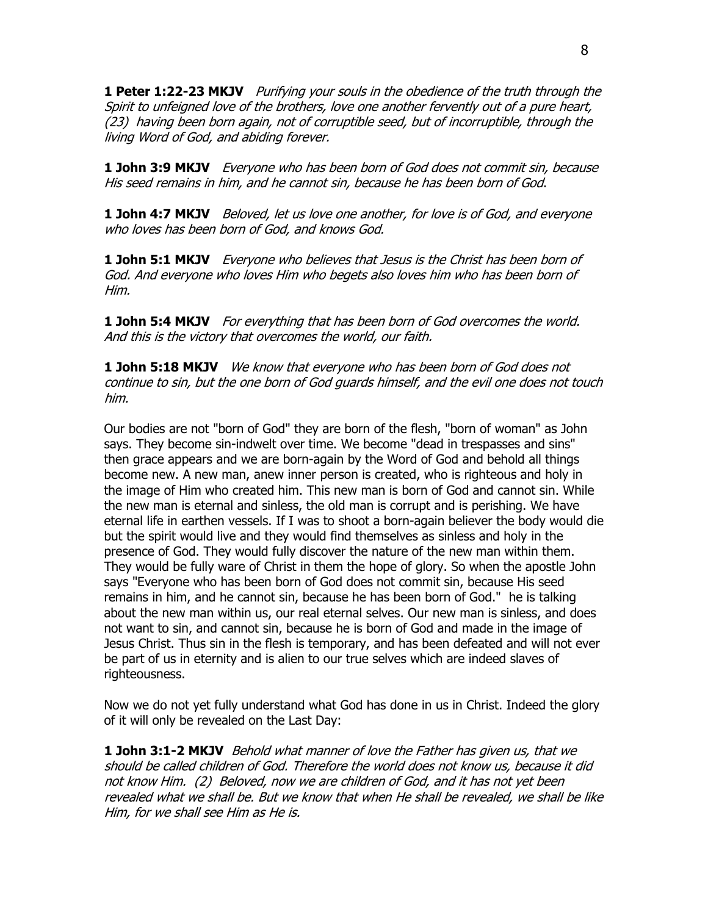**1 Peter 1:22-23 MKJV** *Purifying your souls in the obedience of the truth through the Spirit to unfeigned love of the brothers, love one another fervently out of a pure heart, (23) having been born again, not of corruptible seed, but of incorruptible, through the living Word of God, and abiding forever.*

**1 John 3:9 MKJV** *Everyone who has been born of God does not commit sin, because His seed remains in him, and he cannot sin, because he has been born of God.*

**1 John 4:7 MKJV** *Beloved, let us love one another, for love is of God, and everyone who loves has been born of God, and knows God.*

**1 John 5:1 MKJV** *Everyone who believes that Jesus is the Christ has been born of God. And everyone who loves Him who begets also loves him who has been born of Him.*

**1 John 5:4 MKJV** *For everything that has been born of God overcomes the world. And this is the victory that overcomes the world, our faith.*

**1 John 5:18 MKJV** *We know that everyone who has been born of God does not continue to sin, but the one born of God guards himself, and the evil one does not touch him.*

Our bodies are not "born of God" they are born of the flesh, "born of woman" as John says. They become sin-indwelt over time. We become "dead in trespasses and sins" then grace appears and we are born-again by the Word of God and behold all things become new. A new man, anew inner person is created, who is righteous and holy in the image of Him who created him. This new man is born of God and cannot sin. While the new man is eternal and sinless, the old man is corrupt and is perishing. We have eternal life in earthen vessels. If I was to shoot a born-again believer the body would die but the spirit would live and they would find themselves as sinless and holy in the presence of God. They would fully discover the nature of the new man within them. They would be fully ware of Christ in them the hope of glory. So when the apostle John says "Everyone who has been born of God does not commit sin, because His seed remains in him, and he cannot sin, because he has been born of God." he is talking about the new man within us, our real eternal selves. Our new man is sinless, and does not want to sin, and cannot sin, because he is born of God and made in the image of Jesus Christ. Thus sin in the flesh is temporary, and has been defeated and will not ever be part of us in eternity and is alien to our true selves which are indeed slaves of righteousness.

Now we do not yet fully understand what God has done in us in Christ. Indeed the glory of it will only be revealed on the Last Day:

**1 John 3:1-2 MKJV** *Behold what manner of love the Father has given us, that we should be called children of God. Therefore the world does not know us, because it did not know Him. (2) Beloved, now we are children of God, and it has not yet been revealed what we shall be. But we know that when He shall be revealed, we shall be like Him, for we shall see Him as He is.*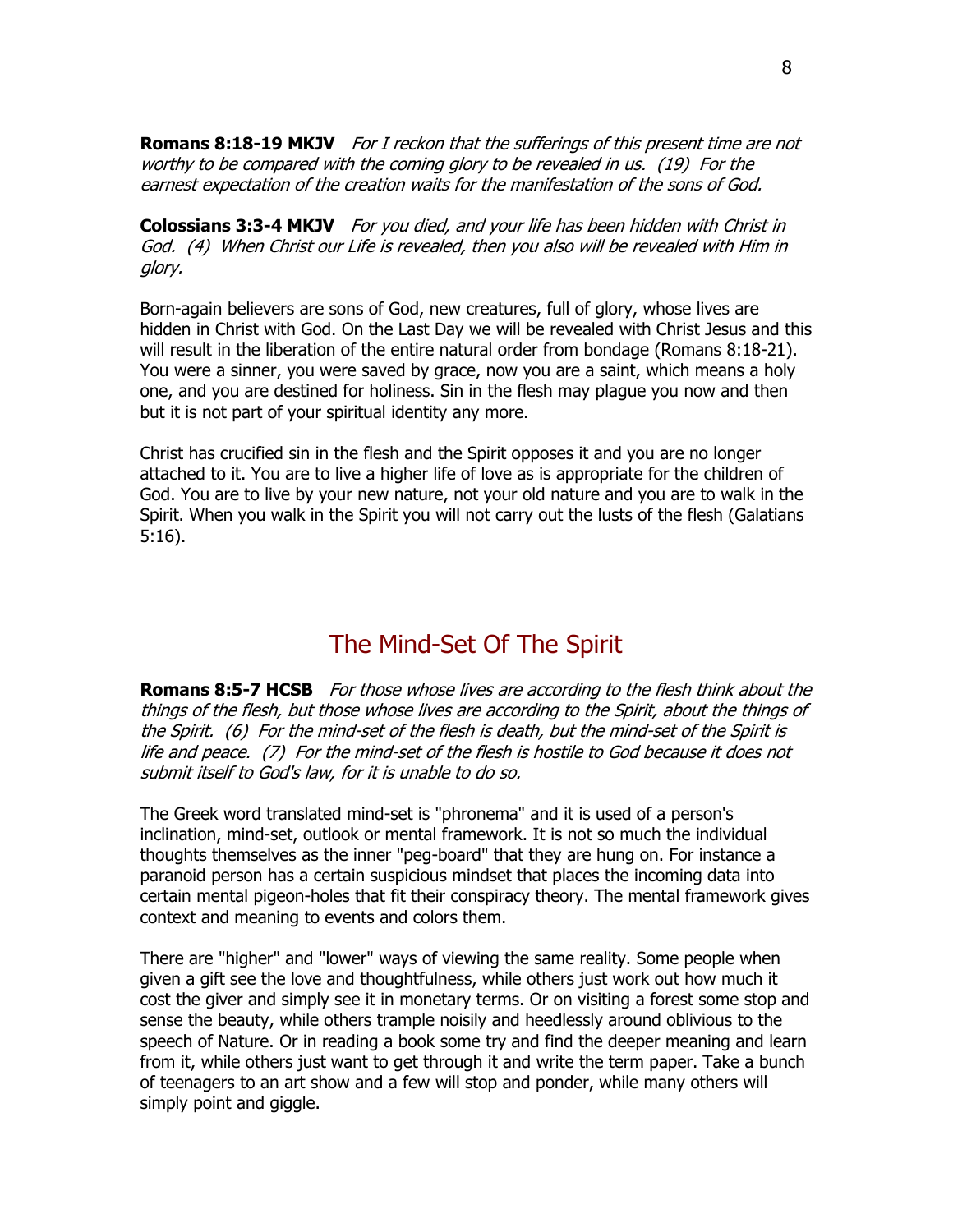**Romans 8:18-19 MKJV** *For I reckon that the sufferings of this present time are not worthy to be compared with the coming glory to be revealed in us. (19) For the earnest expectation of the creation waits for the manifestation of the sons of God.*

**Colossians 3:3-4 MKJV** *For you died, and your life has been hidden with Christ in God. (4) When Christ our Life is revealed, then you also will be revealed with Him in glory.*

Born-again believers are sons of God, new creatures, full of glory, whose lives are hidden in Christ with God. On the Last Day we will be revealed with Christ Jesus and this will result in the liberation of the entire natural order from bondage (Romans 8:18-21). You were a sinner, you were saved by grace, now you are a saint, which means a holy one, and you are destined for holiness. Sin in the flesh may plague you now and then but it is not part of your spiritual identity any more.

Christ has crucified sin in the flesh and the Spirit opposes it and you are no longer attached to it. You are to live a higher life of love as is appropriate for the children of God. You are to live by your new nature, not your old nature and you are to walk in the Spirit. When you walk in the Spirit you will not carry out the lusts of the flesh (Galatians 5:16).

## The Mind-Set Of The Spirit

**Romans 8:5-7 HCSB** *For those whose lives are according to the flesh think about the things of the flesh, but those whose lives are according to the Spirit, about the things of the Spirit. (6) For the mind-set of the flesh is death, but the mind-set of the Spirit is life and peace. (7) For the mind-set of the flesh is hostile to God because it does not submit itself to God's law, for it is unable to do so.*

The Greek word translated mind-set is "phronema" and it is used of a person's inclination, mind-set, outlook or mental framework. It is not so much the individual thoughts themselves as the inner "peg-board" that they are hung on. For instance a paranoid person has a certain suspicious mindset that places the incoming data into certain mental pigeon-holes that fit their conspiracy theory. The mental framework gives context and meaning to events and colors them.

There are "higher" and "lower" ways of viewing the same reality. Some people when given a gift see the love and thoughtfulness, while others just work out how much it cost the giver and simply see it in monetary terms. Or on visiting a forest some stop and sense the beauty, while others trample noisily and heedlessly around oblivious to the speech of Nature. Or in reading a book some try and find the deeper meaning and learn from it, while others just want to get through it and write the term paper. Take a bunch of teenagers to an art show and a few will stop and ponder, while many others will simply point and giggle.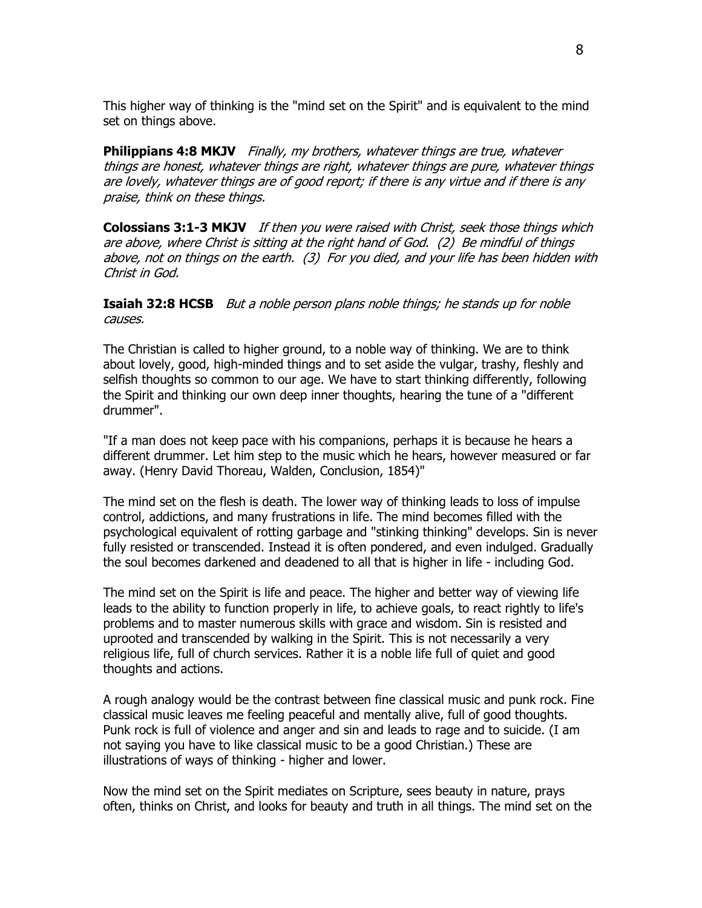This higher way of thinking is the "mind set on the Spirit" and is equivalent to the mind set on things above.

**Philippians 4:8 MKJV** *Finally, my brothers, whatever things are true, whatever things are honest, whatever things are right, whatever things are pure, whatever things are lovely, whatever things are of good report; if there is any virtue and if there is any praise, think on these things.*

**Colossians 3:1-3 MKJV** *If then you were raised with Christ, seek those things which are above, where Christ is sitting at the right hand of God. (2) Be mindful of things above, not on things on the earth. (3) For you died, and your life has been hidden with Christ in God.*

**Isaiah 32:8 HCSB** *But a noble person plans noble things; he stands up for noble causes.*

The Christian is called to higher ground, to a noble way of thinking. We are to think about lovely, good, high-minded things and to set aside the vulgar, trashy, fleshly and selfish thoughts so common to our age. We have to start thinking differently, following the Spirit and thinking our own deep inner thoughts, hearing the tune of a "different drummer".

"If a man does not keep pace with his companions, perhaps it is because he hears a different drummer. Let him step to the music which he hears, however measured or far away. (Henry David Thoreau, Walden, Conclusion, 1854)"

The mind set on the flesh is death. The lower way of thinking leads to loss of impulse control, addictions, and many frustrations in life. The mind becomes filled with the psychological equivalent of rotting garbage and "stinking thinking" develops. Sin is never fully resisted or transcended. Instead it is often pondered, and even indulged. Gradually the soul becomes darkened and deadened to all that is higher in life - including God.

The mind set on the Spirit is life and peace. The higher and better way of viewing life leads to the ability to function properly in life, to achieve goals, to react rightly to life's problems and to master numerous skills with grace and wisdom. Sin is resisted and uprooted and transcended by walking in the Spirit. This is not necessarily a very religious life, full of church services. Rather it is a noble life full of quiet and good thoughts and actions.

A rough analogy would be the contrast between fine classical music and punk rock. Fine classical music leaves me feeling peaceful and mentally alive, full of good thoughts. Punk rock is full of violence and anger and sin and leads to rage and to suicide. (I am not saying you have to like classical music to be a good Christian.) These are illustrations of ways of thinking - higher and lower.

Now the mind set on the Spirit mediates on Scripture, sees beauty in nature, prays often, thinks on Christ, and looks for beauty and truth in all things. The mind set on the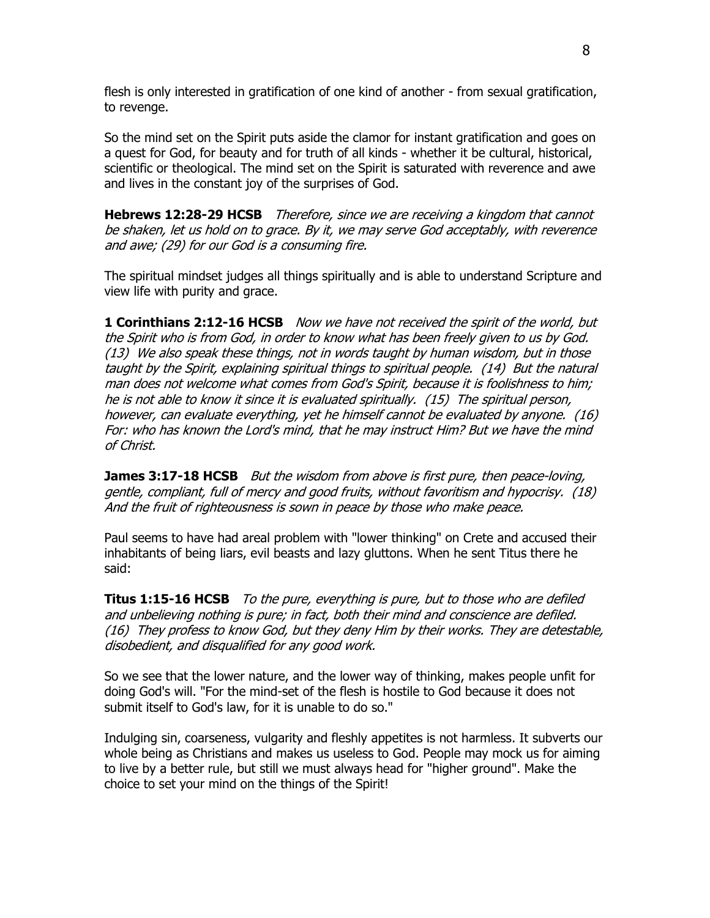flesh is only interested in gratification of one kind of another - from sexual gratification, to revenge.

So the mind set on the Spirit puts aside the clamor for instant gratification and goes on a quest for God, for beauty and for truth of all kinds - whether it be cultural, historical, scientific or theological. The mind set on the Spirit is saturated with reverence and awe and lives in the constant joy of the surprises of God.

**Hebrews 12:28-29 HCSB** *Therefore, since we are receiving a kingdom that cannot be shaken, let us hold on to grace. By it, we may serve God acceptably, with reverence and awe; (29) for our God is a consuming fire.*

The spiritual mindset judges all things spiritually and is able to understand Scripture and view life with purity and grace.

**1 Corinthians 2:12-16 HCSB** *Now we have not received the spirit of the world, but the Spirit who is from God, in order to know what has been freely given to us by God. (13) We also speak these things, not in words taught by human wisdom, but in those taught by the Spirit, explaining spiritual things to spiritual people. (14) But the natural man does not welcome what comes from God's Spirit, because it is foolishness to him; he is not able to know it since it is evaluated spiritually. (15) The spiritual person, however, can evaluate everything, yet he himself cannot be evaluated by anyone. (16) For: who has known the Lord's mind, that he may instruct Him? But we have the mind of Christ.*

**James 3:17-18 HCSB** *But the wisdom from above is first pure, then peace-loving, gentle, compliant, full of mercy and good fruits, without favoritism and hypocrisy. (18) And the fruit of righteousness is sown in peace by those who make peace.*

Paul seems to have had areal problem with "lower thinking" on Crete and accused their inhabitants of being liars, evil beasts and lazy gluttons. When he sent Titus there he said:

**Titus 1:15-16 HCSB** *To the pure, everything is pure, but to those who are defiled and unbelieving nothing is pure; in fact, both their mind and conscience are defiled. (16) They profess to know God, but they deny Him by their works. They are detestable, disobedient, and disqualified for any good work.*

So we see that the lower nature, and the lower way of thinking, makes people unfit for doing God's will. "For the mind-set of the flesh is hostile to God because it does not submit itself to God's law, for it is unable to do so."

Indulging sin, coarseness, vulgarity and fleshly appetites is not harmless. It subverts our whole being as Christians and makes us useless to God. People may mock us for aiming to live by a better rule, but still we must always head for "higher ground". Make the choice to set your mind on the things of the Spirit!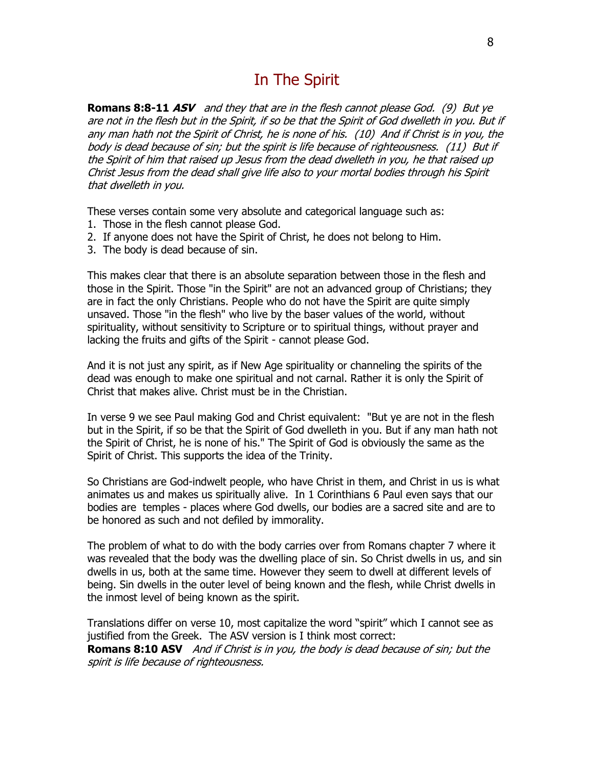# In The Spirit

**Romans 8:8-11** ***ASV*** *and they that are in the flesh cannot please God. (9) But ye are not in the flesh but in the Spirit, if so be that the Spirit of God dwelleth in you. But if any man hath not the Spirit of Christ, he is none of his. (10) And if Christ is in you, the body is dead because of sin; but the spirit is life because of righteousness. (11) But if the Spirit of him that raised up Jesus from the dead dwelleth in you, he that raised up Christ Jesus from the dead shall give life also to your mortal bodies through his Spirit that dwelleth in you.*

These verses contain some very absolute and categorical language such as:

1. Those in the flesh cannot please God.
2. If anyone does not have the Spirit of Christ, he does not belong to Him.
3. The body is dead because of sin.

This makes clear that there is an absolute separation between those in the flesh and those in the Spirit. Those "in the Spirit" are not an advanced group of Christians; they are in fact the only Christians. People who do not have the Spirit are quite simply unsaved. Those "in the flesh" who live by the baser values of the world, without spirituality, without sensitivity to Scripture or to spiritual things, without prayer and lacking the fruits and gifts of the Spirit - cannot please God.

And it is not just any spirit, as if New Age spirituality or channeling the spirits of the dead was enough to make one spiritual and not carnal. Rather it is only the Spirit of Christ that makes alive. Christ must be in the Christian.

In verse 9 we see Paul making God and Christ equivalent: "But ye are not in the flesh but in the Spirit, if so be that the Spirit of God dwelleth in you. But if any man hath not the Spirit of Christ, he is none of his." The Spirit of God is obviously the same as the Spirit of Christ. This supports the idea of the Trinity.

So Christians are God-indwelt people, who have Christ in them, and Christ in us is what animates us and makes us spiritually alive. In 1 Corinthians 6 Paul even says that our bodies are temples - places where God dwells, our bodies are a sacred site and are to be honored as such and not defiled by immorality.

The problem of what to do with the body carries over from Romans chapter 7 where it was revealed that the body was the dwelling place of sin. So Christ dwells in us, and sin dwells in us, both at the same time. However they seem to dwell at different levels of being. Sin dwells in the outer level of being known and the flesh, while Christ dwells in the inmost level of being known as the spirit.

Translations differ on verse 10, most capitalize the word "spirit" which I cannot see as justified from the Greek. The ASV version is I think most correct:

**Romans 8:10 ASV** *And if Christ is in you, the body is dead because of sin; but the spirit is life because of righteousness.*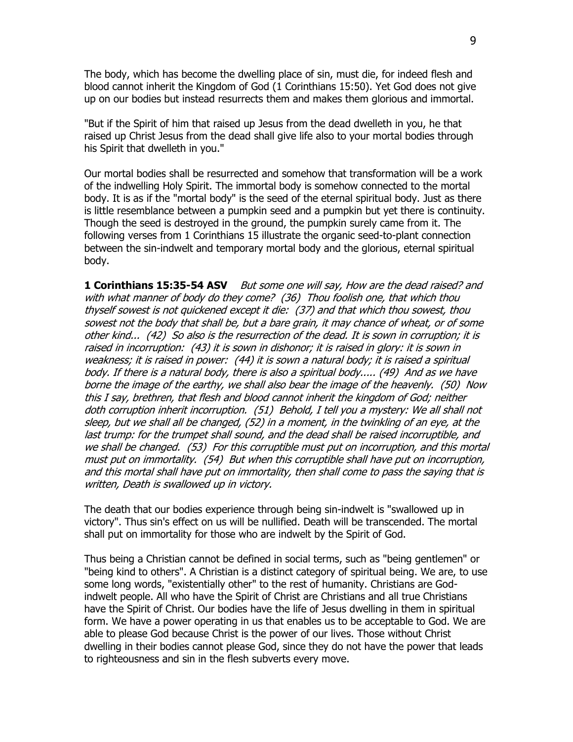The body, which has become the dwelling place of sin, must die, for indeed flesh and blood cannot inherit the Kingdom of God (1 Corinthians 15:50). Yet God does not give up on our bodies but instead resurrects them and makes them glorious and immortal.

"But if the Spirit of him that raised up Jesus from the dead dwelleth in you, he that raised up Christ Jesus from the dead shall give life also to your mortal bodies through his Spirit that dwelleth in you."

Our mortal bodies shall be resurrected and somehow that transformation will be a work of the indwelling Holy Spirit. The immortal body is somehow connected to the mortal body. It is as if the "mortal body" is the seed of the eternal spiritual body. Just as there is little resemblance between a pumpkin seed and a pumpkin but yet there is continuity. Though the seed is destroyed in the ground, the pumpkin surely came from it. The following verses from 1 Corinthians 15 illustrate the organic seed-to-plant connection between the sin-indwelt and temporary mortal body and the glorious, eternal spiritual body.

**1 Corinthians 15:35-54 ASV** *But some one will say, How are the dead raised? and with what manner of body do they come? (36) Thou foolish one, that which thou thyself sowest is not quickened except it die: (37) and that which thou sowest, thou sowest not the body that shall be, but a bare grain, it may chance of wheat, or of some other kind... (42) So also is the resurrection of the dead. It is sown in corruption; it is raised in incorruption: (43) it is sown in dishonor; it is raised in glory: it is sown in weakness; it is raised in power: (44) it is sown a natural body; it is raised a spiritual body. If there is a natural body, there is also a spiritual body..... (49) And as we have borne the image of the earthy, we shall also bear the image of the heavenly. (50) Now this I say, brethren, that flesh and blood cannot inherit the kingdom of God; neither doth corruption inherit incorruption. (51) Behold, I tell you a mystery: We all shall not sleep, but we shall all be changed, (52) in a moment, in the twinkling of an eye, at the last trump: for the trumpet shall sound, and the dead shall be raised incorruptible, and we shall be changed. (53) For this corruptible must put on incorruption, and this mortal must put on immortality. (54) But when this corruptible shall have put on incorruption, and this mortal shall have put on immortality, then shall come to pass the saying that is written, Death is swallowed up in victory.*

The death that our bodies experience through being sin-indwelt is "swallowed up in victory". Thus sin's effect on us will be nullified. Death will be transcended. The mortal shall put on immortality for those who are indwelt by the Spirit of God.

Thus being a Christian cannot be defined in social terms, such as "being gentlemen" or "being kind to others". A Christian is a distinct category of spiritual being. We are, to use some long words, "existentially other" to the rest of humanity. Christians are God-indwelt people. All who have the Spirit of Christ are Christians and all true Christians have the Spirit of Christ. Our bodies have the life of Jesus dwelling in them in spiritual form. We have a power operating in us that enables us to be acceptable to God. We are able to please God because Christ is the power of our lives. Those without Christ dwelling in their bodies cannot please God, since they do not have the power that leads to righteousness and sin in the flesh subverts every move.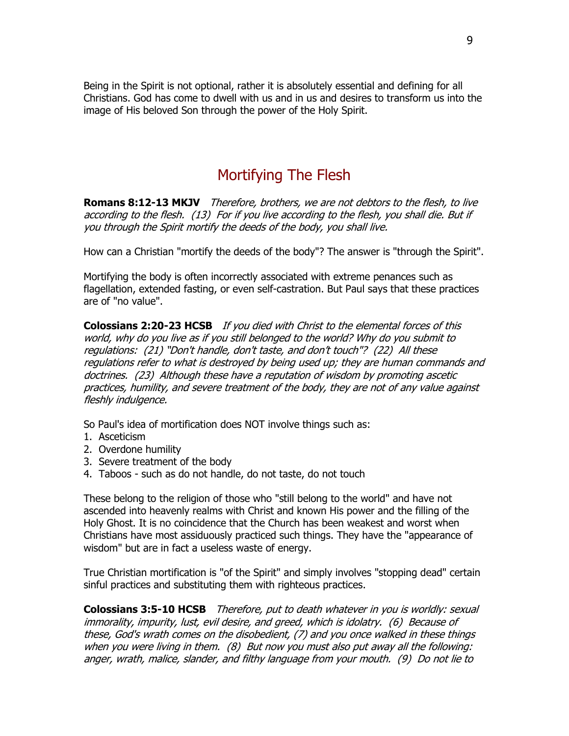Being in the Spirit is not optional, rather it is absolutely essential and defining for all Christians. God has come to dwell with us and in us and desires to transform us into the image of His beloved Son through the power of the Holy Spirit.

## Mortifying The Flesh

**Romans 8:12-13 MKJV** *Therefore, brothers, we are not debtors to the flesh, to live according to the flesh. (13) For if you live according to the flesh, you shall die. But if you through the Spirit mortify the deeds of the body, you shall live.*

How can a Christian "mortify the deeds of the body"? The answer is "through the Spirit".

Mortifying the body is often incorrectly associated with extreme penances such as flagellation, extended fasting, or even self-castration. But Paul says that these practices are of "no value".

**Colossians 2:20-23 HCSB** *If you died with Christ to the elemental forces of this world, why do you live as if you still belonged to the world? Why do you submit to regulations: (21) "Don't handle, don't taste, and don't touch"? (22) All these regulations refer to what is destroyed by being used up; they are human commands and doctrines. (23) Although these have a reputation of wisdom by promoting ascetic practices, humility, and severe treatment of the body, they are not of any value against fleshly indulgence.*

So Paul's idea of mortification does NOT involve things such as:

1. Asceticism
2. Overdone humility
3. Severe treatment of the body
4. Taboos - such as do not handle, do not taste, do not touch

These belong to the religion of those who "still belong to the world" and have not ascended into heavenly realms with Christ and known His power and the filling of the Holy Ghost. It is no coincidence that the Church has been weakest and worst when Christians have most assiduously practiced such things. They have the "appearance of wisdom" but are in fact a useless waste of energy.

True Christian mortification is "of the Spirit" and simply involves "stopping dead" certain sinful practices and substituting them with righteous practices.

**Colossians 3:5-10 HCSB** *Therefore, put to death whatever in you is worldly: sexual immorality, impurity, lust, evil desire, and greed, which is idolatry. (6) Because of these, God's wrath comes on the disobedient, (7) and you once walked in these things when you were living in them. (8) But now you must also put away all the following: anger, wrath, malice, slander, and filthy language from your mouth. (9) Do not lie to*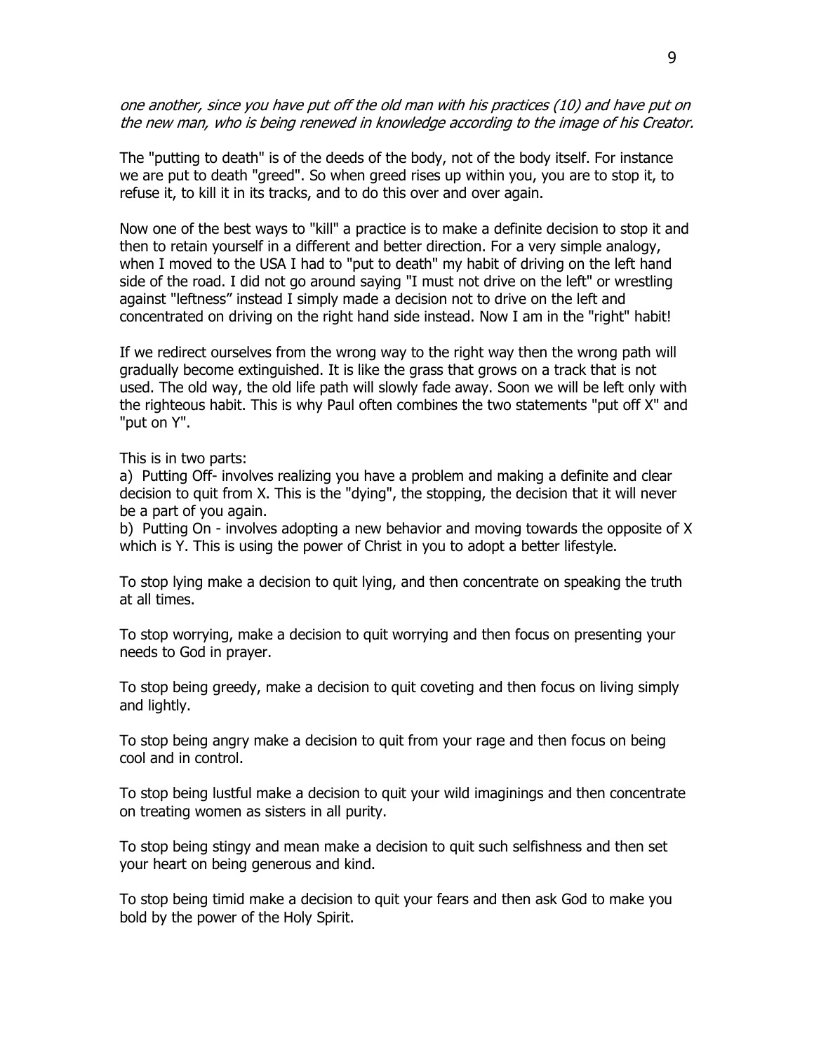*one another, since you have put off the old man with his practices (10) and have put on the new man, who is being renewed in knowledge according to the image of his Creator.*

The "putting to death" is of the deeds of the body, not of the body itself. For instance we are put to death "greed". So when greed rises up within you, you are to stop it, to refuse it, to kill it in its tracks, and to do this over and over again.

Now one of the best ways to "kill" a practice is to make a definite decision to stop it and then to retain yourself in a different and better direction. For a very simple analogy, when I moved to the USA I had to "put to death" my habit of driving on the left hand side of the road. I did not go around saying "I must not drive on the left" or wrestling against "leftness" instead I simply made a decision not to drive on the left and concentrated on driving on the right hand side instead. Now I am in the "right" habit!

If we redirect ourselves from the wrong way to the right way then the wrong path will gradually become extinguished. It is like the grass that grows on a track that is not used. The old way, the old life path will slowly fade away. Soon we will be left only with the righteous habit. This is why Paul often combines the two statements "put off X" and "put on Y".

This is in two parts:

a) Putting Off- involves realizing you have a problem and making a definite and clear decision to quit from X. This is the "dying", the stopping, the decision that it will never be a part of you again.

b) Putting On - involves adopting a new behavior and moving towards the opposite of X which is Y. This is using the power of Christ in you to adopt a better lifestyle.

To stop lying make a decision to quit lying, and then concentrate on speaking the truth at all times.

To stop worrying, make a decision to quit worrying and then focus on presenting your needs to God in prayer.

To stop being greedy, make a decision to quit coveting and then focus on living simply and lightly.

To stop being angry make a decision to quit from your rage and then focus on being cool and in control.

To stop being lustful make a decision to quit your wild imaginings and then concentrate on treating women as sisters in all purity.

To stop being stingy and mean make a decision to quit such selfishness and then set your heart on being generous and kind.

To stop being timid make a decision to quit your fears and then ask God to make you bold by the power of the Holy Spirit.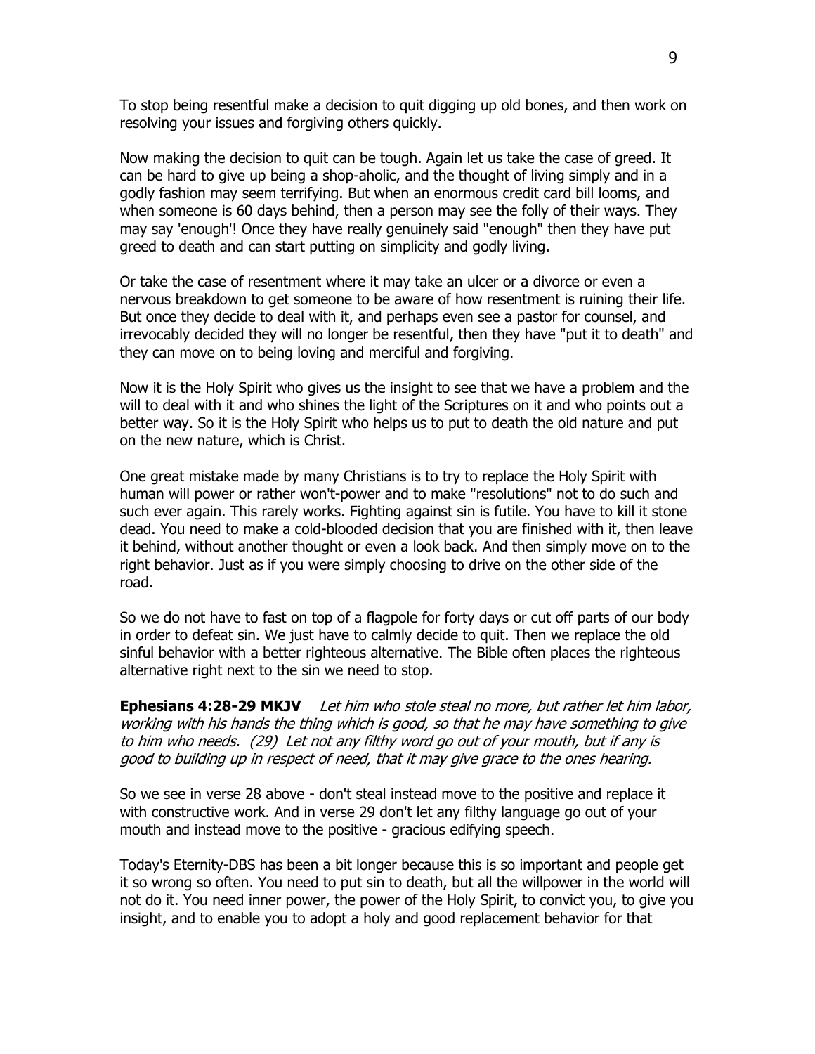To stop being resentful make a decision to quit digging up old bones, and then work on resolving your issues and forgiving others quickly.

Now making the decision to quit can be tough. Again let us take the case of greed. It can be hard to give up being a shop-aholic, and the thought of living simply and in a godly fashion may seem terrifying. But when an enormous credit card bill looms, and when someone is 60 days behind, then a person may see the folly of their ways. They may say 'enough'! Once they have really genuinely said "enough" then they have put greed to death and can start putting on simplicity and godly living.

Or take the case of resentment where it may take an ulcer or a divorce or even a nervous breakdown to get someone to be aware of how resentment is ruining their life. But once they decide to deal with it, and perhaps even see a pastor for counsel, and irrevocably decided they will no longer be resentful, then they have "put it to death" and they can move on to being loving and merciful and forgiving.

Now it is the Holy Spirit who gives us the insight to see that we have a problem and the will to deal with it and who shines the light of the Scriptures on it and who points out a better way. So it is the Holy Spirit who helps us to put to death the old nature and put on the new nature, which is Christ.

One great mistake made by many Christians is to try to replace the Holy Spirit with human will power or rather won't-power and to make "resolutions" not to do such and such ever again. This rarely works. Fighting against sin is futile. You have to kill it stone dead. You need to make a cold-blooded decision that you are finished with it, then leave it behind, without another thought or even a look back. And then simply move on to the right behavior. Just as if you were simply choosing to drive on the other side of the road.

So we do not have to fast on top of a flagpole for forty days or cut off parts of our body in order to defeat sin. We just have to calmly decide to quit. Then we replace the old sinful behavior with a better righteous alternative. The Bible often places the righteous alternative right next to the sin we need to stop.

**Ephesians 4:28-29 MKJV** *Let him who stole steal no more, but rather let him labor, working with his hands the thing which is good, so that he may have something to give to him who needs. (29) Let not any filthy word go out of your mouth, but if any is good to building up in respect of need, that it may give grace to the ones hearing.*

So we see in verse 28 above - don't steal instead move to the positive and replace it with constructive work. And in verse 29 don't let any filthy language go out of your mouth and instead move to the positive - gracious edifying speech.

Today's Eternity-DBS has been a bit longer because this is so important and people get it so wrong so often. You need to put sin to death, but all the willpower in the world will not do it. You need inner power, the power of the Holy Spirit, to convict you, to give you insight, and to enable you to adopt a holy and good replacement behavior for that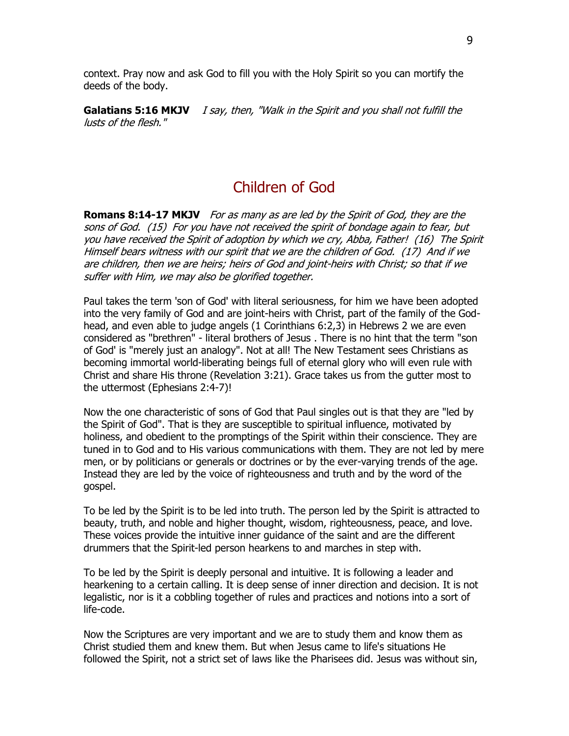context. Pray now and ask God to fill you with the Holy Spirit so you can mortify the deeds of the body.

**Galatians 5:16 MKJV** *I say, then, "Walk in the Spirit and you shall not fulfill the lusts of the flesh."*

## Children of God

**Romans 8:14-17 MKJV** *For as many as are led by the Spirit of God, they are the sons of God. (15) For you have not received the spirit of bondage again to fear, but you have received the Spirit of adoption by which we cry, Abba, Father! (16) The Spirit Himself bears witness with our spirit that we are the children of God. (17) And if we are children, then we are heirs; heirs of God and joint-heirs with Christ; so that if we suffer with Him, we may also be glorified together.*

Paul takes the term 'son of God' with literal seriousness, for him we have been adopted into the very family of God and are joint-heirs with Christ, part of the family of the God-head, and even able to judge angels (1 Corinthians 6:2,3) in Hebrews 2 we are even considered as "brethren" - literal brothers of Jesus . There is no hint that the term "son of God' is "merely just an analogy". Not at all! The New Testament sees Christians as becoming immortal world-liberating beings full of eternal glory who will even rule with Christ and share His throne (Revelation 3:21). Grace takes us from the gutter most to the uttermost (Ephesians 2:4-7)!

Now the one characteristic of sons of God that Paul singles out is that they are "led by the Spirit of God". That is they are susceptible to spiritual influence, motivated by holiness, and obedient to the promptings of the Spirit within their conscience. They are tuned in to God and to His various communications with them. They are not led by mere men, or by politicians or generals or doctrines or by the ever-varying trends of the age. Instead they are led by the voice of righteousness and truth and by the word of the gospel.

To be led by the Spirit is to be led into truth. The person led by the Spirit is attracted to beauty, truth, and noble and higher thought, wisdom, righteousness, peace, and love. These voices provide the intuitive inner guidance of the saint and are the different drummers that the Spirit-led person hearkens to and marches in step with.

To be led by the Spirit is deeply personal and intuitive. It is following a leader and hearkening to a certain calling. It is deep sense of inner direction and decision. It is not legalistic, nor is it a cobbling together of rules and practices and notions into a sort of life-code.

Now the Scriptures are very important and we are to study them and know them as Christ studied them and knew them. But when Jesus came to life's situations He followed the Spirit, not a strict set of laws like the Pharisees did. Jesus was without sin,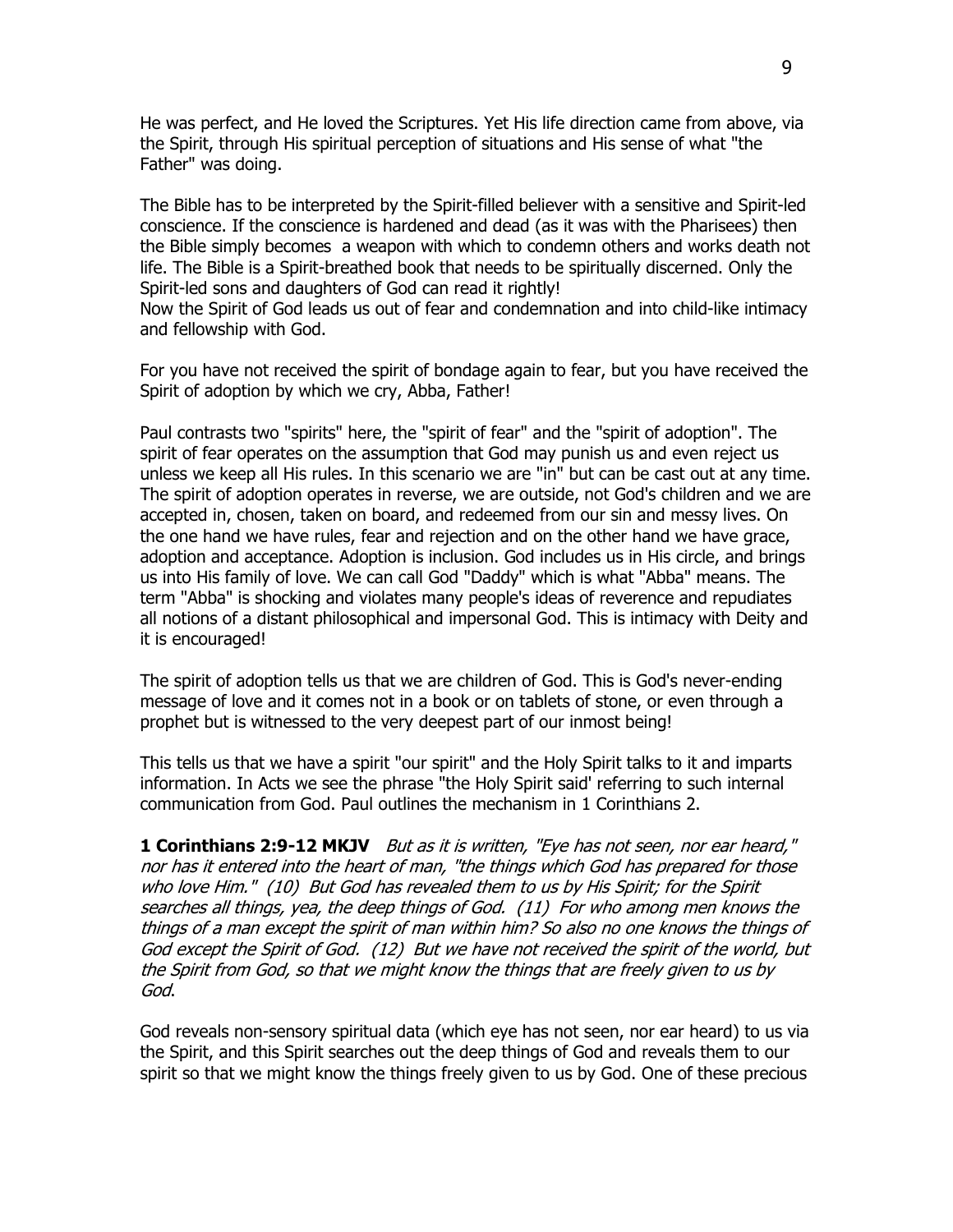He was perfect, and He loved the Scriptures. Yet His life direction came from above, via the Spirit, through His spiritual perception of situations and His sense of what "the Father" was doing.

The Bible has to be interpreted by the Spirit-filled believer with a sensitive and Spirit-led conscience. If the conscience is hardened and dead (as it was with the Pharisees) then the Bible simply becomes a weapon with which to condemn others and works death not life. The Bible is a Spirit-breathed book that needs to be spiritually discerned. Only the Spirit-led sons and daughters of God can read it rightly!
Now the Spirit of God leads us out of fear and condemnation and into child-like intimacy and fellowship with God.

For you have not received the spirit of bondage again to fear, but you have received the Spirit of adoption by which we cry, Abba, Father!

Paul contrasts two "spirits" here, the "spirit of fear" and the "spirit of adoption". The spirit of fear operates on the assumption that God may punish us and even reject us unless we keep all His rules. In this scenario we are "in" but can be cast out at any time. The spirit of adoption operates in reverse, we are outside, not God's children and we are accepted in, chosen, taken on board, and redeemed from our sin and messy lives. On the one hand we have rules, fear and rejection and on the other hand we have grace, adoption and acceptance. Adoption is inclusion. God includes us in His circle, and brings us into His family of love. We can call God "Daddy" which is what "Abba" means. The term "Abba" is shocking and violates many people's ideas of reverence and repudiates all notions of a distant philosophical and impersonal God. This is intimacy with Deity and it is encouraged!

The spirit of adoption tells us that we are children of God. This is God's never-ending message of love and it comes not in a book or on tablets of stone, or even through a prophet but is witnessed to the very deepest part of our inmost being!

This tells us that we have a spirit "our spirit" and the Holy Spirit talks to it and imparts information. In Acts we see the phrase "the Holy Spirit said' referring to such internal communication from God. Paul outlines the mechanism in 1 Corinthians 2.

**1 Corinthians 2:9-12 MKJV** *But as it is written, "Eye has not seen, nor ear heard," nor has it entered into the heart of man, "the things which God has prepared for those who love Him." (10) But God has revealed them to us by His Spirit; for the Spirit searches all things, yea, the deep things of God. (11) For who among men knows the things of a man except the spirit of man within him? So also no one knows the things of God except the Spirit of God. (12) But we have not received the spirit of the world, but the Spirit from God, so that we might know the things that are freely given to us by God.*

God reveals non-sensory spiritual data (which eye has not seen, nor ear heard) to us via the Spirit, and this Spirit searches out the deep things of God and reveals them to our spirit so that we might know the things freely given to us by God. One of these precious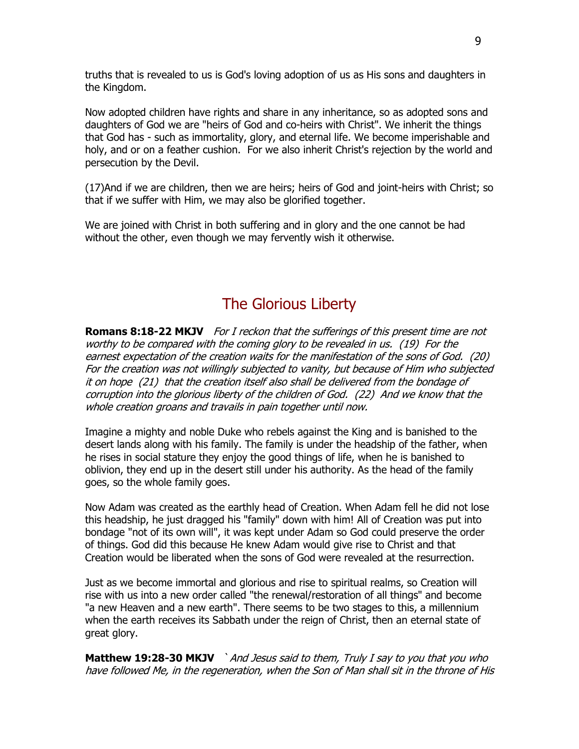truths that is revealed to us is God's loving adoption of us as His sons and daughters in the Kingdom.

Now adopted children have rights and share in any inheritance, so as adopted sons and daughters of God we are "heirs of God and co-heirs with Christ". We inherit the things that God has - such as immortality, glory, and eternal life. We become imperishable and holy, and or on a feather cushion. For we also inherit Christ's rejection by the world and persecution by the Devil.

(17)And if we are children, then we are heirs; heirs of God and joint-heirs with Christ; so that if we suffer with Him, we may also be glorified together.

We are joined with Christ in both suffering and in glory and the one cannot be had without the other, even though we may fervently wish it otherwise.

## The Glorious Liberty

**Romans 8:18-22 MKJV** *For I reckon that the sufferings of this present time are not worthy to be compared with the coming glory to be revealed in us. (19) For the earnest expectation of the creation waits for the manifestation of the sons of God. (20) For the creation was not willingly subjected to vanity, but because of Him who subjected it on hope (21) that the creation itself also shall be delivered from the bondage of corruption into the glorious liberty of the children of God. (22) And we know that the whole creation groans and travails in pain together until now.*

Imagine a mighty and noble Duke who rebels against the King and is banished to the desert lands along with his family. The family is under the headship of the father, when he rises in social stature they enjoy the good things of life, when he is banished to oblivion, they end up in the desert still under his authority. As the head of the family goes, so the whole family goes.

Now Adam was created as the earthly head of Creation. When Adam fell he did not lose this headship, he just dragged his "family" down with him! All of Creation was put into bondage "not of its own will", it was kept under Adam so God could preserve the order of things. God did this because He knew Adam would give rise to Christ and that Creation would be liberated when the sons of God were revealed at the resurrection.

Just as we become immortal and glorious and rise to spiritual realms, so Creation will rise with us into a new order called "the renewal/restoration of all things" and become "a new Heaven and a new earth". There seems to be two stages to this, a millennium when the earth receives its Sabbath under the reign of Christ, then an eternal state of great glory.

**Matthew 19:28-30 MKJV** *`And Jesus said to them, Truly I say to you that you who have followed Me, in the regeneration, when the Son of Man shall sit in the throne of His*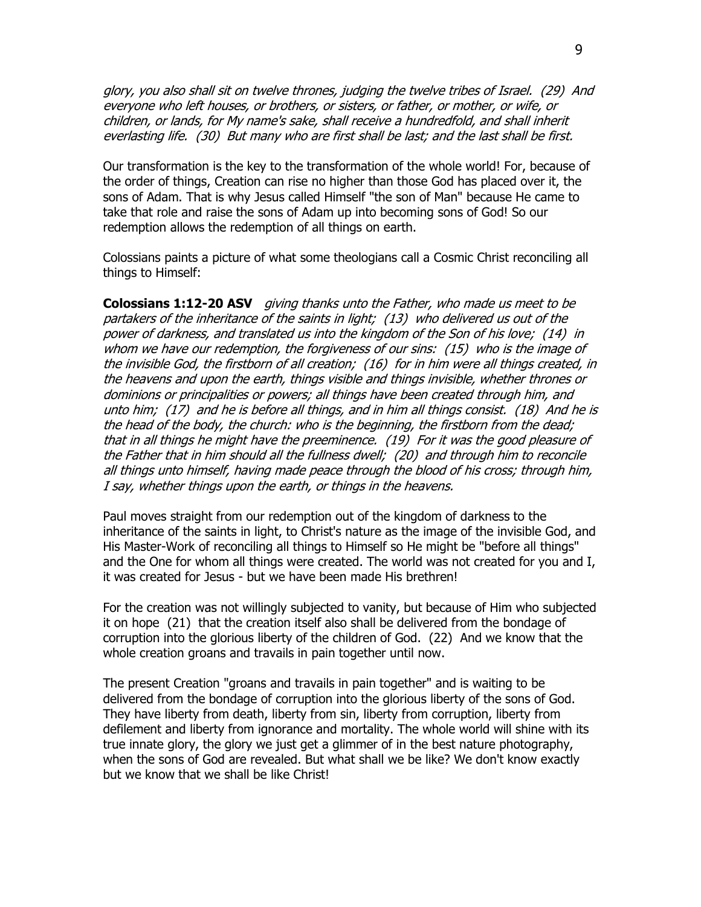*glory, you also shall sit on twelve thrones, judging the twelve tribes of Israel. (29) And everyone who left houses, or brothers, or sisters, or father, or mother, or wife, or children, or lands, for My name's sake, shall receive a hundredfold, and shall inherit everlasting life. (30) But many who are first shall be last; and the last shall be first.*

Our transformation is the key to the transformation of the whole world! For, because of the order of things, Creation can rise no higher than those God has placed over it, the sons of Adam. That is why Jesus called Himself "the son of Man" because He came to take that role and raise the sons of Adam up into becoming sons of God! So our redemption allows the redemption of all things on earth.

Colossians paints a picture of what some theologians call a Cosmic Christ reconciling all things to Himself:

**Colossians 1:12-20 ASV** *giving thanks unto the Father, who made us meet to be partakers of the inheritance of the saints in light; (13) who delivered us out of the power of darkness, and translated us into the kingdom of the Son of his love; (14) in whom we have our redemption, the forgiveness of our sins: (15) who is the image of the invisible God, the firstborn of all creation; (16) for in him were all things created, in the heavens and upon the earth, things visible and things invisible, whether thrones or dominions or principalities or powers; all things have been created through him, and unto him; (17) and he is before all things, and in him all things consist. (18) And he is the head of the body, the church: who is the beginning, the firstborn from the dead; that in all things he might have the preeminence. (19) For it was the good pleasure of the Father that in him should all the fullness dwell; (20) and through him to reconcile all things unto himself, having made peace through the blood of his cross; through him, I say, whether things upon the earth, or things in the heavens.*

Paul moves straight from our redemption out of the kingdom of darkness to the inheritance of the saints in light, to Christ's nature as the image of the invisible God, and His Master-Work of reconciling all things to Himself so He might be "before all things" and the One for whom all things were created. The world was not created for you and I, it was created for Jesus - but we have been made His brethren!

For the creation was not willingly subjected to vanity, but because of Him who subjected it on hope (21) that the creation itself also shall be delivered from the bondage of corruption into the glorious liberty of the children of God. (22) And we know that the whole creation groans and travails in pain together until now.

The present Creation "groans and travails in pain together" and is waiting to be delivered from the bondage of corruption into the glorious liberty of the sons of God. They have liberty from death, liberty from sin, liberty from corruption, liberty from defilement and liberty from ignorance and mortality. The whole world will shine with its true innate glory, the glory we just get a glimmer of in the best nature photography, when the sons of God are revealed. But what shall we be like? We don't know exactly but we know that we shall be like Christ!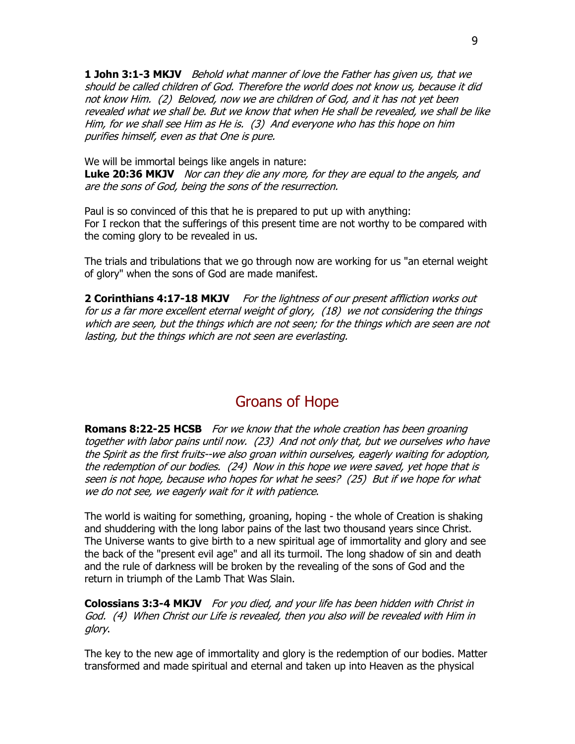**1 John 3:1-3 MKJV** *Behold what manner of love the Father has given us, that we should be called children of God. Therefore the world does not know us, because it did not know Him. (2) Beloved, now we are children of God, and it has not yet been revealed what we shall be. But we know that when He shall be revealed, we shall be like Him, for we shall see Him as He is. (3) And everyone who has this hope on him purifies himself, even as that One is pure.*

We will be immortal beings like angels in nature:
**Luke 20:36 MKJV** *Nor can they die any more, for they are equal to the angels, and are the sons of God, being the sons of the resurrection.*

Paul is so convinced of this that he is prepared to put up with anything:
For I reckon that the sufferings of this present time are not worthy to be compared with the coming glory to be revealed in us.

The trials and tribulations that we go through now are working for us "an eternal weight of glory" when the sons of God are made manifest.

**2 Corinthians 4:17-18 MKJV** *For the lightness of our present affliction works out for us a far more excellent eternal weight of glory, (18) we not considering the things which are seen, but the things which are not seen; for the things which are seen are not lasting, but the things which are not seen are everlasting.*

## Groans of Hope

**Romans 8:22-25 HCSB** *For we know that the whole creation has been groaning together with labor pains until now. (23) And not only that, but we ourselves who have the Spirit as the first fruits--we also groan within ourselves, eagerly waiting for adoption, the redemption of our bodies. (24) Now in this hope we were saved, yet hope that is seen is not hope, because who hopes for what he sees? (25) But if we hope for what we do not see, we eagerly wait for it with patience.*

The world is waiting for something, groaning, hoping - the whole of Creation is shaking and shuddering with the long labor pains of the last two thousand years since Christ. The Universe wants to give birth to a new spiritual age of immortality and glory and see the back of the "present evil age" and all its turmoil. The long shadow of sin and death and the rule of darkness will be broken by the revealing of the sons of God and the return in triumph of the Lamb That Was Slain.

**Colossians 3:3-4 MKJV** *For you died, and your life has been hidden with Christ in God. (4) When Christ our Life is revealed, then you also will be revealed with Him in glory.*

The key to the new age of immortality and glory is the redemption of our bodies. Matter transformed and made spiritual and eternal and taken up into Heaven as the physical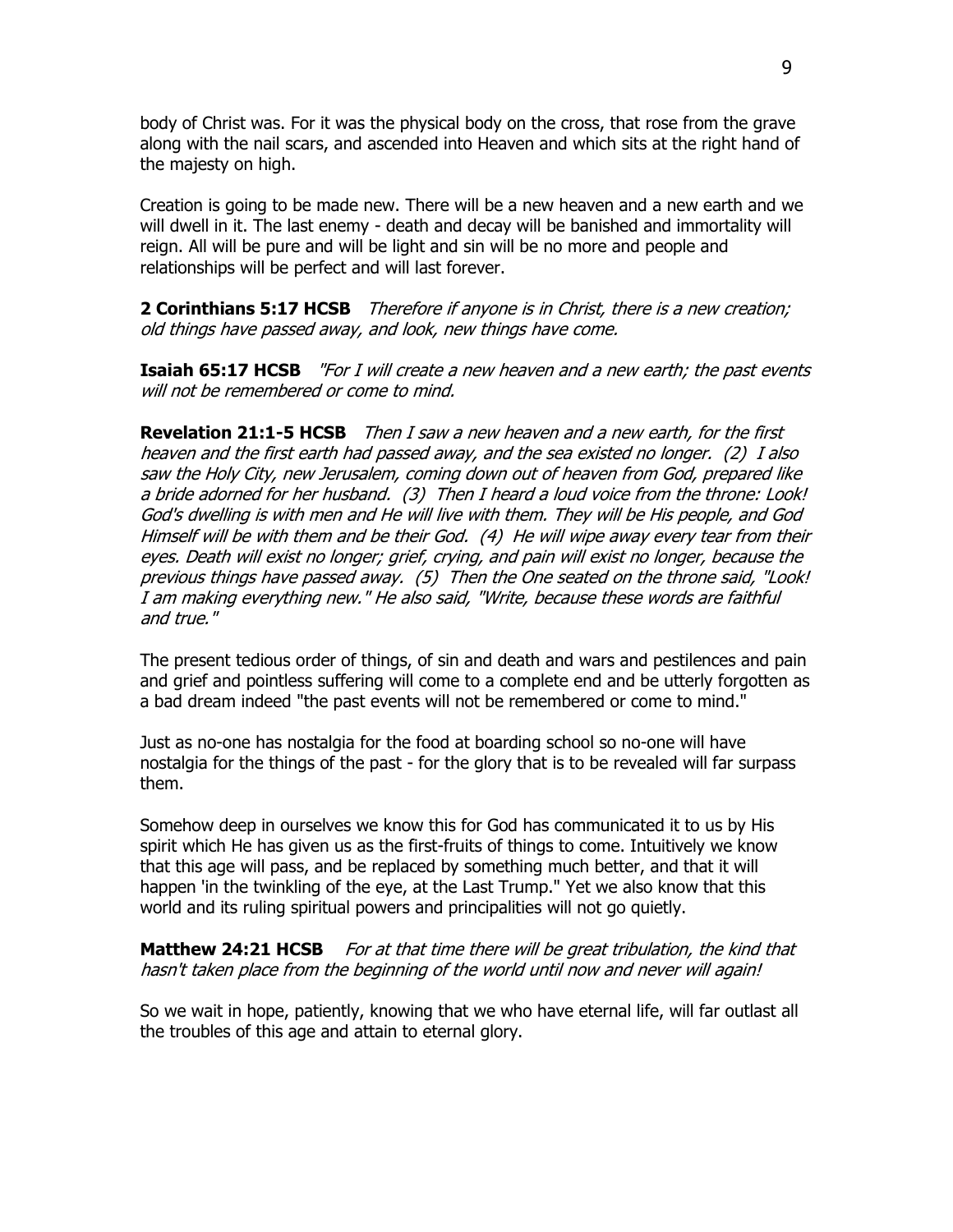body of Christ was. For it was the physical body on the cross, that rose from the grave along with the nail scars, and ascended into Heaven and which sits at the right hand of the majesty on high.

Creation is going to be made new. There will be a new heaven and a new earth and we will dwell in it. The last enemy - death and decay will be banished and immortality will reign. All will be pure and will be light and sin will be no more and people and relationships will be perfect and will last forever.

**2 Corinthians 5:17 HCSB** *Therefore if anyone is in Christ, there is a new creation; old things have passed away, and look, new things have come.*

**Isaiah 65:17 HCSB** *"For I will create a new heaven and a new earth; the past events will not be remembered or come to mind.*

**Revelation 21:1-5 HCSB** *Then I saw a new heaven and a new earth, for the first heaven and the first earth had passed away, and the sea existed no longer. (2) I also saw the Holy City, new Jerusalem, coming down out of heaven from God, prepared like a bride adorned for her husband. (3) Then I heard a loud voice from the throne: Look! God's dwelling is with men and He will live with them. They will be His people, and God Himself will be with them and be their God. (4) He will wipe away every tear from their eyes. Death will exist no longer; grief, crying, and pain will exist no longer, because the previous things have passed away. (5) Then the One seated on the throne said, "Look! I am making everything new." He also said, "Write, because these words are faithful and true."*

The present tedious order of things, of sin and death and wars and pestilences and pain and grief and pointless suffering will come to a complete end and be utterly forgotten as a bad dream indeed "the past events will not be remembered or come to mind."

Just as no-one has nostalgia for the food at boarding school so no-one will have nostalgia for the things of the past - for the glory that is to be revealed will far surpass them.

Somehow deep in ourselves we know this for God has communicated it to us by His spirit which He has given us as the first-fruits of things to come. Intuitively we know that this age will pass, and be replaced by something much better, and that it will happen 'in the twinkling of the eye, at the Last Trump." Yet we also know that this world and its ruling spiritual powers and principalities will not go quietly.

**Matthew 24:21 HCSB** *For at that time there will be great tribulation, the kind that hasn't taken place from the beginning of the world until now and never will again!*

So we wait in hope, patiently, knowing that we who have eternal life, will far outlast all the troubles of this age and attain to eternal glory.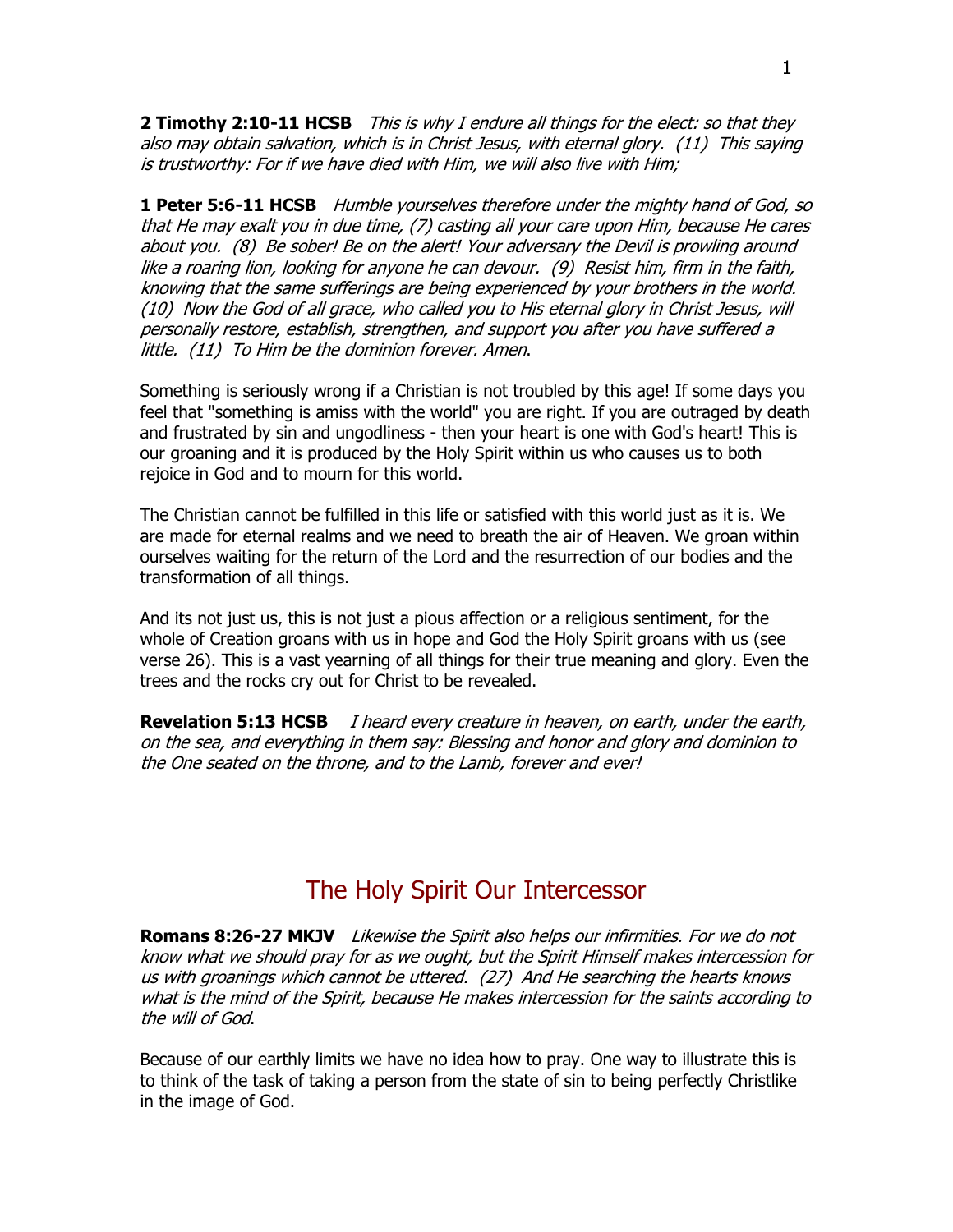**2 Timothy 2:10-11 HCSB** *This is why I endure all things for the elect: so that they also may obtain salvation, which is in Christ Jesus, with eternal glory. (11) This saying is trustworthy: For if we have died with Him, we will also live with Him;*

**1 Peter 5:6-11 HCSB** *Humble yourselves therefore under the mighty hand of God, so that He may exalt you in due time, (7) casting all your care upon Him, because He cares about you. (8) Be sober! Be on the alert! Your adversary the Devil is prowling around like a roaring lion, looking for anyone he can devour. (9) Resist him, firm in the faith, knowing that the same sufferings are being experienced by your brothers in the world. (10) Now the God of all grace, who called you to His eternal glory in Christ Jesus, will personally restore, establish, strengthen, and support you after you have suffered a little. (11) To Him be the dominion forever. Amen*.

Something is seriously wrong if a Christian is not troubled by this age! If some days you feel that "something is amiss with the world" you are right. If you are outraged by death and frustrated by sin and ungodliness - then your heart is one with God's heart! This is our groaning and it is produced by the Holy Spirit within us who causes us to both rejoice in God and to mourn for this world.

The Christian cannot be fulfilled in this life or satisfied with this world just as it is. We are made for eternal realms and we need to breath the air of Heaven. We groan within ourselves waiting for the return of the Lord and the resurrection of our bodies and the transformation of all things.

And its not just us, this is not just a pious affection or a religious sentiment, for the whole of Creation groans with us in hope and God the Holy Spirit groans with us (see verse 26). This is a vast yearning of all things for their true meaning and glory. Even the trees and the rocks cry out for Christ to be revealed.

**Revelation 5:13 HCSB** *I heard every creature in heaven, on earth, under the earth, on the sea, and everything in them say: Blessing and honor and glory and dominion to the One seated on the throne, and to the Lamb, forever and ever!*

## The Holy Spirit Our Intercessor

**Romans 8:26-27 MKJV** *Likewise the Spirit also helps our infirmities. For we do not know what we should pray for as we ought, but the Spirit Himself makes intercession for us with groanings which cannot be uttered. (27) And He searching the hearts knows what is the mind of the Spirit, because He makes intercession for the saints according to the will of God*.

Because of our earthly limits we have no idea how to pray. One way to illustrate this is to think of the task of taking a person from the state of sin to being perfectly Christlike in the image of God.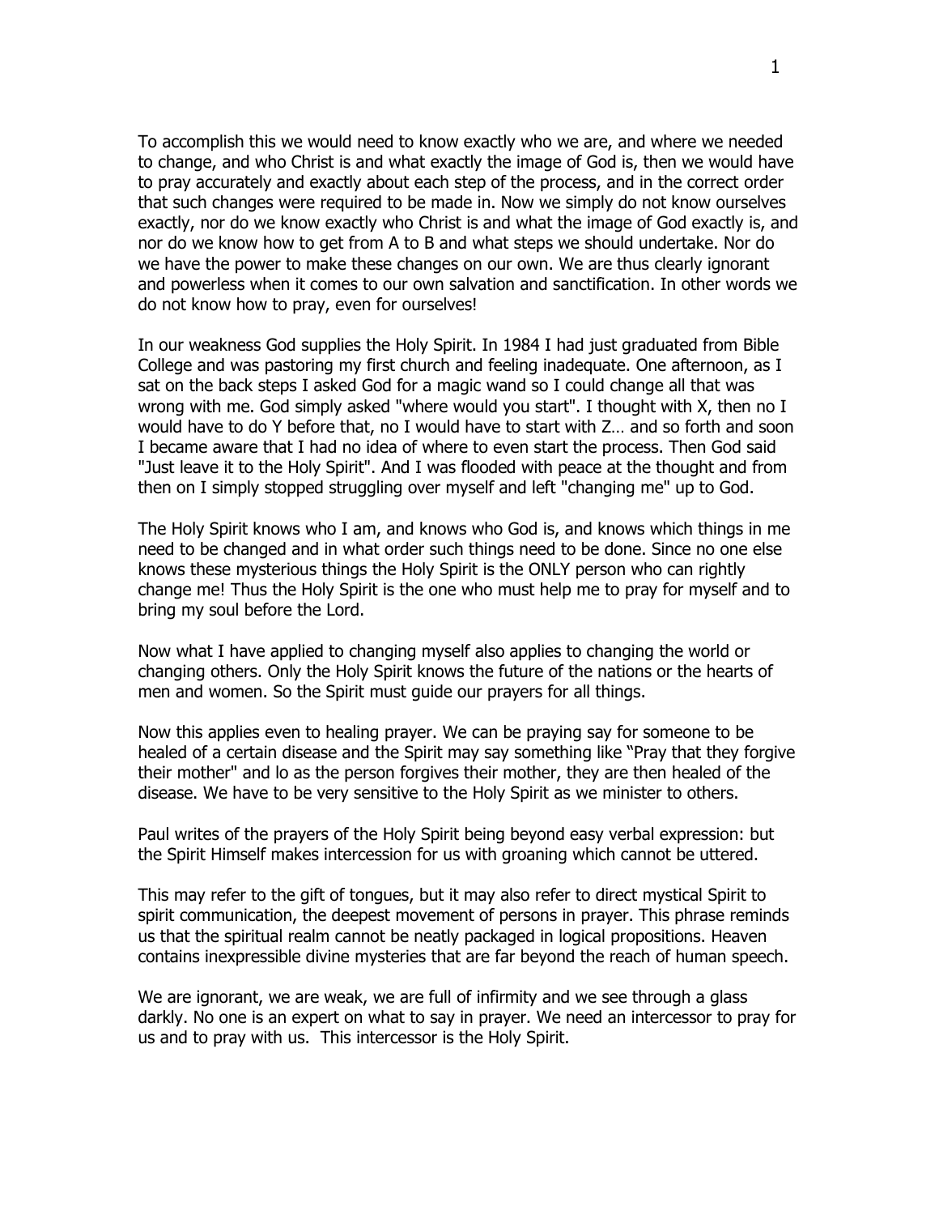To accomplish this we would need to know exactly who we are, and where we needed to change, and who Christ is and what exactly the image of God is, then we would have to pray accurately and exactly about each step of the process, and in the correct order that such changes were required to be made in. Now we simply do not know ourselves exactly, nor do we know exactly who Christ is and what the image of God exactly is, and nor do we know how to get from A to B and what steps we should undertake. Nor do we have the power to make these changes on our own. We are thus clearly ignorant and powerless when it comes to our own salvation and sanctification. In other words we do not know how to pray, even for ourselves!

In our weakness God supplies the Holy Spirit. In 1984 I had just graduated from Bible College and was pastoring my first church and feeling inadequate. One afternoon, as I sat on the back steps I asked God for a magic wand so I could change all that was wrong with me. God simply asked "where would you start". I thought with X, then no I would have to do Y before that, no I would have to start with Z… and so forth and soon I became aware that I had no idea of where to even start the process. Then God said "Just leave it to the Holy Spirit". And I was flooded with peace at the thought and from then on I simply stopped struggling over myself and left "changing me" up to God.

The Holy Spirit knows who I am, and knows who God is, and knows which things in me need to be changed and in what order such things need to be done. Since no one else knows these mysterious things the Holy Spirit is the ONLY person who can rightly change me! Thus the Holy Spirit is the one who must help me to pray for myself and to bring my soul before the Lord.

Now what I have applied to changing myself also applies to changing the world or changing others. Only the Holy Spirit knows the future of the nations or the hearts of men and women. So the Spirit must guide our prayers for all things.

Now this applies even to healing prayer. We can be praying say for someone to be healed of a certain disease and the Spirit may say something like "Pray that they forgive their mother" and lo as the person forgives their mother, they are then healed of the disease. We have to be very sensitive to the Holy Spirit as we minister to others.

Paul writes of the prayers of the Holy Spirit being beyond easy verbal expression: but the Spirit Himself makes intercession for us with groaning which cannot be uttered.

This may refer to the gift of tongues, but it may also refer to direct mystical Spirit to spirit communication, the deepest movement of persons in prayer. This phrase reminds us that the spiritual realm cannot be neatly packaged in logical propositions. Heaven contains inexpressible divine mysteries that are far beyond the reach of human speech.

We are ignorant, we are weak, we are full of infirmity and we see through a glass darkly. No one is an expert on what to say in prayer. We need an intercessor to pray for us and to pray with us. This intercessor is the Holy Spirit.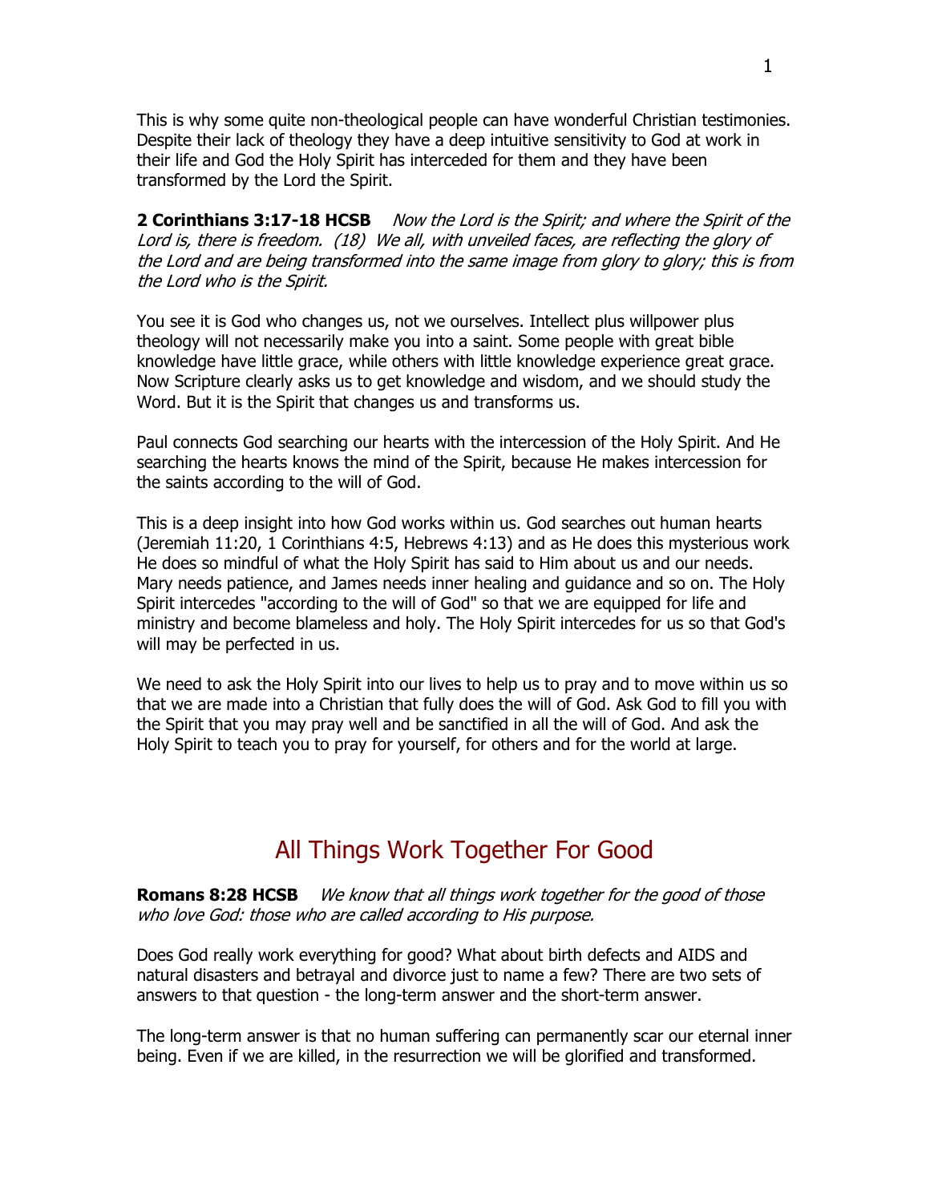This is why some quite non-theological people can have wonderful Christian testimonies. Despite their lack of theology they have a deep intuitive sensitivity to God at work in their life and God the Holy Spirit has interceded for them and they have been transformed by the Lord the Spirit.

**2 Corinthians 3:17-18 HCSB** *Now the Lord is the Spirit; and where the Spirit of the Lord is, there is freedom. (18) We all, with unveiled faces, are reflecting the glory of the Lord and are being transformed into the same image from glory to glory; this is from the Lord who is the Spirit.*

You see it is God who changes us, not we ourselves. Intellect plus willpower plus theology will not necessarily make you into a saint. Some people with great bible knowledge have little grace, while others with little knowledge experience great grace. Now Scripture clearly asks us to get knowledge and wisdom, and we should study the Word. But it is the Spirit that changes us and transforms us.

Paul connects God searching our hearts with the intercession of the Holy Spirit. And He searching the hearts knows the mind of the Spirit, because He makes intercession for the saints according to the will of God.

This is a deep insight into how God works within us. God searches out human hearts (Jeremiah 11:20, 1 Corinthians 4:5, Hebrews 4:13) and as He does this mysterious work He does so mindful of what the Holy Spirit has said to Him about us and our needs. Mary needs patience, and James needs inner healing and guidance and so on. The Holy Spirit intercedes "according to the will of God" so that we are equipped for life and ministry and become blameless and holy. The Holy Spirit intercedes for us so that God's will may be perfected in us.

We need to ask the Holy Spirit into our lives to help us to pray and to move within us so that we are made into a Christian that fully does the will of God. Ask God to fill you with the Spirit that you may pray well and be sanctified in all the will of God. And ask the Holy Spirit to teach you to pray for yourself, for others and for the world at large.

## All Things Work Together For Good

**Romans 8:28 HCSB** *We know that all things work together for the good of those who love God: those who are called according to His purpose.*

Does God really work everything for good? What about birth defects and AIDS and natural disasters and betrayal and divorce just to name a few? There are two sets of answers to that question - the long-term answer and the short-term answer.

The long-term answer is that no human suffering can permanently scar our eternal inner being. Even if we are killed, in the resurrection we will be glorified and transformed.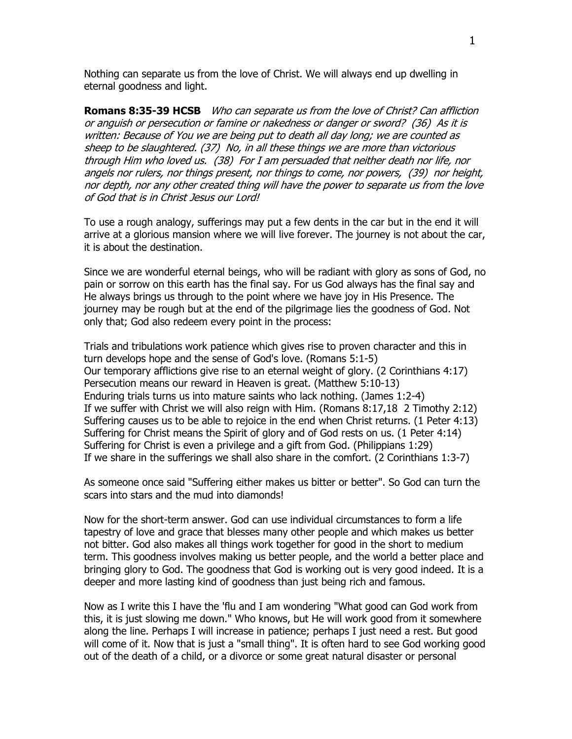Nothing can separate us from the love of Christ. We will always end up dwelling in eternal goodness and light.

**Romans 8:35-39 HCSB** *Who can separate us from the love of Christ? Can affliction or anguish or persecution or famine or nakedness or danger or sword? (36) As it is written: Because of You we are being put to death all day long; we are counted as sheep to be slaughtered. (37) No, in all these things we are more than victorious through Him who loved us. (38) For I am persuaded that neither death nor life, nor angels nor rulers, nor things present, nor things to come, nor powers, (39) nor height, nor depth, nor any other created thing will have the power to separate us from the love of God that is in Christ Jesus our Lord!*

To use a rough analogy, sufferings may put a few dents in the car but in the end it will arrive at a glorious mansion where we will live forever. The journey is not about the car, it is about the destination.

Since we are wonderful eternal beings, who will be radiant with glory as sons of God, no pain or sorrow on this earth has the final say. For us God always has the final say and He always brings us through to the point where we have joy in His Presence. The journey may be rough but at the end of the pilgrimage lies the goodness of God. Not only that; God also redeem every point in the process:

Trials and tribulations work patience which gives rise to proven character and this in turn develops hope and the sense of God's love. (Romans 5:1-5)
Our temporary afflictions give rise to an eternal weight of glory. (2 Corinthians 4:17)
Persecution means our reward in Heaven is great. (Matthew 5:10-13)
Enduring trials turns us into mature saints who lack nothing. (James 1:2-4)
If we suffer with Christ we will also reign with Him. (Romans 8:17,18 2 Timothy 2:12)
Suffering causes us to be able to rejoice in the end when Christ returns. (1 Peter 4:13)
Suffering for Christ means the Spirit of glory and of God rests on us. (1 Peter 4:14)
Suffering for Christ is even a privilege and a gift from God. (Philippians 1:29)
If we share in the sufferings we shall also share in the comfort. (2 Corinthians 1:3-7)

As someone once said "Suffering either makes us bitter or better". So God can turn the scars into stars and the mud into diamonds!

Now for the short-term answer. God can use individual circumstances to form a life tapestry of love and grace that blesses many other people and which makes us better not bitter. God also makes all things work together for good in the short to medium term. This goodness involves making us better people, and the world a better place and bringing glory to God. The goodness that God is working out is very good indeed. It is a deeper and more lasting kind of goodness than just being rich and famous.

Now as I write this I have the 'flu and I am wondering "What good can God work from this, it is just slowing me down." Who knows, but He will work good from it somewhere along the line. Perhaps I will increase in patience; perhaps I just need a rest. But good will come of it. Now that is just a "small thing". It is often hard to see God working good out of the death of a child, or a divorce or some great natural disaster or personal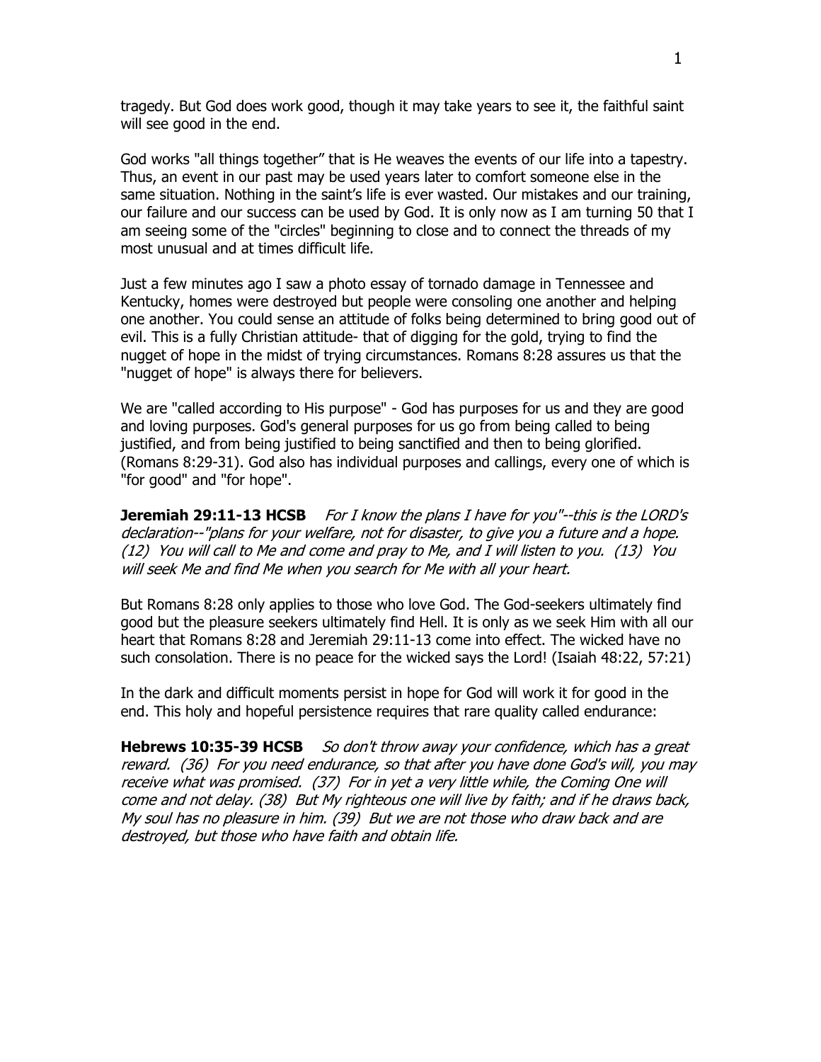tragedy. But God does work good, though it may take years to see it, the faithful saint will see good in the end.

God works "all things together" that is He weaves the events of our life into a tapestry. Thus, an event in our past may be used years later to comfort someone else in the same situation. Nothing in the saint's life is ever wasted. Our mistakes and our training, our failure and our success can be used by God. It is only now as I am turning 50 that I am seeing some of the "circles" beginning to close and to connect the threads of my most unusual and at times difficult life.

Just a few minutes ago I saw a photo essay of tornado damage in Tennessee and Kentucky, homes were destroyed but people were consoling one another and helping one another. You could sense an attitude of folks being determined to bring good out of evil. This is a fully Christian attitude- that of digging for the gold, trying to find the nugget of hope in the midst of trying circumstances. Romans 8:28 assures us that the "nugget of hope" is always there for believers.

We are "called according to His purpose" - God has purposes for us and they are good and loving purposes. God's general purposes for us go from being called to being justified, and from being justified to being sanctified and then to being glorified. (Romans 8:29-31). God also has individual purposes and callings, every one of which is "for good" and "for hope".

**Jeremiah 29:11-13 HCSB** *For I know the plans I have for you"--this is the LORD's declaration--"plans for your welfare, not for disaster, to give you a future and a hope. (12) You will call to Me and come and pray to Me, and I will listen to you. (13) You will seek Me and find Me when you search for Me with all your heart.*

But Romans 8:28 only applies to those who love God. The God-seekers ultimately find good but the pleasure seekers ultimately find Hell. It is only as we seek Him with all our heart that Romans 8:28 and Jeremiah 29:11-13 come into effect. The wicked have no such consolation. There is no peace for the wicked says the Lord! (Isaiah 48:22, 57:21)

In the dark and difficult moments persist in hope for God will work it for good in the end. This holy and hopeful persistence requires that rare quality called endurance:

**Hebrews 10:35-39 HCSB** *So don't throw away your confidence, which has a great reward. (36) For you need endurance, so that after you have done God's will, you may receive what was promised. (37) For in yet a very little while, the Coming One will come and not delay. (38) But My righteous one will live by faith; and if he draws back, My soul has no pleasure in him. (39) But we are not those who draw back and are destroyed, but those who have faith and obtain life.*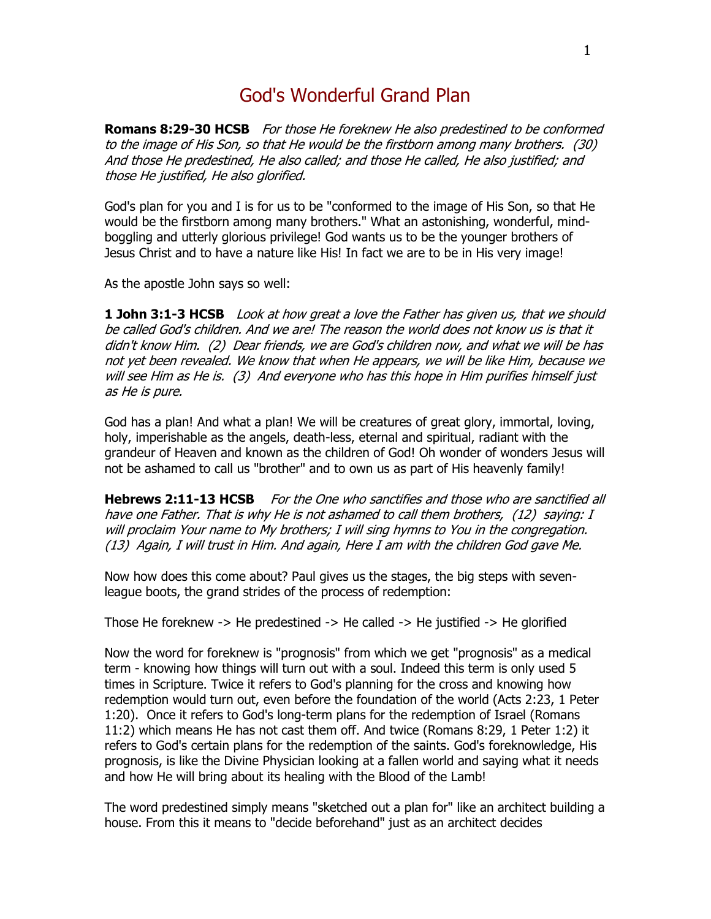# God's Wonderful Grand Plan

**Romans 8:29-30 HCSB** *For those He foreknew He also predestined to be conformed to the image of His Son, so that He would be the firstborn among many brothers. (30) And those He predestined, He also called; and those He called, He also justified; and those He justified, He also glorified.*

God's plan for you and I is for us to be "conformed to the image of His Son, so that He would be the firstborn among many brothers." What an astonishing, wonderful, mind-boggling and utterly glorious privilege! God wants us to be the younger brothers of Jesus Christ and to have a nature like His! In fact we are to be in His very image!

As the apostle John says so well:

**1 John 3:1-3 HCSB** *Look at how great a love the Father has given us, that we should be called God's children. And we are! The reason the world does not know us is that it didn't know Him. (2) Dear friends, we are God's children now, and what we will be has not yet been revealed. We know that when He appears, we will be like Him, because we will see Him as He is. (3) And everyone who has this hope in Him purifies himself just as He is pure.*

God has a plan! And what a plan! We will be creatures of great glory, immortal, loving, holy, imperishable as the angels, death-less, eternal and spiritual, radiant with the grandeur of Heaven and known as the children of God! Oh wonder of wonders Jesus will not be ashamed to call us "brother" and to own us as part of His heavenly family!

**Hebrews 2:11-13 HCSB** *For the One who sanctifies and those who are sanctified all have one Father. That is why He is not ashamed to call them brothers, (12) saying: I will proclaim Your name to My brothers; I will sing hymns to You in the congregation. (13) Again, I will trust in Him. And again, Here I am with the children God gave Me.*

Now how does this come about? Paul gives us the stages, the big steps with seven-league boots, the grand strides of the process of redemption:

Those He foreknew -> He predestined -> He called -> He justified -> He glorified

Now the word for foreknew is "prognosis" from which we get "prognosis" as a medical term - knowing how things will turn out with a soul. Indeed this term is only used 5 times in Scripture. Twice it refers to God's planning for the cross and knowing how redemption would turn out, even before the foundation of the world (Acts 2:23, 1 Peter 1:20). Once it refers to God's long-term plans for the redemption of Israel (Romans 11:2) which means He has not cast them off. And twice (Romans 8:29, 1 Peter 1:2) it refers to God's certain plans for the redemption of the saints. God's foreknowledge, His prognosis, is like the Divine Physician looking at a fallen world and saying what it needs and how He will bring about its healing with the Blood of the Lamb!

The word predestined simply means "sketched out a plan for" like an architect building a house. From this it means to "decide beforehand" just as an architect decides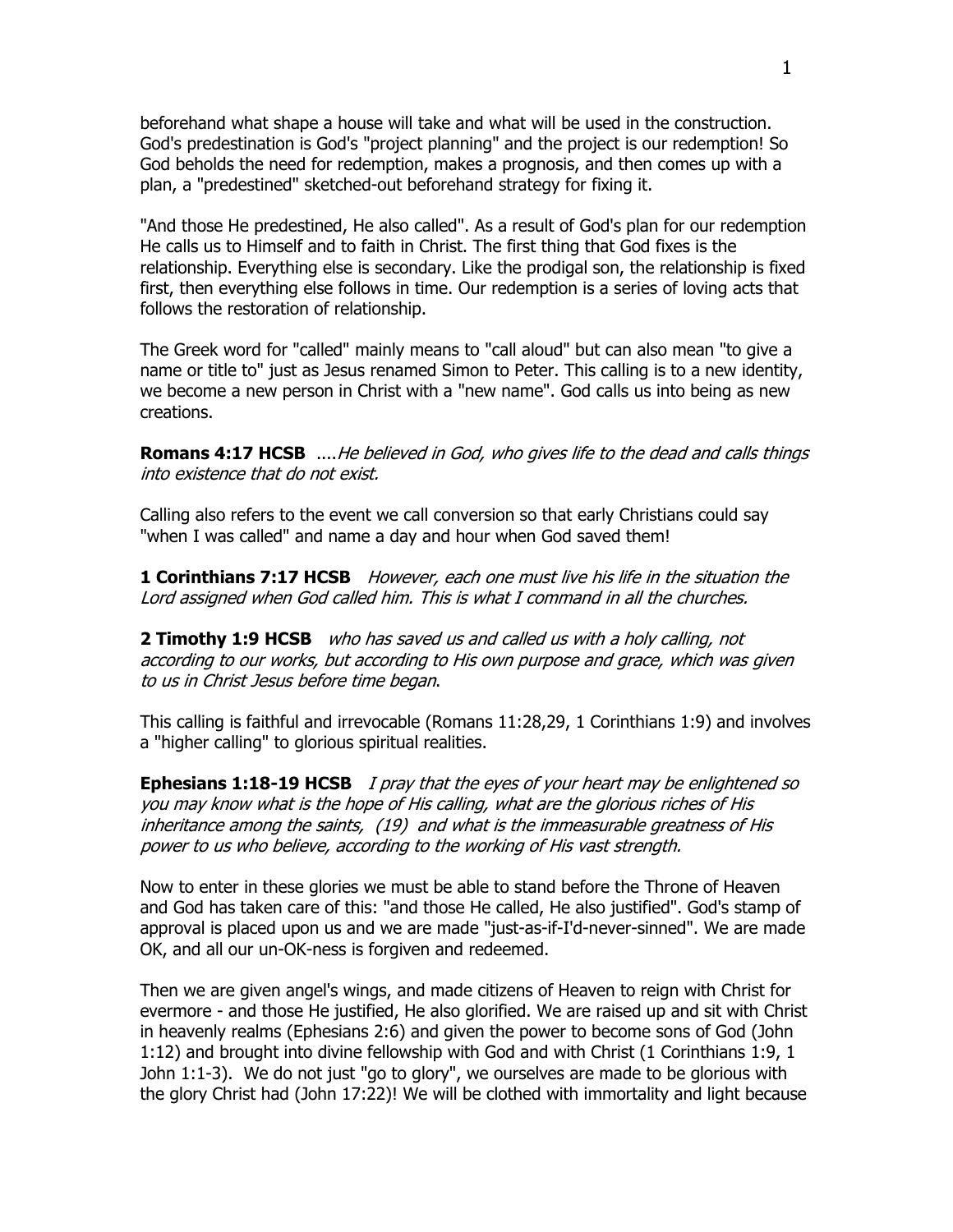beforehand what shape a house will take and what will be used in the construction. God's predestination is God's "project planning" and the project is our redemption! So God beholds the need for redemption, makes a prognosis, and then comes up with a plan, a "predestined" sketched-out beforehand strategy for fixing it.

"And those He predestined, He also called". As a result of God's plan for our redemption He calls us to Himself and to faith in Christ. The first thing that God fixes is the relationship. Everything else is secondary. Like the prodigal son, the relationship is fixed first, then everything else follows in time. Our redemption is a series of loving acts that follows the restoration of relationship.

The Greek word for "called" mainly means to "call aloud" but can also mean "to give a name or title to" just as Jesus renamed Simon to Peter. This calling is to a new identity, we become a new person in Christ with a "new name". God calls us into being as new creations.

**Romans 4:17 HCSB** ....*He believed in God, who gives life to the dead and calls things into existence that do not exist.*

Calling also refers to the event we call conversion so that early Christians could say "when I was called" and name a day and hour when God saved them!

**1 Corinthians 7:17 HCSB** *However, each one must live his life in the situation the Lord assigned when God called him. This is what I command in all the churches.*

**2 Timothy 1:9 HCSB** *who has saved us and called us with a holy calling, not according to our works, but according to His own purpose and grace, which was given to us in Christ Jesus before time began*.

This calling is faithful and irrevocable (Romans 11:28,29, 1 Corinthians 1:9) and involves a "higher calling" to glorious spiritual realities.

**Ephesians 1:18-19 HCSB** *I pray that the eyes of your heart may be enlightened so you may know what is the hope of His calling, what are the glorious riches of His inheritance among the saints, (19) and what is the immeasurable greatness of His power to us who believe, according to the working of His vast strength.*

Now to enter in these glories we must be able to stand before the Throne of Heaven and God has taken care of this: "and those He called, He also justified". God's stamp of approval is placed upon us and we are made "just-as-if-I'd-never-sinned". We are made OK, and all our un-OK-ness is forgiven and redeemed.

Then we are given angel's wings, and made citizens of Heaven to reign with Christ for evermore - and those He justified, He also glorified. We are raised up and sit with Christ in heavenly realms (Ephesians 2:6) and given the power to become sons of God (John 1:12) and brought into divine fellowship with God and with Christ (1 Corinthians 1:9, 1 John 1:1-3). We do not just "go to glory", we ourselves are made to be glorious with the glory Christ had (John 17:22)! We will be clothed with immortality and light because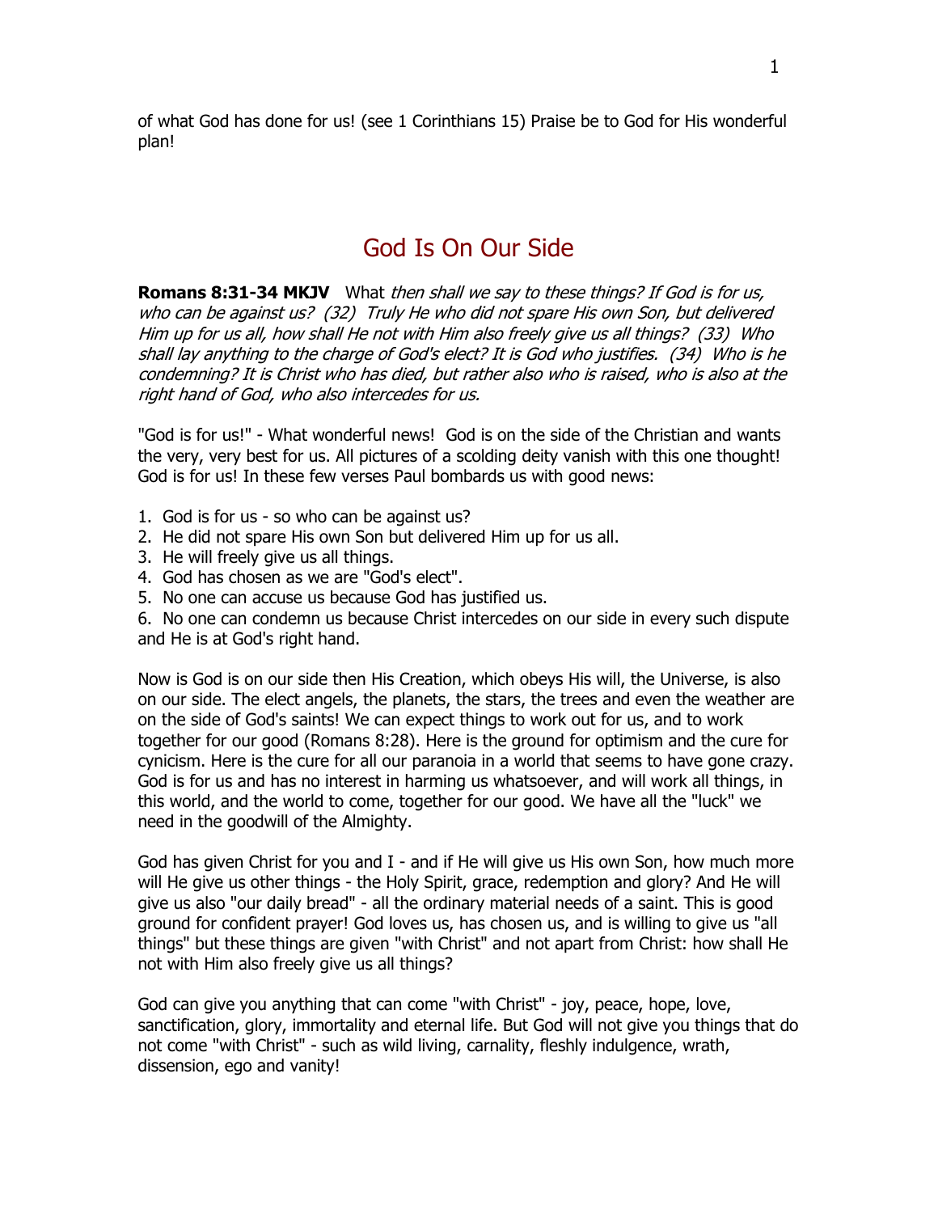of what God has done for us! (see 1 Corinthians 15) Praise be to God for His wonderful plan!

# God Is On Our Side

**Romans 8:31-34 MKJV** What *then shall we say to these things? If God is for us, who can be against us? (32) Truly He who did not spare His own Son, but delivered Him up for us all, how shall He not with Him also freely give us all things? (33) Who shall lay anything to the charge of God's elect? It is God who justifies. (34) Who is he condemning? It is Christ who has died, but rather also who is raised, who is also at the right hand of God, who also intercedes for us.*

"God is for us!" - What wonderful news! God is on the side of the Christian and wants the very, very best for us. All pictures of a scolding deity vanish with this one thought! God is for us! In these few verses Paul bombards us with good news:

1. God is for us - so who can be against us?
2. He did not spare His own Son but delivered Him up for us all.
3. He will freely give us all things.
4. God has chosen as we are "God's elect".
5. No one can accuse us because God has justified us.
6. No one can condemn us because Christ intercedes on our side in every such dispute and He is at God's right hand.

Now is God is on our side then His Creation, which obeys His will, the Universe, is also on our side. The elect angels, the planets, the stars, the trees and even the weather are on the side of God's saints! We can expect things to work out for us, and to work together for our good (Romans 8:28). Here is the ground for optimism and the cure for cynicism. Here is the cure for all our paranoia in a world that seems to have gone crazy. God is for us and has no interest in harming us whatsoever, and will work all things, in this world, and the world to come, together for our good. We have all the "luck" we need in the goodwill of the Almighty.

God has given Christ for you and I - and if He will give us His own Son, how much more will He give us other things - the Holy Spirit, grace, redemption and glory? And He will give us also "our daily bread" - all the ordinary material needs of a saint. This is good ground for confident prayer! God loves us, has chosen us, and is willing to give us "all things" but these things are given "with Christ" and not apart from Christ: how shall He not with Him also freely give us all things?

God can give you anything that can come "with Christ" - joy, peace, hope, love, sanctification, glory, immortality and eternal life. But God will not give you things that do not come "with Christ" - such as wild living, carnality, fleshly indulgence, wrath, dissension, ego and vanity!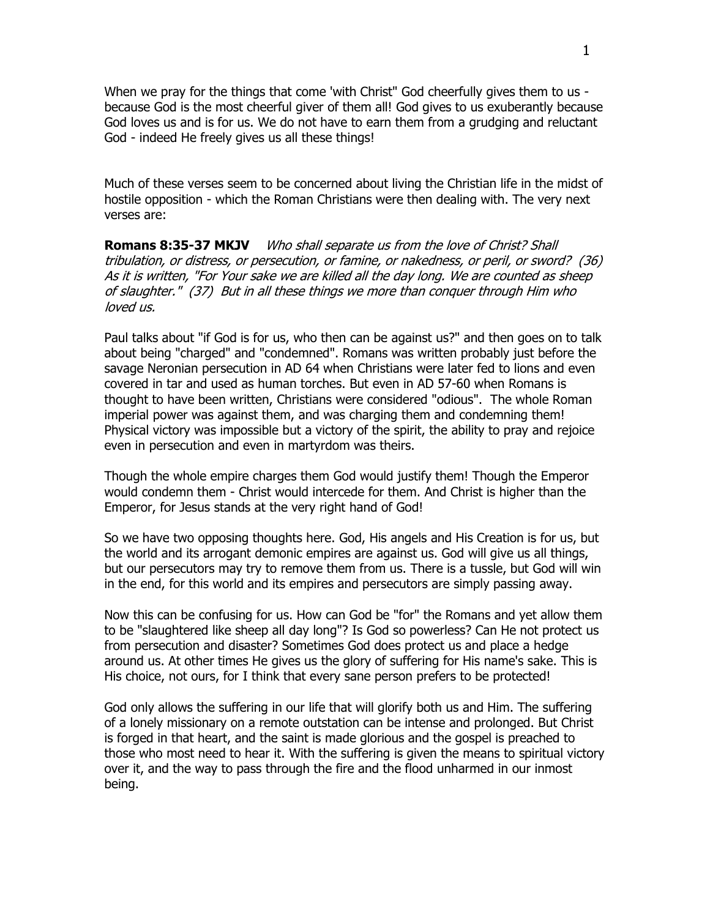When we pray for the things that come 'with Christ" God cheerfully gives them to us - because God is the most cheerful giver of them all! God gives to us exuberantly because God loves us and is for us. We do not have to earn them from a grudging and reluctant God - indeed He freely gives us all these things!

Much of these verses seem to be concerned about living the Christian life in the midst of hostile opposition - which the Roman Christians were then dealing with. The very next verses are:

**Romans 8:35-37 MKJV** *Who shall separate us from the love of Christ? Shall tribulation, or distress, or persecution, or famine, or nakedness, or peril, or sword? (36) As it is written, "For Your sake we are killed all the day long. We are counted as sheep of slaughter." (37) But in all these things we more than conquer through Him who loved us.*

Paul talks about "if God is for us, who then can be against us?" and then goes on to talk about being "charged" and "condemned". Romans was written probably just before the savage Neronian persecution in AD 64 when Christians were later fed to lions and even covered in tar and used as human torches. But even in AD 57-60 when Romans is thought to have been written, Christians were considered "odious". The whole Roman imperial power was against them, and was charging them and condemning them! Physical victory was impossible but a victory of the spirit, the ability to pray and rejoice even in persecution and even in martyrdom was theirs.

Though the whole empire charges them God would justify them! Though the Emperor would condemn them - Christ would intercede for them. And Christ is higher than the Emperor, for Jesus stands at the very right hand of God!

So we have two opposing thoughts here. God, His angels and His Creation is for us, but the world and its arrogant demonic empires are against us. God will give us all things, but our persecutors may try to remove them from us. There is a tussle, but God will win in the end, for this world and its empires and persecutors are simply passing away.

Now this can be confusing for us. How can God be "for" the Romans and yet allow them to be "slaughtered like sheep all day long"? Is God so powerless? Can He not protect us from persecution and disaster? Sometimes God does protect us and place a hedge around us. At other times He gives us the glory of suffering for His name's sake. This is His choice, not ours, for I think that every sane person prefers to be protected!

God only allows the suffering in our life that will glorify both us and Him. The suffering of a lonely missionary on a remote outstation can be intense and prolonged. But Christ is forged in that heart, and the saint is made glorious and the gospel is preached to those who most need to hear it. With the suffering is given the means to spiritual victory over it, and the way to pass through the fire and the flood unharmed in our inmost being.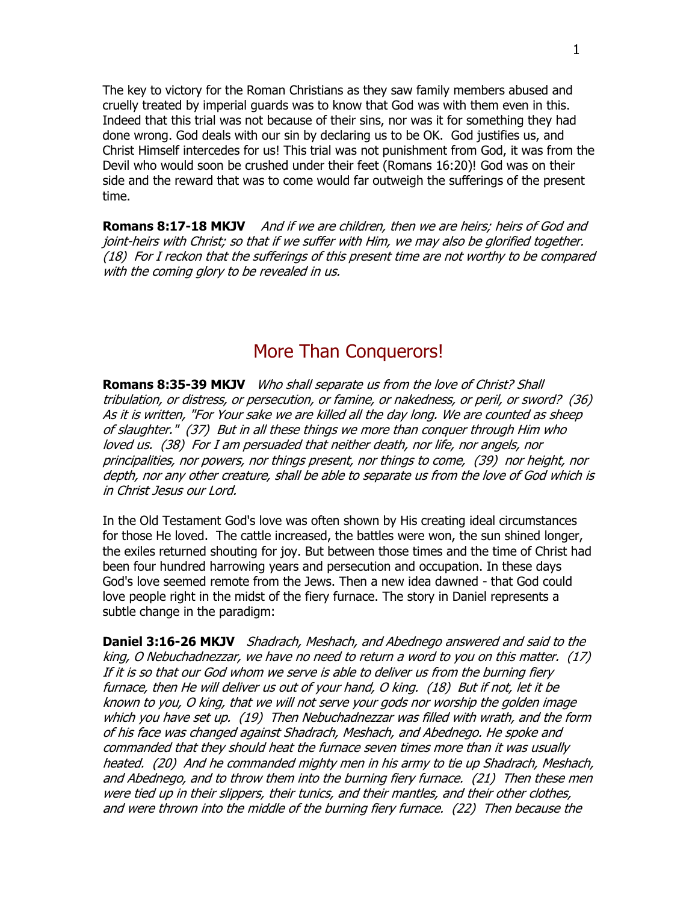The key to victory for the Roman Christians as they saw family members abused and cruelly treated by imperial guards was to know that God was with them even in this. Indeed that this trial was not because of their sins, nor was it for something they had done wrong. God deals with our sin by declaring us to be OK. God justifies us, and Christ Himself intercedes for us! This trial was not punishment from God, it was from the Devil who would soon be crushed under their feet (Romans 16:20)! God was on their side and the reward that was to come would far outweigh the sufferings of the present time.

**Romans 8:17-18 MKJV** *And if we are children, then we are heirs; heirs of God and joint-heirs with Christ; so that if we suffer with Him, we may also be glorified together. (18) For I reckon that the sufferings of this present time are not worthy to be compared with the coming glory to be revealed in us.*

# More Than Conquerors!

**Romans 8:35-39 MKJV** *Who shall separate us from the love of Christ? Shall tribulation, or distress, or persecution, or famine, or nakedness, or peril, or sword? (36) As it is written, "For Your sake we are killed all the day long. We are counted as sheep of slaughter." (37) But in all these things we more than conquer through Him who loved us. (38) For I am persuaded that neither death, nor life, nor angels, nor principalities, nor powers, nor things present, nor things to come, (39) nor height, nor depth, nor any other creature, shall be able to separate us from the love of God which is in Christ Jesus our Lord.*

In the Old Testament God's love was often shown by His creating ideal circumstances for those He loved. The cattle increased, the battles were won, the sun shined longer, the exiles returned shouting for joy. But between those times and the time of Christ had been four hundred harrowing years and persecution and occupation. In these days God's love seemed remote from the Jews. Then a new idea dawned - that God could love people right in the midst of the fiery furnace. The story in Daniel represents a subtle change in the paradigm:

**Daniel 3:16-26 MKJV** *Shadrach, Meshach, and Abednego answered and said to the king, O Nebuchadnezzar, we have no need to return a word to you on this matter. (17) If it is so that our God whom we serve is able to deliver us from the burning fiery furnace, then He will deliver us out of your hand, O king. (18) But if not, let it be known to you, O king, that we will not serve your gods nor worship the golden image which you have set up. (19) Then Nebuchadnezzar was filled with wrath, and the form of his face was changed against Shadrach, Meshach, and Abednego. He spoke and commanded that they should heat the furnace seven times more than it was usually heated. (20) And he commanded mighty men in his army to tie up Shadrach, Meshach, and Abednego, and to throw them into the burning fiery furnace. (21) Then these men were tied up in their slippers, their tunics, and their mantles, and their other clothes, and were thrown into the middle of the burning fiery furnace. (22) Then because the*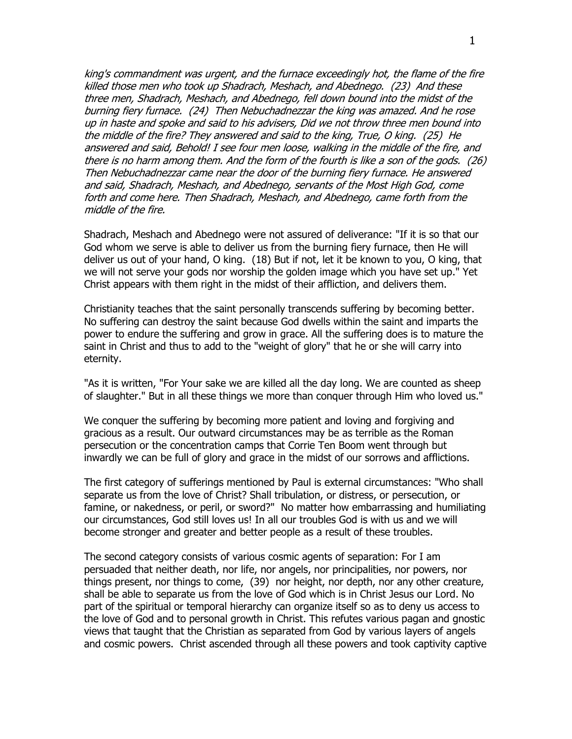*king's commandment was urgent, and the furnace exceedingly hot, the flame of the fire killed those men who took up Shadrach, Meshach, and Abednego. (23) And these three men, Shadrach, Meshach, and Abednego, fell down bound into the midst of the burning fiery furnace. (24) Then Nebuchadnezzar the king was amazed. And he rose up in haste and spoke and said to his advisers, Did we not throw three men bound into the middle of the fire? They answered and said to the king, True, O king. (25) He answered and said, Behold! I see four men loose, walking in the middle of the fire, and there is no harm among them. And the form of the fourth is like a son of the gods. (26) Then Nebuchadnezzar came near the door of the burning fiery furnace. He answered and said, Shadrach, Meshach, and Abednego, servants of the Most High God, come forth and come here. Then Shadrach, Meshach, and Abednego, came forth from the middle of the fire.*

Shadrach, Meshach and Abednego were not assured of deliverance: "If it is so that our God whom we serve is able to deliver us from the burning fiery furnace, then He will deliver us out of your hand, O king. (18) But if not, let it be known to you, O king, that we will not serve your gods nor worship the golden image which you have set up." Yet Christ appears with them right in the midst of their affliction, and delivers them.

Christianity teaches that the saint personally transcends suffering by becoming better. No suffering can destroy the saint because God dwells within the saint and imparts the power to endure the suffering and grow in grace. All the suffering does is to mature the saint in Christ and thus to add to the "weight of glory" that he or she will carry into eternity.

"As it is written, "For Your sake we are killed all the day long. We are counted as sheep of slaughter." But in all these things we more than conquer through Him who loved us."

We conquer the suffering by becoming more patient and loving and forgiving and gracious as a result. Our outward circumstances may be as terrible as the Roman persecution or the concentration camps that Corrie Ten Boom went through but inwardly we can be full of glory and grace in the midst of our sorrows and afflictions.

The first category of sufferings mentioned by Paul is external circumstances: "Who shall separate us from the love of Christ? Shall tribulation, or distress, or persecution, or famine, or nakedness, or peril, or sword?" No matter how embarrassing and humiliating our circumstances, God still loves us! In all our troubles God is with us and we will become stronger and greater and better people as a result of these troubles.

The second category consists of various cosmic agents of separation: For I am persuaded that neither death, nor life, nor angels, nor principalities, nor powers, nor things present, nor things to come, (39) nor height, nor depth, nor any other creature, shall be able to separate us from the love of God which is in Christ Jesus our Lord. No part of the spiritual or temporal hierarchy can organize itself so as to deny us access to the love of God and to personal growth in Christ. This refutes various pagan and gnostic views that taught that the Christian as separated from God by various layers of angels and cosmic powers. Christ ascended through all these powers and took captivity captive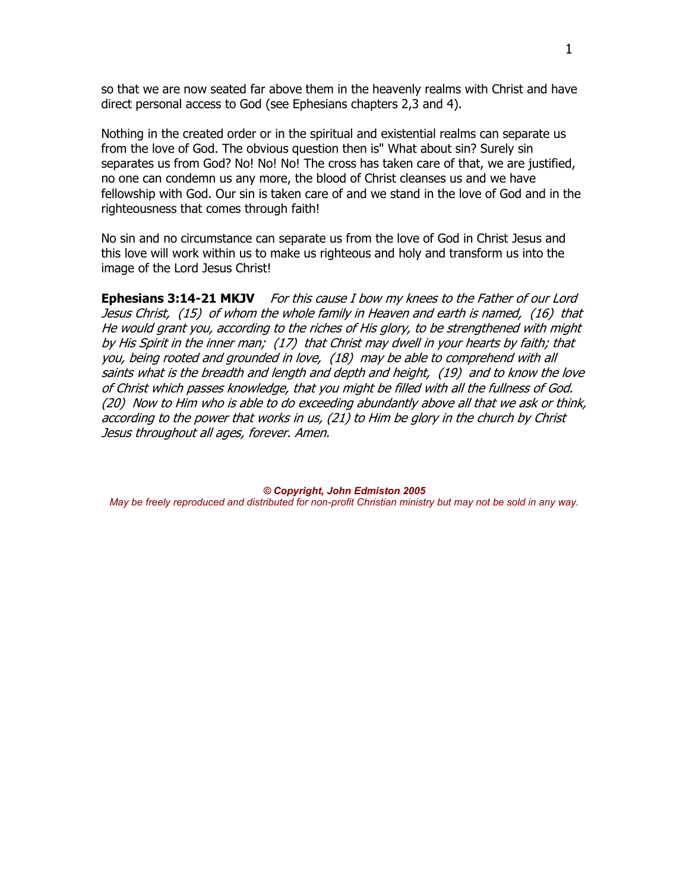so that we are now seated far above them in the heavenly realms with Christ and have direct personal access to God (see Ephesians chapters 2,3 and 4).

Nothing in the created order or in the spiritual and existential realms can separate us from the love of God. The obvious question then is" What about sin? Surely sin separates us from God? No! No! No! The cross has taken care of that, we are justified, no one can condemn us any more, the blood of Christ cleanses us and we have fellowship with God. Our sin is taken care of and we stand in the love of God and in the righteousness that comes through faith!

No sin and no circumstance can separate us from the love of God in Christ Jesus and this love will work within us to make us righteous and holy and transform us into the image of the Lord Jesus Christ!

**Ephesians 3:14-21 MKJV** *For this cause I bow my knees to the Father of our Lord Jesus Christ, (15) of whom the whole family in Heaven and earth is named, (16) that He would grant you, according to the riches of His glory, to be strengthened with might by His Spirit in the inner man; (17) that Christ may dwell in your hearts by faith; that you, being rooted and grounded in love, (18) may be able to comprehend with all saints what is the breadth and length and depth and height, (19) and to know the love of Christ which passes knowledge, that you might be filled with all the fullness of God. (20) Now to Him who is able to do exceeding abundantly above all that we ask or think, according to the power that works in us, (21) to Him be glory in the church by Christ Jesus throughout all ages, forever. Amen.*

***© Copyright, John Edmiston 2005***

*May be freely reproduced and distributed for non-profit Christian ministry but may not be sold in any way.*